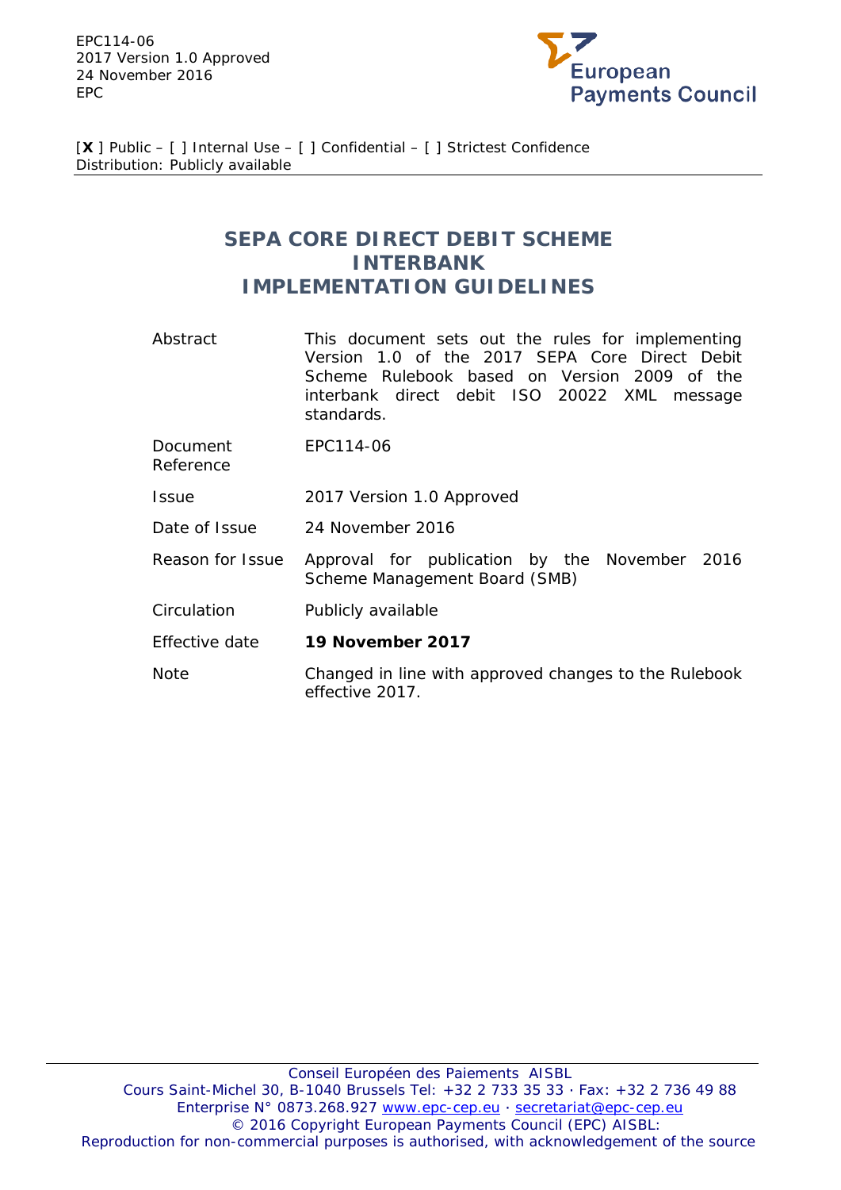EPC114-06
2017 Version 1.0 Approved
24 November 2016
EPC

European Payments Council

[**X** ] Public – [ ] Internal Use – [ ] Confidential – [ ] Strictest Confidence
Distribution: Publicly available

# SEPA CORE DIRECT DEBIT SCHEME INTERBANK IMPLEMENTATION GUIDELINES

| | |
|---|---|
| Abstract | This document sets out the rules for implementing Version 1.0 of the 2017 SEPA Core Direct Debit Scheme Rulebook based on Version 2009 of the interbank direct debit ISO 20022 XML message standards. |
| Document Reference | EPC114-06 |
| Issue | 2017 Version 1.0 Approved |
| Date of Issue | 24 November 2016 |
| Reason for Issue | Approval for publication by the November 2016 Scheme Management Board (SMB) |
| Circulation | Publicly available |
| Effective date | **19 November 2017** |
| Note | Changed in line with approved changes to the Rulebook effective 2017. |

Conseil Européen des Paiements AISBL
Cours Saint-Michel 30, B-1040 Brussels Tel: +32 2 733 35 33 · Fax: +32 2 736 49 88
Enterprise N° 0873.268.927 www.epc-cep.eu · secretariat@epc-cep.eu
© 2016 Copyright European Payments Council (EPC) AISBL:
Reproduction for non-commercial purposes is authorised, with acknowledgement of the source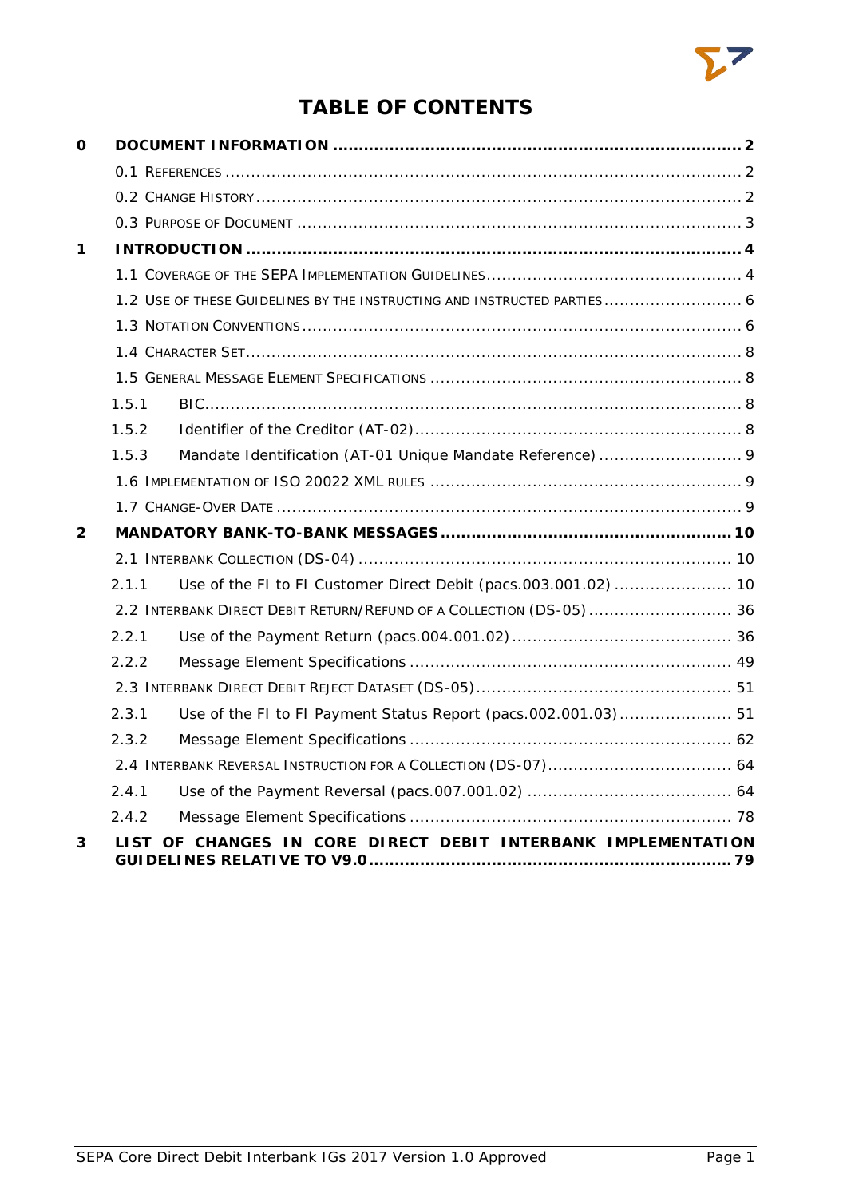# TABLE OF CONTENTS

**0 DOCUMENT INFORMATION .......... 2**

0.1 REFERENCES .......... 2

0.2 CHANGE HISTORY .......... 2

0.3 PURPOSE OF DOCUMENT .......... 3

**1 INTRODUCTION .......... 4**

1.1 COVERAGE OF THE SEPA IMPLEMENTATION GUIDELINES .......... 4

1.2 USE OF THESE GUIDELINES BY THE INSTRUCTING AND INSTRUCTED PARTIES .......... 6

1.3 NOTATION CONVENTIONS .......... 6

1.4 CHARACTER SET .......... 8

1.5 GENERAL MESSAGE ELEMENT SPECIFICATIONS .......... 8

1.5.1 BIC .......... 8

1.5.2 Identifier of the Creditor (AT-02) .......... 8

1.5.3 Mandate Identification (AT-01 Unique Mandate Reference) .......... 9

1.6 IMPLEMENTATION OF ISO 20022 XML RULES .......... 9

1.7 CHANGE-OVER DATE .......... 9

**2 MANDATORY BANK-TO-BANK MESSAGES .......... 10**

2.1 INTERBANK COLLECTION (DS-04) .......... 10

2.1.1 Use of the FI to FI Customer Direct Debit (pacs.003.001.02) .......... 10

2.2 INTERBANK DIRECT DEBIT RETURN/REFUND OF A COLLECTION (DS-05) .......... 36

2.2.1 Use of the Payment Return (pacs.004.001.02) .......... 36

2.2.2 Message Element Specifications .......... 49

2.3 INTERBANK DIRECT DEBIT REJECT DATASET (DS-05) .......... 51

2.3.1 Use of the FI to FI Payment Status Report (pacs.002.001.03) .......... 51

2.3.2 Message Element Specifications .......... 62

2.4 INTERBANK REVERSAL INSTRUCTION FOR A COLLECTION (DS-07) .......... 64

2.4.1 Use of the Payment Reversal (pacs.007.001.02) .......... 64

2.4.2 Message Element Specifications .......... 78

**3 LIST OF CHANGES IN CORE DIRECT DEBIT INTERBANK IMPLEMENTATION GUIDELINES RELATIVE TO V9.0 .......... 79**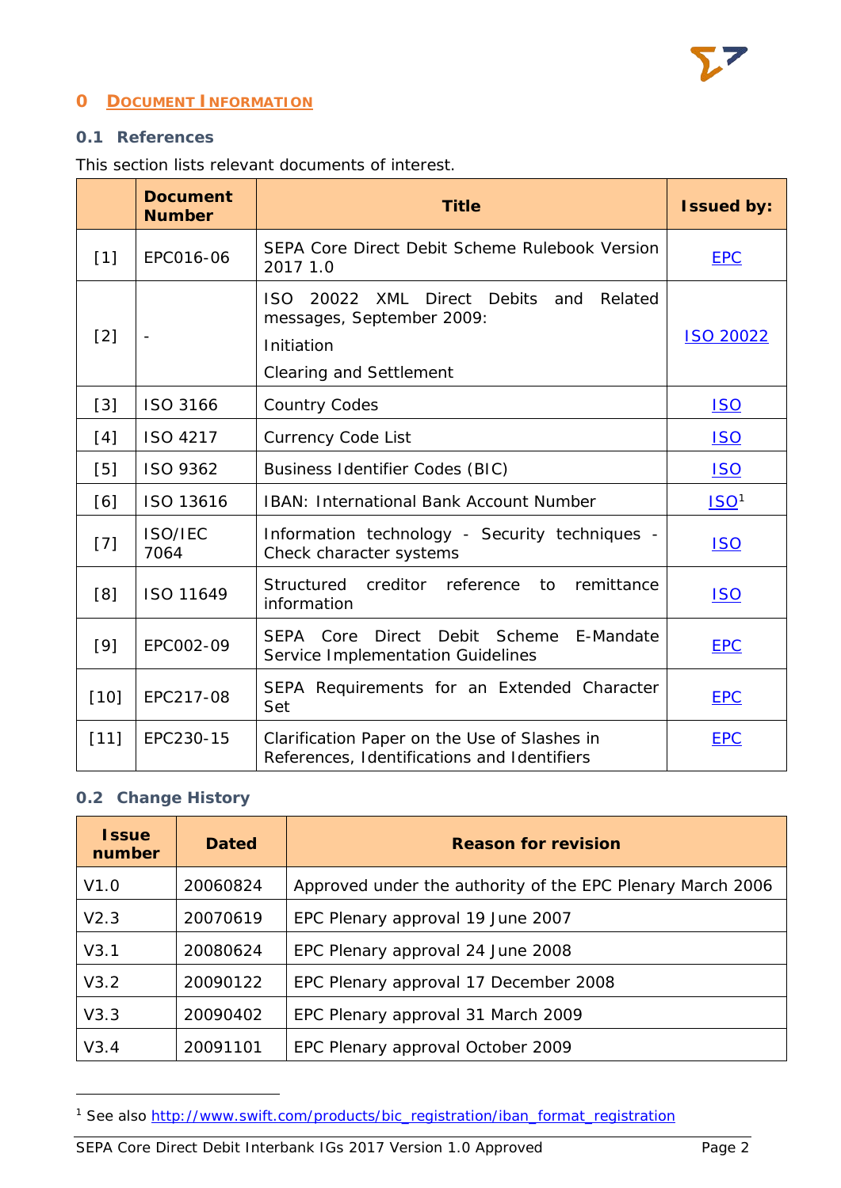# 0 DOCUMENT INFORMATION

## 0.1 References

This section lists relevant documents of interest.

| | Document Number | Title | Issued by: |
|---|---|---|---|
| [1] | EPC016-06 | SEPA Core Direct Debit Scheme Rulebook Version 2017 1.0 | EPC |
| [2] | - | ISO 20022 XML Direct Debits and Related messages, September 2009:<br>Initiation<br>Clearing and Settlement | ISO 20022 |
| [3] | ISO 3166 | Country Codes | ISO |
| [4] | ISO 4217 | Currency Code List | ISO |
| [5] | ISO 9362 | Business Identifier Codes (BIC) | ISO |
| [6] | ISO 13616 | IBAN: International Bank Account Number | ISO[1] |
| [7] | ISO/IEC 7064 | Information technology - Security techniques - Check character systems | ISO |
| [8] | ISO 11649 | Structured creditor reference to remittance information | ISO |
| [9] | EPC002-09 | SEPA Core Direct Debit Scheme E-Mandate Service Implementation Guidelines | EPC |
| [10] | EPC217-08 | SEPA Requirements for an Extended Character Set | EPC |
| [11] | EPC230-15 | Clarification Paper on the Use of Slashes in References, Identifications and Identifiers | EPC |

## 0.2 Change History

| Issue number | Dated | Reason for revision |
|---|---|---|
| V1.0 | 20060824 | Approved under the authority of the EPC Plenary March 2006 |
| V2.3 | 20070619 | EPC Plenary approval 19 June 2007 |
| V3.1 | 20080624 | EPC Plenary approval 24 June 2008 |
| V3.2 | 20090122 | EPC Plenary approval 17 December 2008 |
| V3.3 | 20090402 | EPC Plenary approval 31 March 2009 |
| V3.4 | 20091101 | EPC Plenary approval October 2009 |

[1] See also http://www.swift.com/products/bic_registration/iban_format_registration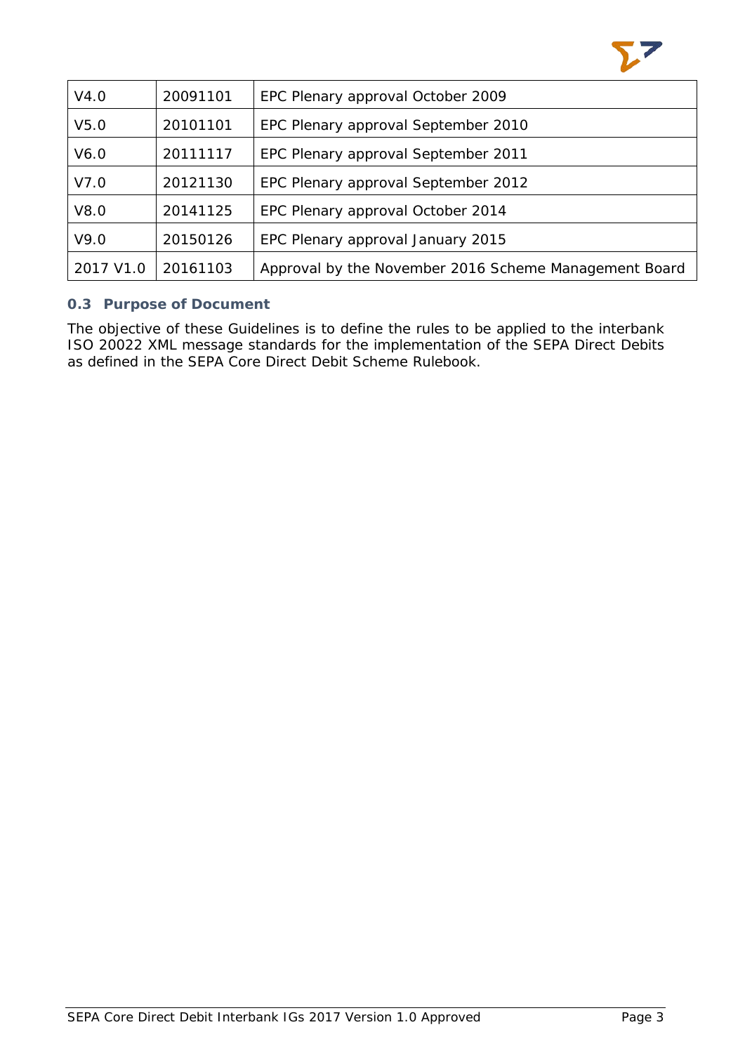| V4.0 | 20091101 | EPC Plenary approval October 2009 |
|---|---|---|
| V5.0 | 20101101 | EPC Plenary approval September 2010 |
| V6.0 | 20111117 | EPC Plenary approval September 2011 |
| V7.0 | 20121130 | EPC Plenary approval September 2012 |
| V8.0 | 20141125 | EPC Plenary approval October 2014 |
| V9.0 | 20150126 | EPC Plenary approval January 2015 |
| 2017 V1.0 | 20161103 | Approval by the November 2016 Scheme Management Board |

### 0.3 Purpose of Document

The objective of these Guidelines is to define the rules to be applied to the interbank ISO 20022 XML message standards for the implementation of the SEPA Direct Debits as defined in the SEPA Core Direct Debit Scheme Rulebook.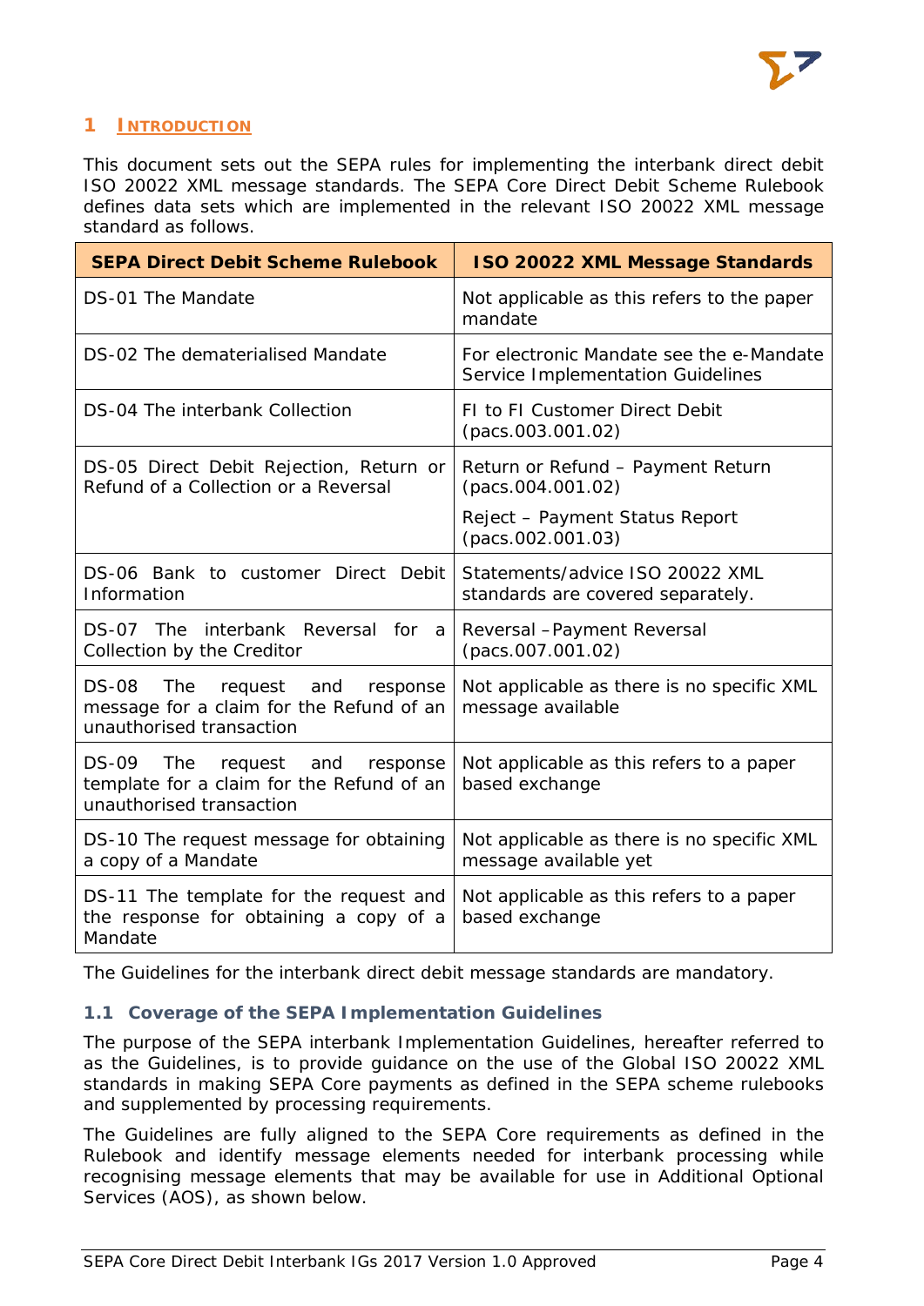# 1 INTRODUCTION

This document sets out the SEPA rules for implementing the interbank direct debit ISO 20022 XML message standards. The SEPA Core Direct Debit Scheme Rulebook defines data sets which are implemented in the relevant ISO 20022 XML message standard as follows.

| SEPA Direct Debit Scheme Rulebook | ISO 20022 XML Message Standards |
|---|---|
| DS-01 The Mandate | Not applicable as this refers to the paper mandate |
| DS-02 The dematerialised Mandate | For electronic Mandate see the e-Mandate Service Implementation Guidelines |
| DS-04 The interbank Collection | FI to FI Customer Direct Debit (pacs.003.001.02) |
| DS-05 Direct Debit Rejection, Return or Refund of a Collection or a Reversal | Return or Refund – Payment Return (pacs.004.001.02)<br><br>Reject – Payment Status Report (pacs.002.001.03) |
| DS-06 Bank to customer Direct Debit Information | Statements/advice ISO 20022 XML standards are covered separately. |
| DS-07 The interbank Reversal for a Collection by the Creditor | Reversal –Payment Reversal (pacs.007.001.02) |
| DS-08 The request and response message for a claim for the Refund of an unauthorised transaction | Not applicable as there is no specific XML message available |
| DS-09 The request and response template for a claim for the Refund of an unauthorised transaction | Not applicable as this refers to a paper based exchange |
| DS-10 The request message for obtaining a copy of a Mandate | Not applicable as there is no specific XML message available yet |
| DS-11 The template for the request and the response for obtaining a copy of a Mandate | Not applicable as this refers to a paper based exchange |

The Guidelines for the interbank direct debit message standards are mandatory.

## 1.1 Coverage of the SEPA Implementation Guidelines

The purpose of the SEPA interbank Implementation Guidelines, hereafter referred to as the Guidelines, is to provide guidance on the use of the Global ISO 20022 XML standards in making SEPA Core payments as defined in the SEPA scheme rulebooks and supplemented by processing requirements.

The Guidelines are fully aligned to the SEPA Core requirements as defined in the Rulebook and identify message elements needed for interbank processing while recognising message elements that may be available for use in Additional Optional Services (AOS), as shown below.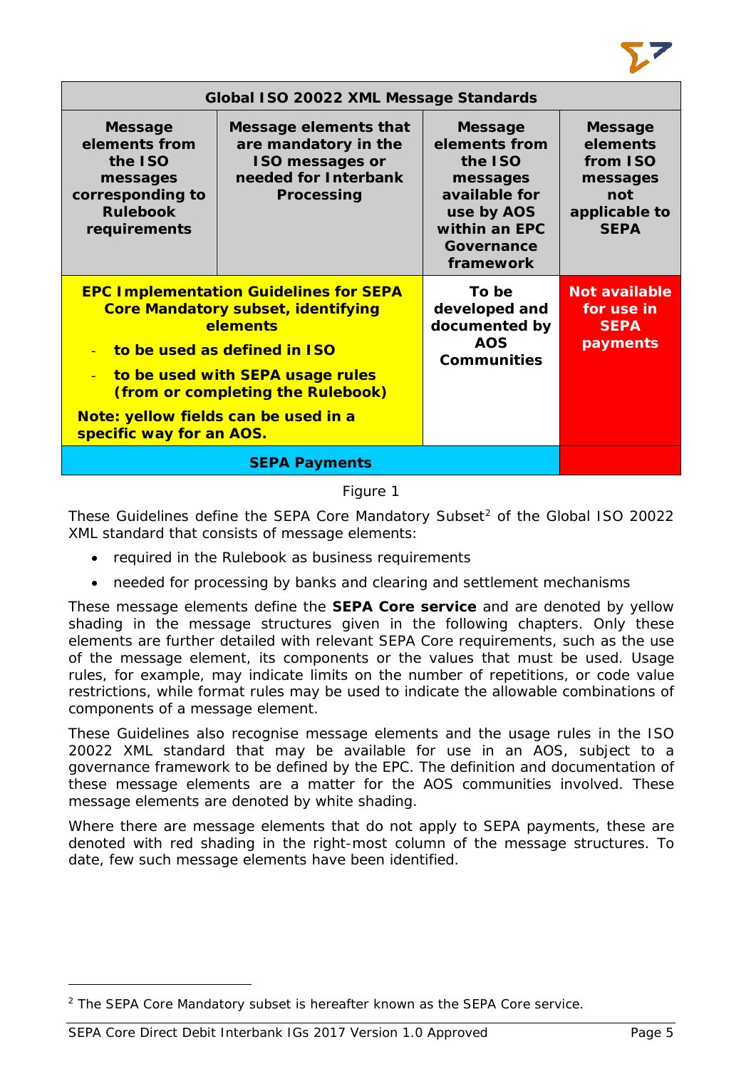| Global ISO 20022 XML Message Standards | | | |
|---|---|---|---|
| **Message elements from the ISO messages corresponding to Rulebook requirements** | **Message elements that are mandatory in the ISO messages or needed for Interbank Processing** | **Message elements from the ISO messages available for use by AOS within an EPC Governance framework** | **Message elements from ISO messages not applicable to SEPA** |
| **EPC Implementation Guidelines for SEPA Core Mandatory subset, identifying elements**<br>- **to be used as defined in ISO**<br>- **to be used with SEPA usage rules (from or completing the Rulebook)**<br>**Note: yellow fields can be used in a specific way for an AOS.** | | **To be developed and documented by AOS Communities** | **Not available for use in SEPA payments** |
| **SEPA Payments** | | | |

Figure 1

These Guidelines define the SEPA Core Mandatory Subset[2] of the Global ISO 20022 XML standard that consists of message elements:

- required in the Rulebook as business requirements
- needed for processing by banks and clearing and settlement mechanisms

These message elements define the **SEPA Core service** and are denoted by yellow shading in the message structures given in the following chapters. Only these elements are further detailed with relevant SEPA Core requirements, such as the use of the message element, its components or the values that must be used. Usage rules, for example, may indicate limits on the number of repetitions, or code value restrictions, while format rules may be used to indicate the allowable combinations of components of a message element.

These Guidelines also recognise message elements and the usage rules in the ISO 20022 XML standard that may be available for use in an AOS, subject to a governance framework to be defined by the EPC. The definition and documentation of these message elements are a matter for the AOS communities involved. These message elements are denoted by white shading.

Where there are message elements that do not apply to SEPA payments, these are denoted with red shading in the right-most column of the message structures. To date, few such message elements have been identified.

[2] The SEPA Core Mandatory subset is hereafter known as the SEPA Core service.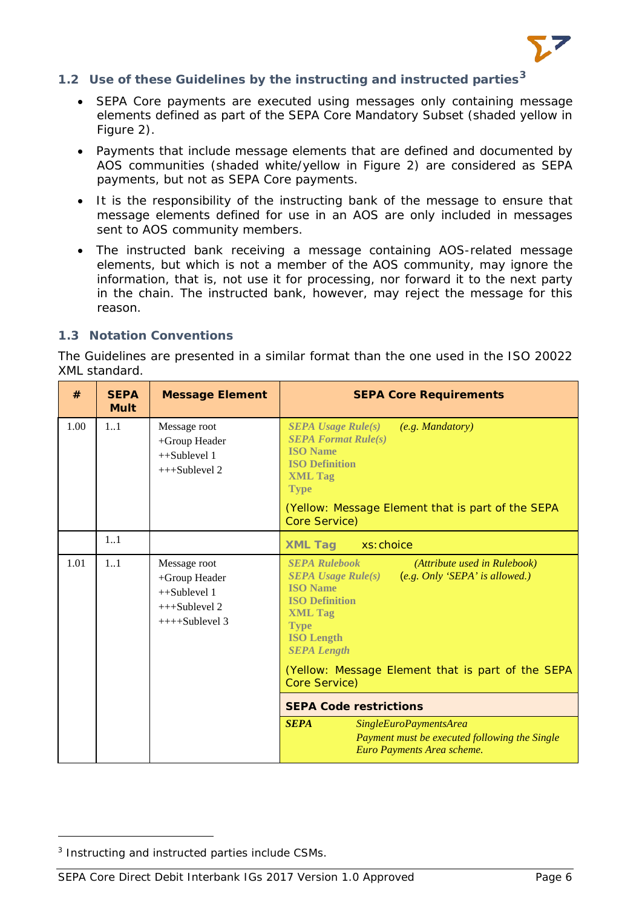## 1.2 Use of these Guidelines by the instructing and instructed parties[3]

- SEPA Core payments are executed using messages only containing message elements defined as part of the SEPA Core Mandatory Subset (shaded yellow in Figure 2).
- Payments that include message elements that are defined and documented by AOS communities (shaded white/yellow in Figure 2) are considered as SEPA payments, but not as SEPA Core payments.
- It is the responsibility of the instructing bank of the message to ensure that message elements defined for use in an AOS are only included in messages sent to AOS community members.
- The instructed bank receiving a message containing AOS-related message elements, but which is not a member of the AOS community, may ignore the information, that is, not use it for processing, nor forward it to the next party in the chain. The instructed bank, however, may reject the message for this reason.

## 1.3 Notation Conventions

The Guidelines are presented in a similar format than the one used in the ISO 20022 XML standard.

| # | SEPA Mult | Message Element | SEPA Core Requirements |
|---|---|---|---|
| 1.00 | 1..1 | Message root<br>+Group Header<br>++Sublevel 1<br>+++Sublevel 2 | ***SEPA Usage Rule(s)*** *(e.g. Mandatory)*<br>***SEPA Format Rule(s)***<br>**ISO Name**<br>**ISO Definition**<br>**XML Tag**<br>**Type**<br><br>(Yellow: Message Element that is part of the SEPA Core Service) |
| | 1..1 | | **XML Tag** xs:choice |
| 1.01 | 1..1 | Message root<br>+Group Header<br>++Sublevel 1<br>+++Sublevel 2<br>++++Sublevel 3 | ***SEPA Rulebook*** *(Attribute used in Rulebook)*<br>***SEPA Usage Rule(s)*** *(e.g. Only 'SEPA' is allowed.)*<br>**ISO Name**<br>**ISO Definition**<br>**XML Tag**<br>**Type**<br>**ISO Length**<br>***SEPA Length***<br><br>(Yellow: Message Element that is part of the SEPA Core Service)<br><br>**SEPA Code restrictions**<br>***SEPA*** *SingleEuroPaymentsArea* *Payment must be executed following the Single Euro Payments Area scheme.* |

[3] Instructing and instructed parties include CSMs.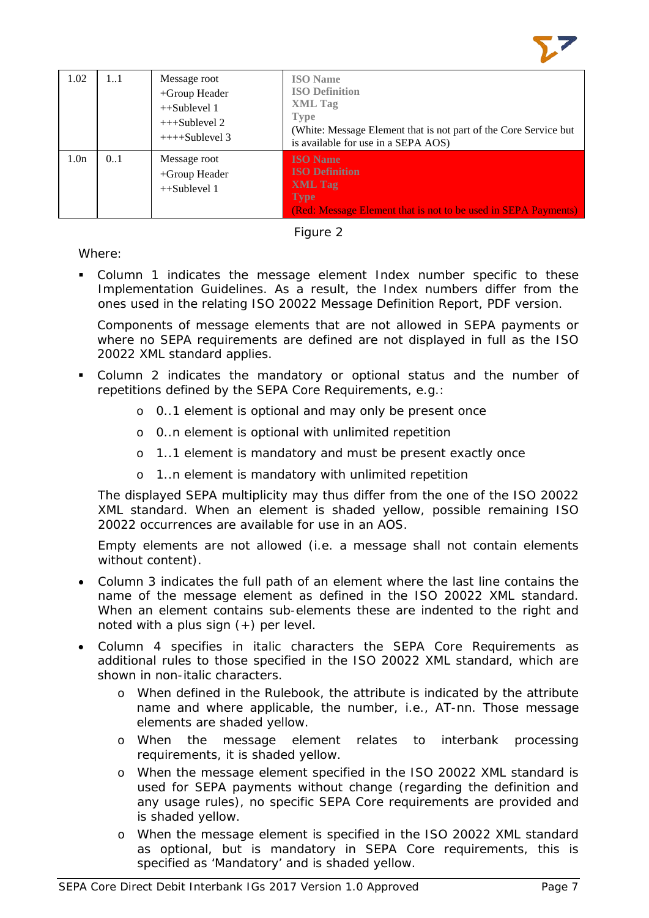| 1.02 | 1..1 | Message root<br>+Group Header<br>++Sublevel 1<br>+++Sublevel 2<br>++++Sublevel 3 | **ISO Name**<br>**ISO Definition**<br>**XML Tag**<br>**Type**<br>(White: Message Element that is not part of the Core Service but is available for use in a SEPA AOS) |
|---|---|---|---|
| 1.0n | 0..1 | Message root<br>+Group Header<br>++Sublevel 1 | **ISO Name**<br>**ISO Definition**<br>**XML Tag**<br>**Type**<br>(Red: Message Element that is not to be used in SEPA Payments) |

Figure 2

Where:

- Column 1 indicates the message element Index number specific to these Implementation Guidelines. As a result, the Index numbers differ from the ones used in the relating ISO 20022 Message Definition Report, PDF version.

  Components of message elements that are not allowed in SEPA payments or where no SEPA requirements are defined are not displayed in full as the ISO 20022 XML standard applies.

- Column 2 indicates the mandatory or optional status and the number of repetitions defined by the SEPA Core Requirements, e.g.:
  - 0..1 element is optional and may only be present once
  - 0..n element is optional with unlimited repetition
  - 1..1 element is mandatory and must be present exactly once
  - 1..n element is mandatory with unlimited repetition

  The displayed SEPA multiplicity may thus differ from the one of the ISO 20022 XML standard. When an element is shaded yellow, possible remaining ISO 20022 occurrences are available for use in an AOS.

  Empty elements are not allowed (i.e. a message shall not contain elements without content).

- Column 3 indicates the full path of an element where the last line contains the name of the message element as defined in the ISO 20022 XML standard. When an element contains sub-elements these are indented to the right and noted with a plus sign (+) per level.

- Column 4 specifies in italic characters the SEPA Core Requirements as additional rules to those specified in the ISO 20022 XML standard, which are shown in non-italic characters.
  - When defined in the Rulebook, the attribute is indicated by the attribute name and where applicable, the number, i.e., AT-nn. Those message elements are shaded yellow.
  - When the message element relates to interbank processing requirements, it is shaded yellow.
  - When the message element specified in the ISO 20022 XML standard is used for SEPA payments without change (regarding the definition and any usage rules), no specific SEPA Core requirements are provided and is shaded yellow.
  - When the message element is specified in the ISO 20022 XML standard as optional, but is mandatory in SEPA Core requirements, this is specified as 'Mandatory' and is shaded yellow.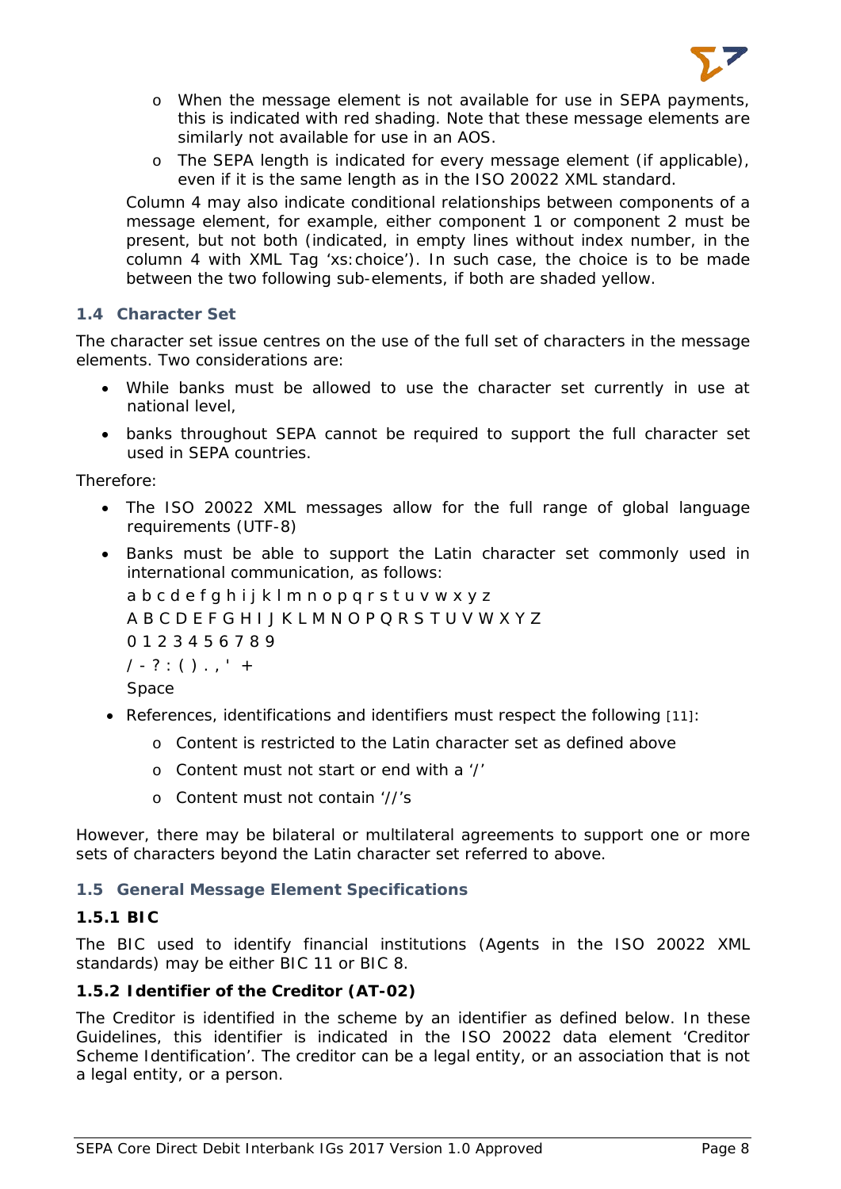- When the message element is not available for use in SEPA payments, this is indicated with red shading. Note that these message elements are similarly not available for use in an AOS.
- The SEPA length is indicated for every message element (if applicable), even if it is the same length as in the ISO 20022 XML standard.

Column 4 may also indicate conditional relationships between components of a message element, for example, either component 1 or component 2 must be present, but not both (indicated, in empty lines without index number, in the column 4 with XML Tag 'xs:choice'). In such case, the choice is to be made between the two following sub-elements, if both are shaded yellow.

### 1.4 Character Set

The character set issue centres on the use of the full set of characters in the message elements. Two considerations are:

- While banks must be allowed to use the character set currently in use at national level,
- banks throughout SEPA cannot be required to support the full character set used in SEPA countries.

Therefore:

- The ISO 20022 XML messages allow for the full range of global language requirements (UTF-8)
- Banks must be able to support the Latin character set commonly used in international communication, as follows:

  a b c d e f g h i j k l m n o p q r s t u v w x y z

  A B C D E F G H I J K L M N O P Q R S T U V W X Y Z

  0 1 2 3 4 5 6 7 8 9

  / - ? : ( ) . , ' +

  Space

- References, identifications and identifiers must respect the following [11]:
  - Content is restricted to the Latin character set as defined above
  - Content must not start or end with a '/'
  - Content must not contain '//'s

However, there may be bilateral or multilateral agreements to support one or more sets of characters beyond the Latin character set referred to above.

### 1.5 General Message Element Specifications

#### 1.5.1 BIC

The BIC used to identify financial institutions (Agents in the ISO 20022 XML standards) may be either BIC 11 or BIC 8.

#### 1.5.2 Identifier of the Creditor (AT-02)

The Creditor is identified in the scheme by an identifier as defined below. In these Guidelines, this identifier is indicated in the ISO 20022 data element 'Creditor Scheme Identification'. The creditor can be a legal entity, or an association that is not a legal entity, or a person.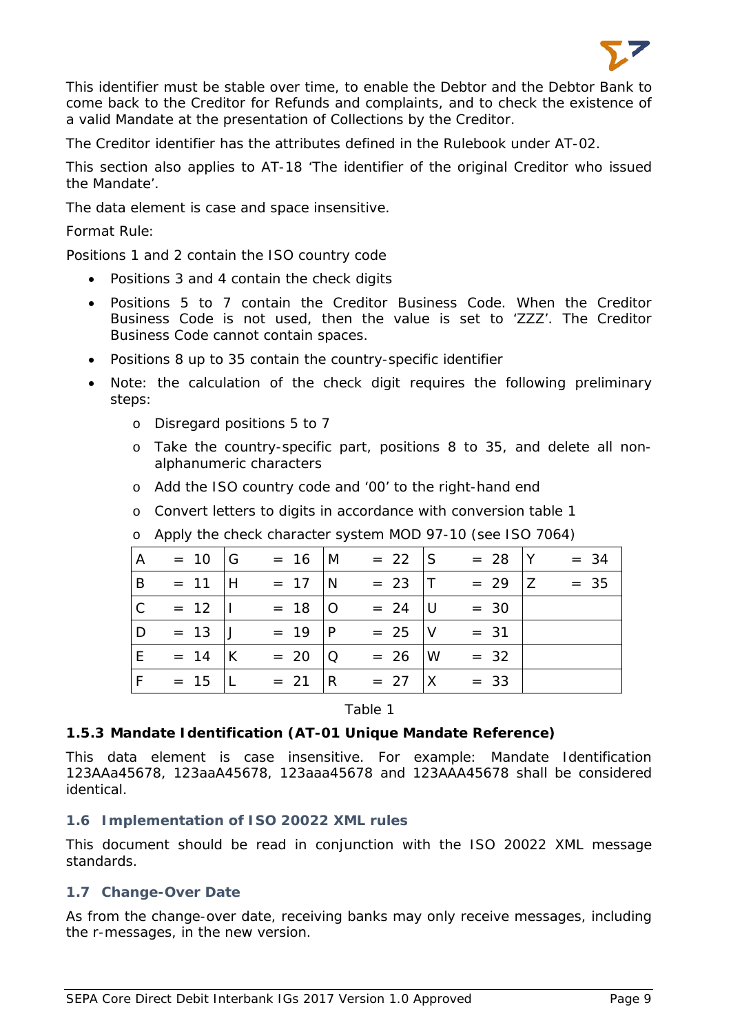This identifier must be stable over time, to enable the Debtor and the Debtor Bank to come back to the Creditor for Refunds and complaints, and to check the existence of a valid Mandate at the presentation of Collections by the Creditor.

The Creditor identifier has the attributes defined in the Rulebook under AT-02.

This section also applies to AT-18 'The identifier of the original Creditor who issued the Mandate'.

The data element is case and space insensitive.

Format Rule:

Positions 1 and 2 contain the ISO country code

- Positions 3 and 4 contain the check digits
- Positions 5 to 7 contain the Creditor Business Code. When the Creditor Business Code is not used, then the value is set to 'ZZZ'. The Creditor Business Code cannot contain spaces.
- Positions 8 up to 35 contain the country-specific identifier
- Note: the calculation of the check digit requires the following preliminary steps:
  - Disregard positions 5 to 7
  - Take the country-specific part, positions 8 to 35, and delete all non-alphanumeric characters
  - Add the ISO country code and '00' to the right-hand end
  - Convert letters to digits in accordance with conversion table 1
  - Apply the check character system MOD 97-10 (see ISO 7064)

| | | | | |
|---|---|---|---|---|
| A = 10 | G = 16 | M = 22 | S = 28 | Y = 34 |
| B = 11 | H = 17 | N = 23 | T = 29 | Z = 35 |
| C = 12 | I = 18 | O = 24 | U = 30 | |
| D = 13 | J = 19 | P = 25 | V = 31 | |
| E = 14 | K = 20 | Q = 26 | W = 32 | |
| F = 15 | L = 21 | R = 27 | X = 33 | |

Table 1

#### 1.5.3 Mandate Identification (AT-01 Unique Mandate Reference)

This data element is case insensitive. For example: Mandate Identification 123AAa45678, 123aaA45678, 123aaa45678 and 123AAA45678 shall be considered identical.

### 1.6 Implementation of ISO 20022 XML rules

This document should be read in conjunction with the ISO 20022 XML message standards.

### 1.7 Change-Over Date

As from the change-over date, receiving banks may only receive messages, including the r-messages, in the new version.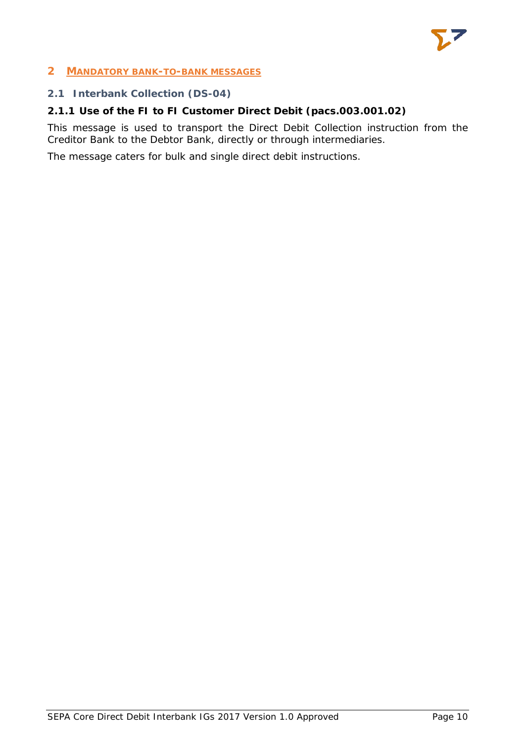# 2 MANDATORY BANK-TO-BANK MESSAGES

## 2.1 Interbank Collection (DS-04)

### 2.1.1 Use of the FI to FI Customer Direct Debit (pacs.003.001.02)

This message is used to transport the Direct Debit Collection instruction from the Creditor Bank to the Debtor Bank, directly or through intermediaries.

The message caters for bulk and single direct debit instructions.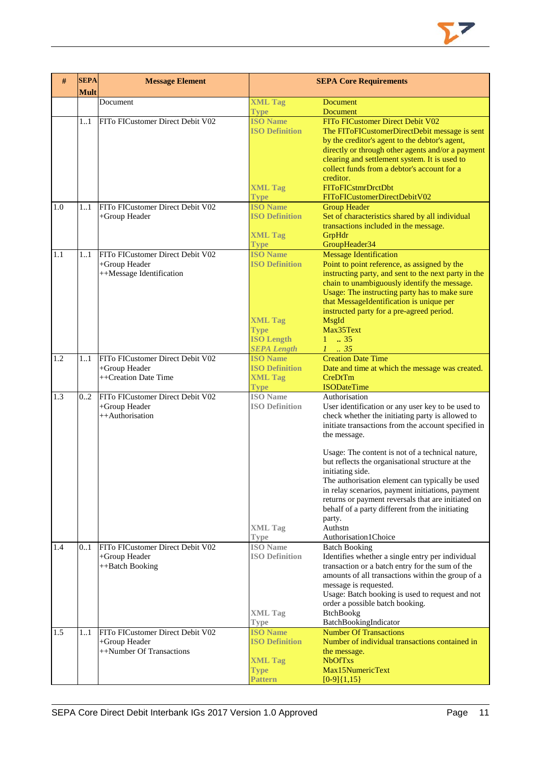| # | SEPA Mult | Message Element | SEPA Core Requirements | |
|---|---|---|---|---|
| | | Document | XML Tag<br>Type | Document<br>Document |
| | 1..1 | FIToFICustomer Direct Debit V02 | ISO Name<br>ISO Definition<br><br><br><br><br><br>XML Tag<br>Type | FITo FICustomer Direct Debit V02<br>The FIToFICustomerDirectDebit message is sent by the creditor's agent to the debtor's agent, directly or through other agents and/or a payment clearing and settlement system. It is used to collect funds from a debtor's account for a creditor.<br>FIToFICstmrDrctDbt<br>FIToFICustomerDirectDebitV02 |
| 1.0 | 1..1 | FITo FICustomer Direct Debit V02<br>+Group Header | ISO Name<br>ISO Definition<br><br>XML Tag<br>Type | Group Header<br>Set of characteristics shared by all individual transactions included in the message.<br>GrpHdr<br>GroupHeader34 |
| 1.1 | 1..1 | FITo FICustomer Direct Debit V02<br>+Group Header<br>++Message Identification | ISO Name<br>ISO Definition<br><br><br><br><br><br>XML Tag<br>Type<br>ISO Length<br>*SEPA Length* | Message Identification<br>Point to point reference, as assigned by the instructing party, and sent to the next party in the chain to unambiguously identify the message.<br>Usage: The instructing party has to make sure that MessageIdentification is unique per instructed party for a pre-agreed period.<br>MsgId<br>Max35Text<br>1 .. 35<br>*1 .. 35* |
| 1.2 | 1..1 | FITo FICustomer Direct Debit V02<br>+Group Header<br>++Creation Date Time | ISO Name<br>ISO Definition<br>XML Tag<br>Type | Creation Date Time<br>Date and time at which the message was created.<br>CreDtTm<br>ISODateTime |
| 1.3 | 0..2 | FITo FICustomer Direct Debit V02<br>+Group Header<br>++Authorisation | ISO Name<br>ISO Definition<br><br><br><br><br><br><br><br><br><br><br><br><br>XML Tag<br>Type | Authorisation<br>User identification or any user key to be used to check whether the initiating party is allowed to initiate transactions from the account specified in the message.<br><br>Usage: The content is not of a technical nature, but reflects the organisational structure at the initiating side.<br>The authorisation element can typically be used in relay scenarios, payment initiations, payment returns or payment reversals that are initiated on behalf of a party different from the initiating party.<br>Authstn<br>Authorisation1Choice |
| 1.4 | 0..1 | FITo FICustomer Direct Debit V02<br>+Group Header<br>++Batch Booking | ISO Name<br>ISO Definition<br><br><br><br><br><br>XML Tag<br>Type | Batch Booking<br>Identifies whether a single entry per individual transaction or a batch entry for the sum of the amounts of all transactions within the group of a message is requested.<br>Usage: Batch booking is used to request and not order a possible batch booking.<br>BtchBookg<br>BatchBookingIndicator |
| 1.5 | 1..1 | FITo FICustomer Direct Debit V02<br>+Group Header<br>++Number Of Transactions | ISO Name<br>ISO Definition<br><br>XML Tag<br>Type<br>Pattern | Number Of Transactions<br>Number of individual transactions contained in the message.<br>NbOfTxs<br>Max15NumericText<br>[0-9]{1,15} |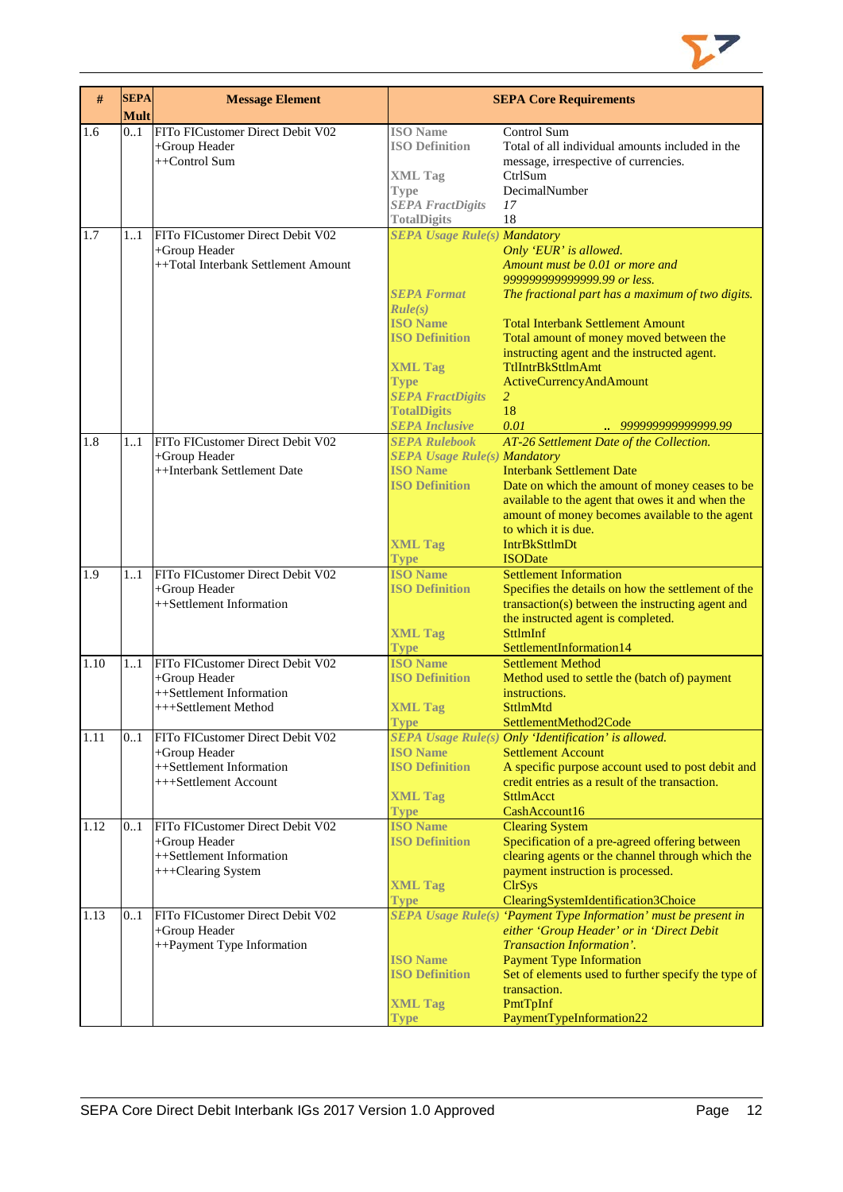| # | SEPA Mult | Message Element | SEPA Core Requirements | |
|---|---|---|---|---|
| 1.6 | 0..1 | FITo FICustomer Direct Debit V02<br>+Group Header<br>++Control Sum | **ISO Name**<br>**ISO Definition**<br><br>**XML Tag**<br>**Type**<br>***SEPA FractDigits***<br>**TotalDigits** | Control Sum<br>Total of all individual amounts included in the message, irrespective of currencies.<br>CtrlSum<br>DecimalNumber<br>*17*<br>18 |
| 1.7 | 1..1 | FITo FICustomer Direct Debit V02<br>+Group Header<br>++Total Interbank Settlement Amount | ***SEPA Usage Rule(s)***<br><br><br><br>***SEPA Format Rule(s)***<br>**ISO Name**<br>**ISO Definition**<br><br>**XML Tag**<br>**Type**<br>***SEPA FractDigits***<br>**TotalDigits**<br>***SEPA Inclusive*** | *Mandatory*<br>*Only 'EUR' is allowed.*<br>*Amount must be 0.01 or more and 999999999999999.99 or less.*<br>*The fractional part has a maximum of two digits.*<br>Total Interbank Settlement Amount<br>Total amount of money moved between the instructing agent and the instructed agent.<br>TtlIntrBkSttlmAmt<br>ActiveCurrencyAndAmount<br>*2*<br>18<br>*0.01 .. 999999999999999.99* |
| 1.8 | 1..1 | FITo FICustomer Direct Debit V02<br>+Group Header<br>++Interbank Settlement Date | ***SEPA Rulebook***<br>***SEPA Usage Rule(s)***<br>**ISO Name**<br>**ISO Definition**<br><br><br><br>**XML Tag**<br>**Type** | *AT-26 Settlement Date of the Collection.*<br>*Mandatory*<br>Interbank Settlement Date<br>Date on which the amount of money ceases to be available to the agent that owes it and when the amount of money becomes available to the agent to which it is due.<br>IntrBkSttlmDt<br>ISODate |
| 1.9 | 1..1 | FITo FICustomer Direct Debit V02<br>+Group Header<br>++Settlement Information | **ISO Name**<br>**ISO Definition**<br><br><br>**XML Tag**<br>**Type** | Settlement Information<br>Specifies the details on how the settlement of the transaction(s) between the instructing agent and the instructed agent is completed.<br>SttlmInf<br>SettlementInformation14 |
| 1.10 | 1..1 | FITo FICustomer Direct Debit V02<br>+Group Header<br>++Settlement Information<br>+++Settlement Method | **ISO Name**<br>**ISO Definition**<br><br>**XML Tag**<br>**Type** | Settlement Method<br>Method used to settle the (batch of) payment instructions.<br>SttlmMtd<br>SettlementMethod2Code |
| 1.11 | 0..1 | FITo FICustomer Direct Debit V02<br>+Group Header<br>++Settlement Information<br>+++Settlement Account | ***SEPA Usage Rule(s)***<br>**ISO Name**<br>**ISO Definition**<br><br>**XML Tag**<br>**Type** | *Only 'Identification' is allowed.*<br>Settlement Account<br>A specific purpose account used to post debit and credit entries as a result of the transaction.<br>SttlmAcct<br>CashAccount16 |
| 1.12 | 0..1 | FITo FICustomer Direct Debit V02<br>+Group Header<br>++Settlement Information<br>+++Clearing System | **ISO Name**<br>**ISO Definition**<br><br><br>**XML Tag**<br>**Type** | Clearing System<br>Specification of a pre-agreed offering between clearing agents or the channel through which the payment instruction is processed.<br>ClrSys<br>ClearingSystemIdentification3Choice |
| 1.13 | 0..1 | FITo FICustomer Direct Debit V02<br>+Group Header<br>++Payment Type Information | ***SEPA Usage Rule(s)***<br><br><br>**ISO Name**<br>**ISO Definition**<br><br>**XML Tag**<br>**Type** | *'Payment Type Information' must be present in either 'Group Header' or in 'Direct Debit Transaction Information'.*<br>Payment Type Information<br>Set of elements used to further specify the type of transaction.<br>PmtTpInf<br>PaymentTypeInformation22 |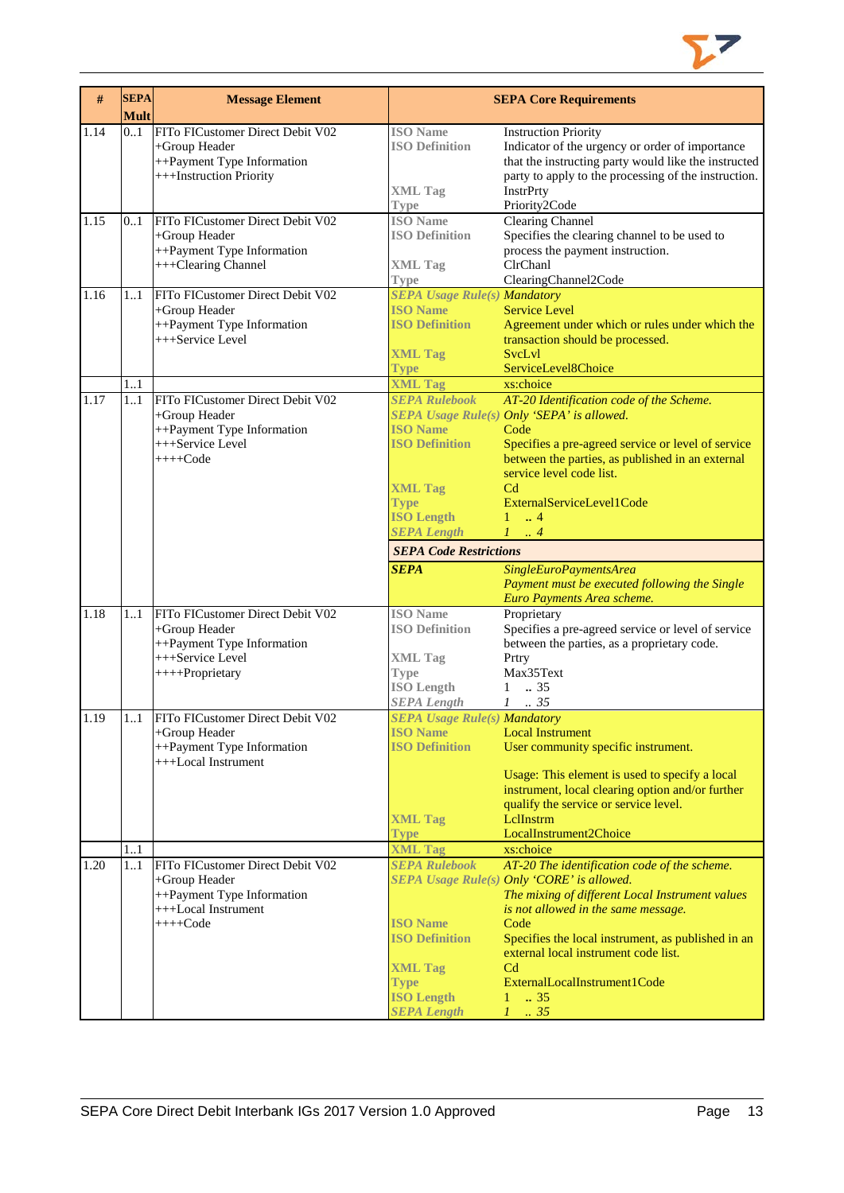| # | SEPA Mult | Message Element | SEPA Core Requirements | |
|---|---|---|---|---|
| 1.14 | 0..1 | FITo FICustomer Direct Debit V02<br>+Group Header<br>++Payment Type Information<br>+++Instruction Priority | **ISO Name**<br>**ISO Definition**<br><br><br>**XML Tag**<br>**Type** | Instruction Priority<br>Indicator of the urgency or order of importance that the instructing party would like the instructed party to apply to the processing of the instruction.<br>InstrPrty<br>Priority2Code |
| 1.15 | 0..1 | FITo FICustomer Direct Debit V02<br>+Group Header<br>++Payment Type Information<br>+++Clearing Channel | **ISO Name**<br>**ISO Definition**<br><br>**XML Tag**<br>**Type** | Clearing Channel<br>Specifies the clearing channel to be used to process the payment instruction.<br>ClrChanl<br>ClearingChannel2Code |
| 1.16 | 1..1 | FITo FICustomer Direct Debit V02<br>+Group Header<br>++Payment Type Information<br>+++Service Level | ***SEPA Usage Rule(s)***<br>**ISO Name**<br>**ISO Definition**<br><br>**XML Tag**<br>**Type** | *Mandatory*<br>Service Level<br>Agreement under which or rules under which the transaction should be processed.<br>SvcLvl<br>ServiceLevel8Choice |
| | 1..1 | | **XML Tag** | xs:choice |
| 1.17 | 1..1 | FITo FICustomer Direct Debit V02<br>+Group Header<br>++Payment Type Information<br>+++Service Level<br>++++Code | ***SEPA Rulebook***<br>***SEPA Usage Rule(s)***<br>**ISO Name**<br>**ISO Definition**<br><br><br>**XML Tag**<br>**Type**<br>**ISO Length**<br>***SEPA Length*** | *AT-20 Identification code of the Scheme.*<br>*Only 'SEPA' is allowed.*<br>Code<br>Specifies a pre-agreed service or level of service between the parties, as published in an external service level code list.<br>Cd<br>ExternalServiceLevel1Code<br>1 .. 4<br>*1 .. 4* |
| | | | ***SEPA Code Restrictions*** | |
| | | | ***SEPA*** | *SingleEuroPaymentsArea*<br>*Payment must be executed following the Single Euro Payments Area scheme.* |
| 1.18 | 1..1 | FITo FICustomer Direct Debit V02<br>+Group Header<br>++Payment Type Information<br>+++Service Level<br>++++Proprietary | **ISO Name**<br>**ISO Definition**<br><br>**XML Tag**<br>**Type**<br>**ISO Length**<br>***SEPA Length*** | Proprietary<br>Specifies a pre-agreed service or level of service between the parties, as a proprietary code.<br>Prtry<br>Max35Text<br>1 .. 35<br>*1 .. 35* |
| 1.19 | 1..1 | FITo FICustomer Direct Debit V02<br>+Group Header<br>++Payment Type Information<br>+++Local Instrument | ***SEPA Usage Rule(s)***<br>**ISO Name**<br>**ISO Definition**<br><br><br><br><br>**XML Tag**<br>**Type** | *Mandatory*<br>Local Instrument<br>User community specific instrument.<br><br>Usage: This element is used to specify a local instrument, local clearing option and/or further qualify the service or service level.<br>LclInstrm<br>LocalInstrument2Choice |
| | 1..1 | | **XML Tag** | xs:choice |
| 1.20 | 1..1 | FITo FICustomer Direct Debit V02<br>+Group Header<br>++Payment Type Information<br>+++Local Instrument<br>++++Code | ***SEPA Rulebook***<br>***SEPA Usage Rule(s)***<br><br><br>**ISO Name**<br>**ISO Definition**<br><br>**XML Tag**<br>**Type**<br>**ISO Length**<br>***SEPA Length*** | *AT-20 The identification code of the scheme.*<br>*Only 'CORE' is allowed.*<br>*The mixing of different Local Instrument values is not allowed in the same message.*<br>Code<br>Specifies the local instrument, as published in an external local instrument code list.<br>Cd<br>ExternalLocalInstrument1Code<br>1 .. 35<br>*1 .. 35* |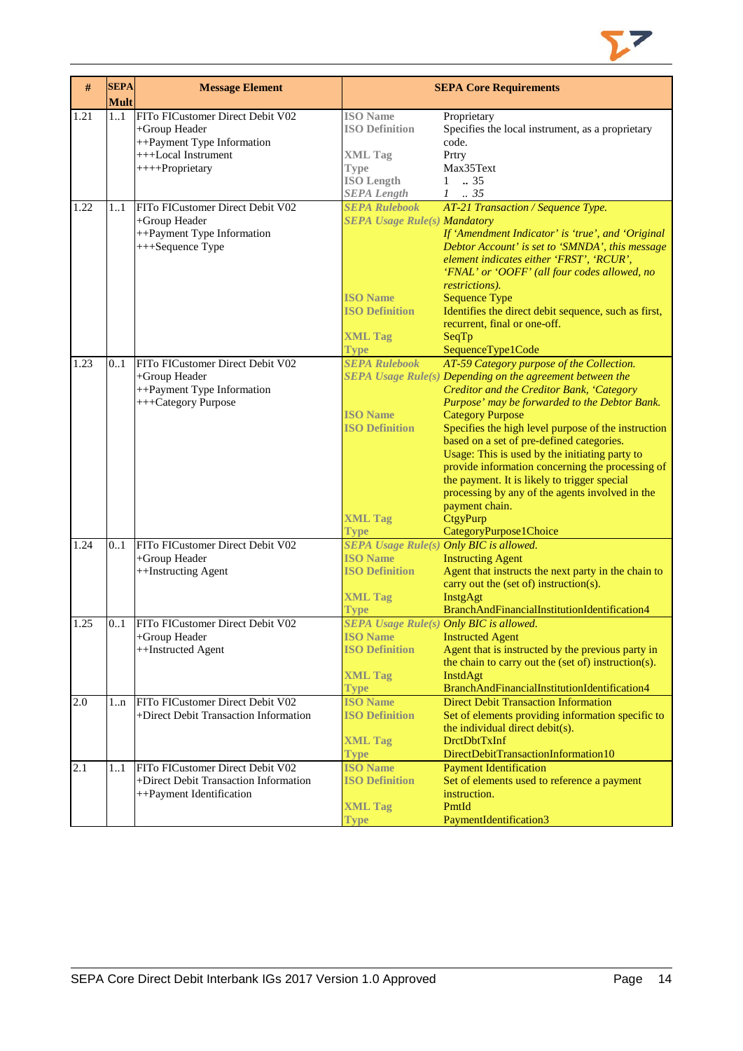| # | SEPA Mult | Message Element | SEPA Core Requirements | |
|---|---|---|---|---|
| 1.21 | 1..1 | FITo FICustomer Direct Debit V02<br>+Group Header<br>++Payment Type Information<br>+++Local Instrument<br>++++Proprietary | **ISO Name**<br>**ISO Definition**<br><br>**XML Tag**<br>**Type**<br>**ISO Length**<br>***SEPA Length*** | Proprietary<br>Specifies the local instrument, as a proprietary code.<br>Prtry<br>Max35Text<br>1 .. 35<br>*1 .. 35* |
| 1.22 | 1..1 | FITo FICustomer Direct Debit V02<br>+Group Header<br>++Payment Type Information<br>+++Sequence Type | ***SEPA Rulebook***<br>***SEPA Usage Rule(s)***<br><br><br><br><br><br>**ISO Name**<br>**ISO Definition**<br><br>**XML Tag**<br>**Type** | *AT-21 Transaction / Sequence Type.*<br>*Mandatory*<br>*If 'Amendment Indicator' is 'true', and 'Original Debtor Account' is set to 'SMNDA', this message element indicates either 'FRST', 'RCUR', 'FNAL' or 'OOFF' (all four codes allowed, no restrictions).*<br>Sequence Type<br>Identifies the direct debit sequence, such as first, recurrent, final or one-off.<br>SeqTp<br>SequenceType1Code |
| 1.23 | 0..1 | FITo FICustomer Direct Debit V02<br>+Group Header<br>++Payment Type Information<br>+++Category Purpose | ***SEPA Rulebook***<br>***SEPA Usage Rule(s)***<br><br><br>**ISO Name**<br>**ISO Definition**<br><br><br><br><br><br><br>**XML Tag**<br>**Type** | *AT-59 Category purpose of the Collection.*<br>*Depending on the agreement between the Creditor and the Creditor Bank, 'Category Purpose' may be forwarded to the Debtor Bank.*<br>Category Purpose<br>Specifies the high level purpose of the instruction based on a set of pre-defined categories.<br>Usage: This is used by the initiating party to provide information concerning the processing of the payment. It is likely to trigger special processing by any of the agents involved in the payment chain.<br>CtgyPurp<br>CategoryPurpose1Choice |
| 1.24 | 0..1 | FITo FICustomer Direct Debit V02<br>+Group Header<br>++Instructing Agent | ***SEPA Usage Rule(s)***<br>**ISO Name**<br>**ISO Definition**<br><br>**XML Tag**<br>**Type** | *Only BIC is allowed.*<br>Instructing Agent<br>Agent that instructs the next party in the chain to carry out the (set of) instruction(s).<br>InstgAgt<br>BranchAndFinancialInstitutionIdentification4 |
| 1.25 | 0..1 | FITo FICustomer Direct Debit V02<br>+Group Header<br>++Instructed Agent | ***SEPA Usage Rule(s)***<br>**ISO Name**<br>**ISO Definition**<br><br>**XML Tag**<br>**Type** | *Only BIC is allowed.*<br>Instructed Agent<br>Agent that is instructed by the previous party in the chain to carry out the (set of) instruction(s).<br>InstdAgt<br>BranchAndFinancialInstitutionIdentification4 |
| 2.0 | 1..n | FITo FICustomer Direct Debit V02<br>+Direct Debit Transaction Information | **ISO Name**<br>**ISO Definition**<br><br>**XML Tag**<br>**Type** | Direct Debit Transaction Information<br>Set of elements providing information specific to the individual direct debit(s).<br>DrctDbtTxInf<br>DirectDebitTransactionInformation10 |
| 2.1 | 1..1 | FITo FICustomer Direct Debit V02<br>+Direct Debit Transaction Information<br>++Payment Identification | **ISO Name**<br>**ISO Definition**<br><br>**XML Tag**<br>**Type** | Payment Identification<br>Set of elements used to reference a payment instruction.<br>PmtId<br>PaymentIdentification3 |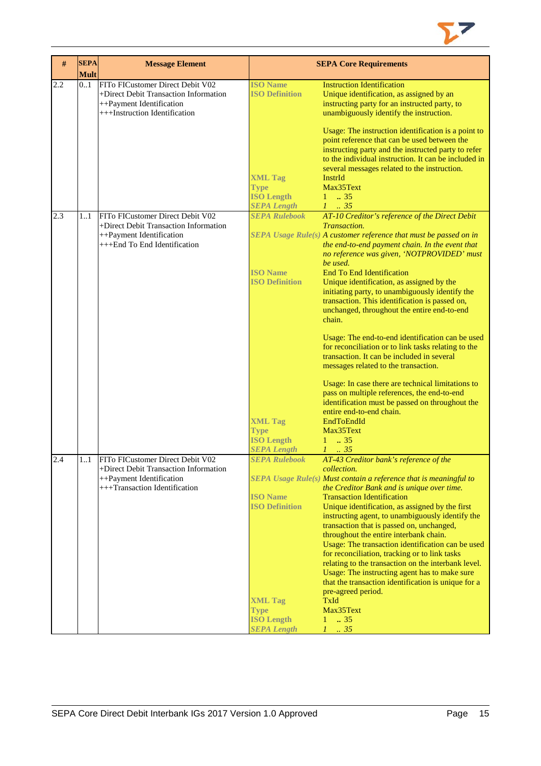| # | SEPA Mult | Message Element | SEPA Core Requirements | |
|---|---|---|---|---|
| 2.2 | 0..1 | FITo FICustomer Direct Debit V02<br>+Direct Debit Transaction Information<br>++Payment Identification<br>+++Instruction Identification | ISO Name | Instruction Identification |
| | | | ISO Definition | Unique identification, as assigned by an instructing party for an instructed party, to unambiguously identify the instruction.<br><br>Usage: The instruction identification is a point to point reference that can be used between the instructing party and the instructed party to refer to the individual instruction. It can be included in several messages related to the instruction. |
| | | | XML Tag | InstrId |
| | | | Type | Max35Text |
| | | | ISO Length | 1 .. 35 |
| | | | *SEPA Length* | *1 .. 35* |
| 2.3 | 1..1 | FITo FICustomer Direct Debit V02<br>+Direct Debit Transaction Information<br>++Payment Identification<br>+++End To End Identification | *SEPA Rulebook* | *AT-10 Creditor's reference of the Direct Debit Transaction.* |
| | | | *SEPA Usage Rule(s)* | *A customer reference that must be passed on in the end-to-end payment chain. In the event that no reference was given, 'NOTPROVIDED' must be used.* |
| | | | ISO Name | End To End Identification |
| | | | ISO Definition | Unique identification, as assigned by the initiating party, to unambiguously identify the transaction. This identification is passed on, unchanged, throughout the entire end-to-end chain.<br><br>Usage: The end-to-end identification can be used for reconciliation or to link tasks relating to the transaction. It can be included in several messages related to the transaction.<br><br>Usage: In case there are technical limitations to pass on multiple references, the end-to-end identification must be passed on throughout the entire end-to-end chain. |
| | | | XML Tag | EndToEndId |
| | | | Type | Max35Text |
| | | | ISO Length | 1 .. 35 |
| | | | *SEPA Length* | *1 .. 35* |
| 2.4 | 1..1 | FITo FICustomer Direct Debit V02<br>+Direct Debit Transaction Information<br>++Payment Identification<br>+++Transaction Identification | *SEPA Rulebook* | *AT-43 Creditor bank's reference of the collection.* |
| | | | *SEPA Usage Rule(s)* | *Must contain a reference that is meaningful to the Creditor Bank and is unique over time.* |
| | | | ISO Name | Transaction Identification |
| | | | ISO Definition | Unique identification, as assigned by the first instructing agent, to unambiguously identify the transaction that is passed on, unchanged, throughout the entire interbank chain.<br>Usage: The transaction identification can be used for reconciliation, tracking or to link tasks relating to the transaction on the interbank level.<br>Usage: The instructing agent has to make sure that the transaction identification is unique for a pre-agreed period. |
| | | | XML Tag | TxId |
| | | | Type | Max35Text |
| | | | ISO Length | 1 .. 35 |
| | | | *SEPA Length* | *1 .. 35* |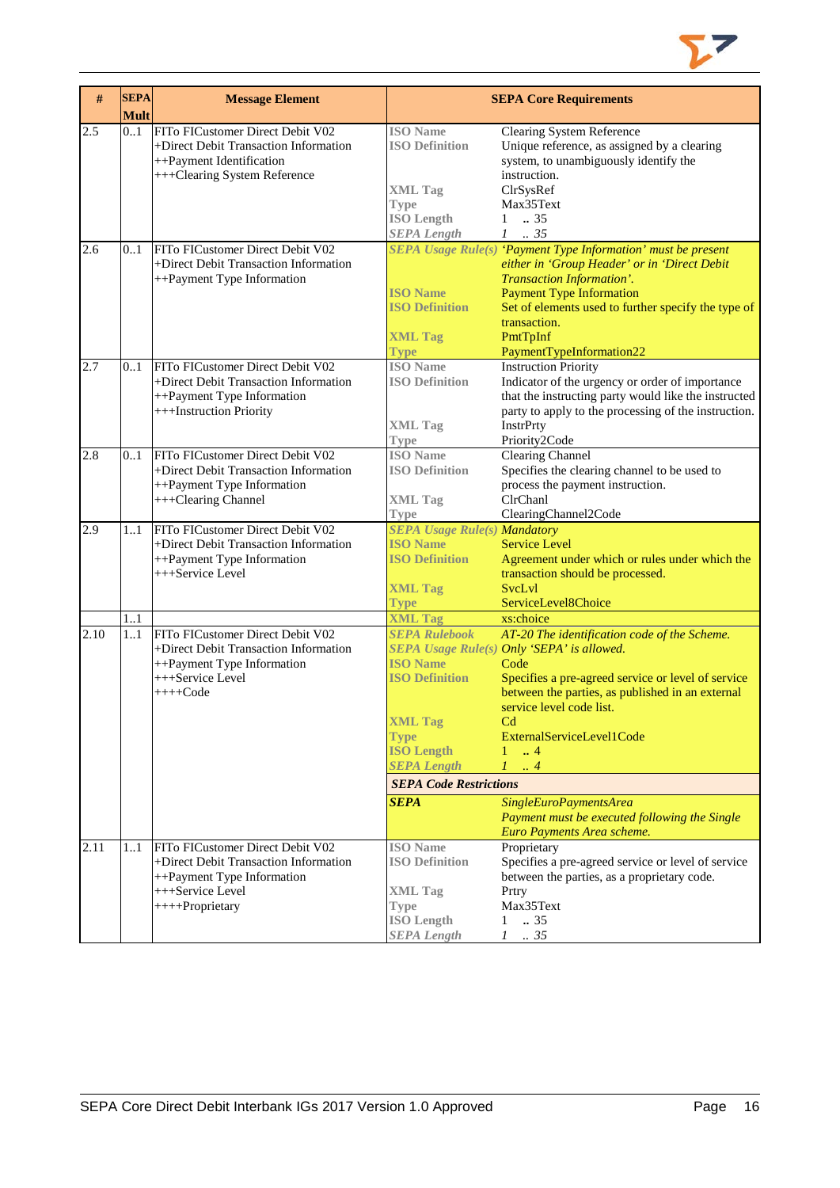| # | SEPA Mult | Message Element | SEPA Core Requirements | |
|---|---|---|---|---|
| 2.5 | 0..1 | FITo FICustomer Direct Debit V02<br>+Direct Debit Transaction Information<br>++Payment Identification<br>+++Clearing System Reference | **ISO Name**<br>**ISO Definition**<br><br><br>**XML Tag**<br>**Type**<br>**ISO Length**<br>***SEPA Length*** | Clearing System Reference<br>Unique reference, as assigned by a clearing system, to unambiguously identify the instruction.<br>ClrSysRef<br>Max35Text<br>1 .. 35<br>*1 .. 35* |
| 2.6 | 0..1 | FITo FICustomer Direct Debit V02<br>+Direct Debit Transaction Information<br>++Payment Type Information | ***SEPA Usage Rule(s)***<br><br><br>**ISO Name**<br>**ISO Definition**<br><br>**XML Tag**<br>**Type** | *'Payment Type Information' must be present either in 'Group Header' or in 'Direct Debit Transaction Information'.*<br>Payment Type Information<br>Set of elements used to further specify the type of transaction.<br>PmtTpInf<br>PaymentTypeInformation22 |
| 2.7 | 0..1 | FITo FICustomer Direct Debit V02<br>+Direct Debit Transaction Information<br>++Payment Type Information<br>+++Instruction Priority | **ISO Name**<br>**ISO Definition**<br><br><br>**XML Tag**<br>**Type** | Instruction Priority<br>Indicator of the urgency or order of importance that the instructing party would like the instructed party to apply to the processing of the instruction.<br>InstrPrty<br>Priority2Code |
| 2.8 | 0..1 | FITo FICustomer Direct Debit V02<br>+Direct Debit Transaction Information<br>++Payment Type Information<br>+++Clearing Channel | **ISO Name**<br>**ISO Definition**<br><br>**XML Tag**<br>**Type** | Clearing Channel<br>Specifies the clearing channel to be used to process the payment instruction.<br>ClrChanl<br>ClearingChannel2Code |
| 2.9 | 1..1 | FITo FICustomer Direct Debit V02<br>+Direct Debit Transaction Information<br>++Payment Type Information<br>+++Service Level | ***SEPA Usage Rule(s)***<br>**ISO Name**<br>**ISO Definition**<br><br>**XML Tag**<br>**Type** | *Mandatory*<br>Service Level<br>Agreement under which or rules under which the transaction should be processed.<br>SvcLvl<br>ServiceLevel8Choice |
| | 1..1 | | **XML Tag** | xs:choice |
| 2.10 | 1..1 | FITo FICustomer Direct Debit V02<br>+Direct Debit Transaction Information<br>++Payment Type Information<br>+++Service Level<br>++++Code | ***SEPA Rulebook***<br>***SEPA Usage Rule(s)***<br>**ISO Name**<br>**ISO Definition**<br><br><br>**XML Tag**<br>**Type**<br>**ISO Length**<br>***SEPA Length***<br>***SEPA Code Restrictions***<br>***SEPA*** | *AT-20 The identification code of the Scheme.*<br>*Only 'SEPA' is allowed.*<br>Code<br>Specifies a pre-agreed service or level of service between the parties, as published in an external service level code list.<br>Cd<br>ExternalServiceLevel1Code<br>1 .. 4<br>*1 .. 4*<br><br>*SingleEuroPaymentsArea*<br>*Payment must be executed following the Single Euro Payments Area scheme.* |
| 2.11 | 1..1 | FITo FICustomer Direct Debit V02<br>+Direct Debit Transaction Information<br>++Payment Type Information<br>+++Service Level<br>++++Proprietary | **ISO Name**<br>**ISO Definition**<br><br>**XML Tag**<br>**Type**<br>**ISO Length**<br>***SEPA Length*** | Proprietary<br>Specifies a pre-agreed service or level of service between the parties, as a proprietary code.<br>Prtry<br>Max35Text<br>1 .. 35<br>*1 .. 35* |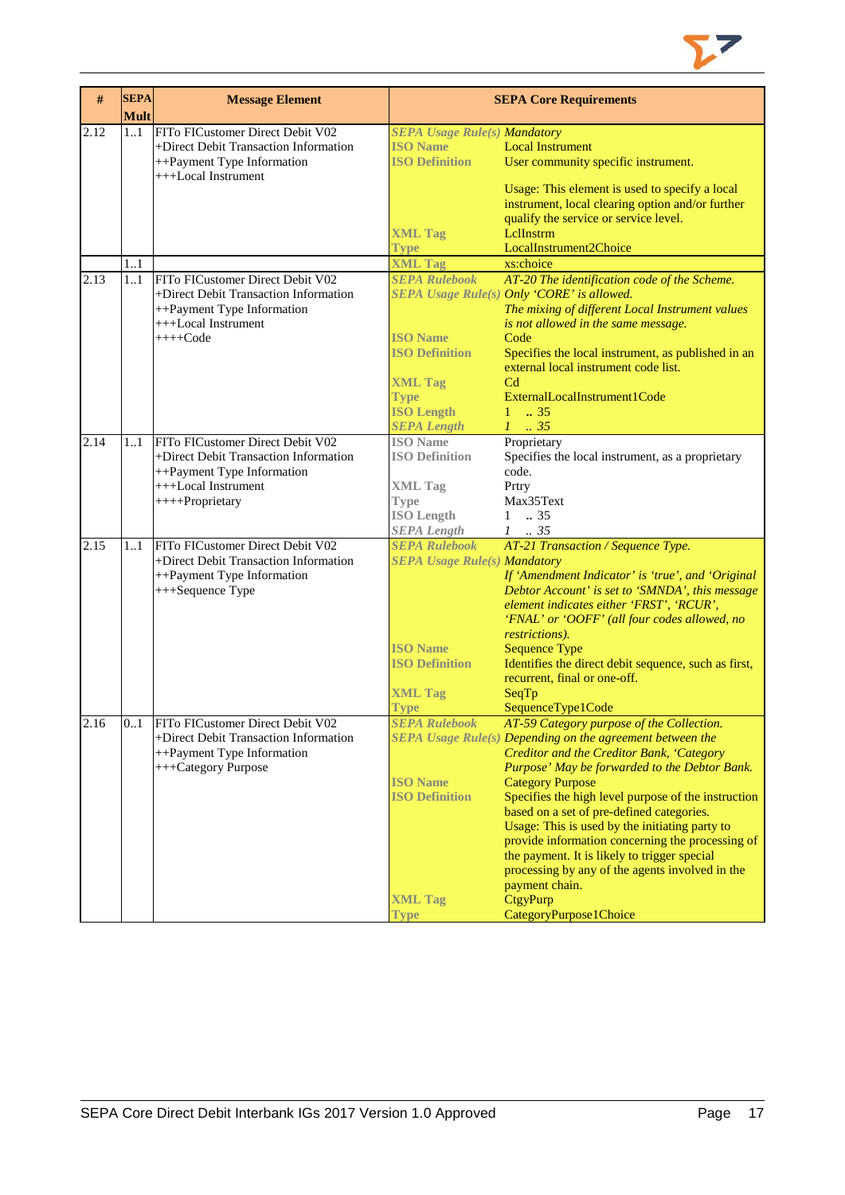| # | SEPA Mult | Message Element | SEPA Core Requirements |
|---|---|---|---|
| 2.12 | 1..1 | FITo FICustomer Direct Debit V02<br>+Direct Debit Transaction Information<br>++Payment Type Information<br>+++Local Instrument | *SEPA Usage Rule(s)* *Mandatory*<br>**ISO Name** Local Instrument<br>**ISO Definition** User community specific instrument.<br>Usage: This element is used to specify a local instrument, local clearing option and/or further qualify the service or service level.<br>**XML Tag** LclInstrm<br>**Type** LocalInstrument2Choice |
| | 1..1 | | **XML Tag** xs:choice |
| 2.13 | 1..1 | FITo FICustomer Direct Debit V02<br>+Direct Debit Transaction Information<br>++Payment Type Information<br>+++Local Instrument<br>++++Code | *SEPA Rulebook* *AT-20 The identification code of the Scheme.*<br>*SEPA Usage Rule(s)* *Only 'CORE' is allowed.*<br>*The mixing of different Local Instrument values is not allowed in the same message.*<br>**ISO Name** Code<br>**ISO Definition** Specifies the local instrument, as published in an external local instrument code list.<br>**XML Tag** Cd<br>**Type** ExternalLocalInstrument1Code<br>**ISO Length** 1 .. 35<br>*SEPA Length* *1 .. 35* |
| 2.14 | 1..1 | FITo FICustomer Direct Debit V02<br>+Direct Debit Transaction Information<br>++Payment Type Information<br>+++Local Instrument<br>++++Proprietary | **ISO Name** Proprietary<br>**ISO Definition** Specifies the local instrument, as a proprietary code.<br>**XML Tag** Prtry<br>**Type** Max35Text<br>**ISO Length** 1 .. 35<br>*SEPA Length* *1 .. 35* |
| 2.15 | 1..1 | FITo FICustomer Direct Debit V02<br>+Direct Debit Transaction Information<br>++Payment Type Information<br>+++Sequence Type | *SEPA Rulebook* *AT-21 Transaction / Sequence Type.*<br>*SEPA Usage Rule(s)* *Mandatory*<br>*If 'Amendment Indicator' is 'true', and 'Original Debtor Account' is set to 'SMNDA', this message element indicates either 'FRST', 'RCUR', 'FNAL' or 'OOFF' (all four codes allowed, no restrictions).*<br>**ISO Name** Sequence Type<br>**ISO Definition** Identifies the direct debit sequence, such as first, recurrent, final or one-off.<br>**XML Tag** SeqTp<br>**Type** SequenceType1Code |
| 2.16 | 0..1 | FITo FICustomer Direct Debit V02<br>+Direct Debit Transaction Information<br>++Payment Type Information<br>+++Category Purpose | *SEPA Rulebook* *AT-59 Category purpose of the Collection.*<br>*SEPA Usage Rule(s)* *Depending on the agreement between the Creditor and the Creditor Bank, 'Category Purpose' May be forwarded to the Debtor Bank.*<br>**ISO Name** Category Purpose<br>**ISO Definition** Specifies the high level purpose of the instruction based on a set of pre-defined categories.<br>Usage: This is used by the initiating party to provide information concerning the processing of the payment. It is likely to trigger special processing by any of the agents involved in the payment chain.<br>**XML Tag** CtgyPurp<br>**Type** CategoryPurpose1Choice |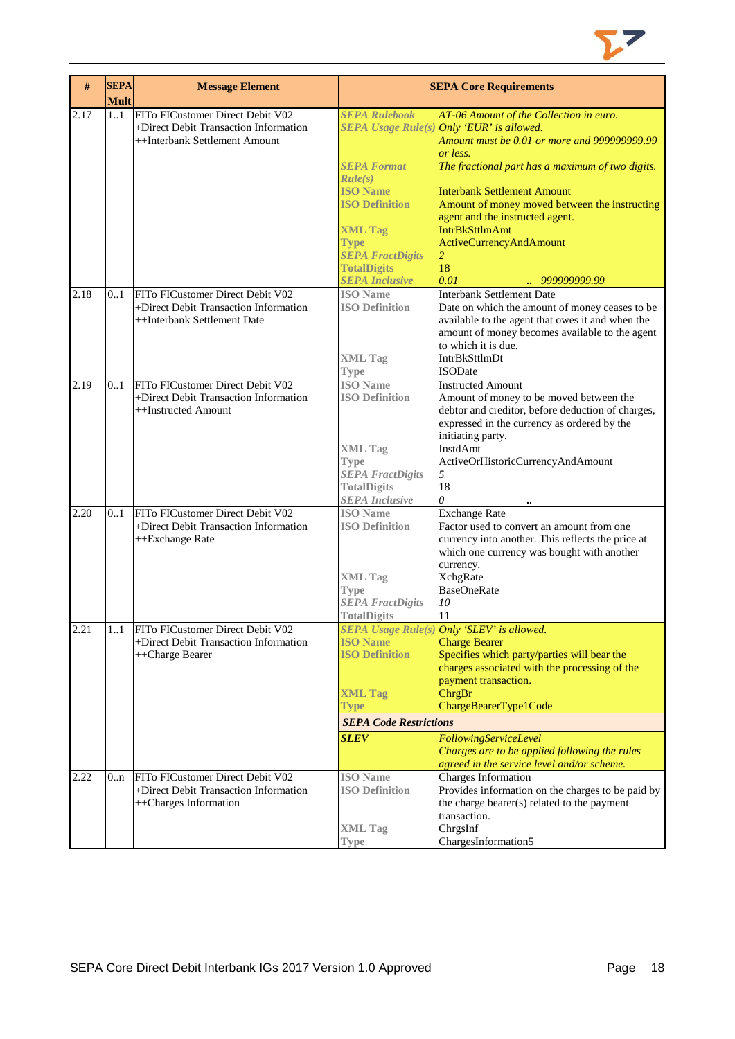| # | SEPA Mult | Message Element | SEPA Core Requirements | |
|---|---|---|---|---|
| 2.17 | 1..1 | FITo FICustomer Direct Debit V02<br>+Direct Debit Transaction Information<br>++Interbank Settlement Amount | *SEPA Rulebook* | *AT-06 Amount of the Collection in euro.* |
| | | | *SEPA Usage Rule(s)* | *Only 'EUR' is allowed.*<br>*Amount must be 0.01 or more and 999999999.99 or less.* |
| | | | *SEPA Format Rule(s)* | *The fractional part has a maximum of two digits.* |
| | | | ISO Name | Interbank Settlement Amount |
| | | | ISO Definition | Amount of money moved between the instructing agent and the instructed agent. |
| | | | XML Tag | IntrBkSttlmAmt |
| | | | Type | ActiveCurrencyAndAmount |
| | | | *SEPA FractDigits* | *2* |
| | | | TotalDigits | 18 |
| | | | *SEPA Inclusive* | *0.01 .. 999999999.99* |
| 2.18 | 0..1 | FITo FICustomer Direct Debit V02<br>+Direct Debit Transaction Information<br>++Interbank Settlement Date | ISO Name | Interbank Settlement Date |
| | | | ISO Definition | Date on which the amount of money ceases to be available to the agent that owes it and when the amount of money becomes available to the agent to which it is due. |
| | | | XML Tag | IntrBkSttlmDt |
| | | | Type | ISODate |
| 2.19 | 0..1 | FITo FICustomer Direct Debit V02<br>+Direct Debit Transaction Information<br>++Instructed Amount | ISO Name | Instructed Amount |
| | | | ISO Definition | Amount of money to be moved between the debtor and creditor, before deduction of charges, expressed in the currency as ordered by the initiating party. |
| | | | XML Tag | InstdAmt |
| | | | Type | ActiveOrHistoricCurrencyAndAmount |
| | | | *SEPA FractDigits* | *5* |
| | | | TotalDigits | 18 |
| | | | *SEPA Inclusive* | *0 ..* |
| 2.20 | 0..1 | FITo FICustomer Direct Debit V02<br>+Direct Debit Transaction Information<br>++Exchange Rate | ISO Name | Exchange Rate |
| | | | ISO Definition | Factor used to convert an amount from one currency into another. This reflects the price at which one currency was bought with another currency. |
| | | | XML Tag | XchgRate |
| | | | Type | BaseOneRate |
| | | | *SEPA FractDigits* | *10* |
| | | | TotalDigits | 11 |
| 2.21 | 1..1 | FITo FICustomer Direct Debit V02<br>+Direct Debit Transaction Information<br>++Charge Bearer | *SEPA Usage Rule(s)* | *Only 'SLEV' is allowed.* |
| | | | ISO Name | Charge Bearer |
| | | | ISO Definition | Specifies which party/parties will bear the charges associated with the processing of the payment transaction. |
| | | | XML Tag | ChrgBr |
| | | | Type | ChargeBearerType1Code |
| | | | ***SEPA Code Restrictions*** | |
| | | | ***SLEV*** | *FollowingServiceLevel*<br>*Charges are to be applied following the rules agreed in the service level and/or scheme.* |
| 2.22 | 0..n | FITo FICustomer Direct Debit V02<br>+Direct Debit Transaction Information<br>++Charges Information | ISO Name | Charges Information |
| | | | ISO Definition | Provides information on the charges to be paid by the charge bearer(s) related to the payment transaction. |
| | | | XML Tag | ChrgsInf |
| | | | Type | ChargesInformation5 |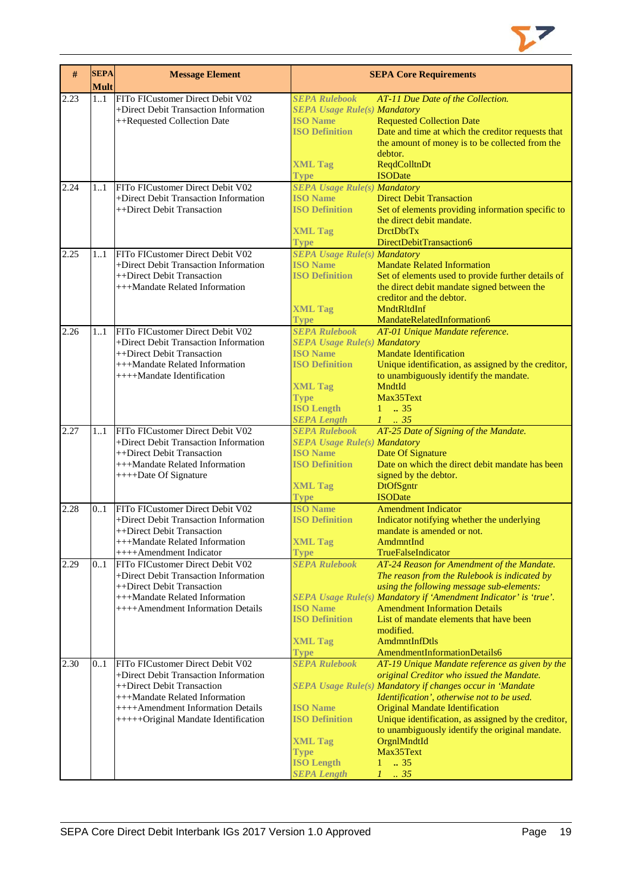| # | SEPA Mult | Message Element | SEPA Core Requirements |
|---|---|---|---|
| 2.23 | 1..1 | FITo FICustomer Direct Debit V02<br>+Direct Debit Transaction Information<br>++Requested Collection Date | **SEPA Rulebook** *AT-11 Due Date of the Collection.*<br>**SEPA Usage Rule(s)** *Mandatory*<br>**ISO Name** Requested Collection Date<br>**ISO Definition** Date and time at which the creditor requests that the amount of money is to be collected from the debtor.<br>**XML Tag** ReqdColltnDt<br>**Type** ISODate |
| 2.24 | 1..1 | FITo FICustomer Direct Debit V02<br>+Direct Debit Transaction Information<br>++Direct Debit Transaction | **SEPA Usage Rule(s)** *Mandatory*<br>**ISO Name** Direct Debit Transaction<br>**ISO Definition** Set of elements providing information specific to the direct debit mandate.<br>**XML Tag** DrctDbtTx<br>**Type** DirectDebitTransaction6 |
| 2.25 | 1..1 | FITo FICustomer Direct Debit V02<br>+Direct Debit Transaction Information<br>++Direct Debit Transaction<br>+++Mandate Related Information | **SEPA Usage Rule(s)** *Mandatory*<br>**ISO Name** Mandate Related Information<br>**ISO Definition** Set of elements used to provide further details of the direct debit mandate signed between the creditor and the debtor.<br>**XML Tag** MndtRltdInf<br>**Type** MandateRelatedInformation6 |
| 2.26 | 1..1 | FITo FICustomer Direct Debit V02<br>+Direct Debit Transaction Information<br>++Direct Debit Transaction<br>+++Mandate Related Information<br>++++Mandate Identification | **SEPA Rulebook** *AT-01 Unique Mandate reference.*<br>**SEPA Usage Rule(s)** *Mandatory*<br>**ISO Name** Mandate Identification<br>**ISO Definition** Unique identification, as assigned by the creditor, to unambiguously identify the mandate.<br>**XML Tag** MndtId<br>**Type** Max35Text<br>**ISO Length** 1 .. 35<br>**SEPA Length** *1 .. 35* |
| 2.27 | 1..1 | FITo FICustomer Direct Debit V02<br>+Direct Debit Transaction Information<br>++Direct Debit Transaction<br>+++Mandate Related Information<br>++++Date Of Signature | **SEPA Rulebook** *AT-25 Date of Signing of the Mandate.*<br>**SEPA Usage Rule(s)** *Mandatory*<br>**ISO Name** Date Of Signature<br>**ISO Definition** Date on which the direct debit mandate has been signed by the debtor.<br>**XML Tag** DtOfSgntr<br>**Type** ISODate |
| 2.28 | 0..1 | FITo FICustomer Direct Debit V02<br>+Direct Debit Transaction Information<br>++Direct Debit Transaction<br>+++Mandate Related Information<br>++++Amendment Indicator | **ISO Name** Amendment Indicator<br>**ISO Definition** Indicator notifying whether the underlying mandate is amended or not.<br>**XML Tag** AmdmntInd<br>**Type** TrueFalseIndicator |
| 2.29 | 0..1 | FITo FICustomer Direct Debit V02<br>+Direct Debit Transaction Information<br>++Direct Debit Transaction<br>+++Mandate Related Information<br>++++Amendment Information Details | **SEPA Rulebook** *AT-24 Reason for Amendment of the Mandate. The reason from the Rulebook is indicated by using the following message sub-elements:*<br>**SEPA Usage Rule(s)** *Mandatory if 'Amendment Indicator' is 'true'.*<br>**ISO Name** Amendment Information Details<br>**ISO Definition** List of mandate elements that have been modified.<br>**XML Tag** AmdmntInfDtls<br>**Type** AmendmentInformationDetails6 |
| 2.30 | 0..1 | FITo FICustomer Direct Debit V02<br>+Direct Debit Transaction Information<br>++Direct Debit Transaction<br>+++Mandate Related Information<br>++++Amendment Information Details<br>+++++Original Mandate Identification | **SEPA Rulebook** *AT-19 Unique Mandate reference as given by the original Creditor who issued the Mandate.*<br>**SEPA Usage Rule(s)** *Mandatory if changes occur in 'Mandate Identification', otherwise not to be used.*<br>**ISO Name** Original Mandate Identification<br>**ISO Definition** Unique identification, as assigned by the creditor, to unambiguously identify the original mandate.<br>**XML Tag** OrgnlMndtId<br>**Type** Max35Text<br>**ISO Length** 1 .. 35<br>**SEPA Length** *1 .. 35* |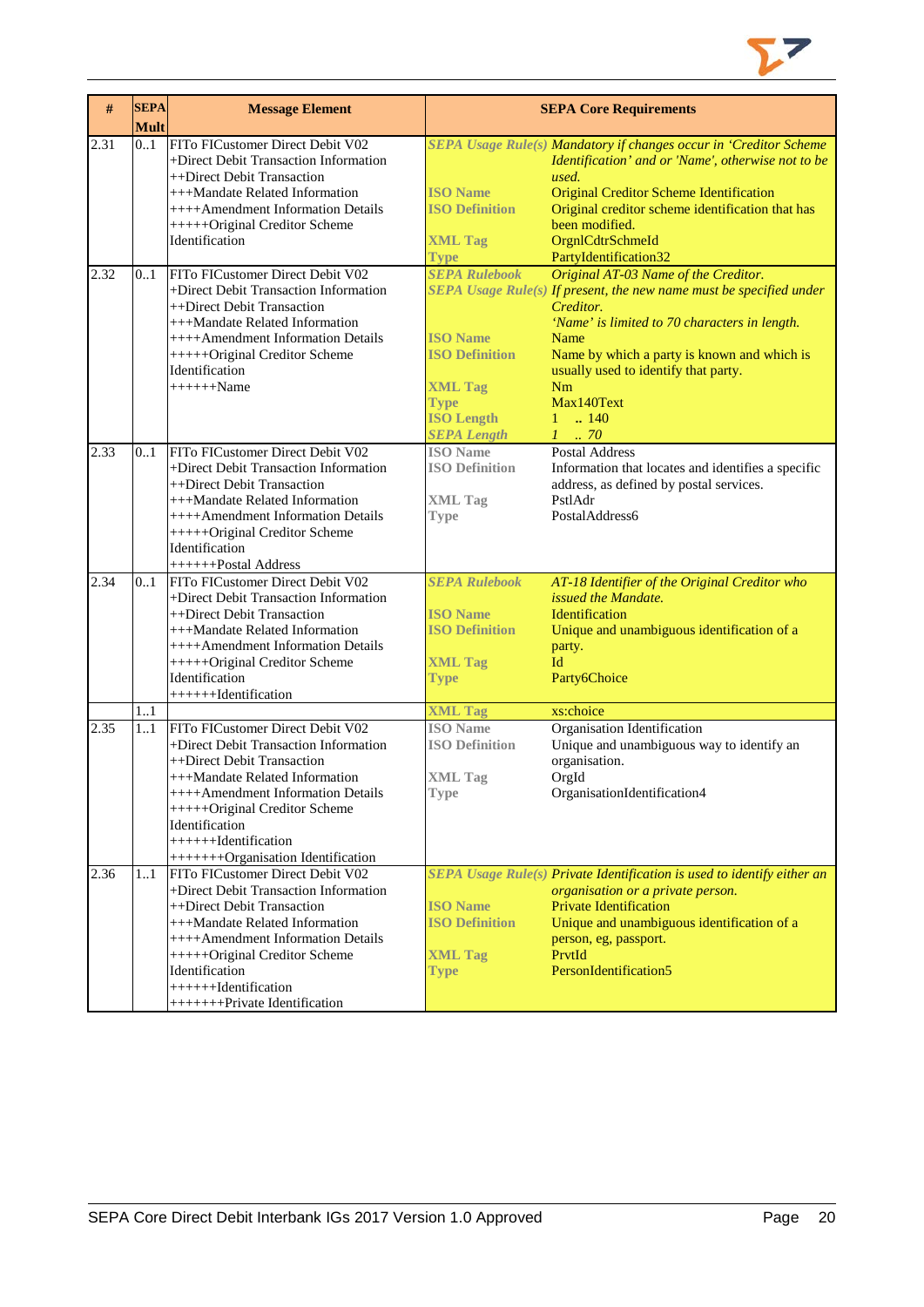| # | SEPA Mult | Message Element | SEPA Core Requirements |
|---|---|---|---|
| 2.31 | 0..1 | FITo FICustomer Direct Debit V02<br>+Direct Debit Transaction Information<br>++Direct Debit Transaction<br>+++Mandate Related Information<br>++++Amendment Information Details<br>+++++Original Creditor Scheme Identification | ***SEPA Usage Rule(s)*** *Mandatory if changes occur in 'Creditor Scheme Identification' and or 'Name', otherwise not to be used.*<br>**ISO Name** Original Creditor Scheme Identification<br>**ISO Definition** Original creditor scheme identification that has been modified.<br>**XML Tag** OrgnlCdtrSchmeId<br>**Type** PartyIdentification32 |
| 2.32 | 0..1 | FITo FICustomer Direct Debit V02<br>+Direct Debit Transaction Information<br>++Direct Debit Transaction<br>+++Mandate Related Information<br>++++Amendment Information Details<br>+++++Original Creditor Scheme Identification<br>++++++Name | ***SEPA Rulebook*** *Original AT-03 Name of the Creditor.*<br>***SEPA Usage Rule(s)*** *If present, the new name must be specified under Creditor.*<br>*'Name' is limited to 70 characters in length.*<br>**ISO Name** Name<br>**ISO Definition** Name by which a party is known and which is usually used to identify that party.<br>**XML Tag** Nm<br>**Type** Max140Text<br>**ISO Length** 1 .. 140<br>***SEPA Length*** *1 .. 70* |
| 2.33 | 0..1 | FITo FICustomer Direct Debit V02<br>+Direct Debit Transaction Information<br>++Direct Debit Transaction<br>+++Mandate Related Information<br>++++Amendment Information Details<br>+++++Original Creditor Scheme Identification<br>++++++Postal Address | **ISO Name** Postal Address<br>**ISO Definition** Information that locates and identifies a specific address, as defined by postal services.<br>**XML Tag** PstlAdr<br>**Type** PostalAddress6 |
| 2.34 | 0..1 | FITo FICustomer Direct Debit V02<br>+Direct Debit Transaction Information<br>++Direct Debit Transaction<br>+++Mandate Related Information<br>++++Amendment Information Details<br>+++++Original Creditor Scheme Identification<br>++++++Identification | ***SEPA Rulebook*** *AT-18 Identifier of the Original Creditor who issued the Mandate.*<br>**ISO Name** Identification<br>**ISO Definition** Unique and unambiguous identification of a party.<br>**XML Tag** Id<br>**Type** Party6Choice |
| | 1..1 | | **XML Tag** xs:choice |
| 2.35 | 1..1 | FITo FICustomer Direct Debit V02<br>+Direct Debit Transaction Information<br>++Direct Debit Transaction<br>+++Mandate Related Information<br>++++Amendment Information Details<br>+++++Original Creditor Scheme Identification<br>++++++Identification<br>+++++++Organisation Identification | **ISO Name** Organisation Identification<br>**ISO Definition** Unique and unambiguous way to identify an organisation.<br>**XML Tag** OrgId<br>**Type** OrganisationIdentification4 |
| 2.36 | 1..1 | FITo FICustomer Direct Debit V02<br>+Direct Debit Transaction Information<br>++Direct Debit Transaction<br>+++Mandate Related Information<br>++++Amendment Information Details<br>+++++Original Creditor Scheme Identification<br>++++++Identification<br>+++++++Private Identification | ***SEPA Usage Rule(s)*** *Private Identification is used to identify either an organisation or a private person.*<br>**ISO Name** Private Identification<br>**ISO Definition** Unique and unambiguous identification of a person, eg, passport.<br>**XML Tag** PrvtId<br>**Type** PersonIdentification5 |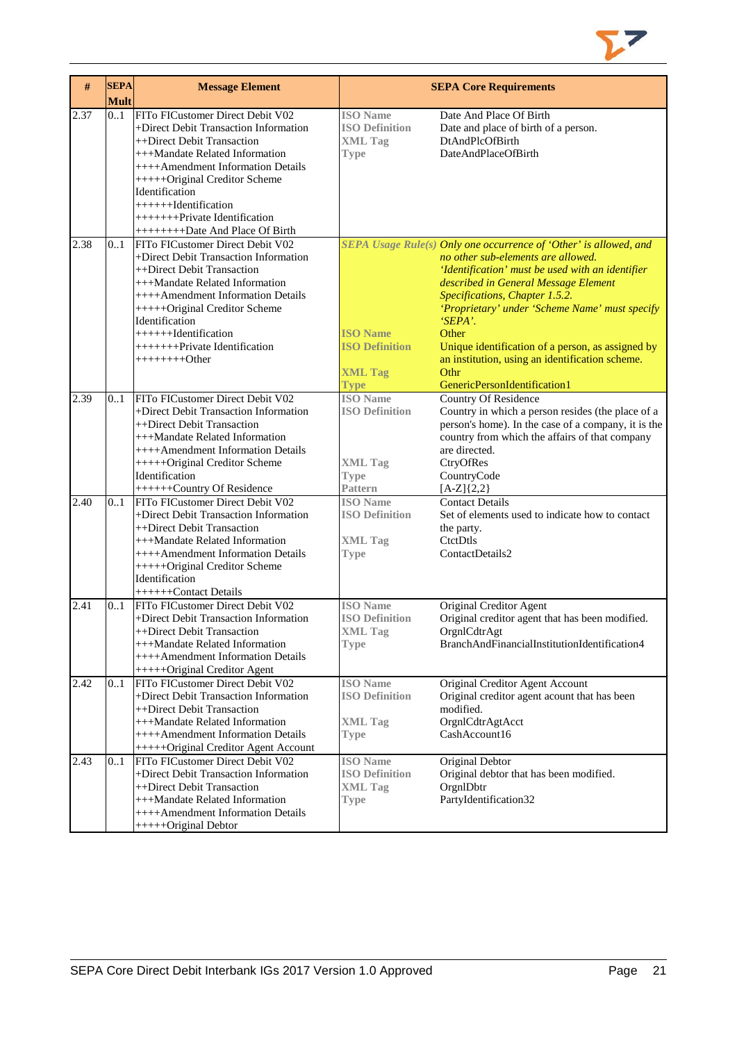| # | SEPA Mult | Message Element | SEPA Core Requirements | |
|---|---|---|---|---|
| 2.37 | 0..1 | FITo FICustomer Direct Debit V02<br>+Direct Debit Transaction Information<br>++Direct Debit Transaction<br>+++Mandate Related Information<br>++++Amendment Information Details<br>+++++Original Creditor Scheme Identification<br>++++++Identification<br>+++++++Private Identification<br>++++++++Date And Place Of Birth | **ISO Name**<br>**ISO Definition**<br>**XML Tag**<br>**Type** | Date And Place Of Birth<br>Date and place of birth of a person.<br>DtAndPlcOfBirth<br>DateAndPlaceOfBirth |
| 2.38 | 0..1 | FITo FICustomer Direct Debit V02<br>+Direct Debit Transaction Information<br>++Direct Debit Transaction<br>+++Mandate Related Information<br>++++Amendment Information Details<br>+++++Original Creditor Scheme Identification<br>++++++Identification<br>+++++++Private Identification<br>++++++++Other | ***SEPA Usage Rule(s)***<br><br><br><br><br><br><br>**ISO Name**<br>**ISO Definition**<br><br>**XML Tag**<br>**Type** | *Only one occurrence of 'Other' is allowed, and no other sub-elements are allowed.*<br>*'Identification' must be used with an identifier described in General Message Element Specifications, Chapter 1.5.2.*<br>*'Proprietary' under 'Scheme Name' must specify 'SEPA'.*<br>Other<br>Unique identification of a person, as assigned by an institution, using an identification scheme.<br>Othr<br>GenericPersonIdentification1 |
| 2.39 | 0..1 | FITo FICustomer Direct Debit V02<br>+Direct Debit Transaction Information<br>++Direct Debit Transaction<br>+++Mandate Related Information<br>++++Amendment Information Details<br>+++++Original Creditor Scheme Identification<br>++++++Country Of Residence | **ISO Name**<br>**ISO Definition**<br><br><br><br>**XML Tag**<br>**Type**<br>**Pattern** | Country Of Residence<br>Country in which a person resides (the place of a person's home). In the case of a company, it is the country from which the affairs of that company are directed.<br>CtryOfRes<br>CountryCode<br>[A-Z]{2,2} |
| 2.40 | 0..1 | FITo FICustomer Direct Debit V02<br>+Direct Debit Transaction Information<br>++Direct Debit Transaction<br>+++Mandate Related Information<br>++++Amendment Information Details<br>+++++Original Creditor Scheme Identification<br>++++++Contact Details | **ISO Name**<br>**ISO Definition**<br><br>**XML Tag**<br>**Type** | Contact Details<br>Set of elements used to indicate how to contact the party.<br>CtctDtls<br>ContactDetails2 |
| 2.41 | 0..1 | FITo FICustomer Direct Debit V02<br>+Direct Debit Transaction Information<br>++Direct Debit Transaction<br>+++Mandate Related Information<br>++++Amendment Information Details<br>+++++Original Creditor Agent | **ISO Name**<br>**ISO Definition**<br>**XML Tag**<br>**Type** | Original Creditor Agent<br>Original creditor agent that has been modified.<br>OrgnlCdtrAgt<br>BranchAndFinancialInstitutionIdentification4 |
| 2.42 | 0..1 | FITo FICustomer Direct Debit V02<br>+Direct Debit Transaction Information<br>++Direct Debit Transaction<br>+++Mandate Related Information<br>++++Amendment Information Details<br>+++++Original Creditor Agent Account | **ISO Name**<br>**ISO Definition**<br><br>**XML Tag**<br>**Type** | Original Creditor Agent Account<br>Original creditor agent acount that has been modified.<br>OrgnlCdtrAgtAcct<br>CashAccount16 |
| 2.43 | 0..1 | FITo FICustomer Direct Debit V02<br>+Direct Debit Transaction Information<br>++Direct Debit Transaction<br>+++Mandate Related Information<br>++++Amendment Information Details<br>+++++Original Debtor | **ISO Name**<br>**ISO Definition**<br>**XML Tag**<br>**Type** | Original Debtor<br>Original debtor that has been modified.<br>OrgnlDbtr<br>PartyIdentification32 |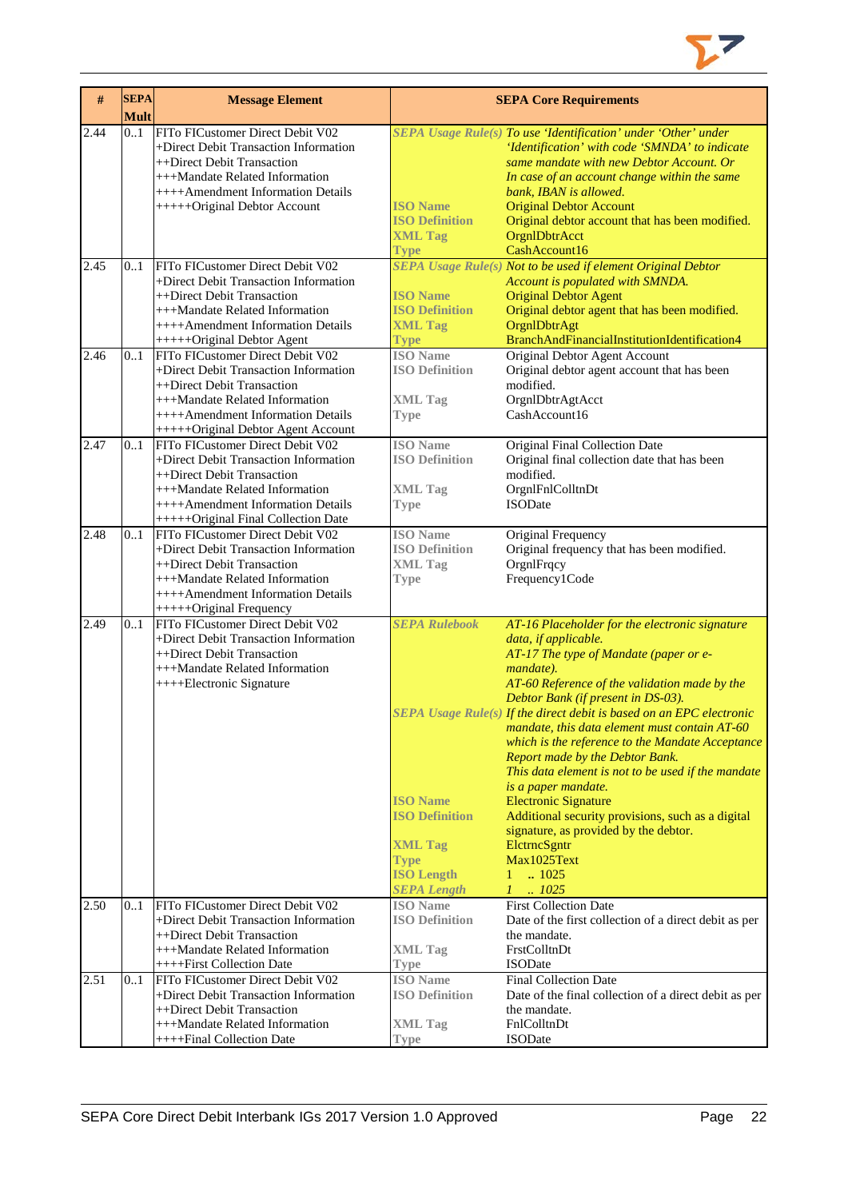| # | SEPA Mult | Message Element | SEPA Core Requirements | |
|---|---|---|---|---|
| 2.44 | 0..1 | FITo FICustomer Direct Debit V02<br>+Direct Debit Transaction Information<br>++Direct Debit Transaction<br>+++Mandate Related Information<br>++++Amendment Information Details<br>+++++Original Debtor Account | *SEPA Usage Rule(s)* | *To use 'Identification' under 'Other' under 'Identification' with code 'SMNDA' to indicate same mandate with new Debtor Account. Or In case of an account change within the same bank, IBAN is allowed.* |
| | | | **ISO Name** | Original Debtor Account |
| | | | **ISO Definition** | Original debtor account that has been modified. |
| | | | **XML Tag** | OrgnlDbtrAcct |
| | | | **Type** | CashAccount16 |
| 2.45 | 0..1 | FITo FICustomer Direct Debit V02<br>+Direct Debit Transaction Information<br>++Direct Debit Transaction<br>+++Mandate Related Information<br>++++Amendment Information Details<br>+++++Original Debtor Agent | *SEPA Usage Rule(s)* | *Not to be used if element Original Debtor Account is populated with SMNDA.* |
| | | | **ISO Name** | Original Debtor Agent |
| | | | **ISO Definition** | Original debtor agent that has been modified. |
| | | | **XML Tag** | OrgnlDbtrAgt |
| | | | **Type** | BranchAndFinancialInstitutionIdentification4 |
| 2.46 | 0..1 | FITo FICustomer Direct Debit V02<br>+Direct Debit Transaction Information<br>++Direct Debit Transaction<br>+++Mandate Related Information<br>++++Amendment Information Details<br>+++++Original Debtor Agent Account | **ISO Name** | Original Debtor Agent Account |
| | | | **ISO Definition** | Original debtor agent account that has been modified. |
| | | | **XML Tag** | OrgnlDbtrAgtAcct |
| | | | **Type** | CashAccount16 |
| 2.47 | 0..1 | FITo FICustomer Direct Debit V02<br>+Direct Debit Transaction Information<br>++Direct Debit Transaction<br>+++Mandate Related Information<br>++++Amendment Information Details<br>+++++Original Final Collection Date | **ISO Name** | Original Final Collection Date |
| | | | **ISO Definition** | Original final collection date that has been modified. |
| | | | **XML Tag** | OrgnlFnlColltnDt |
| | | | **Type** | ISODate |
| 2.48 | 0..1 | FITo FICustomer Direct Debit V02<br>+Direct Debit Transaction Information<br>++Direct Debit Transaction<br>+++Mandate Related Information<br>++++Amendment Information Details<br>+++++Original Frequency | **ISO Name** | Original Frequency |
| | | | **ISO Definition** | Original frequency that has been modified. |
| | | | **XML Tag** | OrgnlFrqcy |
| | | | **Type** | Frequency1Code |
| 2.49 | 0..1 | FITo FICustomer Direct Debit V02<br>+Direct Debit Transaction Information<br>++Direct Debit Transaction<br>+++Mandate Related Information<br>++++Electronic Signature | *SEPA Rulebook* | *AT-16 Placeholder for the electronic signature data, if applicable.<br>AT-17 The type of Mandate (paper or e-mandate).<br>AT-60 Reference of the validation made by the Debtor Bank (if present in DS-03).* |
| | | | *SEPA Usage Rule(s)* | *If the direct debit is based on an EPC electronic mandate, this data element must contain AT-60 which is the reference to the Mandate Acceptance Report made by the Debtor Bank.<br>This data element is not to be used if the mandate is a paper mandate.* |
| | | | **ISO Name** | Electronic Signature |
| | | | **ISO Definition** | Additional security provisions, such as a digital signature, as provided by the debtor. |
| | | | **XML Tag** | ElctrncSgntr |
| | | | **Type** | Max1025Text |
| | | | **ISO Length** | 1 .. 1025 |
| | | | *SEPA Length* | *1 .. 1025* |
| 2.50 | 0..1 | FITo FICustomer Direct Debit V02<br>+Direct Debit Transaction Information<br>++Direct Debit Transaction<br>+++Mandate Related Information<br>++++First Collection Date | **ISO Name** | First Collection Date |
| | | | **ISO Definition** | Date of the first collection of a direct debit as per the mandate. |
| | | | **XML Tag** | FrstColltnDt |
| | | | **Type** | ISODate |
| 2.51 | 0..1 | FITo FICustomer Direct Debit V02<br>+Direct Debit Transaction Information<br>++Direct Debit Transaction<br>+++Mandate Related Information<br>++++Final Collection Date | **ISO Name** | Final Collection Date |
| | | | **ISO Definition** | Date of the final collection of a direct debit as per the mandate. |
| | | | **XML Tag** | FnlColltnDt |
| | | | **Type** | ISODate |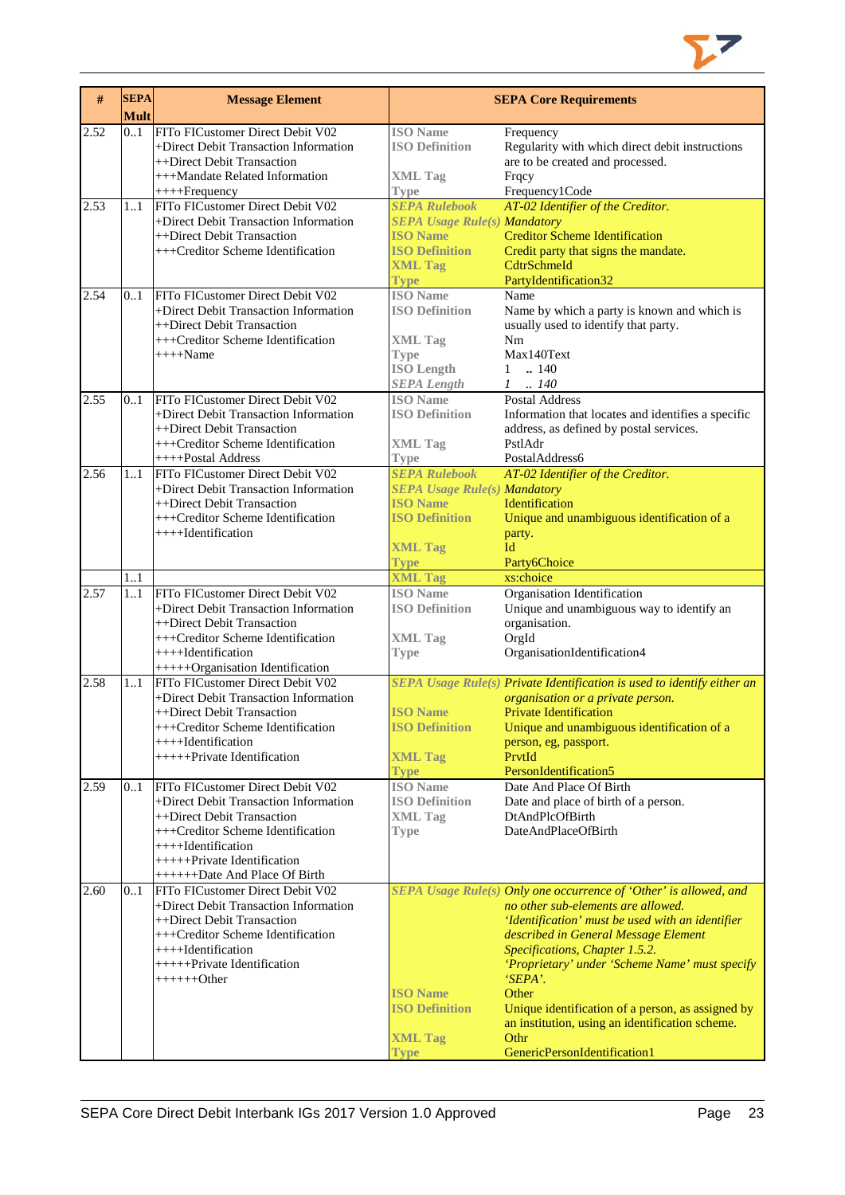| # | SEPA Mult | Message Element | SEPA Core Requirements | |
|---|---|---|---|---|
| 2.52 | 0..1 | FITo FICustomer Direct Debit V02<br>+Direct Debit Transaction Information<br>++Direct Debit Transaction<br>+++Mandate Related Information<br>++++Frequency | **ISO Name**<br>**ISO Definition**<br><br>**XML Tag**<br>**Type** | Frequency<br>Regularity with which direct debit instructions are to be created and processed.<br>Frqcy<br>Frequency1Code |
| 2.53 | 1..1 | FITo FICustomer Direct Debit V02<br>+Direct Debit Transaction Information<br>++Direct Debit Transaction<br>+++Creditor Scheme Identification | ***SEPA Rulebook***<br>***SEPA Usage Rule(s)***<br>**ISO Name**<br>**ISO Definition**<br>**XML Tag**<br>**Type** | *AT-02 Identifier of the Creditor.*<br>*Mandatory*<br>Creditor Scheme Identification<br>Credit party that signs the mandate.<br>CdtrSchmeId<br>PartyIdentification32 |
| 2.54 | 0..1 | FITo FICustomer Direct Debit V02<br>+Direct Debit Transaction Information<br>++Direct Debit Transaction<br>+++Creditor Scheme Identification<br>++++Name | **ISO Name**<br>**ISO Definition**<br><br>**XML Tag**<br>**Type**<br>**ISO Length**<br>***SEPA Length*** | Name<br>Name by which a party is known and which is usually used to identify that party.<br>Nm<br>Max140Text<br>1 .. 140<br>*1 .. 140* |
| 2.55 | 0..1 | FITo FICustomer Direct Debit V02<br>+Direct Debit Transaction Information<br>++Direct Debit Transaction<br>+++Creditor Scheme Identification<br>++++Postal Address | **ISO Name**<br>**ISO Definition**<br><br>**XML Tag**<br>**Type** | Postal Address<br>Information that locates and identifies a specific address, as defined by postal services.<br>PstlAdr<br>PostalAddress6 |
| 2.56 | 1..1 | FITo FICustomer Direct Debit V02<br>+Direct Debit Transaction Information<br>++Direct Debit Transaction<br>+++Creditor Scheme Identification<br>++++Identification | ***SEPA Rulebook***<br>***SEPA Usage Rule(s)***<br>**ISO Name**<br>**ISO Definition**<br><br>**XML Tag**<br>**Type** | *AT-02 Identifier of the Creditor.*<br>*Mandatory*<br>Identification<br>Unique and unambiguous identification of a party.<br>Id<br>Party6Choice |
| | 1..1 | | **XML Tag** | xs:choice |
| 2.57 | 1..1 | FITo FICustomer Direct Debit V02<br>+Direct Debit Transaction Information<br>++Direct Debit Transaction<br>+++Creditor Scheme Identification<br>++++Identification<br>+++++Organisation Identification | **ISO Name**<br>**ISO Definition**<br><br>**XML Tag**<br>**Type** | Organisation Identification<br>Unique and unambiguous way to identify an organisation.<br>OrgId<br>OrganisationIdentification4 |
| 2.58 | 1..1 | FITo FICustomer Direct Debit V02<br>+Direct Debit Transaction Information<br>++Direct Debit Transaction<br>+++Creditor Scheme Identification<br>++++Identification<br>+++++Private Identification | ***SEPA Usage Rule(s)***<br><br>**ISO Name**<br>**ISO Definition**<br><br>**XML Tag**<br>**Type** | *Private Identification is used to identify either an organisation or a private person.*<br>Private Identification<br>Unique and unambiguous identification of a person, eg, passport.<br>PrvtId<br>PersonIdentification5 |
| 2.59 | 0..1 | FITo FICustomer Direct Debit V02<br>+Direct Debit Transaction Information<br>++Direct Debit Transaction<br>+++Creditor Scheme Identification<br>++++Identification<br>+++++Private Identification<br>++++++Date And Place Of Birth | **ISO Name**<br>**ISO Definition**<br>**XML Tag**<br>**Type** | Date And Place Of Birth<br>Date and place of birth of a person.<br>DtAndPlcOfBirth<br>DateAndPlaceOfBirth |
| 2.60 | 0..1 | FITo FICustomer Direct Debit V02<br>+Direct Debit Transaction Information<br>++Direct Debit Transaction<br>+++Creditor Scheme Identification<br>++++Identification<br>+++++Private Identification<br>++++++Other | ***SEPA Usage Rule(s)***<br><br><br><br><br><br><br>**ISO Name**<br>**ISO Definition**<br><br>**XML Tag**<br>**Type** | *Only one occurrence of 'Other' is allowed, and no other sub-elements are allowed.*<br>*'Identification' must be used with an identifier described in General Message Element Specifications, Chapter 1.5.2.*<br>*'Proprietary' under 'Scheme Name' must specify 'SEPA'.*<br>Other<br>Unique identification of a person, as assigned by an institution, using an identification scheme.<br>Othr<br>GenericPersonIdentification1 |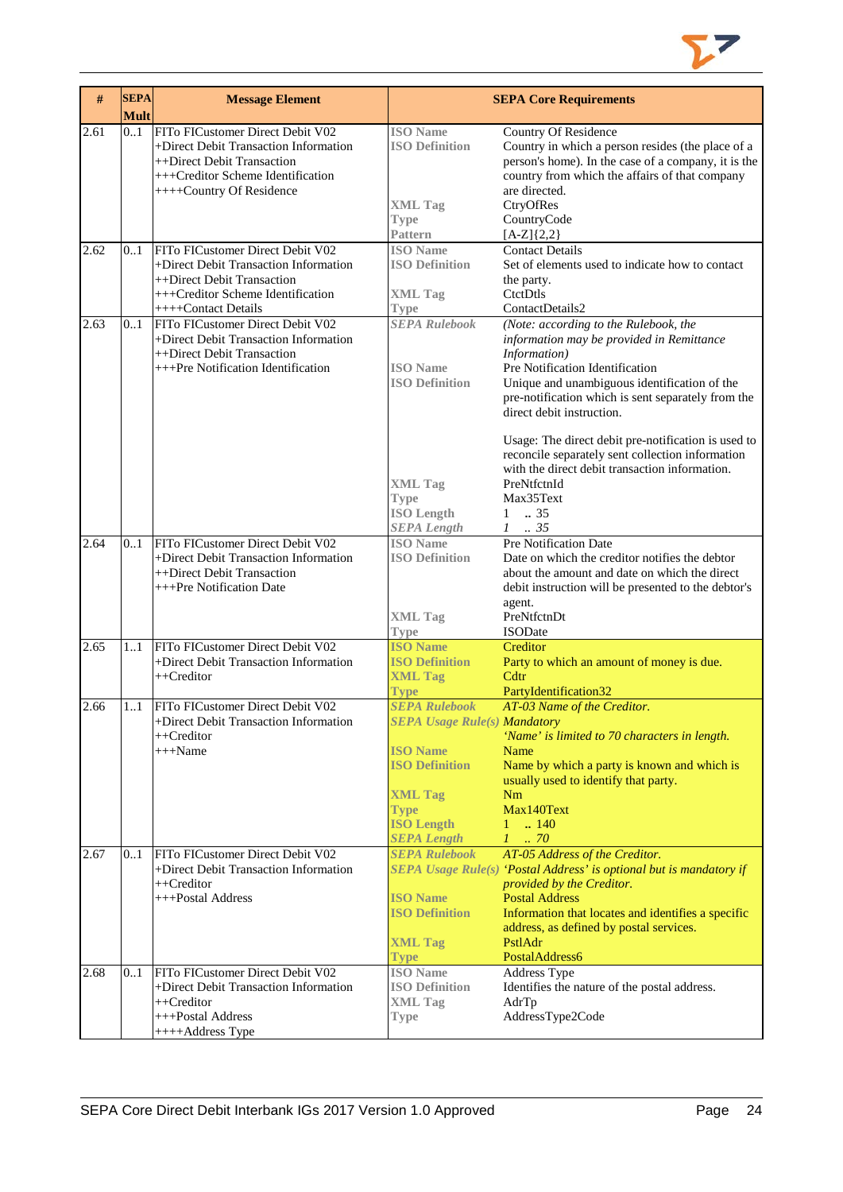| # | SEPA Mult | Message Element | SEPA Core Requirements | |
|---|---|---|---|---|
| 2.61 | 0..1 | FITo FICustomer Direct Debit V02<br>+Direct Debit Transaction Information<br>++Direct Debit Transaction<br>+++Creditor Scheme Identification<br>++++Country Of Residence | **ISO Name**<br>**ISO Definition**<br><br><br><br>**XML Tag**<br>**Type**<br>**Pattern** | Country Of Residence<br>Country in which a person resides (the place of a person's home). In the case of a company, it is the country from which the affairs of that company are directed.<br>CtryOfRes<br>CountryCode<br>[A-Z]{2,2} |
| 2.62 | 0..1 | FITo FICustomer Direct Debit V02<br>+Direct Debit Transaction Information<br>++Direct Debit Transaction<br>+++Creditor Scheme Identification<br>++++Contact Details | **ISO Name**<br>**ISO Definition**<br><br>**XML Tag**<br>**Type** | Contact Details<br>Set of elements used to indicate how to contact the party.<br>CtctDtls<br>ContactDetails2 |
| 2.63 | 0..1 | FITo FICustomer Direct Debit V02<br>+Direct Debit Transaction Information<br>++Direct Debit Transaction<br>+++Pre Notification Identification | ***SEPA Rulebook***<br><br><br>**ISO Name**<br>**ISO Definition**<br><br><br><br><br><br><br>**XML Tag**<br>**Type**<br>**ISO Length**<br>***SEPA Length*** | *(Note: according to the Rulebook, the information may be provided in Remittance Information)*<br>Pre Notification Identification<br>Unique and unambiguous identification of the pre-notification which is sent separately from the direct debit instruction.<br><br>Usage: The direct debit pre-notification is used to reconcile separately sent collection information with the direct debit transaction information.<br>PreNtfctnId<br>Max35Text<br>1 .. 35<br>*1 .. 35* |
| 2.64 | 0..1 | FITo FICustomer Direct Debit V02<br>+Direct Debit Transaction Information<br>++Direct Debit Transaction<br>+++Pre Notification Date | **ISO Name**<br>**ISO Definition**<br><br><br><br>**XML Tag**<br>**Type** | Pre Notification Date<br>Date on which the creditor notifies the debtor about the amount and date on which the direct debit instruction will be presented to the debtor's agent.<br>PreNtfctnDt<br>ISODate |
| 2.65 | 1..1 | FITo FICustomer Direct Debit V02<br>+Direct Debit Transaction Information<br>++Creditor | **ISO Name**<br>**ISO Definition**<br>**XML Tag**<br>**Type** | Creditor<br>Party to which an amount of money is due.<br>Cdtr<br>PartyIdentification32 |
| 2.66 | 1..1 | FITo FICustomer Direct Debit V02<br>+Direct Debit Transaction Information<br>++Creditor<br>+++Name | ***SEPA Rulebook***<br>***SEPA Usage Rule(s)***<br><br>**ISO Name**<br>**ISO Definition**<br><br>**XML Tag**<br>**Type**<br>**ISO Length**<br>***SEPA Length*** | *AT-03 Name of the Creditor.*<br>*Mandatory*<br>*'Name' is limited to 70 characters in length.*<br>Name<br>Name by which a party is known and which is usually used to identify that party.<br>Nm<br>Max140Text<br>1 .. 140<br>*1 .. 70* |
| 2.67 | 0..1 | FITo FICustomer Direct Debit V02<br>+Direct Debit Transaction Information<br>++Creditor<br>+++Postal Address | ***SEPA Rulebook***<br>***SEPA Usage Rule(s)***<br><br>**ISO Name**<br>**ISO Definition**<br><br>**XML Tag**<br>**Type** | *AT-05 Address of the Creditor.*<br>*'Postal Address' is optional but is mandatory if provided by the Creditor.*<br>Postal Address<br>Information that locates and identifies a specific address, as defined by postal services.<br>PstlAdr<br>PostalAddress6 |
| 2.68 | 0..1 | FITo FICustomer Direct Debit V02<br>+Direct Debit Transaction Information<br>++Creditor<br>+++Postal Address<br>++++Address Type | **ISO Name**<br>**ISO Definition**<br>**XML Tag**<br>**Type** | Address Type<br>Identifies the nature of the postal address.<br>AdrTp<br>AddressType2Code |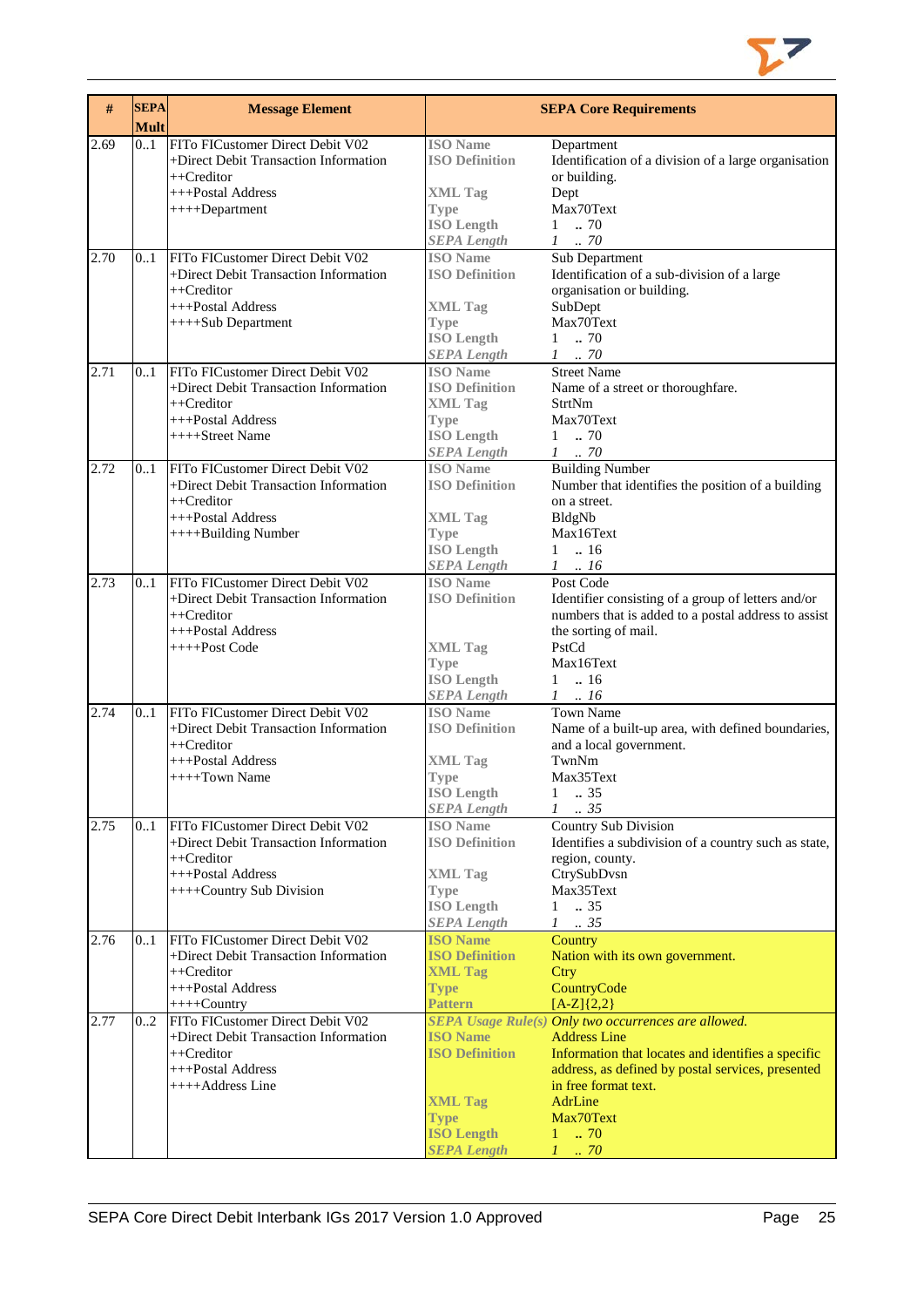| # | SEPA Mult | Message Element | SEPA Core Requirements | |
|---|---|---|---|---|
| 2.69 | 0..1 | FITo FICustomer Direct Debit V02<br>+Direct Debit Transaction Information<br>++Creditor<br>+++Postal Address<br>++++Department | **ISO Name**<br>**ISO Definition**<br><br>**XML Tag**<br>**Type**<br>**ISO Length**<br>***SEPA Length*** | Department<br>Identification of a division of a large organisation or building.<br>Dept<br>Max70Text<br>1 .. 70<br>*1 .. 70* |
| 2.70 | 0..1 | FITo FICustomer Direct Debit V02<br>+Direct Debit Transaction Information<br>++Creditor<br>+++Postal Address<br>++++Sub Department | **ISO Name**<br>**ISO Definition**<br><br>**XML Tag**<br>**Type**<br>**ISO Length**<br>***SEPA Length*** | Sub Department<br>Identification of a sub-division of a large organisation or building.<br>SubDept<br>Max70Text<br>1 .. 70<br>*1 .. 70* |
| 2.71 | 0..1 | FITo FICustomer Direct Debit V02<br>+Direct Debit Transaction Information<br>++Creditor<br>+++Postal Address<br>++++Street Name | **ISO Name**<br>**ISO Definition**<br>**XML Tag**<br>**Type**<br>**ISO Length**<br>***SEPA Length*** | Street Name<br>Name of a street or thoroughfare.<br>StrtNm<br>Max70Text<br>1 .. 70<br>*1 .. 70* |
| 2.72 | 0..1 | FITo FICustomer Direct Debit V02<br>+Direct Debit Transaction Information<br>++Creditor<br>+++Postal Address<br>++++Building Number | **ISO Name**<br>**ISO Definition**<br><br>**XML Tag**<br>**Type**<br>**ISO Length**<br>***SEPA Length*** | Building Number<br>Number that identifies the position of a building on a street.<br>BldgNb<br>Max16Text<br>1 .. 16<br>*1 .. 16* |
| 2.73 | 0..1 | FITo FICustomer Direct Debit V02<br>+Direct Debit Transaction Information<br>++Creditor<br>+++Postal Address<br>++++Post Code | **ISO Name**<br>**ISO Definition**<br><br><br>**XML Tag**<br>**Type**<br>**ISO Length**<br>***SEPA Length*** | Post Code<br>Identifier consisting of a group of letters and/or numbers that is added to a postal address to assist the sorting of mail.<br>PstCd<br>Max16Text<br>1 .. 16<br>*1 .. 16* |
| 2.74 | 0..1 | FITo FICustomer Direct Debit V02<br>+Direct Debit Transaction Information<br>++Creditor<br>+++Postal Address<br>++++Town Name | **ISO Name**<br>**ISO Definition**<br><br>**XML Tag**<br>**Type**<br>**ISO Length**<br>***SEPA Length*** | Town Name<br>Name of a built-up area, with defined boundaries, and a local government.<br>TwnNm<br>Max35Text<br>1 .. 35<br>*1 .. 35* |
| 2.75 | 0..1 | FITo FICustomer Direct Debit V02<br>+Direct Debit Transaction Information<br>++Creditor<br>+++Postal Address<br>++++Country Sub Division | **ISO Name**<br>**ISO Definition**<br><br>**XML Tag**<br>**Type**<br>**ISO Length**<br>***SEPA Length*** | Country Sub Division<br>Identifies a subdivision of a country such as state, region, county.<br>CtrySubDvsn<br>Max35Text<br>1 .. 35<br>*1 .. 35* |
| 2.76 | 0..1 | FITo FICustomer Direct Debit V02<br>+Direct Debit Transaction Information<br>++Creditor<br>+++Postal Address<br>++++Country | **ISO Name**<br>**ISO Definition**<br>**XML Tag**<br>**Type**<br>**Pattern** | Country<br>Nation with its own government.<br>Ctry<br>CountryCode<br>[A-Z]{2,2} |
| 2.77 | 0..2 | FITo FICustomer Direct Debit V02<br>+Direct Debit Transaction Information<br>++Creditor<br>+++Postal Address<br>++++Address Line | ***SEPA Usage Rule(s)***<br>**ISO Name**<br>**ISO Definition**<br><br><br>**XML Tag**<br>**Type**<br>**ISO Length**<br>***SEPA Length*** | *Only two occurrences are allowed.*<br>Address Line<br>Information that locates and identifies a specific address, as defined by postal services, presented in free format text.<br>AdrLine<br>Max70Text<br>1 .. 70<br>*1 .. 70* |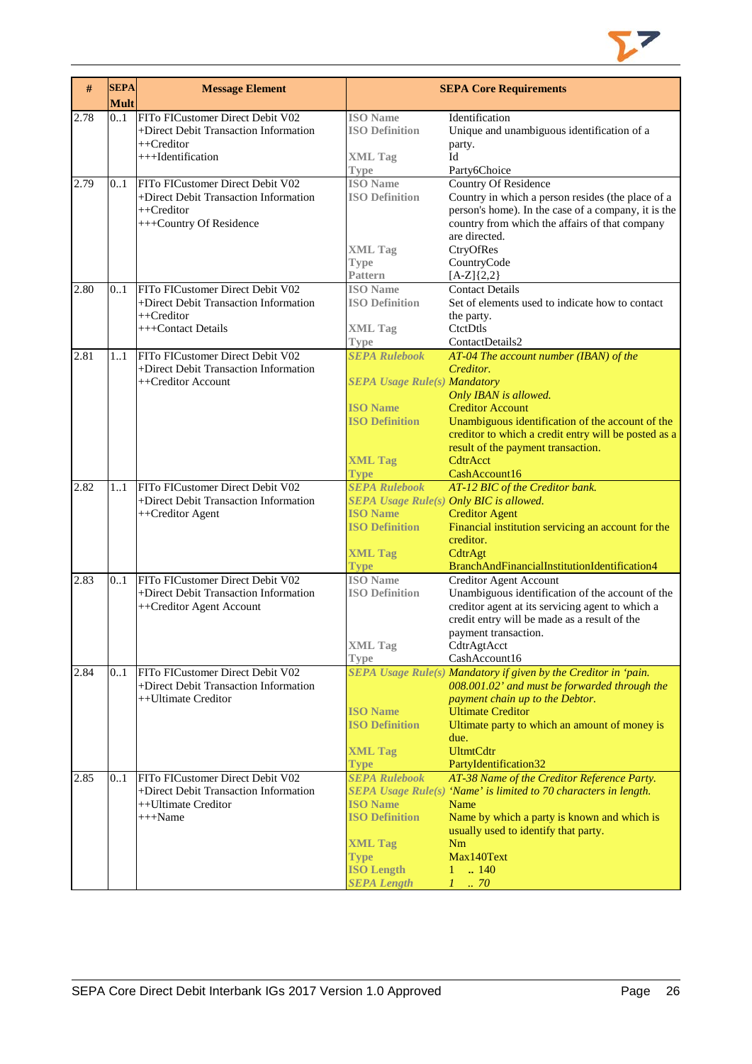| # | SEPA Mult | Message Element | SEPA Core Requirements | |
|---|---|---|---|---|
| 2.78 | 0..1 | FITo FICustomer Direct Debit V02<br>+Direct Debit Transaction Information<br>++Creditor<br>+++Identification | ISO Name<br>ISO Definition<br><br>XML Tag<br>Type | Identification<br>Unique and unambiguous identification of a party.<br>Id<br>Party6Choice |
| 2.79 | 0..1 | FITo FICustomer Direct Debit V02<br>+Direct Debit Transaction Information<br>++Creditor<br>+++Country Of Residence | ISO Name<br>ISO Definition<br><br><br><br>XML Tag<br>Type<br>Pattern | Country Of Residence<br>Country in which a person resides (the place of a person's home). In the case of a company, it is the country from which the affairs of that company are directed.<br>CtryOfRes<br>CountryCode<br>[A-Z]{2,2} |
| 2.80 | 0..1 | FITo FICustomer Direct Debit V02<br>+Direct Debit Transaction Information<br>++Creditor<br>+++Contact Details | ISO Name<br>ISO Definition<br><br>XML Tag<br>Type | Contact Details<br>Set of elements used to indicate how to contact the party.<br>CtctDtls<br>ContactDetails2 |
| 2.81 | 1..1 | FITo FICustomer Direct Debit V02<br>+Direct Debit Transaction Information<br>++Creditor Account | *SEPA Rulebook*<br><br>*SEPA Usage Rule(s)*<br><br>ISO Name<br>ISO Definition<br><br><br>XML Tag<br>Type | *AT-04 The account number (IBAN) of the Creditor.*<br>*Mandatory*<br>*Only IBAN is allowed.*<br>Creditor Account<br>Unambiguous identification of the account of the creditor to which a credit entry will be posted as a result of the payment transaction.<br>CdtrAcct<br>CashAccount16 |
| 2.82 | 1..1 | FITo FICustomer Direct Debit V02<br>+Direct Debit Transaction Information<br>++Creditor Agent | *SEPA Rulebook*<br>*SEPA Usage Rule(s)*<br>ISO Name<br>ISO Definition<br><br>XML Tag<br>Type | *AT-12 BIC of the Creditor bank.*<br>*Only BIC is allowed.*<br>Creditor Agent<br>Financial institution servicing an account for the creditor.<br>CdtrAgt<br>BranchAndFinancialInstitutionIdentification4 |
| 2.83 | 0..1 | FITo FICustomer Direct Debit V02<br>+Direct Debit Transaction Information<br>++Creditor Agent Account | ISO Name<br>ISO Definition<br><br><br><br>XML Tag<br>Type | Creditor Agent Account<br>Unambiguous identification of the account of the creditor agent at its servicing agent to which a credit entry will be made as a result of the payment transaction.<br>CdtrAgtAcct<br>CashAccount16 |
| 2.84 | 0..1 | FITo FICustomer Direct Debit V02<br>+Direct Debit Transaction Information<br>++Ultimate Creditor | *SEPA Usage Rule(s)*<br><br><br>ISO Name<br>ISO Definition<br><br>XML Tag<br>Type | *Mandatory if given by the Creditor in 'pain.008.001.02' and must be forwarded through the payment chain up to the Debtor.*<br>Ultimate Creditor<br>Ultimate party to which an amount of money is due.<br>UltmtCdtr<br>PartyIdentification32 |
| 2.85 | 0..1 | FITo FICustomer Direct Debit V02<br>+Direct Debit Transaction Information<br>++Ultimate Creditor<br>+++Name | *SEPA Rulebook*<br>*SEPA Usage Rule(s)*<br>ISO Name<br>ISO Definition<br><br>XML Tag<br>Type<br>ISO Length<br>*SEPA Length* | *AT-38 Name of the Creditor Reference Party.*<br>*'Name' is limited to 70 characters in length.*<br>Name<br>Name by which a party is known and which is usually used to identify that party.<br>Nm<br>Max140Text<br>1 .. 140<br>*1 .. 70* |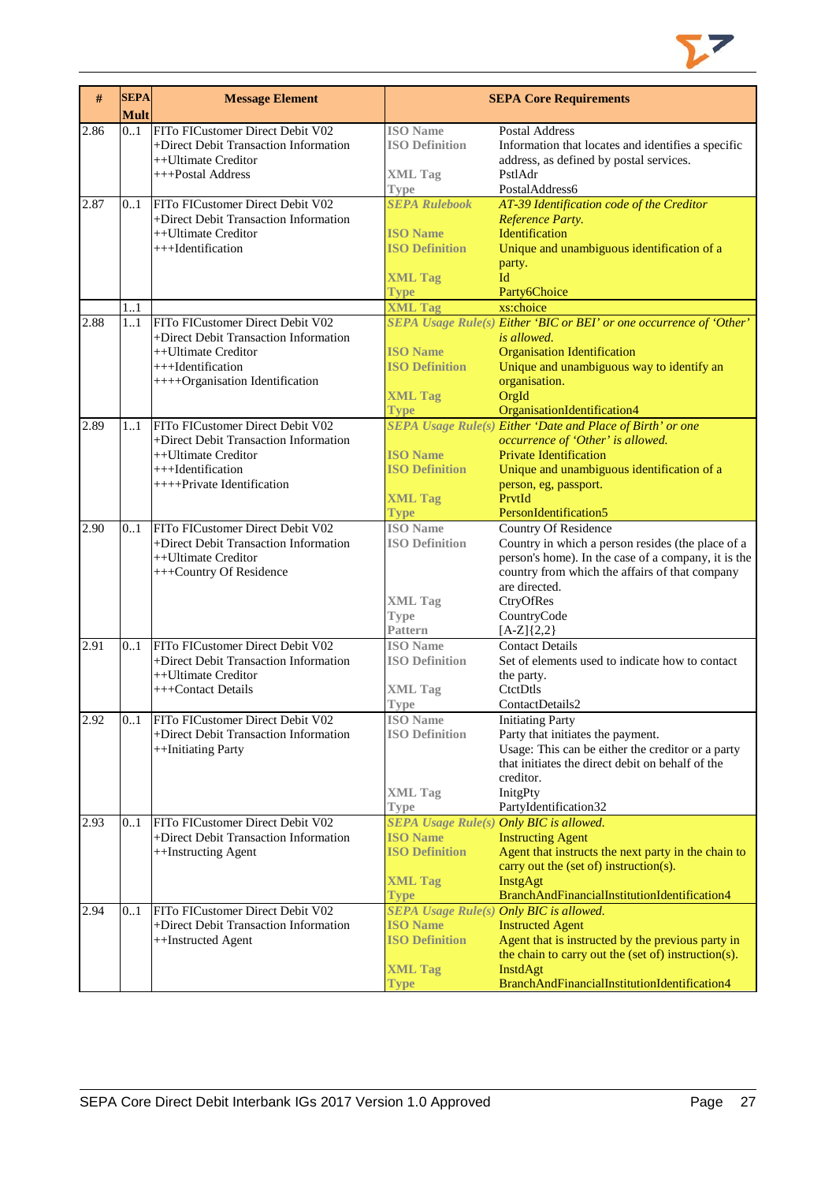| # | SEPA Mult | Message Element | SEPA Core Requirements | |
|---|---|---|---|---|
| 2.86 | 0..1 | FITo FICustomer Direct Debit V02<br>+Direct Debit Transaction Information<br>++Ultimate Creditor<br>+++Postal Address | **ISO Name**<br>**ISO Definition**<br><br>**XML Tag**<br>**Type** | Postal Address<br>Information that locates and identifies a specific address, as defined by postal services.<br>PstlAdr<br>PostalAddress6 |
| 2.87 | 0..1 | FITo FICustomer Direct Debit V02<br>+Direct Debit Transaction Information<br>++Ultimate Creditor<br>+++Identification | ***SEPA Rulebook***<br><br>**ISO Name**<br>**ISO Definition**<br><br>**XML Tag**<br>**Type** | *AT-39 Identification code of the Creditor Reference Party.*<br>Identification<br>Unique and unambiguous identification of a party.<br>Id<br>Party6Choice |
| | 1..1 | | **XML Tag** | xs:choice |
| 2.88 | 1..1 | FITo FICustomer Direct Debit V02<br>+Direct Debit Transaction Information<br>++Ultimate Creditor<br>+++Identification<br>++++Organisation Identification | ***SEPA Usage Rule(s)***<br><br>**ISO Name**<br>**ISO Definition**<br><br>**XML Tag**<br>**Type** | *Either 'BIC or BEI' or one occurrence of 'Other' is allowed.*<br>Organisation Identification<br>Unique and unambiguous way to identify an organisation.<br>OrgId<br>OrganisationIdentification4 |
| 2.89 | 1..1 | FITo FICustomer Direct Debit V02<br>+Direct Debit Transaction Information<br>++Ultimate Creditor<br>+++Identification<br>++++Private Identification | ***SEPA Usage Rule(s)***<br><br>**ISO Name**<br>**ISO Definition**<br><br>**XML Tag**<br>**Type** | *Either 'Date and Place of Birth' or one occurrence of 'Other' is allowed.*<br>Private Identification<br>Unique and unambiguous identification of a person, eg, passport.<br>PrvtId<br>PersonIdentification5 |
| 2.90 | 0..1 | FITo FICustomer Direct Debit V02<br>+Direct Debit Transaction Information<br>++Ultimate Creditor<br>+++Country Of Residence | **ISO Name**<br>**ISO Definition**<br><br><br><br>**XML Tag**<br>**Type**<br>**Pattern** | Country Of Residence<br>Country in which a person resides (the place of a person's home). In the case of a company, it is the country from which the affairs of that company are directed.<br>CtryOfRes<br>CountryCode<br>[A-Z]{2,2} |
| 2.91 | 0..1 | FITo FICustomer Direct Debit V02<br>+Direct Debit Transaction Information<br>++Ultimate Creditor<br>+++Contact Details | **ISO Name**<br>**ISO Definition**<br><br>**XML Tag**<br>**Type** | Contact Details<br>Set of elements used to indicate how to contact the party.<br>CtctDtls<br>ContactDetails2 |
| 2.92 | 0..1 | FITo FICustomer Direct Debit V02<br>+Direct Debit Transaction Information<br>++Initiating Party | **ISO Name**<br>**ISO Definition**<br><br><br><br>**XML Tag**<br>**Type** | Initiating Party<br>Party that initiates the payment.<br>Usage: This can be either the creditor or a party that initiates the direct debit on behalf of the creditor.<br>InitgPty<br>PartyIdentification32 |
| 2.93 | 0..1 | FITo FICustomer Direct Debit V02<br>+Direct Debit Transaction Information<br>++Instructing Agent | ***SEPA Usage Rule(s)***<br>**ISO Name**<br>**ISO Definition**<br><br>**XML Tag**<br>**Type** | *Only BIC is allowed.*<br>Instructing Agent<br>Agent that instructs the next party in the chain to carry out the (set of) instruction(s).<br>InstgAgt<br>BranchAndFinancialInstitutionIdentification4 |
| 2.94 | 0..1 | FITo FICustomer Direct Debit V02<br>+Direct Debit Transaction Information<br>++Instructed Agent | ***SEPA Usage Rule(s)***<br>**ISO Name**<br>**ISO Definition**<br><br>**XML Tag**<br>**Type** | *Only BIC is allowed.*<br>Instructed Agent<br>Agent that is instructed by the previous party in the chain to carry out the (set of) instruction(s).<br>InstdAgt<br>BranchAndFinancialInstitutionIdentification4 |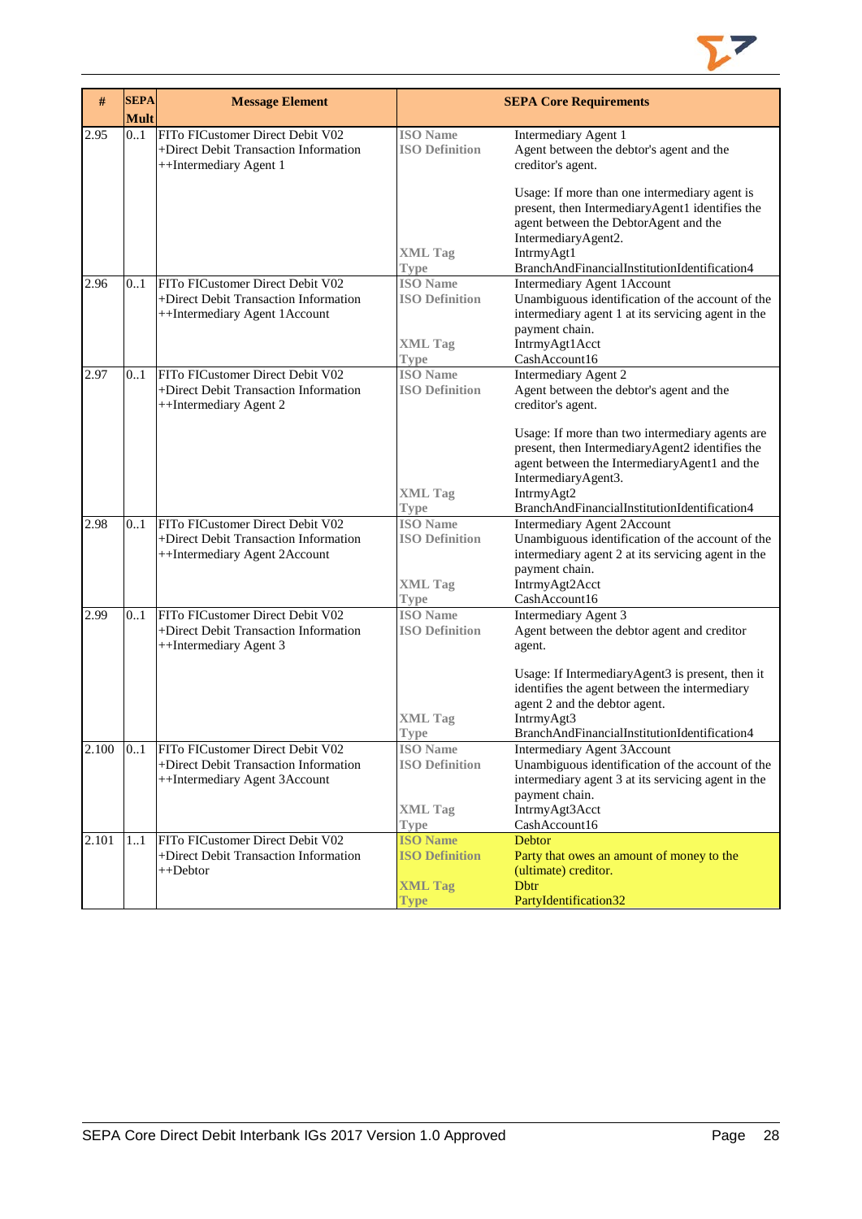| # | SEPA Mult | Message Element | SEPA Core Requirements | |
|---|---|---|---|---|
| 2.95 | 0..1 | FITo FICustomer Direct Debit V02<br>+Direct Debit Transaction Information<br>++Intermediary Agent 1 | ISO Name<br>ISO Definition<br><br><br><br><br><br>XML Tag<br>Type | Intermediary Agent 1<br>Agent between the debtor's agent and the creditor's agent.<br><br>Usage: If more than one intermediary agent is present, then IntermediaryAgent1 identifies the agent between the DebtorAgent and the IntermediaryAgent2.<br>IntrmyAgt1<br>BranchAndFinancialInstitutionIdentification4 |
| 2.96 | 0..1 | FITo FICustomer Direct Debit V02<br>+Direct Debit Transaction Information<br>++Intermediary Agent 1Account | ISO Name<br>ISO Definition<br><br><br>XML Tag<br>Type | Intermediary Agent 1Account<br>Unambiguous identification of the account of the intermediary agent 1 at its servicing agent in the payment chain.<br>IntrmyAgt1Acct<br>CashAccount16 |
| 2.97 | 0..1 | FITo FICustomer Direct Debit V02<br>+Direct Debit Transaction Information<br>++Intermediary Agent 2 | ISO Name<br>ISO Definition<br><br><br><br><br><br>XML Tag<br>Type | Intermediary Agent 2<br>Agent between the debtor's agent and the creditor's agent.<br><br>Usage: If more than two intermediary agents are present, then IntermediaryAgent2 identifies the agent between the IntermediaryAgent1 and the IntermediaryAgent3.<br>IntrmyAgt2<br>BranchAndFinancialInstitutionIdentification4 |
| 2.98 | 0..1 | FITo FICustomer Direct Debit V02<br>+Direct Debit Transaction Information<br>++Intermediary Agent 2Account | ISO Name<br>ISO Definition<br><br><br>XML Tag<br>Type | Intermediary Agent 2Account<br>Unambiguous identification of the account of the intermediary agent 2 at its servicing agent in the payment chain.<br>IntrmyAgt2Acct<br>CashAccount16 |
| 2.99 | 0..1 | FITo FICustomer Direct Debit V02<br>+Direct Debit Transaction Information<br>++Intermediary Agent 3 | ISO Name<br>ISO Definition<br><br><br><br><br>XML Tag<br>Type | Intermediary Agent 3<br>Agent between the debtor agent and creditor agent.<br><br>Usage: If IntermediaryAgent3 is present, then it identifies the agent between the intermediary agent 2 and the debtor agent.<br>IntrmyAgt3<br>BranchAndFinancialInstitutionIdentification4 |
| 2.100 | 0..1 | FITo FICustomer Direct Debit V02<br>+Direct Debit Transaction Information<br>++Intermediary Agent 3Account | ISO Name<br>ISO Definition<br><br><br>XML Tag<br>Type | Intermediary Agent 3Account<br>Unambiguous identification of the account of the intermediary agent 3 at its servicing agent in the payment chain.<br>IntrmyAgt3Acct<br>CashAccount16 |
| 2.101 | 1..1 | FITo FICustomer Direct Debit V02<br>+Direct Debit Transaction Information<br>++Debtor | ISO Name<br>ISO Definition<br><br>XML Tag<br>Type | Debtor<br>Party that owes an amount of money to the (ultimate) creditor.<br>Dbtr<br>PartyIdentification32 |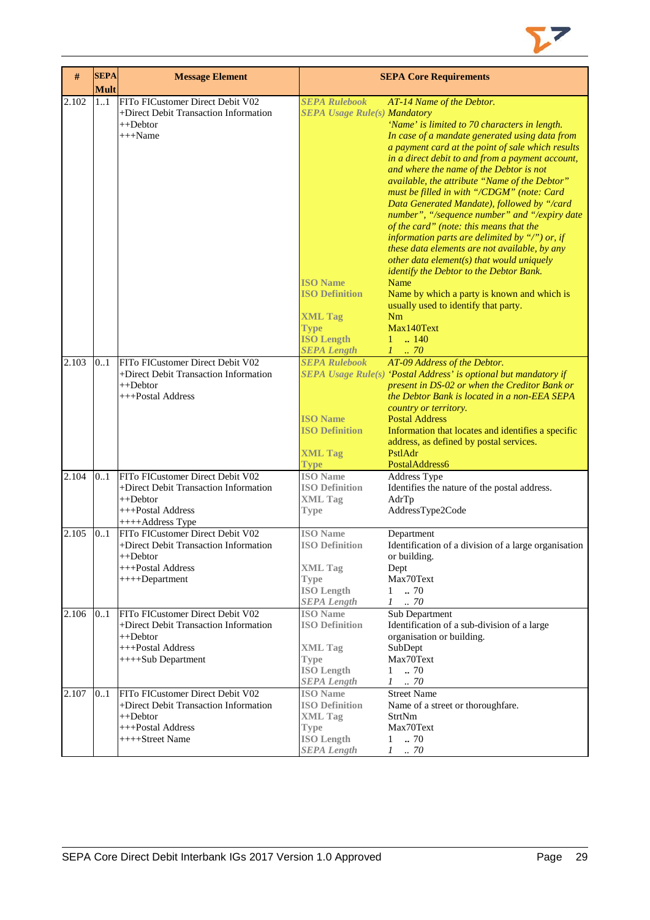| # | SEPA Mult | Message Element | SEPA Core Requirements | |
|---|---|---|---|---|
| 2.102 | 1..1 | FITo FICustomer Direct Debit V02<br>+Direct Debit Transaction Information<br>++Debtor<br>+++Name | *SEPA Rulebook* | *AT-14 Name of the Debtor.* |
| | | | *SEPA Usage Rule(s)* | *Mandatory*<br>*'Name' is limited to 70 characters in length.*<br>*In case of a mandate generated using data from a payment card at the point of sale which results in a direct debit to and from a payment account, and where the name of the Debtor is not available, the attribute "Name of the Debtor" must be filled in with "/CDGM" (note: Card Data Generated Mandate), followed by "/card number", "/sequence number" and "/expiry date of the card" (note: this means that the information parts are delimited by "/") or, if these data elements are not available, by any other data element(s) that would uniquely identify the Debtor to the Debtor Bank.* |
| | | | **ISO Name** | Name |
| | | | **ISO Definition** | Name by which a party is known and which is usually used to identify that party. |
| | | | **XML Tag** | Nm |
| | | | **Type** | Max140Text |
| | | | **ISO Length** | 1 .. 140 |
| | | | ***SEPA Length*** | *1 .. 70* |
| 2.103 | 0..1 | FITo FICustomer Direct Debit V02<br>+Direct Debit Transaction Information<br>++Debtor<br>+++Postal Address | *SEPA Rulebook* | *AT-09 Address of the Debtor.* |
| | | | *SEPA Usage Rule(s)* | *'Postal Address' is optional but mandatory if present in DS-02 or when the Creditor Bank or the Debtor Bank is located in a non-EEA SEPA country or territory.* |
| | | | **ISO Name** | Postal Address |
| | | | **ISO Definition** | Information that locates and identifies a specific address, as defined by postal services. |
| | | | **XML Tag** | PstlAdr |
| | | | **Type** | PostalAddress6 |
| 2.104 | 0..1 | FITo FICustomer Direct Debit V02<br>+Direct Debit Transaction Information<br>++Debtor<br>+++Postal Address<br>++++Address Type | **ISO Name** | Address Type |
| | | | **ISO Definition** | Identifies the nature of the postal address. |
| | | | **XML Tag** | AdrTp |
| | | | **Type** | AddressType2Code |
| 2.105 | 0..1 | FITo FICustomer Direct Debit V02<br>+Direct Debit Transaction Information<br>++Debtor<br>+++Postal Address<br>++++Department | **ISO Name** | Department |
| | | | **ISO Definition** | Identification of a division of a large organisation or building. |
| | | | **XML Tag** | Dept |
| | | | **Type** | Max70Text |
| | | | **ISO Length** | 1 .. 70 |
| | | | ***SEPA Length*** | *1 .. 70* |
| 2.106 | 0..1 | FITo FICustomer Direct Debit V02<br>+Direct Debit Transaction Information<br>++Debtor<br>+++Postal Address<br>++++Sub Department | **ISO Name** | Sub Department |
| | | | **ISO Definition** | Identification of a sub-division of a large organisation or building. |
| | | | **XML Tag** | SubDept |
| | | | **Type** | Max70Text |
| | | | **ISO Length** | 1 .. 70 |
| | | | ***SEPA Length*** | *1 .. 70* |
| 2.107 | 0..1 | FITo FICustomer Direct Debit V02<br>+Direct Debit Transaction Information<br>++Debtor<br>+++Postal Address<br>++++Street Name | **ISO Name** | Street Name |
| | | | **ISO Definition** | Name of a street or thoroughfare. |
| | | | **XML Tag** | StrtNm |
| | | | **Type** | Max70Text |
| | | | **ISO Length** | 1 .. 70 |
| | | | ***SEPA Length*** | *1 .. 70* |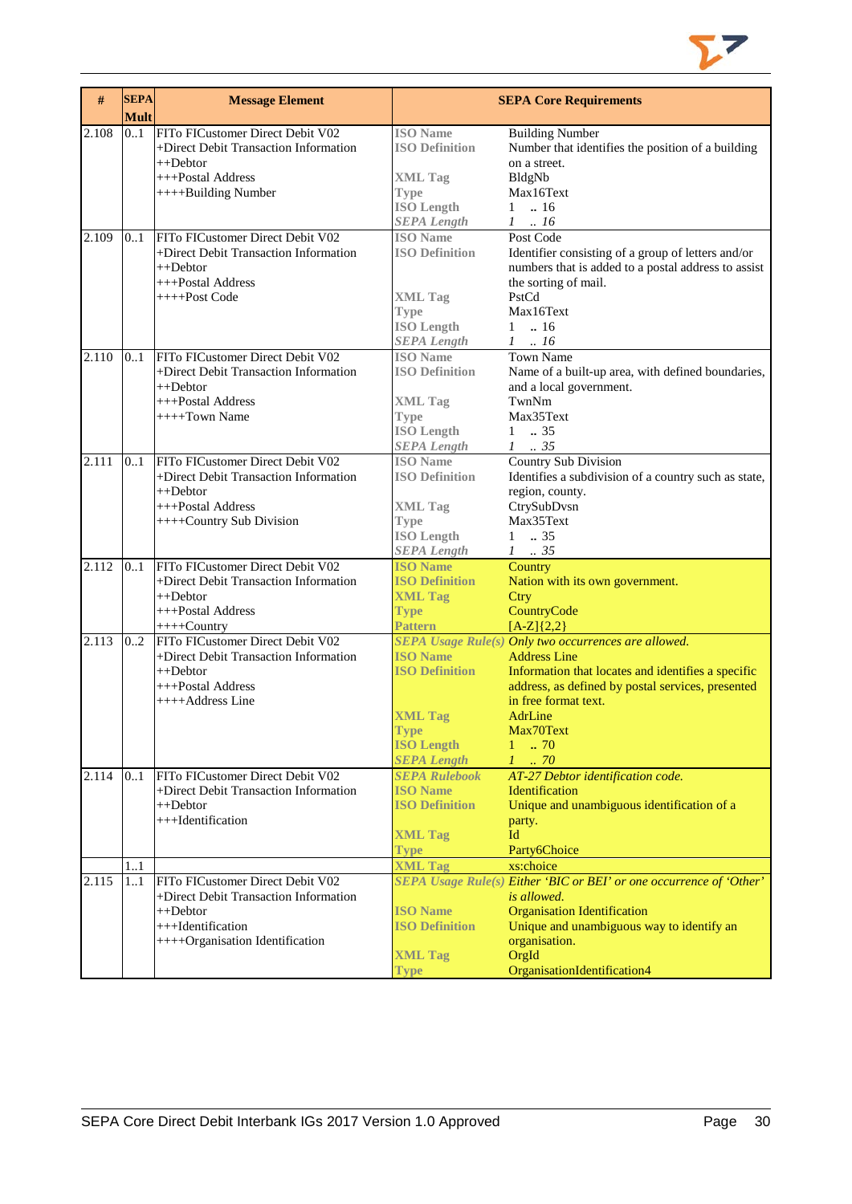| # | SEPA Mult | Message Element | SEPA Core Requirements | |
|---|---|---|---|---|
| 2.108 | 0..1 | FITo FICustomer Direct Debit V02<br>+Direct Debit Transaction Information<br>++Debtor<br>+++Postal Address<br>++++Building Number | **ISO Name**<br>**ISO Definition**<br><br>**XML Tag**<br>**Type**<br>**ISO Length**<br>***SEPA Length*** | Building Number<br>Number that identifies the position of a building on a street.<br>BldgNb<br>Max16Text<br>1 .. 16<br>*1 .. 16* |
| 2.109 | 0..1 | FITo FICustomer Direct Debit V02<br>+Direct Debit Transaction Information<br>++Debtor<br>+++Postal Address<br>++++Post Code | **ISO Name**<br>**ISO Definition**<br><br><br>**XML Tag**<br>**Type**<br>**ISO Length**<br>***SEPA Length*** | Post Code<br>Identifier consisting of a group of letters and/or numbers that is added to a postal address to assist the sorting of mail.<br>PstCd<br>Max16Text<br>1 .. 16<br>*1 .. 16* |
| 2.110 | 0..1 | FITo FICustomer Direct Debit V02<br>+Direct Debit Transaction Information<br>++Debtor<br>+++Postal Address<br>++++Town Name | **ISO Name**<br>**ISO Definition**<br><br>**XML Tag**<br>**Type**<br>**ISO Length**<br>***SEPA Length*** | Town Name<br>Name of a built-up area, with defined boundaries, and a local government.<br>TwnNm<br>Max35Text<br>1 .. 35<br>*1 .. 35* |
| 2.111 | 0..1 | FITo FICustomer Direct Debit V02<br>+Direct Debit Transaction Information<br>++Debtor<br>+++Postal Address<br>++++Country Sub Division | **ISO Name**<br>**ISO Definition**<br><br>**XML Tag**<br>**Type**<br>**ISO Length**<br>***SEPA Length*** | Country Sub Division<br>Identifies a subdivision of a country such as state, region, county.<br>CtrySubDvsn<br>Max35Text<br>1 .. 35<br>*1 .. 35* |
| 2.112 | 0..1 | FITo FICustomer Direct Debit V02<br>+Direct Debit Transaction Information<br>++Debtor<br>+++Postal Address<br>++++Country | **ISO Name**<br>**ISO Definition**<br>**XML Tag**<br>**Type**<br>**Pattern** | Country<br>Nation with its own government.<br>Ctry<br>CountryCode<br>[A-Z]{2,2} |
| 2.113 | 0..2 | FITo FICustomer Direct Debit V02<br>+Direct Debit Transaction Information<br>++Debtor<br>+++Postal Address<br>++++Address Line | ***SEPA Usage Rule(s)***<br>**ISO Name**<br>**ISO Definition**<br><br><br>**XML Tag**<br>**Type**<br>**ISO Length**<br>***SEPA Length*** | *Only two occurrences are allowed.*<br>Address Line<br>Information that locates and identifies a specific address, as defined by postal services, presented in free format text.<br>AdrLine<br>Max70Text<br>1 .. 70<br>*1 .. 70* |
| 2.114 | 0..1 | FITo FICustomer Direct Debit V02<br>+Direct Debit Transaction Information<br>++Debtor<br>+++Identification | ***SEPA Rulebook***<br>**ISO Name**<br>**ISO Definition**<br><br>**XML Tag**<br>**Type** | *AT-27 Debtor identification code.*<br>Identification<br>Unique and unambiguous identification of a party.<br>Id<br>Party6Choice |
| | 1..1 | | **XML Tag** | xs:choice |
| 2.115 | 1..1 | FITo FICustomer Direct Debit V02<br>+Direct Debit Transaction Information<br>++Debtor<br>+++Identification<br>++++Organisation Identification | ***SEPA Usage Rule(s)***<br><br>**ISO Name**<br>**ISO Definition**<br><br>**XML Tag**<br>**Type** | *Either 'BIC or BEI' or one occurrence of 'Other' is allowed.*<br>Organisation Identification<br>Unique and unambiguous way to identify an organisation.<br>OrgId<br>OrganisationIdentification4 |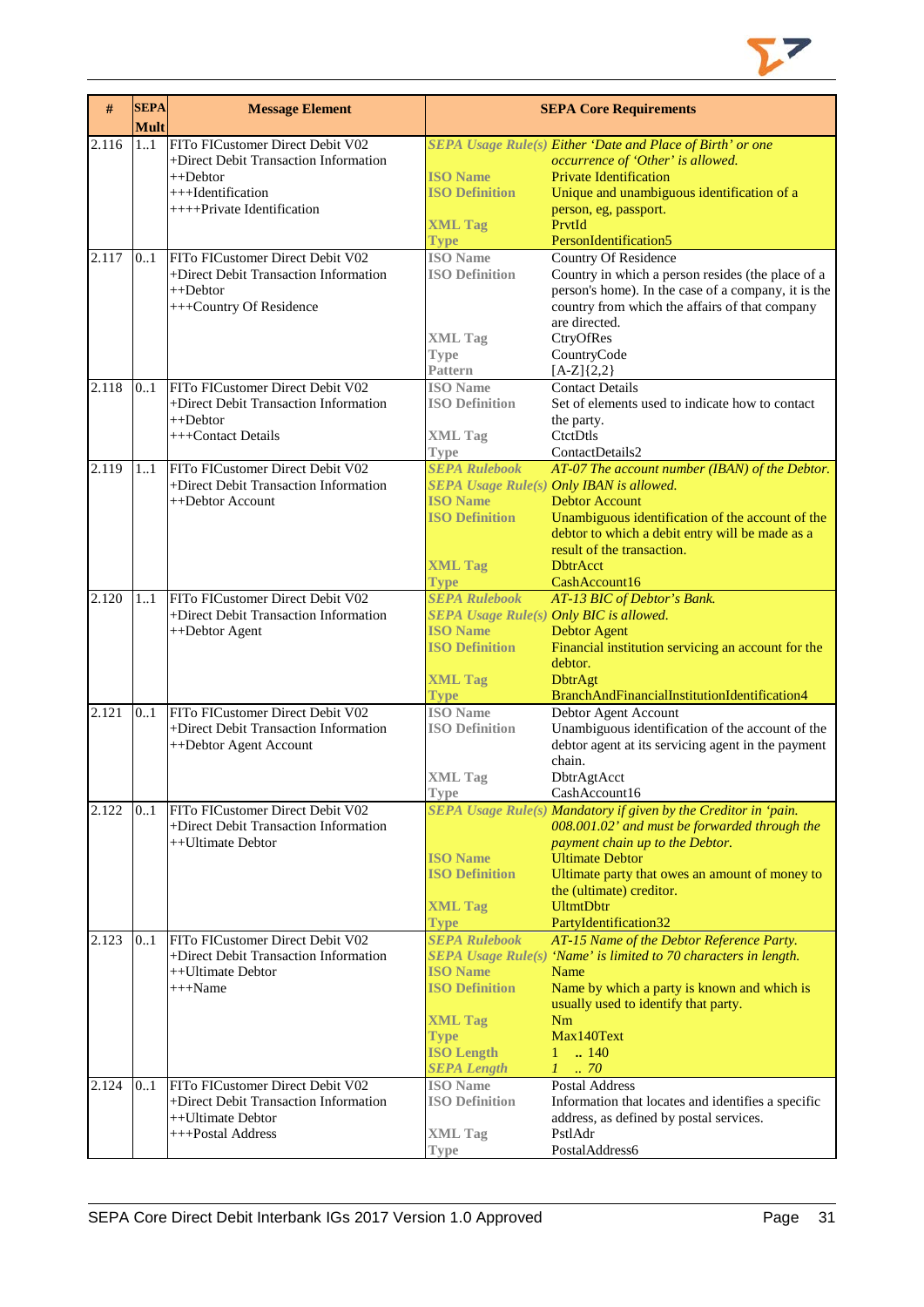| # | SEPA Mult | Message Element | SEPA Core Requirements | |
|---|---|---|---|---|
| 2.116 | 1..1 | FITo FICustomer Direct Debit V02<br>+Direct Debit Transaction Information<br>++Debtor<br>+++Identification<br>++++Private Identification | *SEPA Usage Rule(s)*<br>**ISO Name**<br>**ISO Definition**<br><br>**XML Tag**<br>**Type** | *Either 'Date and Place of Birth' or one occurrence of 'Other' is allowed.*<br>Private Identification<br>Unique and unambiguous identification of a person, eg, passport.<br>PrvtId<br>PersonIdentification5 |
| 2.117 | 0..1 | FITo FICustomer Direct Debit V02<br>+Direct Debit Transaction Information<br>++Debtor<br>+++Country Of Residence | **ISO Name**<br>**ISO Definition**<br><br><br><br>**XML Tag**<br>**Type**<br>**Pattern** | Country Of Residence<br>Country in which a person resides (the place of a person's home). In the case of a company, it is the country from which the affairs of that company are directed.<br>CtryOfRes<br>CountryCode<br>[A-Z]{2,2} |
| 2.118 | 0..1 | FITo FICustomer Direct Debit V02<br>+Direct Debit Transaction Information<br>++Debtor<br>+++Contact Details | **ISO Name**<br>**ISO Definition**<br><br>**XML Tag**<br>**Type** | Contact Details<br>Set of elements used to indicate how to contact the party.<br>CtctDtls<br>ContactDetails2 |
| 2.119 | 1..1 | FITo FICustomer Direct Debit V02<br>+Direct Debit Transaction Information<br>++Debtor Account | *SEPA Rulebook*<br>*SEPA Usage Rule(s)*<br>**ISO Name**<br>**ISO Definition**<br><br><br>**XML Tag**<br>**Type** | *AT-07 The account number (IBAN) of the Debtor.*<br>*Only IBAN is allowed.*<br>Debtor Account<br>Unambiguous identification of the account of the debtor to which a debit entry will be made as a result of the transaction.<br>DbtrAcct<br>CashAccount16 |
| 2.120 | 1..1 | FITo FICustomer Direct Debit V02<br>+Direct Debit Transaction Information<br>++Debtor Agent | *SEPA Rulebook*<br>*SEPA Usage Rule(s)*<br>**ISO Name**<br>**ISO Definition**<br><br>**XML Tag**<br>**Type** | *AT-13 BIC of Debtor's Bank.*<br>*Only BIC is allowed.*<br>Debtor Agent<br>Financial institution servicing an account for the debtor.<br>DbtrAgt<br>BranchAndFinancialInstitutionIdentification4 |
| 2.121 | 0..1 | FITo FICustomer Direct Debit V02<br>+Direct Debit Transaction Information<br>++Debtor Agent Account | **ISO Name**<br>**ISO Definition**<br><br><br>**XML Tag**<br>**Type** | Debtor Agent Account<br>Unambiguous identification of the account of the debtor agent at its servicing agent in the payment chain.<br>DbtrAgtAcct<br>CashAccount16 |
| 2.122 | 0..1 | FITo FICustomer Direct Debit V02<br>+Direct Debit Transaction Information<br>++Ultimate Debtor | *SEPA Usage Rule(s)*<br><br><br>**ISO Name**<br>**ISO Definition**<br><br>**XML Tag**<br>**Type** | *Mandatory if given by the Creditor in 'pain. 008.001.02' and must be forwarded through the payment chain up to the Debtor.*<br>Ultimate Debtor<br>Ultimate party that owes an amount of money to the (ultimate) creditor.<br>UltmtDbtr<br>PartyIdentification32 |
| 2.123 | 0..1 | FITo FICustomer Direct Debit V02<br>+Direct Debit Transaction Information<br>++Ultimate Debtor<br>+++Name | *SEPA Rulebook*<br>*SEPA Usage Rule(s)*<br>**ISO Name**<br>**ISO Definition**<br><br>**XML Tag**<br>**Type**<br>**ISO Length**<br>*SEPA Length* | *AT-15 Name of the Debtor Reference Party.*<br>*'Name' is limited to 70 characters in length.*<br>Name<br>Name by which a party is known and which is usually used to identify that party.<br>Nm<br>Max140Text<br>1 .. 140<br>*1 .. 70* |
| 2.124 | 0..1 | FITo FICustomer Direct Debit V02<br>+Direct Debit Transaction Information<br>++Ultimate Debtor<br>+++Postal Address | **ISO Name**<br>**ISO Definition**<br><br>**XML Tag**<br>**Type** | Postal Address<br>Information that locates and identifies a specific address, as defined by postal services.<br>PstlAdr<br>PostalAddress6 |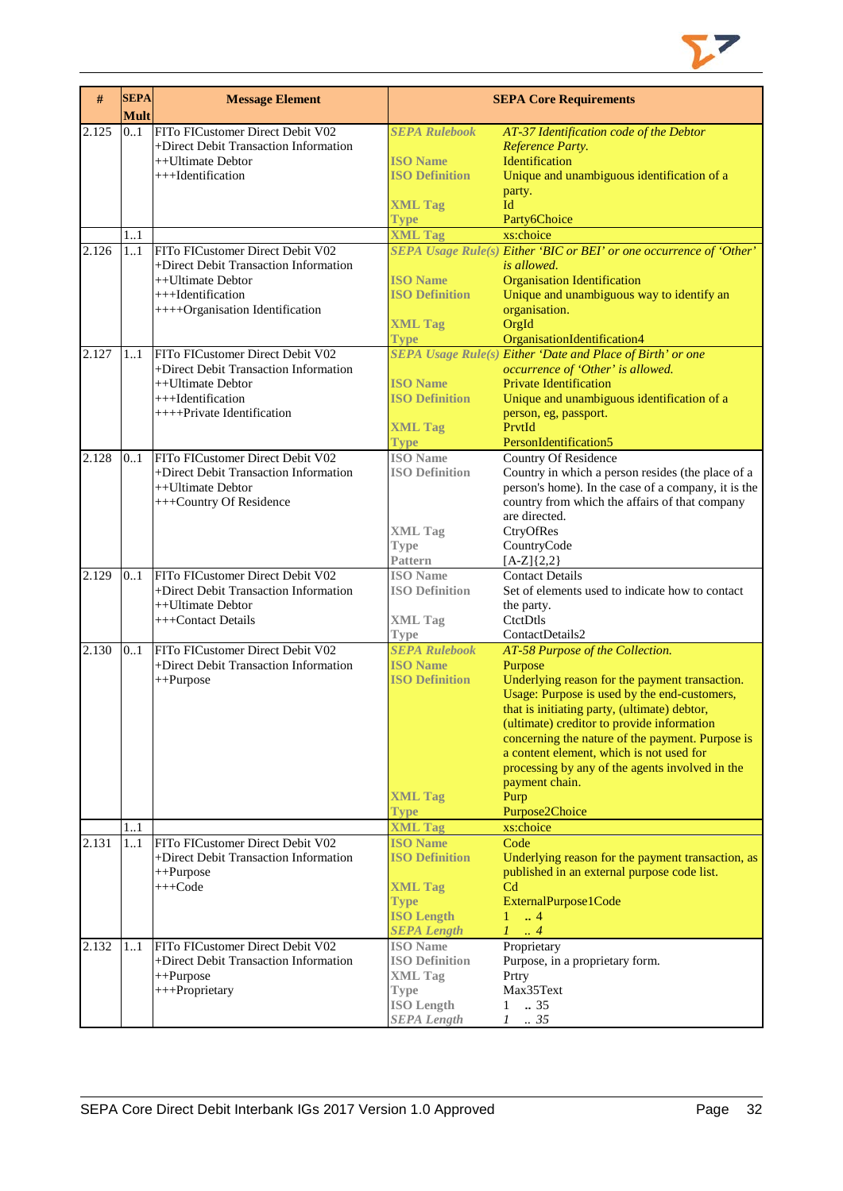| # | SEPA Mult | Message Element | SEPA Core Requirements | |
|---|---|---|---|---|
| 2.125 | 0..1 | FITo FICustomer Direct Debit V02<br>+Direct Debit Transaction Information<br>++Ultimate Debtor<br>+++Identification | *SEPA Rulebook*<br>ISO Name<br>ISO Definition<br><br>XML Tag<br>Type | *AT-37 Identification code of the Debtor Reference Party.*<br>Identification<br>Unique and unambiguous identification of a party.<br>Id<br>Party6Choice |
| | 1..1 | | XML Tag | xs:choice |
| 2.126 | 1..1 | FITo FICustomer Direct Debit V02<br>+Direct Debit Transaction Information<br>++Ultimate Debtor<br>+++Identification<br>++++Organisation Identification | *SEPA Usage Rule(s)*<br><br>ISO Name<br>ISO Definition<br><br>XML Tag<br>Type | *Either 'BIC or BEI' or one occurrence of 'Other' is allowed.*<br>Organisation Identification<br>Unique and unambiguous way to identify an organisation.<br>OrgId<br>OrganisationIdentification4 |
| 2.127 | 1..1 | FITo FICustomer Direct Debit V02<br>+Direct Debit Transaction Information<br>++Ultimate Debtor<br>+++Identification<br>++++Private Identification | *SEPA Usage Rule(s)*<br><br>ISO Name<br>ISO Definition<br><br>XML Tag<br>Type | *Either 'Date and Place of Birth' or one occurrence of 'Other' is allowed.*<br>Private Identification<br>Unique and unambiguous identification of a person, eg, passport.<br>PrvtId<br>PersonIdentification5 |
| 2.128 | 0..1 | FITo FICustomer Direct Debit V02<br>+Direct Debit Transaction Information<br>++Ultimate Debtor<br>+++Country Of Residence | ISO Name<br>ISO Definition<br><br><br><br>XML Tag<br>Type<br>Pattern | Country Of Residence<br>Country in which a person resides (the place of a person's home). In the case of a company, it is the country from which the affairs of that company are directed.<br>CtryOfRes<br>CountryCode<br>[A-Z]{2,2} |
| 2.129 | 0..1 | FITo FICustomer Direct Debit V02<br>+Direct Debit Transaction Information<br>++Ultimate Debtor<br>+++Contact Details | ISO Name<br>ISO Definition<br><br>XML Tag<br>Type | Contact Details<br>Set of elements used to indicate how to contact the party.<br>CtctDtls<br>ContactDetails2 |
| 2.130 | 0..1 | FITo FICustomer Direct Debit V02<br>+Direct Debit Transaction Information<br>++Purpose | *SEPA Rulebook*<br>ISO Name<br>ISO Definition<br><br><br><br><br><br><br><br><br>XML Tag<br>Type | *AT-58 Purpose of the Collection.*<br>Purpose<br>Underlying reason for the payment transaction. Usage: Purpose is used by the end-customers, that is initiating party, (ultimate) debtor, (ultimate) creditor to provide information concerning the nature of the payment. Purpose is a content element, which is not used for processing by any of the agents involved in the payment chain.<br>Purp<br>Purpose2Choice |
| | 1..1 | | XML Tag | xs:choice |
| 2.131 | 1..1 | FITo FICustomer Direct Debit V02<br>+Direct Debit Transaction Information<br>++Purpose<br>+++Code | ISO Name<br>ISO Definition<br><br>XML Tag<br>Type<br>ISO Length<br>*SEPA Length* | Code<br>Underlying reason for the payment transaction, as published in an external purpose code list.<br>Cd<br>ExternalPurpose1Code<br>1 .. 4<br>*1 .. 4* |
| 2.132 | 1..1 | FITo FICustomer Direct Debit V02<br>+Direct Debit Transaction Information<br>++Purpose<br>+++Proprietary | ISO Name<br>ISO Definition<br>XML Tag<br>Type<br>ISO Length<br>*SEPA Length* | Proprietary<br>Purpose, in a proprietary form.<br>Prtry<br>Max35Text<br>1 .. 35<br>*1 .. 35* |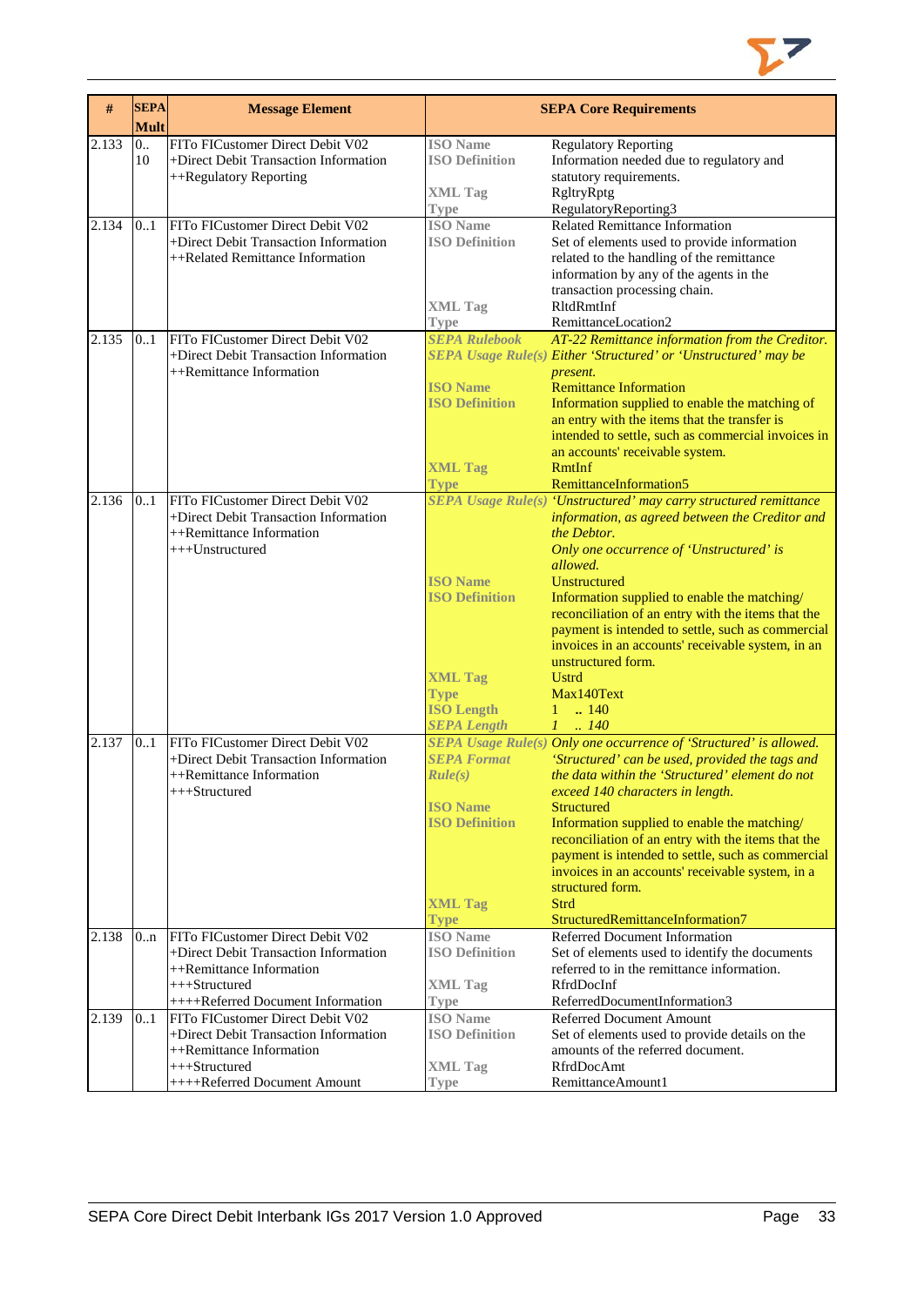| # | SEPA Mult | Message Element | SEPA Core Requirements | |
|---|---|---|---|---|
| 2.133 | 0.. 10 | FITo FICustomer Direct Debit V02<br>+Direct Debit Transaction Information<br>++Regulatory Reporting | **ISO Name**<br>**ISO Definition**<br><br>**XML Tag**<br>**Type** | Regulatory Reporting<br>Information needed due to regulatory and statutory requirements.<br>RgltryRptg<br>RegulatoryReporting3 |
| 2.134 | 0..1 | FITo FICustomer Direct Debit V02<br>+Direct Debit Transaction Information<br>++Related Remittance Information | **ISO Name**<br>**ISO Definition**<br><br><br><br>**XML Tag**<br>**Type** | Related Remittance Information<br>Set of elements used to provide information related to the handling of the remittance information by any of the agents in the transaction processing chain.<br>RltdRmtInf<br>RemittanceLocation2 |
| 2.135 | 0..1 | FITo FICustomer Direct Debit V02<br>+Direct Debit Transaction Information<br>++Remittance Information | ***SEPA Rulebook***<br>***SEPA Usage Rule(s)***<br><br>**ISO Name**<br>**ISO Definition**<br><br><br><br>**XML Tag**<br>**Type** | *AT-22 Remittance information from the Creditor.*<br>*Either 'Structured' or 'Unstructured' may be present.*<br>Remittance Information<br>Information supplied to enable the matching of an entry with the items that the transfer is intended to settle, such as commercial invoices in an accounts' receivable system.<br>RmtInf<br>RemittanceInformation5 |
| 2.136 | 0..1 | FITo FICustomer Direct Debit V02<br>+Direct Debit Transaction Information<br>++Remittance Information<br>+++Unstructured | ***SEPA Usage Rule(s)***<br><br><br><br><br>**ISO Name**<br>**ISO Definition**<br><br><br><br><br>**XML Tag**<br>**Type**<br>**ISO Length**<br>***SEPA Length*** | *'Unstructured' may carry structured remittance information, as agreed between the Creditor and the Debtor.*<br>*Only one occurrence of 'Unstructured' is allowed.*<br>Unstructured<br>Information supplied to enable the matching/ reconciliation of an entry with the items that the payment is intended to settle, such as commercial invoices in an accounts' receivable system, in an unstructured form.<br>Ustrd<br>Max140Text<br>1 .. 140<br>*1 .. 140* |
| 2.137 | 0..1 | FITo FICustomer Direct Debit V02<br>+Direct Debit Transaction Information<br>++Remittance Information<br>+++Structured | ***SEPA Usage Rule(s)***<br>***SEPA Format Rule(s)***<br><br><br>**ISO Name**<br>**ISO Definition**<br><br><br><br><br>**XML Tag**<br>**Type** | *Only one occurrence of 'Structured' is allowed.*<br>*'Structured' can be used, provided the tags and the data within the 'Structured' element do not exceed 140 characters in length.*<br>Structured<br>Information supplied to enable the matching/ reconciliation of an entry with the items that the payment is intended to settle, such as commercial invoices in an accounts' receivable system, in a structured form.<br>Strd<br>StructuredRemittanceInformation7 |
| 2.138 | 0..n | FITo FICustomer Direct Debit V02<br>+Direct Debit Transaction Information<br>++Remittance Information<br>+++Structured<br>++++Referred Document Information | **ISO Name**<br>**ISO Definition**<br><br>**XML Tag**<br>**Type** | Referred Document Information<br>Set of elements used to identify the documents referred to in the remittance information.<br>RfrdDocInf<br>ReferredDocumentInformation3 |
| 2.139 | 0..1 | FITo FICustomer Direct Debit V02<br>+Direct Debit Transaction Information<br>++Remittance Information<br>+++Structured<br>++++Referred Document Amount | **ISO Name**<br>**ISO Definition**<br><br>**XML Tag**<br>**Type** | Referred Document Amount<br>Set of elements used to provide details on the amounts of the referred document.<br>RfrdDocAmt<br>RemittanceAmount1 |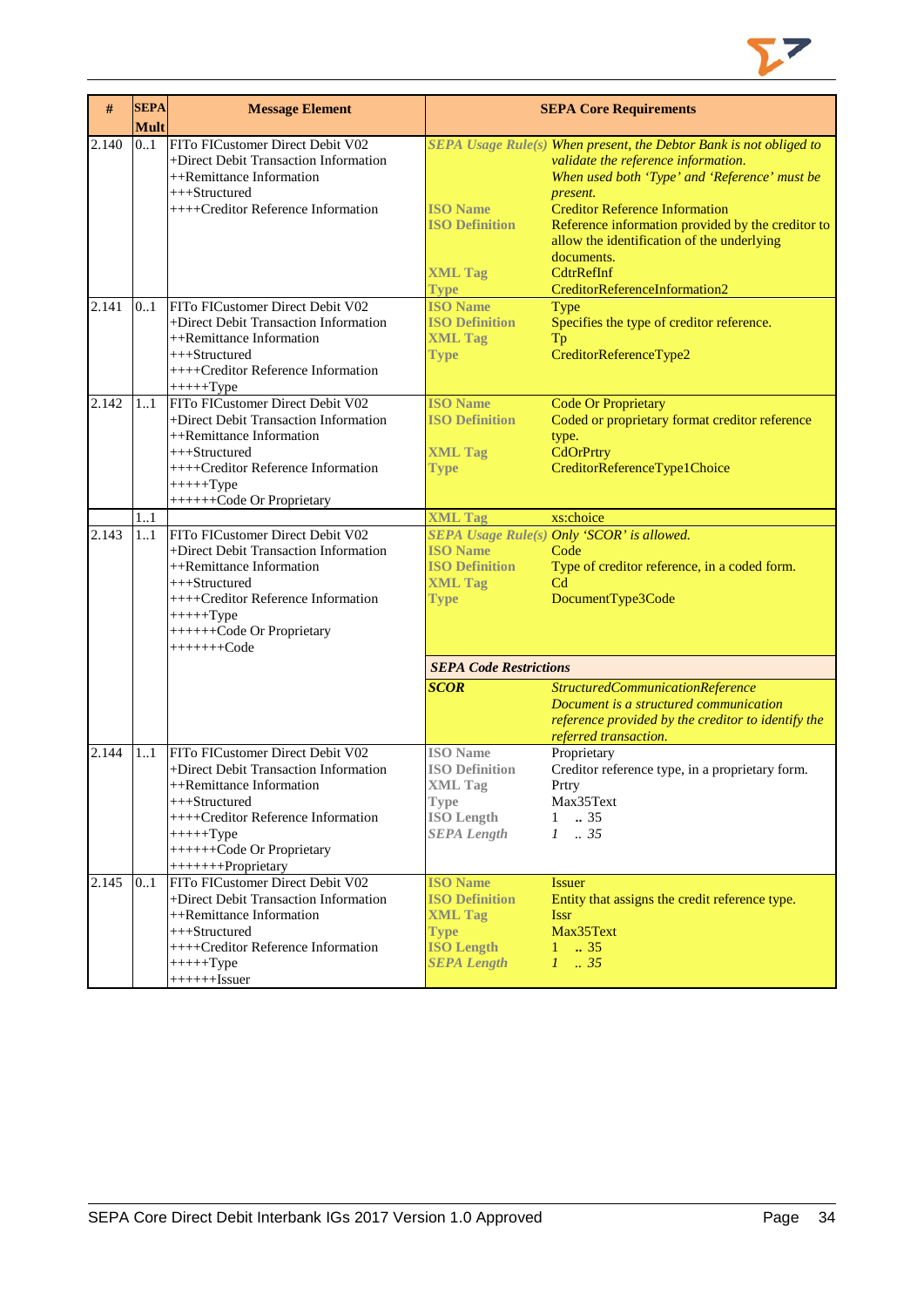| # | SEPA Mult | Message Element | SEPA Core Requirements | |
|---|---|---|---|---|
| 2.140 | 0..1 | FITo FICustomer Direct Debit V02<br>+Direct Debit Transaction Information<br>++Remittance Information<br>+++Structured<br>++++Creditor Reference Information | *SEPA Usage Rule(s)*<br><br><br><br>ISO Name<br>ISO Definition<br><br><br>XML Tag<br>Type | *When present, the Debtor Bank is not obliged to validate the reference information.*<br>*When used both 'Type' and 'Reference' must be present.*<br>Creditor Reference Information<br>Reference information provided by the creditor to allow the identification of the underlying documents.<br>CdtrRefInf<br>CreditorReferenceInformation2 |
| 2.141 | 0..1 | FITo FICustomer Direct Debit V02<br>+Direct Debit Transaction Information<br>++Remittance Information<br>+++Structured<br>++++Creditor Reference Information<br>+++++Type | ISO Name<br>ISO Definition<br>XML Tag<br>Type | Type<br>Specifies the type of creditor reference.<br>Tp<br>CreditorReferenceType2 |
| 2.142 | 1..1 | FITo FICustomer Direct Debit V02<br>+Direct Debit Transaction Information<br>++Remittance Information<br>+++Structured<br>++++Creditor Reference Information<br>+++++Type<br>++++++Code Or Proprietary | ISO Name<br>ISO Definition<br><br>XML Tag<br>Type | Code Or Proprietary<br>Coded or proprietary format creditor reference type.<br>CdOrPrtry<br>CreditorReferenceType1Choice |
| | 1..1 | | XML Tag | xs:choice |
| 2.143 | 1..1 | FITo FICustomer Direct Debit V02<br>+Direct Debit Transaction Information<br>++Remittance Information<br>+++Structured<br>++++Creditor Reference Information<br>+++++Type<br>++++++Code Or Proprietary<br>+++++++Code | *SEPA Usage Rule(s)*<br>ISO Name<br>ISO Definition<br>XML Tag<br>Type<br><br>***SEPA Code Restrictions***<br>***SCOR*** | *Only 'SCOR' is allowed.*<br>Code<br>Type of creditor reference, in a coded form.<br>Cd<br>DocumentType3Code<br><br><br>*StructuredCommunicationReference*<br>*Document is a structured communication reference provided by the creditor to identify the referred transaction.* |
| 2.144 | 1..1 | FITo FICustomer Direct Debit V02<br>+Direct Debit Transaction Information<br>++Remittance Information<br>+++Structured<br>++++Creditor Reference Information<br>+++++Type<br>++++++Code Or Proprietary<br>+++++++Proprietary | ISO Name<br>ISO Definition<br>XML Tag<br>Type<br>ISO Length<br>*SEPA Length* | Proprietary<br>Creditor reference type, in a proprietary form.<br>Prtry<br>Max35Text<br>1 .. 35<br>*1 .. 35* |
| 2.145 | 0..1 | FITo FICustomer Direct Debit V02<br>+Direct Debit Transaction Information<br>++Remittance Information<br>+++Structured<br>++++Creditor Reference Information<br>+++++Type<br>++++++Issuer | ISO Name<br>ISO Definition<br>XML Tag<br>Type<br>ISO Length<br>*SEPA Length* | Issuer<br>Entity that assigns the credit reference type.<br>Issr<br>Max35Text<br>1 .. 35<br>*1 .. 35* |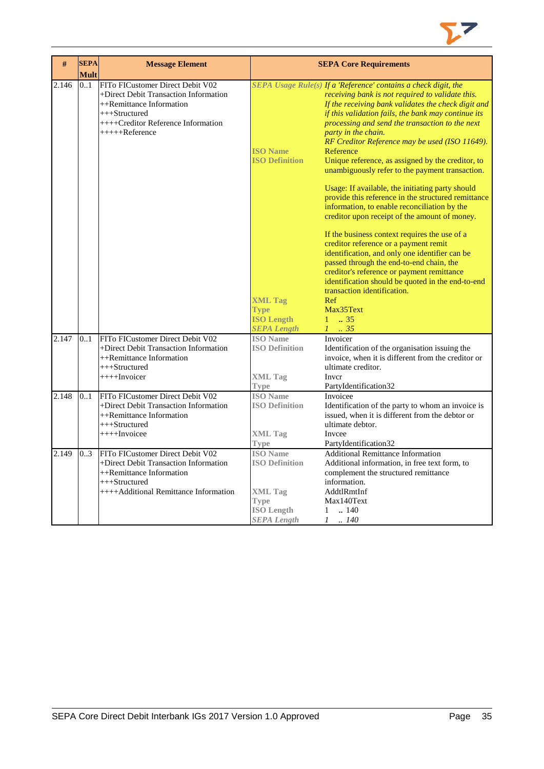| # | SEPA Mult | Message Element | SEPA Core Requirements | |
|---|---|---|---|---|
| 2.146 | 0..1 | FITo FICustomer Direct Debit V02<br>+Direct Debit Transaction Information<br>++Remittance Information<br>+++Structured<br>++++Creditor Reference Information<br>+++++Reference | *SEPA Usage Rule(s)* | *If a 'Reference' contains a check digit, the receiving bank is not required to validate this.*<br>*If the receiving bank validates the check digit and if this validation fails, the bank may continue its processing and send the transaction to the next party in the chain.*<br>*RF Creditor Reference may be used (ISO 11649).* |
| | | | **ISO Name** | Reference |
| | | | **ISO Definition** | Unique reference, as assigned by the creditor, to unambiguously refer to the payment transaction.<br><br>Usage: If available, the initiating party should provide this reference in the structured remittance information, to enable reconciliation by the creditor upon receipt of the amount of money.<br><br>If the business context requires the use of a creditor reference or a payment remit identification, and only one identifier can be passed through the end-to-end chain, the creditor's reference or payment remittance identification should be quoted in the end-to-end transaction identification. |
| | | | **XML Tag** | Ref |
| | | | **Type** | Max35Text |
| | | | **ISO Length** | 1 .. 35 |
| | | | ***SEPA Length*** | *1 .. 35* |
| 2.147 | 0..1 | FITo FICustomer Direct Debit V02<br>+Direct Debit Transaction Information<br>++Remittance Information<br>+++Structured<br>++++Invoicer | **ISO Name** | Invoicer |
| | | | **ISO Definition** | Identification of the organisation issuing the invoice, when it is different from the creditor or ultimate creditor. |
| | | | **XML Tag** | Invcr |
| | | | **Type** | PartyIdentification32 |
| 2.148 | 0..1 | FITo FICustomer Direct Debit V02<br>+Direct Debit Transaction Information<br>++Remittance Information<br>+++Structured<br>++++Invoicee | **ISO Name** | Invoicee |
| | | | **ISO Definition** | Identification of the party to whom an invoice is issued, when it is different from the debtor or ultimate debtor. |
| | | | **XML Tag** | Invcee |
| | | | **Type** | PartyIdentification32 |
| 2.149 | 0..3 | FITo FICustomer Direct Debit V02<br>+Direct Debit Transaction Information<br>++Remittance Information<br>+++Structured<br>++++Additional Remittance Information | **ISO Name** | Additional Remittance Information |
| | | | **ISO Definition** | Additional information, in free text form, to complement the structured remittance information. |
| | | | **XML Tag** | AddtlRmtInf |
| | | | **Type** | Max140Text |
| | | | **ISO Length** | 1 .. 140 |
| | | | ***SEPA Length*** | *1 .. 140* |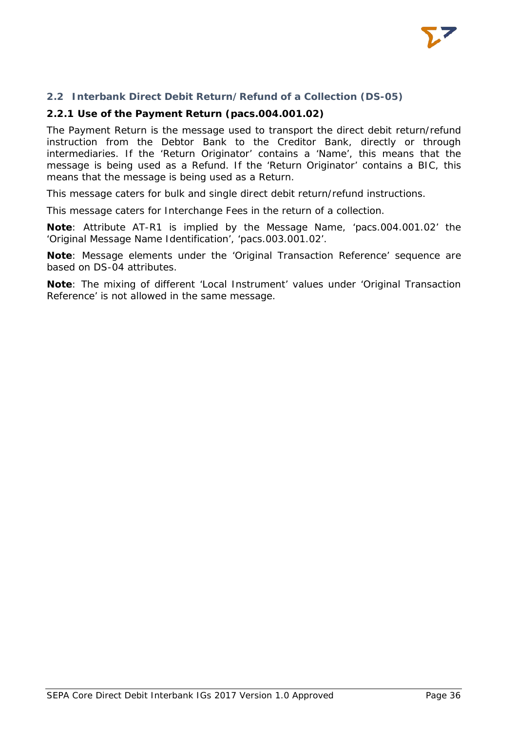## 2.2 Interbank Direct Debit Return/Refund of a Collection (DS-05)

### 2.2.1 Use of the Payment Return (pacs.004.001.02)

The Payment Return is the message used to transport the direct debit return/refund instruction from the Debtor Bank to the Creditor Bank, directly or through intermediaries. If the 'Return Originator' contains a 'Name', this means that the message is being used as a Refund. If the 'Return Originator' contains a BIC, this means that the message is being used as a Return.

This message caters for bulk and single direct debit return/refund instructions.

This message caters for Interchange Fees in the return of a collection.

**Note**: Attribute AT-R1 is implied by the Message Name, 'pacs.004.001.02' the 'Original Message Name Identification', 'pacs.003.001.02'.

**Note**: Message elements under the 'Original Transaction Reference' sequence are based on DS-04 attributes.

**Note**: The mixing of different 'Local Instrument' values under 'Original Transaction Reference' is not allowed in the same message.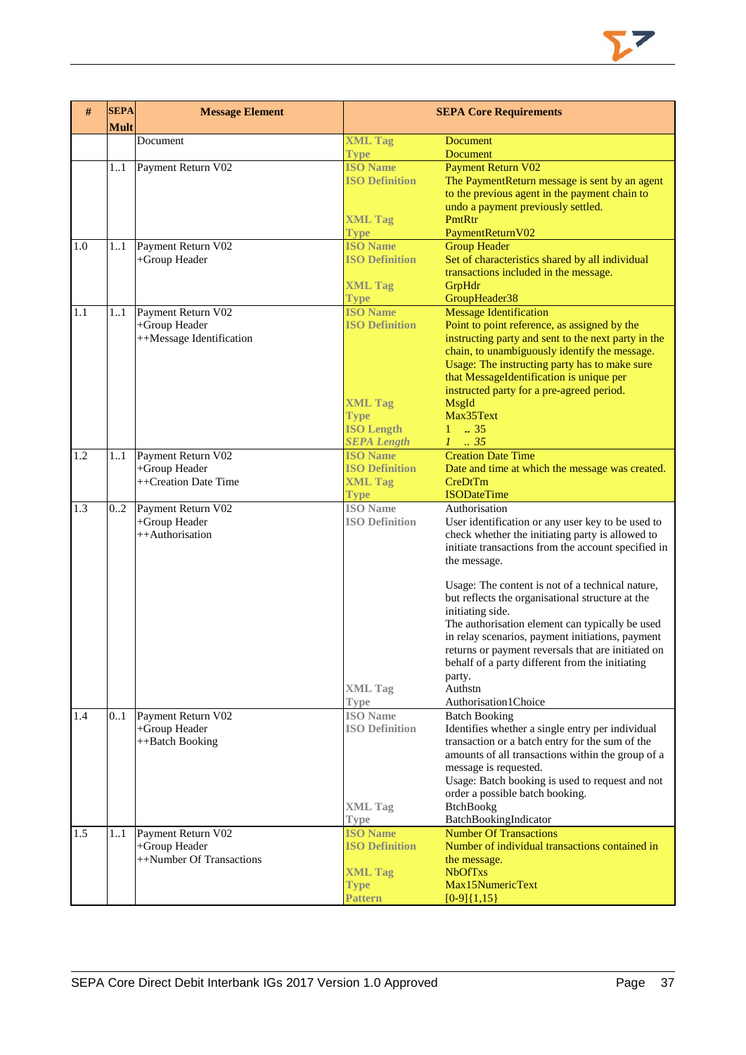| # | SEPA Mult | Message Element | SEPA Core Requirements | |
|---|---|---|---|---|
| | | Document | XML Tag | Document |
| | | | Type | Document |
| | 1..1 | Payment Return V02 | ISO Name | Payment Return V02 |
| | | | ISO Definition | The PaymentReturn message is sent by an agent to the previous agent in the payment chain to undo a payment previously settled. |
| | | | XML Tag | PmtRtr |
| | | | Type | PaymentReturnV02 |
| 1.0 | 1..1 | Payment Return V02<br>+Group Header | ISO Name | Group Header |
| | | | ISO Definition | Set of characteristics shared by all individual transactions included in the message. |
| | | | XML Tag | GrpHdr |
| | | | Type | GroupHeader38 |
| 1.1 | 1..1 | Payment Return V02<br>+Group Header<br>++Message Identification | ISO Name | Message Identification |
| | | | ISO Definition | Point to point reference, as assigned by the instructing party and sent to the next party in the chain, to unambiguously identify the message.<br>Usage: The instructing party has to make sure that MessageIdentification is unique per instructed party for a pre-agreed period. |
| | | | XML Tag | MsgId |
| | | | Type | Max35Text |
| | | | ISO Length | 1 .. 35 |
| | | | *SEPA Length* | *1 .. 35* |
| 1.2 | 1..1 | Payment Return V02<br>+Group Header<br>++Creation Date Time | ISO Name | Creation Date Time |
| | | | ISO Definition | Date and time at which the message was created. |
| | | | XML Tag | CreDtTm |
| | | | Type | ISODateTime |
| 1.3 | 0..2 | Payment Return V02<br>+Group Header<br>++Authorisation | ISO Name | Authorisation |
| | | | ISO Definition | User identification or any user key to be used to check whether the initiating party is allowed to initiate transactions from the account specified in the message.<br><br>Usage: The content is not of a technical nature, but reflects the organisational structure at the initiating side.<br>The authorisation element can typically be used in relay scenarios, payment initiations, payment returns or payment reversals that are initiated on behalf of a party different from the initiating party. |
| | | | XML Tag | Authstn |
| | | | Type | Authorisation1Choice |
| 1.4 | 0..1 | Payment Return V02<br>+Group Header<br>++Batch Booking | ISO Name | Batch Booking |
| | | | ISO Definition | Identifies whether a single entry per individual transaction or a batch entry for the sum of the amounts of all transactions within the group of a message is requested.<br>Usage: Batch booking is used to request and not order a possible batch booking. |
| | | | XML Tag | BtchBookg |
| | | | Type | BatchBookingIndicator |
| 1.5 | 1..1 | Payment Return V02<br>+Group Header<br>++Number Of Transactions | ISO Name | Number Of Transactions |
| | | | ISO Definition | Number of individual transactions contained in the message. |
| | | | XML Tag | NbOfTxs |
| | | | Type | Max15NumericText |
| | | | Pattern | [0-9]{1,15} |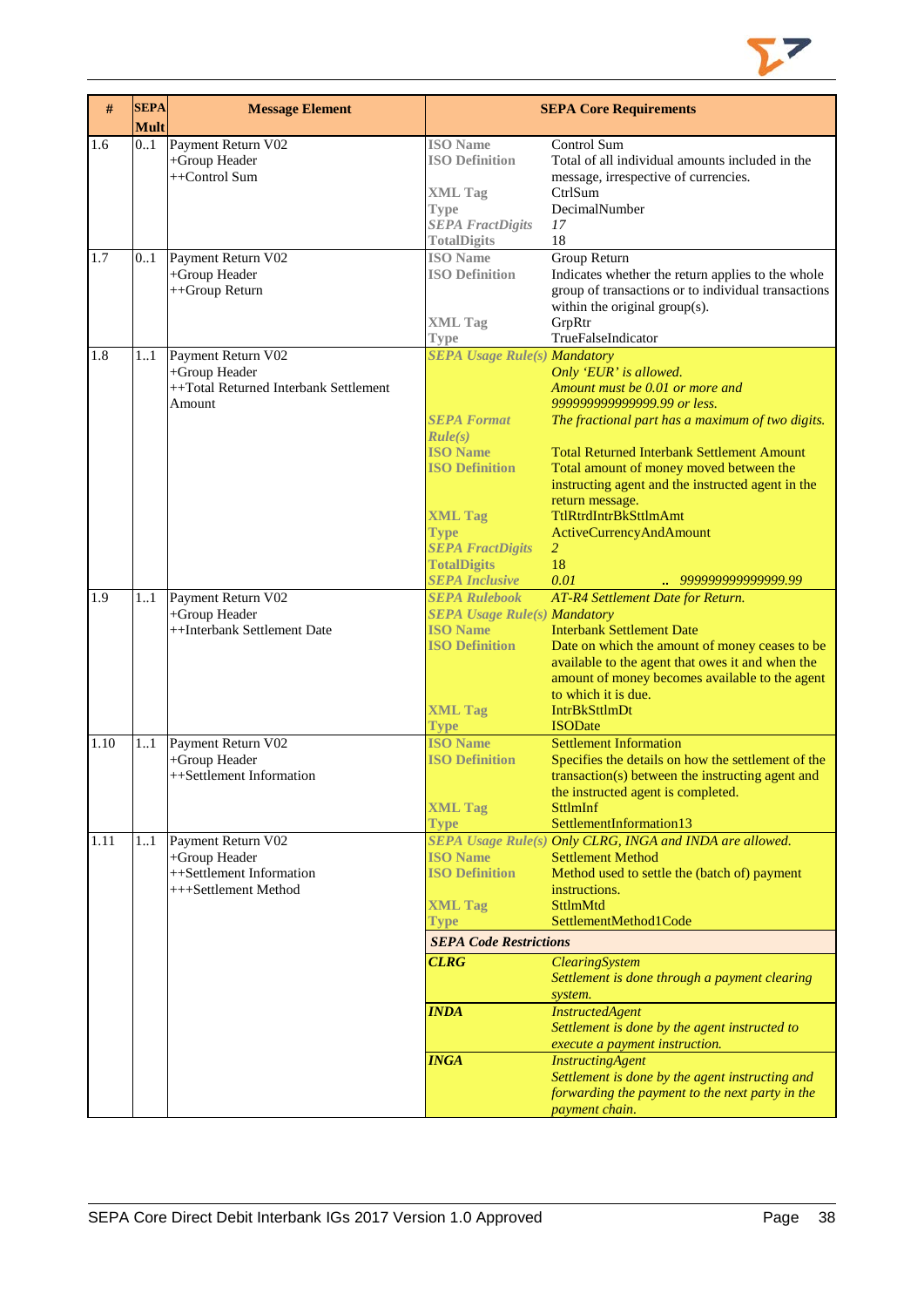| # | SEPA Mult | Message Element | SEPA Core Requirements | |
|---|---|---|---|---|
| 1.6 | 0..1 | Payment Return V02<br>+Group Header<br>++Control Sum | **ISO Name**<br>**ISO Definition**<br><br>**XML Tag**<br>**Type**<br>***SEPA FractDigits***<br>**TotalDigits** | Control Sum<br>Total of all individual amounts included in the message, irrespective of currencies.<br>CtrlSum<br>DecimalNumber<br>*17*<br>18 |
| 1.7 | 0..1 | Payment Return V02<br>+Group Header<br>++Group Return | **ISO Name**<br>**ISO Definition**<br><br><br>**XML Tag**<br>**Type** | Group Return<br>Indicates whether the return applies to the whole group of transactions or to individual transactions within the original group(s).<br>GrpRtr<br>TrueFalseIndicator |
| 1.8 | 1..1 | Payment Return V02<br>+Group Header<br>++Total Returned Interbank Settlement Amount | ***SEPA Usage Rule(s)***<br><br><br><br>***SEPA Format Rule(s)***<br>**ISO Name**<br>**ISO Definition**<br><br><br>**XML Tag**<br>**Type**<br>***SEPA FractDigits***<br>**TotalDigits**<br>***SEPA Inclusive*** | *Mandatory*<br>*Only 'EUR' is allowed.*<br>*Amount must be 0.01 or more and 999999999999999.99 or less.*<br>*The fractional part has a maximum of two digits.*<br>Total Returned Interbank Settlement Amount<br>Total amount of money moved between the instructing agent and the instructed agent in the return message.<br>TtlRtrdIntrBkSttlmAmt<br>ActiveCurrencyAndAmount<br>*2*<br>18<br>*0.01 .. 999999999999999.99* |
| 1.9 | 1..1 | Payment Return V02<br>+Group Header<br>++Interbank Settlement Date | ***SEPA Rulebook***<br>***SEPA Usage Rule(s)***<br>**ISO Name**<br>**ISO Definition**<br><br><br><br>**XML Tag**<br>**Type** | *AT-R4 Settlement Date for Return.*<br>*Mandatory*<br>Interbank Settlement Date<br>Date on which the amount of money ceases to be available to the agent that owes it and when the amount of money becomes available to the agent to which it is due.<br>IntrBkSttlmDt<br>ISODate |
| 1.10 | 1..1 | Payment Return V02<br>+Group Header<br>++Settlement Information | **ISO Name**<br>**ISO Definition**<br><br><br>**XML Tag**<br>**Type** | Settlement Information<br>Specifies the details on how the settlement of the transaction(s) between the instructing agent and the instructed agent is completed.<br>SttlmInf<br>SettlementInformation13 |
| 1.11 | 1..1 | Payment Return V02<br>+Group Header<br>++Settlement Information<br>+++Settlement Method | ***SEPA Usage Rule(s)***<br>**ISO Name**<br>**ISO Definition**<br><br>**XML Tag**<br>**Type** | *Only CLRG, INGA and INDA are allowed.*<br>Settlement Method<br>Method used to settle the (batch of) payment instructions.<br>SttlmMtd<br>SettlementMethod1Code |
| | | | ***SEPA Code Restrictions*** | |
| | | | ***CLRG*** | *ClearingSystem*<br>*Settlement is done through a payment clearing system.* |
| | | | ***INDA*** | *InstructedAgent*<br>*Settlement is done by the agent instructed to execute a payment instruction.* |
| | | | ***INGA*** | *InstructingAgent*<br>*Settlement is done by the agent instructing and forwarding the payment to the next party in the payment chain.* |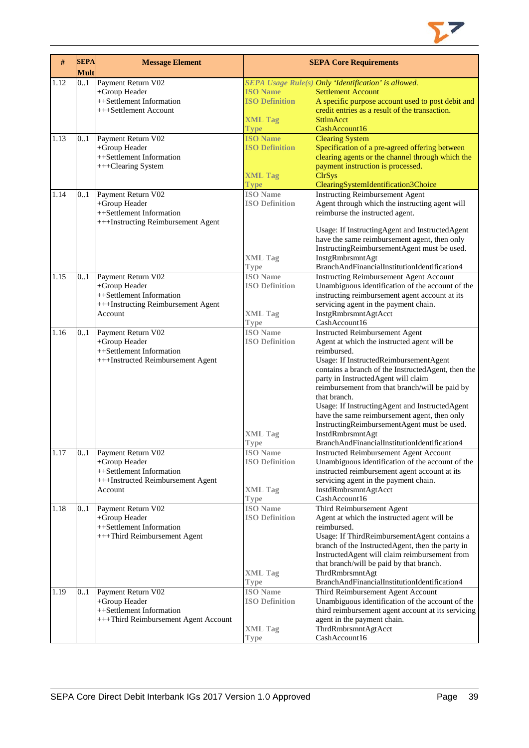| # | SEPA Mult | Message Element | SEPA Core Requirements | |
|---|---|---|---|---|
| 1.12 | 0..1 | Payment Return V02<br>+Group Header<br>++Settlement Information<br>+++Settlement Account | *SEPA Usage Rule(s)*<br>**ISO Name**<br>**ISO Definition**<br><br>**XML Tag**<br>**Type** | *Only 'Identification' is allowed.*<br>Settlement Account<br>A specific purpose account used to post debit and credit entries as a result of the transaction.<br>SttlmAcct<br>CashAccount16 |
| 1.13 | 0..1 | Payment Return V02<br>+Group Header<br>++Settlement Information<br>+++Clearing System | **ISO Name**<br>**ISO Definition**<br><br><br>**XML Tag**<br>**Type** | Clearing System<br>Specification of a pre-agreed offering between clearing agents or the channel through which the payment instruction is processed.<br>ClrSys<br>ClearingSystemIdentification3Choice |
| 1.14 | 0..1 | Payment Return V02<br>+Group Header<br>++Settlement Information<br>+++Instructing Reimbursement Agent | **ISO Name**<br>**ISO Definition**<br><br><br><br><br><br>**XML Tag**<br>**Type** | Instructing Reimbursement Agent<br>Agent through which the instructing agent will reimburse the instructed agent.<br><br>Usage: If InstructingAgent and InstructedAgent have the same reimbursement agent, then only InstructingReimbursementAgent must be used.<br>InstgRmbrsmntAgt<br>BranchAndFinancialInstitutionIdentification4 |
| 1.15 | 0..1 | Payment Return V02<br>+Group Header<br>++Settlement Information<br>+++Instructing Reimbursement Agent Account | **ISO Name**<br>**ISO Definition**<br><br><br>**XML Tag**<br>**Type** | Instructing Reimbursement Agent Account<br>Unambiguous identification of the account of the instructing reimbursement agent account at its servicing agent in the payment chain.<br>InstgRmbrsmntAgtAcct<br>CashAccount16 |
| 1.16 | 0..1 | Payment Return V02<br>+Group Header<br>++Settlement Information<br>+++Instructed Reimbursement Agent | **ISO Name**<br>**ISO Definition**<br><br><br><br><br><br><br><br><br><br><br>**XML Tag**<br>**Type** | Instructed Reimbursement Agent<br>Agent at which the instructed agent will be reimbursed.<br>Usage: If InstructedReimbursementAgent contains a branch of the InstructedAgent, then the party in InstructedAgent will claim reimbursement from that branch/will be paid by that branch.<br>Usage: If InstructingAgent and InstructedAgent have the same reimbursement agent, then only InstructingReimbursementAgent must be used.<br>InstdRmbrsmntAgt<br>BranchAndFinancialInstitutionIdentification4 |
| 1.17 | 0..1 | Payment Return V02<br>+Group Header<br>++Settlement Information<br>+++Instructed Reimbursement Agent Account | **ISO Name**<br>**ISO Definition**<br><br><br>**XML Tag**<br>**Type** | Instructed Reimbursement Agent Account<br>Unambiguous identification of the account of the instructed reimbursement agent account at its servicing agent in the payment chain.<br>InstdRmbrsmntAgtAcct<br>CashAccount16 |
| 1.18 | 0..1 | Payment Return V02<br>+Group Header<br>++Settlement Information<br>+++Third Reimbursement Agent | **ISO Name**<br>**ISO Definition**<br><br><br><br><br><br><br>**XML Tag**<br>**Type** | Third Reimbursement Agent<br>Agent at which the instructed agent will be reimbursed.<br>Usage: If ThirdReimbursementAgent contains a branch of the InstructedAgent, then the party in InstructedAgent will claim reimbursement from that branch/will be paid by that branch.<br>ThrdRmbrsmntAgt<br>BranchAndFinancialInstitutionIdentification4 |
| 1.19 | 0..1 | Payment Return V02<br>+Group Header<br>++Settlement Information<br>+++Third Reimbursement Agent Account | **ISO Name**<br>**ISO Definition**<br><br><br>**XML Tag**<br>**Type** | Third Reimbursement Agent Account<br>Unambiguous identification of the account of the third reimbursement agent account at its servicing agent in the payment chain.<br>ThrdRmbrsmntAgtAcct<br>CashAccount16 |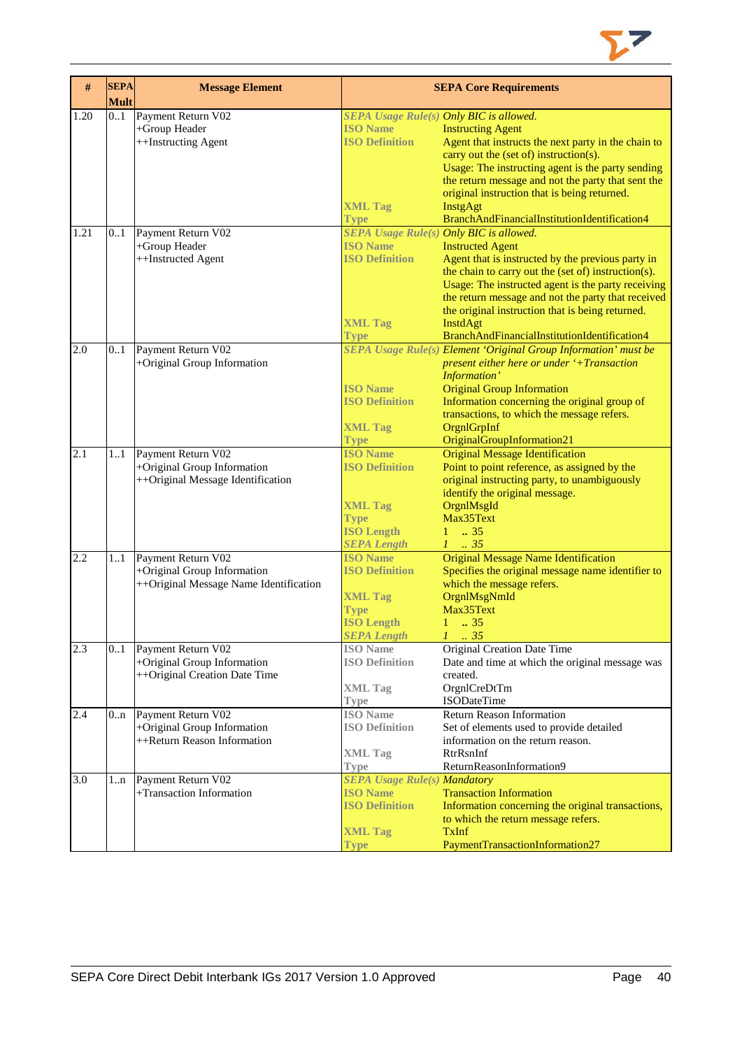| # | SEPA Mult | Message Element | SEPA Core Requirements | |
|---|---|---|---|---|
| 1.20 | 0..1 | Payment Return V02<br>+Group Header<br>++Instructing Agent | *SEPA Usage Rule(s)*<br>**ISO Name**<br>**ISO Definition**<br><br><br><br><br>**XML Tag**<br>**Type** | *Only BIC is allowed.*<br>Instructing Agent<br>Agent that instructs the next party in the chain to carry out the (set of) instruction(s).<br>Usage: The instructing agent is the party sending the return message and not the party that sent the original instruction that is being returned.<br>InstgAgt<br>BranchAndFinancialInstitutionIdentification4 |
| 1.21 | 0..1 | Payment Return V02<br>+Group Header<br>++Instructed Agent | *SEPA Usage Rule(s)*<br>**ISO Name**<br>**ISO Definition**<br><br><br><br><br>**XML Tag**<br>**Type** | *Only BIC is allowed.*<br>Instructed Agent<br>Agent that is instructed by the previous party in the chain to carry out the (set of) instruction(s).<br>Usage: The instructed agent is the party receiving the return message and not the party that received the original instruction that is being returned.<br>InstdAgt<br>BranchAndFinancialInstitutionIdentification4 |
| 2.0 | 0..1 | Payment Return V02<br>+Original Group Information | *SEPA Usage Rule(s)*<br><br><br>**ISO Name**<br>**ISO Definition**<br><br>**XML Tag**<br>**Type** | *Element 'Original Group Information' must be present either here or under '+Transaction Information'*<br>Original Group Information<br>Information concerning the original group of transactions, to which the message refers.<br>OrgnlGrpInf<br>OriginalGroupInformation21 |
| 2.1 | 1..1 | Payment Return V02<br>+Original Group Information<br>++Original Message Identification | **ISO Name**<br>**ISO Definition**<br><br><br><br>**XML Tag**<br>**Type**<br>**ISO Length**<br>***SEPA Length*** | Original Message Identification<br>Point to point reference, as assigned by the original instructing party, to unambiguously identify the original message.<br>OrgnlMsgId<br>Max35Text<br>1 .. 35<br>*1 .. 35* |
| 2.2 | 1..1 | Payment Return V02<br>+Original Group Information<br>++Original Message Name Identification | **ISO Name**<br>**ISO Definition**<br><br>**XML Tag**<br>**Type**<br>**ISO Length**<br>***SEPA Length*** | Original Message Name Identification<br>Specifies the original message name identifier to which the message refers.<br>OrgnlMsgNmId<br>Max35Text<br>1 .. 35<br>*1 .. 35* |
| 2.3 | 0..1 | Payment Return V02<br>+Original Group Information<br>++Original Creation Date Time | **ISO Name**<br>**ISO Definition**<br><br>**XML Tag**<br>**Type** | Original Creation Date Time<br>Date and time at which the original message was created.<br>OrgnlCreDtTm<br>ISODateTime |
| 2.4 | 0..n | Payment Return V02<br>+Original Group Information<br>++Return Reason Information | **ISO Name**<br>**ISO Definition**<br><br>**XML Tag**<br>**Type** | Return Reason Information<br>Set of elements used to provide detailed information on the return reason.<br>RtrRsnInf<br>ReturnReasonInformation9 |
| 3.0 | 1..n | Payment Return V02<br>+Transaction Information | *SEPA Usage Rule(s)*<br>**ISO Name**<br>**ISO Definition**<br><br>**XML Tag**<br>**Type** | *Mandatory*<br>Transaction Information<br>Information concerning the original transactions, to which the return message refers.<br>TxInf<br>PaymentTransactionInformation27 |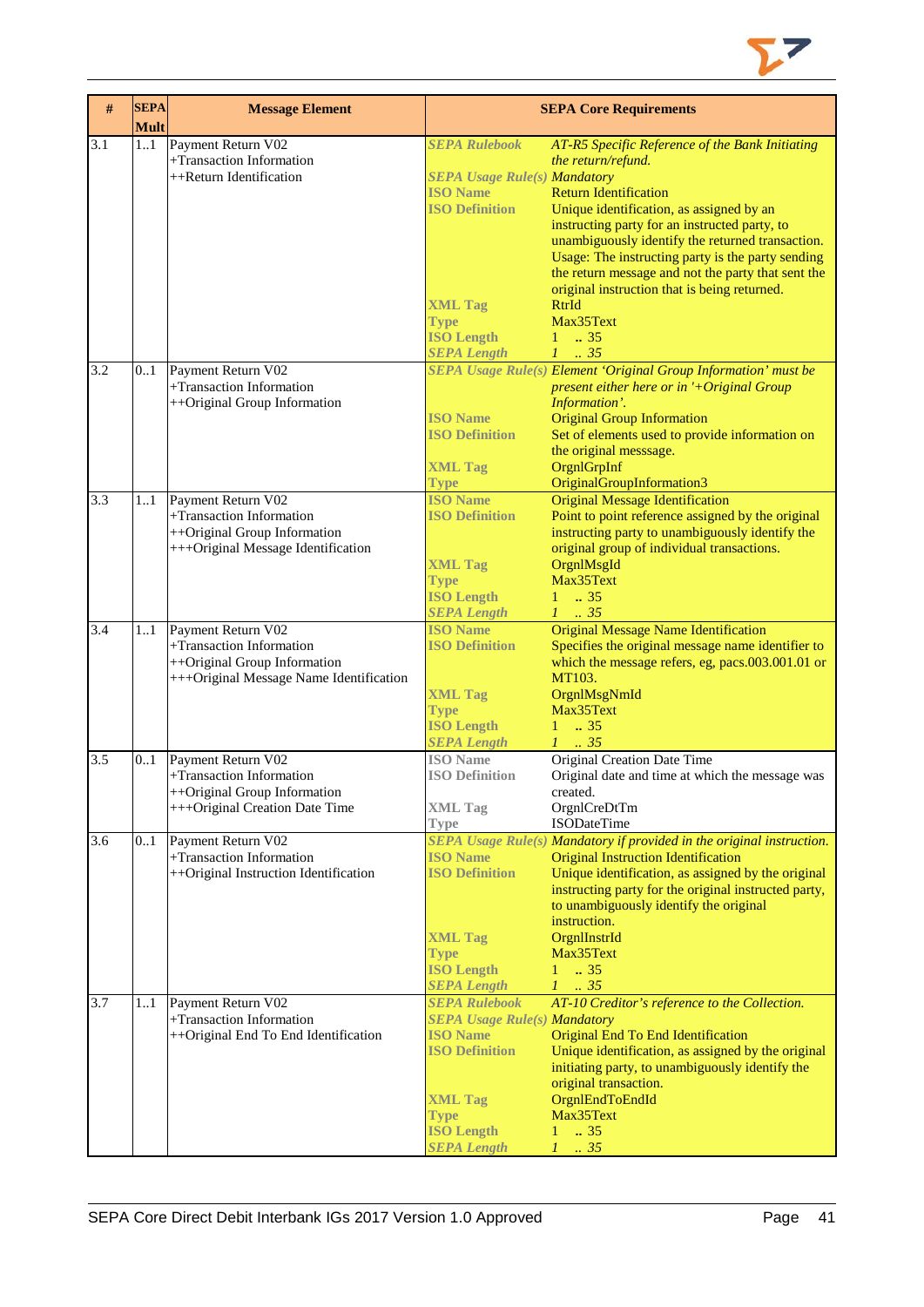| # | SEPA Mult | Message Element | SEPA Core Requirements | |
|---|---|---|---|---|
| 3.1 | 1..1 | Payment Return V02<br>+Transaction Information<br>++Return Identification | *SEPA Rulebook* | *AT-R5 Specific Reference of the Bank Initiating the return/refund.* |
| | | | *SEPA Usage Rule(s)* | *Mandatory* |
| | | | ISO Name | Return Identification |
| | | | ISO Definition | Unique identification, as assigned by an instructing party for an instructed party, to unambiguously identify the returned transaction. Usage: The instructing party is the party sending the return message and not the party that sent the original instruction that is being returned. |
| | | | XML Tag | RtrId |
| | | | Type | Max35Text |
| | | | ISO Length | 1 .. 35 |
| | | | *SEPA Length* | *1 .. 35* |
| 3.2 | 0..1 | Payment Return V02<br>+Transaction Information<br>++Original Group Information | *SEPA Usage Rule(s)* | *Element 'Original Group Information' must be present either here or in '+Original Group Information'.* |
| | | | ISO Name | Original Group Information |
| | | | ISO Definition | Set of elements used to provide information on the original messsage. |
| | | | XML Tag | OrgnlGrpInf |
| | | | Type | OriginalGroupInformation3 |
| 3.3 | 1..1 | Payment Return V02<br>+Transaction Information<br>++Original Group Information<br>+++Original Message Identification | ISO Name | Original Message Identification |
| | | | ISO Definition | Point to point reference assigned by the original instructing party to unambiguously identify the original group of individual transactions. |
| | | | XML Tag | OrgnlMsgId |
| | | | Type | Max35Text |
| | | | ISO Length | 1 .. 35 |
| | | | *SEPA Length* | *1 .. 35* |
| 3.4 | 1..1 | Payment Return V02<br>+Transaction Information<br>++Original Group Information<br>+++Original Message Name Identification | ISO Name | Original Message Name Identification |
| | | | ISO Definition | Specifies the original message name identifier to which the message refers, eg, pacs.003.001.01 or MT103. |
| | | | XML Tag | OrgnlMsgNmId |
| | | | Type | Max35Text |
| | | | ISO Length | 1 .. 35 |
| | | | *SEPA Length* | *1 .. 35* |
| 3.5 | 0..1 | Payment Return V02<br>+Transaction Information<br>++Original Group Information<br>+++Original Creation Date Time | ISO Name | Original Creation Date Time |
| | | | ISO Definition | Original date and time at which the message was created. |
| | | | XML Tag | OrgnlCreDtTm |
| | | | Type | ISODateTime |
| 3.6 | 0..1 | Payment Return V02<br>+Transaction Information<br>++Original Instruction Identification | *SEPA Usage Rule(s)* | *Mandatory if provided in the original instruction.* |
| | | | ISO Name | Original Instruction Identification |
| | | | ISO Definition | Unique identification, as assigned by the original instructing party for the original instructed party, to unambiguously identify the original instruction. |
| | | | XML Tag | OrgnlInstrId |
| | | | Type | Max35Text |
| | | | ISO Length | 1 .. 35 |
| | | | *SEPA Length* | *1 .. 35* |
| 3.7 | 1..1 | Payment Return V02<br>+Transaction Information<br>++Original End To End Identification | *SEPA Rulebook* | *AT-10 Creditor's reference to the Collection.* |
| | | | *SEPA Usage Rule(s)* | *Mandatory* |
| | | | ISO Name | Original End To End Identification |
| | | | ISO Definition | Unique identification, as assigned by the original initiating party, to unambiguously identify the original transaction. |
| | | | XML Tag | OrgnlEndToEndId |
| | | | Type | Max35Text |
| | | | ISO Length | 1 .. 35 |
| | | | *SEPA Length* | *1 .. 35* |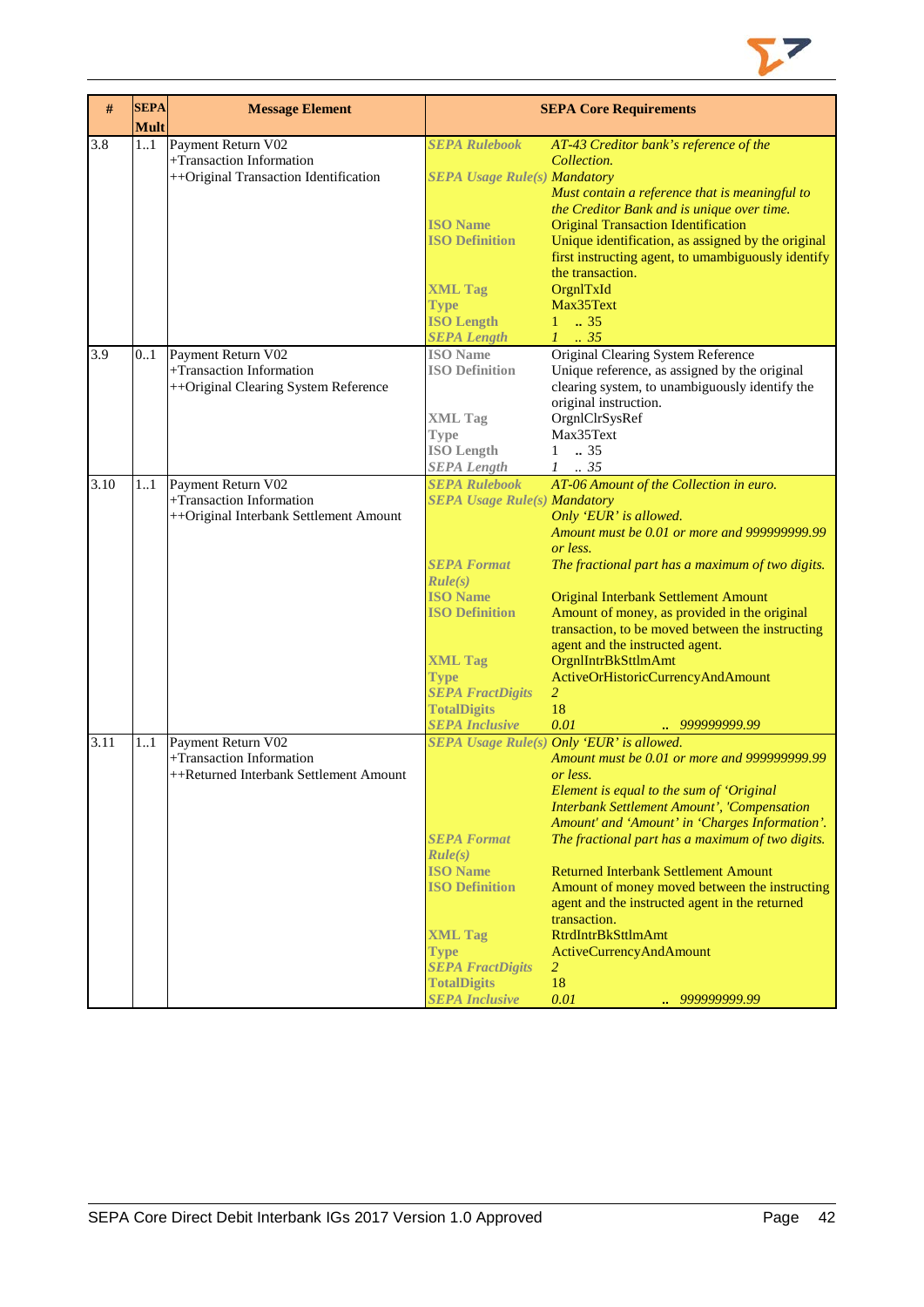| # | SEPA Mult | Message Element | SEPA Core Requirements | |
|---|---|---|---|---|
| 3.8 | 1..1 | Payment Return V02<br>+Transaction Information<br>++Original Transaction Identification | *SEPA Rulebook* | *AT-43 Creditor bank's reference of the Collection.* |
| | | | *SEPA Usage Rule(s)* | *Mandatory*<br>*Must contain a reference that is meaningful to the Creditor Bank and is unique over time.* |
| | | | ISO Name | Original Transaction Identification |
| | | | ISO Definition | Unique identification, as assigned by the original first instructing agent, to umambiguously identify the transaction. |
| | | | XML Tag | OrgnlTxId |
| | | | Type | Max35Text |
| | | | ISO Length | 1 .. 35 |
| | | | *SEPA Length* | *1 .. 35* |
| 3.9 | 0..1 | Payment Return V02<br>+Transaction Information<br>++Original Clearing System Reference | ISO Name | Original Clearing System Reference |
| | | | ISO Definition | Unique reference, as assigned by the original clearing system, to unambiguously identify the original instruction. |
| | | | XML Tag | OrgnlClrSysRef |
| | | | Type | Max35Text |
| | | | ISO Length | 1 .. 35 |
| | | | *SEPA Length* | *1 .. 35* |
| 3.10 | 1..1 | Payment Return V02<br>+Transaction Information<br>++Original Interbank Settlement Amount | *SEPA Rulebook* | *AT-06 Amount of the Collection in euro.* |
| | | | *SEPA Usage Rule(s)* | *Mandatory*<br>*Only 'EUR' is allowed.*<br>*Amount must be 0.01 or more and 999999999.99 or less.* |
| | | | *SEPA Format Rule(s)* | *The fractional part has a maximum of two digits.* |
| | | | ISO Name | Original Interbank Settlement Amount |
| | | | ISO Definition | Amount of money, as provided in the original transaction, to be moved between the instructing agent and the instructed agent. |
| | | | XML Tag | OrgnlIntrBkSttlmAmt |
| | | | Type | ActiveOrHistoricCurrencyAndAmount |
| | | | *SEPA FractDigits* | *2* |
| | | | TotalDigits | 18 |
| | | | *SEPA Inclusive* | *0.01 .. 999999999.99* |
| 3.11 | 1..1 | Payment Return V02<br>+Transaction Information<br>++Returned Interbank Settlement Amount | *SEPA Usage Rule(s)* | *Only 'EUR' is allowed.*<br>*Amount must be 0.01 or more and 999999999.99 or less.*<br>*Element is equal to the sum of 'Original Interbank Settlement Amount', 'Compensation Amount' and 'Amount' in 'Charges Information'.* |
| | | | *SEPA Format Rule(s)* | *The fractional part has a maximum of two digits.* |
| | | | ISO Name | Returned Interbank Settlement Amount |
| | | | ISO Definition | Amount of money moved between the instructing agent and the instructed agent in the returned transaction. |
| | | | XML Tag | RtrdIntrBkSttlmAmt |
| | | | Type | ActiveCurrencyAndAmount |
| | | | *SEPA FractDigits* | *2* |
| | | | TotalDigits | 18 |
| | | | *SEPA Inclusive* | *0.01 .. 999999999.99* |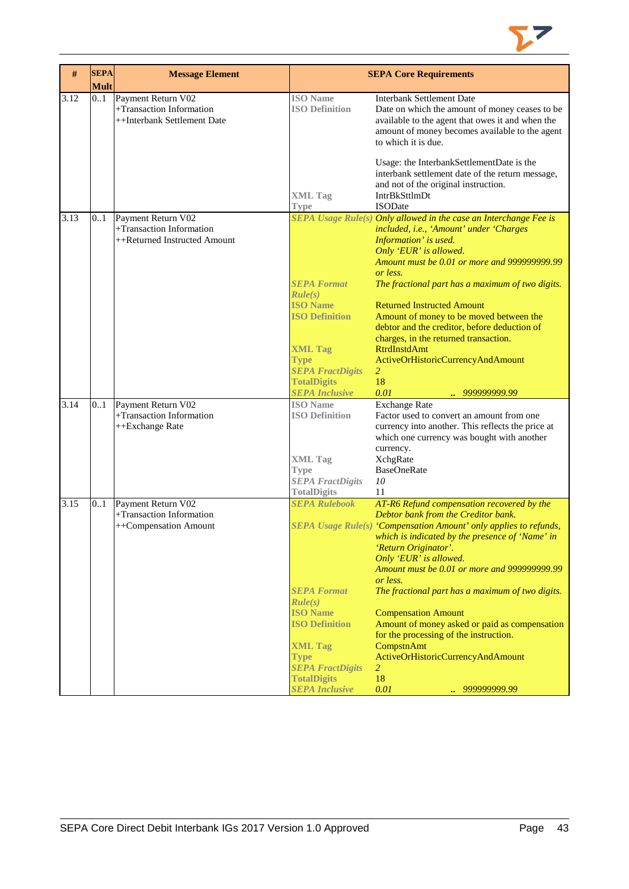| # | SEPA Mult | Message Element | SEPA Core Requirements | |
|---|---|---|---|---|
| 3.12 | 0..1 | Payment Return V02<br>+Transaction Information<br>++Interbank Settlement Date | **ISO Name** | Interbank Settlement Date |
| | | | **ISO Definition** | Date on which the amount of money ceases to be available to the agent that owes it and when the amount of money becomes available to the agent to which it is due.<br><br>Usage: the InterbankSettlementDate is the interbank settlement date of the return message, and not of the original instruction. |
| | | | **XML Tag** | IntrBkSttlmDt |
| | | | **Type** | ISODate |
| 3.13 | 0..1 | Payment Return V02<br>+Transaction Information<br>++Returned Instructed Amount | ***SEPA Usage Rule(s)*** | *Only allowed in the case an Interchange Fee is included, i.e., 'Amount' under 'Charges Information' is used.*<br>*Only 'EUR' is allowed.*<br>*Amount must be 0.01 or more and 999999999.99 or less.* |
| | | | ***SEPA Format Rule(s)*** | *The fractional part has a maximum of two digits.* |
| | | | **ISO Name** | Returned Instructed Amount |
| | | | **ISO Definition** | Amount of money to be moved between the debtor and the creditor, before deduction of charges, in the returned transaction. |
| | | | **XML Tag** | RtrdInstdAmt |
| | | | **Type** | ActiveOrHistoricCurrencyAndAmount |
| | | | ***SEPA FractDigits*** | *2* |
| | | | **TotalDigits** | 18 |
| | | | ***SEPA Inclusive*** | *0.01 .. 999999999.99* |
| 3.14 | 0..1 | Payment Return V02<br>+Transaction Information<br>++Exchange Rate | **ISO Name** | Exchange Rate |
| | | | **ISO Definition** | Factor used to convert an amount from one currency into another. This reflects the price at which one currency was bought with another currency. |
| | | | **XML Tag** | XchgRate |
| | | | **Type** | BaseOneRate |
| | | | ***SEPA FractDigits*** | *10* |
| | | | **TotalDigits** | 11 |
| 3.15 | 0..1 | Payment Return V02<br>+Transaction Information<br>++Compensation Amount | ***SEPA Rulebook*** | *AT-R6 Refund compensation recovered by the Debtor bank from the Creditor bank.* |
| | | | ***SEPA Usage Rule(s)*** | *'Compensation Amount' only applies to refunds, which is indicated by the presence of 'Name' in 'Return Originator'.*<br>*Only 'EUR' is allowed.*<br>*Amount must be 0.01 or more and 999999999.99 or less.* |
| | | | ***SEPA Format Rule(s)*** | *The fractional part has a maximum of two digits.* |
| | | | **ISO Name** | Compensation Amount |
| | | | **ISO Definition** | Amount of money asked or paid as compensation for the processing of the instruction. |
| | | | **XML Tag** | CompstnAmt |
| | | | **Type** | ActiveOrHistoricCurrencyAndAmount |
| | | | ***SEPA FractDigits*** | *2* |
| | | | **TotalDigits** | 18 |
| | | | ***SEPA Inclusive*** | *0.01 .. 999999999.99* |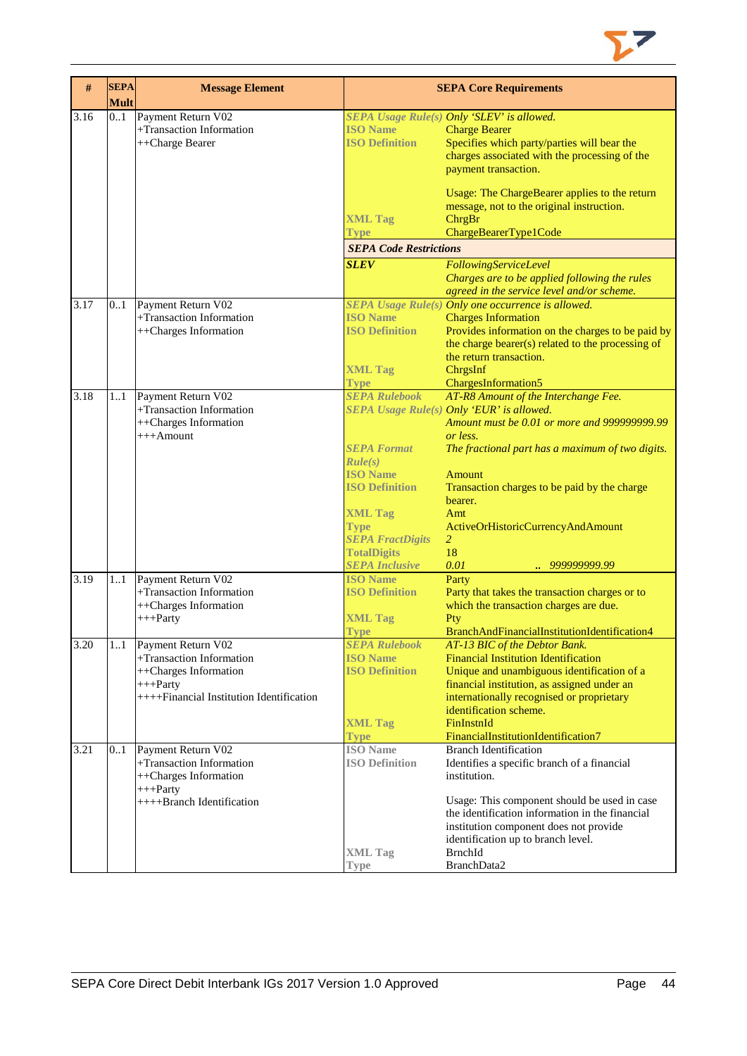| # | SEPA Mult | Message Element | SEPA Core Requirements | |
|---|---|---|---|---|
| 3.16 | 0..1 | Payment Return V02<br>+Transaction Information<br>++Charge Bearer | *SEPA Usage Rule(s)*<br>**ISO Name**<br>**ISO Definition**<br><br><br><br><br>**XML Tag**<br>**Type** | *Only 'SLEV' is allowed.*<br>Charge Bearer<br>Specifies which party/parties will bear the charges associated with the processing of the payment transaction.<br><br>Usage: The ChargeBearer applies to the return message, not to the original instruction.<br>ChrgBr<br>ChargeBearerType1Code |
| | | | ***SEPA Code Restrictions*** | |
| | | | ***SLEV*** | *FollowingServiceLevel*<br>*Charges are to be applied following the rules agreed in the service level and/or scheme.* |
| 3.17 | 0..1 | Payment Return V02<br>+Transaction Information<br>++Charges Information | *SEPA Usage Rule(s)*<br>**ISO Name**<br>**ISO Definition**<br><br><br>**XML Tag**<br>**Type** | *Only one occurrence is allowed.*<br>Charges Information<br>Provides information on the charges to be paid by the charge bearer(s) related to the processing of the return transaction.<br>ChrgsInf<br>ChargesInformation5 |
| 3.18 | 1..1 | Payment Return V02<br>+Transaction Information<br>++Charges Information<br>+++Amount | *SEPA Rulebook*<br>*SEPA Usage Rule(s)*<br><br><br>*SEPA Format Rule(s)*<br>**ISO Name**<br>**ISO Definition**<br><br>**XML Tag**<br>**Type**<br>*SEPA FractDigits*<br>**TotalDigits**<br>*SEPA Inclusive* | *AT-R8 Amount of the Interchange Fee.*<br>*Only 'EUR' is allowed.*<br>*Amount must be 0.01 or more and 999999999.99 or less.*<br>*The fractional part has a maximum of two digits.*<br><br>Amount<br>Transaction charges to be paid by the charge bearer.<br>Amt<br>ActiveOrHistoricCurrencyAndAmount<br>*2*<br>18<br>*0.01 .. 999999999.99* |
| 3.19 | 1..1 | Payment Return V02<br>+Transaction Information<br>++Charges Information<br>+++Party | **ISO Name**<br>**ISO Definition**<br><br>**XML Tag**<br>**Type** | Party<br>Party that takes the transaction charges or to which the transaction charges are due.<br>Pty<br>BranchAndFinancialInstitutionIdentification4 |
| 3.20 | 1..1 | Payment Return V02<br>+Transaction Information<br>++Charges Information<br>+++Party<br>++++Financial Institution Identification | *SEPA Rulebook*<br>**ISO Name**<br>**ISO Definition**<br><br><br><br>**XML Tag**<br>**Type** | *AT-13 BIC of the Debtor Bank.*<br>Financial Institution Identification<br>Unique and unambiguous identification of a financial institution, as assigned under an internationally recognised or proprietary identification scheme.<br>FinInstnId<br>FinancialInstitutionIdentification7 |
| 3.21 | 0..1 | Payment Return V02<br>+Transaction Information<br>++Charges Information<br>+++Party<br>++++Branch Identification | **ISO Name**<br>**ISO Definition**<br><br><br><br><br><br>**XML Tag**<br>**Type** | Branch Identification<br>Identifies a specific branch of a financial institution.<br><br>Usage: This component should be used in case the identification information in the financial institution component does not provide identification up to branch level.<br>BrnchId<br>BranchData2 |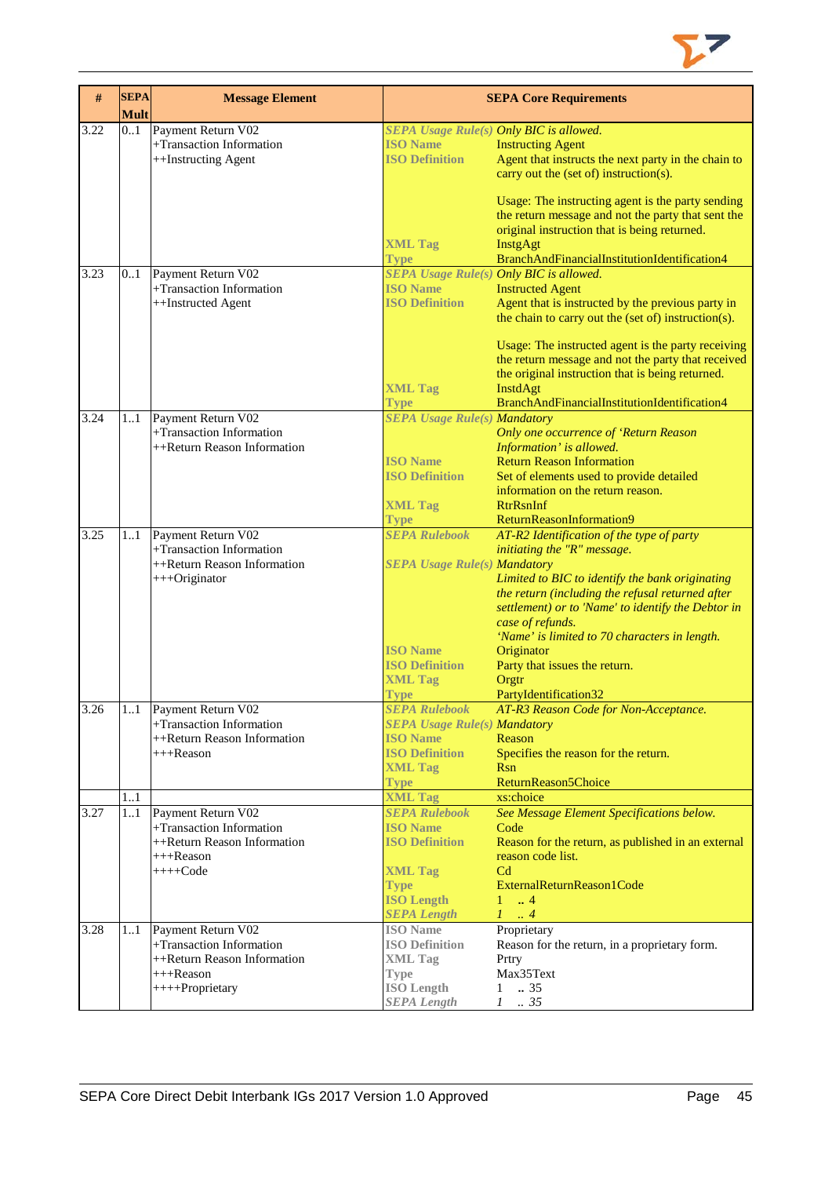| # | SEPA Mult | Message Element | SEPA Core Requirements | |
|---|---|---|---|---|
| 3.22 | 0..1 | Payment Return V02<br>+Transaction Information<br>++Instructing Agent | *SEPA Usage Rule(s)*<br>**ISO Name**<br>**ISO Definition**<br><br><br><br><br>**XML Tag**<br>**Type** | *Only BIC is allowed.*<br>Instructing Agent<br>Agent that instructs the next party in the chain to carry out the (set of) instruction(s).<br><br>Usage: The instructing agent is the party sending the return message and not the party that sent the original instruction that is being returned.<br>InstgAgt<br>BranchAndFinancialInstitutionIdentification4 |
| 3.23 | 0..1 | Payment Return V02<br>+Transaction Information<br>++Instructed Agent | *SEPA Usage Rule(s)*<br>**ISO Name**<br>**ISO Definition**<br><br><br><br><br>**XML Tag**<br>**Type** | *Only BIC is allowed.*<br>Instructed Agent<br>Agent that is instructed by the previous party in the chain to carry out the (set of) instruction(s).<br><br>Usage: The instructed agent is the party receiving the return message and not the party that received the original instruction that is being returned.<br>InstdAgt<br>BranchAndFinancialInstitutionIdentification4 |
| 3.24 | 1..1 | Payment Return V02<br>+Transaction Information<br>++Return Reason Information | *SEPA Usage Rule(s)*<br><br><br>**ISO Name**<br>**ISO Definition**<br><br>**XML Tag**<br>**Type** | *Mandatory*<br>*Only one occurrence of 'Return Reason Information' is allowed.*<br>Return Reason Information<br>Set of elements used to provide detailed information on the return reason.<br>RtrRsnInf<br>ReturnReasonInformation9 |
| 3.25 | 1..1 | Payment Return V02<br>+Transaction Information<br>++Return Reason Information<br>+++Originator | *SEPA Rulebook*<br><br>*SEPA Usage Rule(s)*<br><br><br><br><br><br>**ISO Name**<br>**ISO Definition**<br>**XML Tag**<br>**Type** | *AT-R2 Identification of the type of party initiating the "R" message.*<br>*Mandatory*<br>*Limited to BIC to identify the bank originating the return (including the refusal returned after settlement) or to 'Name' to identify the Debtor in case of refunds.*<br>*'Name' is limited to 70 characters in length.*<br>Originator<br>Party that issues the return.<br>Orgtr<br>PartyIdentification32 |
| 3.26 | 1..1 | Payment Return V02<br>+Transaction Information<br>++Return Reason Information<br>+++Reason | *SEPA Rulebook*<br>*SEPA Usage Rule(s)*<br>**ISO Name**<br>**ISO Definition**<br>**XML Tag**<br>**Type** | *AT-R3 Reason Code for Non-Acceptance.*<br>*Mandatory*<br>Reason<br>Specifies the reason for the return.<br>Rsn<br>ReturnReason5Choice |
| | 1..1 | | **XML Tag** | xs:choice |
| 3.27 | 1..1 | Payment Return V02<br>+Transaction Information<br>++Return Reason Information<br>+++Reason<br>++++Code | *SEPA Rulebook*<br>**ISO Name**<br>**ISO Definition**<br><br>**XML Tag**<br>**Type**<br>**ISO Length**<br>*SEPA Length* | *See Message Element Specifications below.*<br>Code<br>Reason for the return, as published in an external reason code list.<br>Cd<br>ExternalReturnReason1Code<br>1 .. 4<br>*1 .. 4* |
| 3.28 | 1..1 | Payment Return V02<br>+Transaction Information<br>++Return Reason Information<br>+++Reason<br>++++Proprietary | **ISO Name**<br>**ISO Definition**<br>**XML Tag**<br>**Type**<br>**ISO Length**<br>*SEPA Length* | Proprietary<br>Reason for the return, in a proprietary form.<br>Prtry<br>Max35Text<br>1 .. 35<br>*1 .. 35* |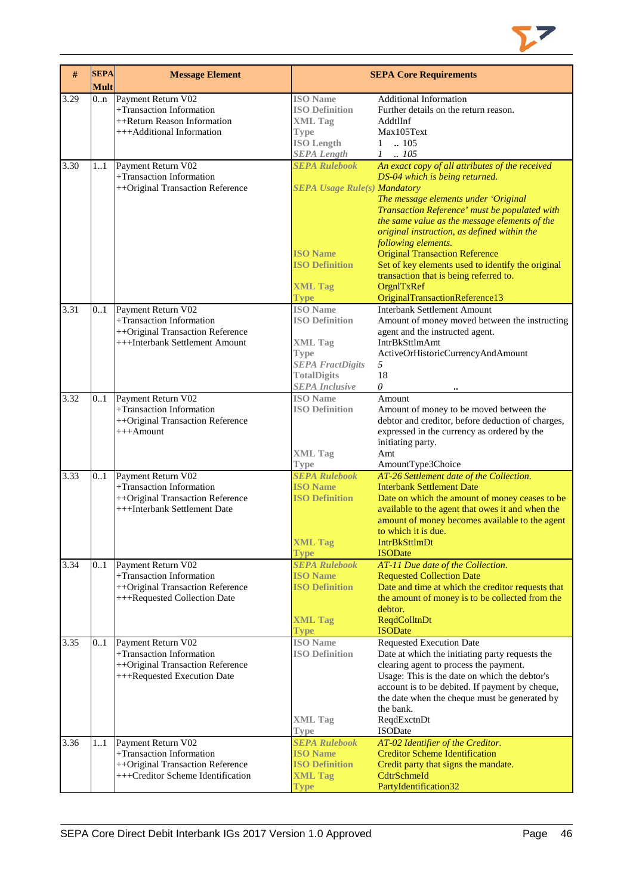| # | SEPA Mult | Message Element | SEPA Core Requirements | |
|---|---|---|---|---|
| 3.29 | 0..n | Payment Return V02<br>+Transaction Information<br>++Return Reason Information<br>+++Additional Information | ISO Name<br>ISO Definition<br>XML Tag<br>Type<br>ISO Length<br>*SEPA Length* | Additional Information<br>Further details on the return reason.<br>AddtlInf<br>Max105Text<br>1 .. 105<br>*1 .. 105* |
| 3.30 | 1..1 | Payment Return V02<br>+Transaction Information<br>++Original Transaction Reference | *SEPA Rulebook*<br><br>*SEPA Usage Rule(s)*<br><br><br><br><br><br>ISO Name<br>ISO Definition<br><br>XML Tag<br>Type | *An exact copy of all attributes of the received DS-04 which is being returned.*<br>*Mandatory*<br>*The message elements under 'Original Transaction Reference' must be populated with the same value as the message elements of the original instruction, as defined within the following elements.*<br>Original Transaction Reference<br>Set of key elements used to identify the original transaction that is being referred to.<br>OrgnlTxRef<br>OriginalTransactionReference13 |
| 3.31 | 0..1 | Payment Return V02<br>+Transaction Information<br>++Original Transaction Reference<br>+++Interbank Settlement Amount | ISO Name<br>ISO Definition<br><br>XML Tag<br>Type<br>*SEPA FractDigits*<br>TotalDigits<br>*SEPA Inclusive* | Interbank Settlement Amount<br>Amount of money moved between the instructing agent and the instructed agent.<br>IntrBkSttlmAmt<br>ActiveOrHistoricCurrencyAndAmount<br>*5*<br>18<br>*0 ..* |
| 3.32 | 0..1 | Payment Return V02<br>+Transaction Information<br>++Original Transaction Reference<br>+++Amount | ISO Name<br>ISO Definition<br><br><br><br>XML Tag<br>Type | Amount<br>Amount of money to be moved between the debtor and creditor, before deduction of charges, expressed in the currency as ordered by the initiating party.<br>Amt<br>AmountType3Choice |
| 3.33 | 0..1 | Payment Return V02<br>+Transaction Information<br>++Original Transaction Reference<br>+++Interbank Settlement Date | *SEPA Rulebook*<br>ISO Name<br>ISO Definition<br><br><br><br>XML Tag<br>Type | *AT-26 Settlement date of the Collection.*<br>Interbank Settlement Date<br>Date on which the amount of money ceases to be available to the agent that owes it and when the amount of money becomes available to the agent to which it is due.<br>IntrBkSttlmDt<br>ISODate |
| 3.34 | 0..1 | Payment Return V02<br>+Transaction Information<br>++Original Transaction Reference<br>+++Requested Collection Date | *SEPA Rulebook*<br>ISO Name<br>ISO Definition<br><br><br>XML Tag<br>Type | *AT-11 Due date of the Collection.*<br>Requested Collection Date<br>Date and time at which the creditor requests that the amount of money is to be collected from the debtor.<br>ReqdColltnDt<br>ISODate |
| 3.35 | 0..1 | Payment Return V02<br>+Transaction Information<br>++Original Transaction Reference<br>+++Requested Execution Date | ISO Name<br>ISO Definition<br><br><br><br><br><br>XML Tag<br>Type | Requested Execution Date<br>Date at which the initiating party requests the clearing agent to process the payment.<br>Usage: This is the date on which the debtor's account is to be debited. If payment by cheque, the date when the cheque must be generated by the bank.<br>ReqdExctnDt<br>ISODate |
| 3.36 | 1..1 | Payment Return V02<br>+Transaction Information<br>++Original Transaction Reference<br>+++Creditor Scheme Identification | *SEPA Rulebook*<br>ISO Name<br>ISO Definition<br>XML Tag<br>Type | *AT-02 Identifier of the Creditor.*<br>Creditor Scheme Identification<br>Credit party that signs the mandate.<br>CdtrSchmeId<br>PartyIdentification32 |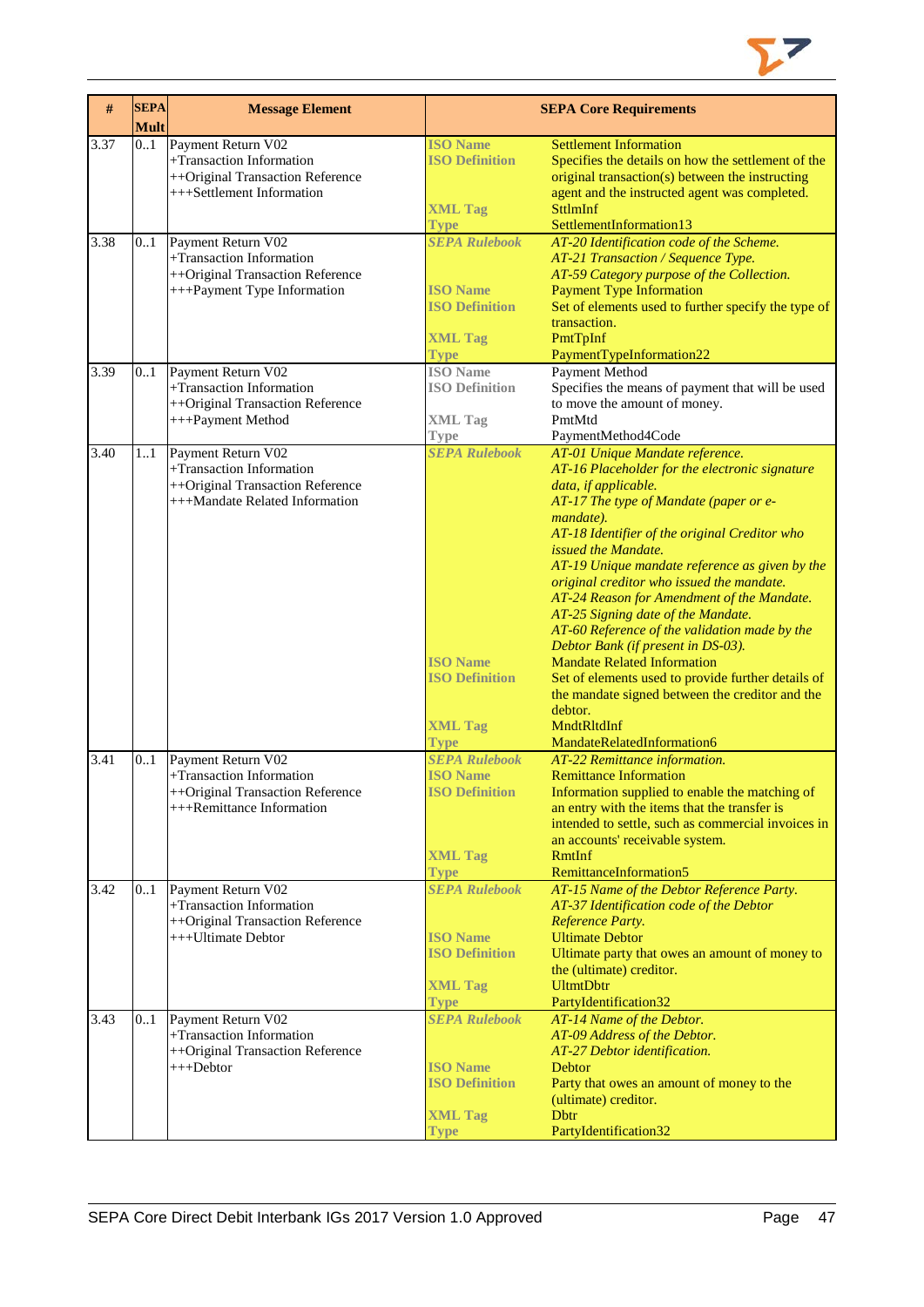| # | SEPA Mult | Message Element | SEPA Core Requirements | |
|---|---|---|---|---|
| 3.37 | 0..1 | Payment Return V02<br>+Transaction Information<br>++Original Transaction Reference<br>+++Settlement Information | ISO Name<br>ISO Definition<br><br><br>XML Tag<br>Type | Settlement Information<br>Specifies the details on how the settlement of the original transaction(s) between the instructing agent and the instructed agent was completed.<br>SttlmInf<br>SettlementInformation13 |
| 3.38 | 0..1 | Payment Return V02<br>+Transaction Information<br>++Original Transaction Reference<br>+++Payment Type Information | *SEPA Rulebook*<br><br><br>ISO Name<br>ISO Definition<br><br>XML Tag<br>Type | *AT-20 Identification code of the Scheme.*<br>*AT-21 Transaction / Sequence Type.*<br>*AT-59 Category purpose of the Collection.*<br>Payment Type Information<br>Set of elements used to further specify the type of transaction.<br>PmtTpInf<br>PaymentTypeInformation22 |
| 3.39 | 0..1 | Payment Return V02<br>+Transaction Information<br>++Original Transaction Reference<br>+++Payment Method | ISO Name<br>ISO Definition<br><br>XML Tag<br>Type | Payment Method<br>Specifies the means of payment that will be used to move the amount of money.<br>PmtMtd<br>PaymentMethod4Code |
| 3.40 | 1..1 | Payment Return V02<br>+Transaction Information<br>++Original Transaction Reference<br>+++Mandate Related Information | *SEPA Rulebook*<br><br><br><br><br><br><br><br><br><br><br><br><br>ISO Name<br>ISO Definition<br><br><br>XML Tag<br>Type | *AT-01 Unique Mandate reference.*<br>*AT-16 Placeholder for the electronic signature data, if applicable.*<br>*AT-17 The type of Mandate (paper or e-mandate).*<br>*AT-18 Identifier of the original Creditor who issued the Mandate.*<br>*AT-19 Unique mandate reference as given by the original creditor who issued the mandate.*<br>*AT-24 Reason for Amendment of the Mandate.*<br>*AT-25 Signing date of the Mandate.*<br>*AT-60 Reference of the validation made by the Debtor Bank (if present in DS-03).*<br>Mandate Related Information<br>Set of elements used to provide further details of the mandate signed between the creditor and the debtor.<br>MndtRltdInf<br>MandateRelatedInformation6 |
| 3.41 | 0..1 | Payment Return V02<br>+Transaction Information<br>++Original Transaction Reference<br>+++Remittance Information | *SEPA Rulebook*<br>ISO Name<br>ISO Definition<br><br><br><br>XML Tag<br>Type | *AT-22 Remittance information.*<br>Remittance Information<br>Information supplied to enable the matching of an entry with the items that the transfer is intended to settle, such as commercial invoices in an accounts' receivable system.<br>RmtInf<br>RemittanceInformation5 |
| 3.42 | 0..1 | Payment Return V02<br>+Transaction Information<br>++Original Transaction Reference<br>+++Ultimate Debtor | *SEPA Rulebook*<br><br><br>ISO Name<br>ISO Definition<br><br>XML Tag<br>Type | *AT-15 Name of the Debtor Reference Party.*<br>*AT-37 Identification code of the Debtor Reference Party.*<br>Ultimate Debtor<br>Ultimate party that owes an amount of money to the (ultimate) creditor.<br>UltmtDbtr<br>PartyIdentification32 |
| 3.43 | 0..1 | Payment Return V02<br>+Transaction Information<br>++Original Transaction Reference<br>+++Debtor | *SEPA Rulebook*<br><br><br>ISO Name<br>ISO Definition<br><br>XML Tag<br>Type | *AT-14 Name of the Debtor.*<br>*AT-09 Address of the Debtor.*<br>*AT-27 Debtor identification.*<br>Debtor<br>Party that owes an amount of money to the (ultimate) creditor.<br>Dbtr<br>PartyIdentification32 |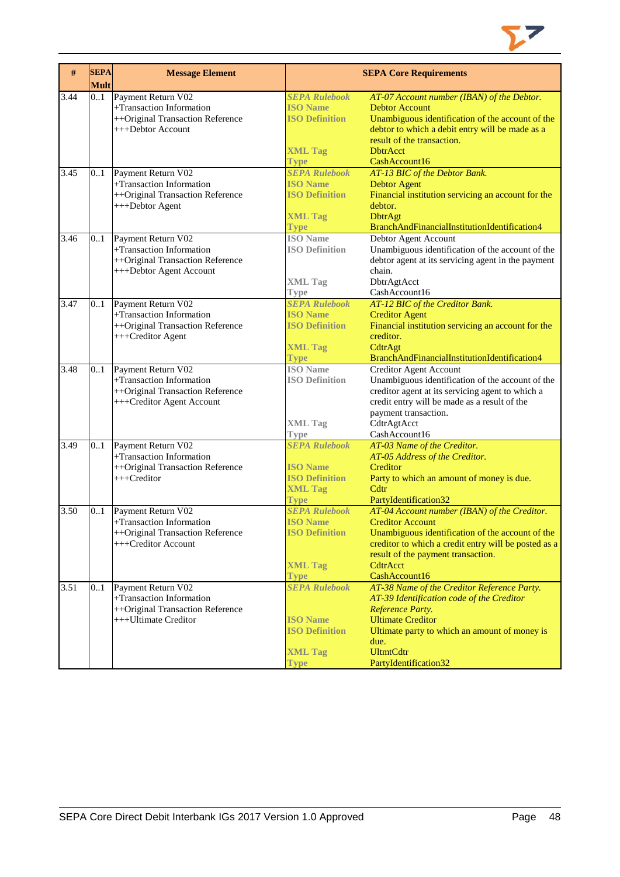| # | SEPA Mult | Message Element | SEPA Core Requirements | |
|---|---|---|---|---|
| 3.44 | 0..1 | Payment Return V02<br>+Transaction Information<br>++Original Transaction Reference<br>+++Debtor Account | *SEPA Rulebook*<br>ISO Name<br>ISO Definition<br><br><br>XML Tag<br>Type | *AT-07 Account number (IBAN) of the Debtor.*<br>Debtor Account<br>Unambiguous identification of the account of the debtor to which a debit entry will be made as a result of the transaction.<br>DbtrAcct<br>CashAccount16 |
| 3.45 | 0..1 | Payment Return V02<br>+Transaction Information<br>++Original Transaction Reference<br>+++Debtor Agent | *SEPA Rulebook*<br>ISO Name<br>ISO Definition<br><br>XML Tag<br>Type | *AT-13 BIC of the Debtor Bank.*<br>Debtor Agent<br>Financial institution servicing an account for the debtor.<br>DbtrAgt<br>BranchAndFinancialInstitutionIdentification4 |
| 3.46 | 0..1 | Payment Return V02<br>+Transaction Information<br>++Original Transaction Reference<br>+++Debtor Agent Account | ISO Name<br>ISO Definition<br><br><br>XML Tag<br>Type | Debtor Agent Account<br>Unambiguous identification of the account of the debtor agent at its servicing agent in the payment chain.<br>DbtrAgtAcct<br>CashAccount16 |
| 3.47 | 0..1 | Payment Return V02<br>+Transaction Information<br>++Original Transaction Reference<br>+++Creditor Agent | *SEPA Rulebook*<br>ISO Name<br>ISO Definition<br><br>XML Tag<br>Type | *AT-12 BIC of the Creditor Bank.*<br>Creditor Agent<br>Financial institution servicing an account for the creditor.<br>CdtrAgt<br>BranchAndFinancialInstitutionIdentification4 |
| 3.48 | 0..1 | Payment Return V02<br>+Transaction Information<br>++Original Transaction Reference<br>+++Creditor Agent Account | ISO Name<br>ISO Definition<br><br><br><br>XML Tag<br>Type | Creditor Agent Account<br>Unambiguous identification of the account of the creditor agent at its servicing agent to which a credit entry will be made as a result of the payment transaction.<br>CdtrAgtAcct<br>CashAccount16 |
| 3.49 | 0..1 | Payment Return V02<br>+Transaction Information<br>++Original Transaction Reference<br>+++Creditor | *SEPA Rulebook*<br><br>ISO Name<br>ISO Definition<br>XML Tag<br>Type | *AT-03 Name of the Creditor.*<br>*AT-05 Address of the Creditor.*<br>Creditor<br>Party to which an amount of money is due.<br>Cdtr<br>PartyIdentification32 |
| 3.50 | 0..1 | Payment Return V02<br>+Transaction Information<br>++Original Transaction Reference<br>+++Creditor Account | *SEPA Rulebook*<br>ISO Name<br>ISO Definition<br><br><br>XML Tag<br>Type | *AT-04 Account number (IBAN) of the Creditor.*<br>Creditor Account<br>Unambiguous identification of the account of the creditor to which a credit entry will be posted as a result of the payment transaction.<br>CdtrAcct<br>CashAccount16 |
| 3.51 | 0..1 | Payment Return V02<br>+Transaction Information<br>++Original Transaction Reference<br>+++Ultimate Creditor | *SEPA Rulebook*<br><br><br>ISO Name<br>ISO Definition<br><br>XML Tag<br>Type | *AT-38 Name of the Creditor Reference Party.*<br>*AT-39 Identification code of the Creditor Reference Party.*<br>Ultimate Creditor<br>Ultimate party to which an amount of money is due.<br>UltmtCdtr<br>PartyIdentification32 |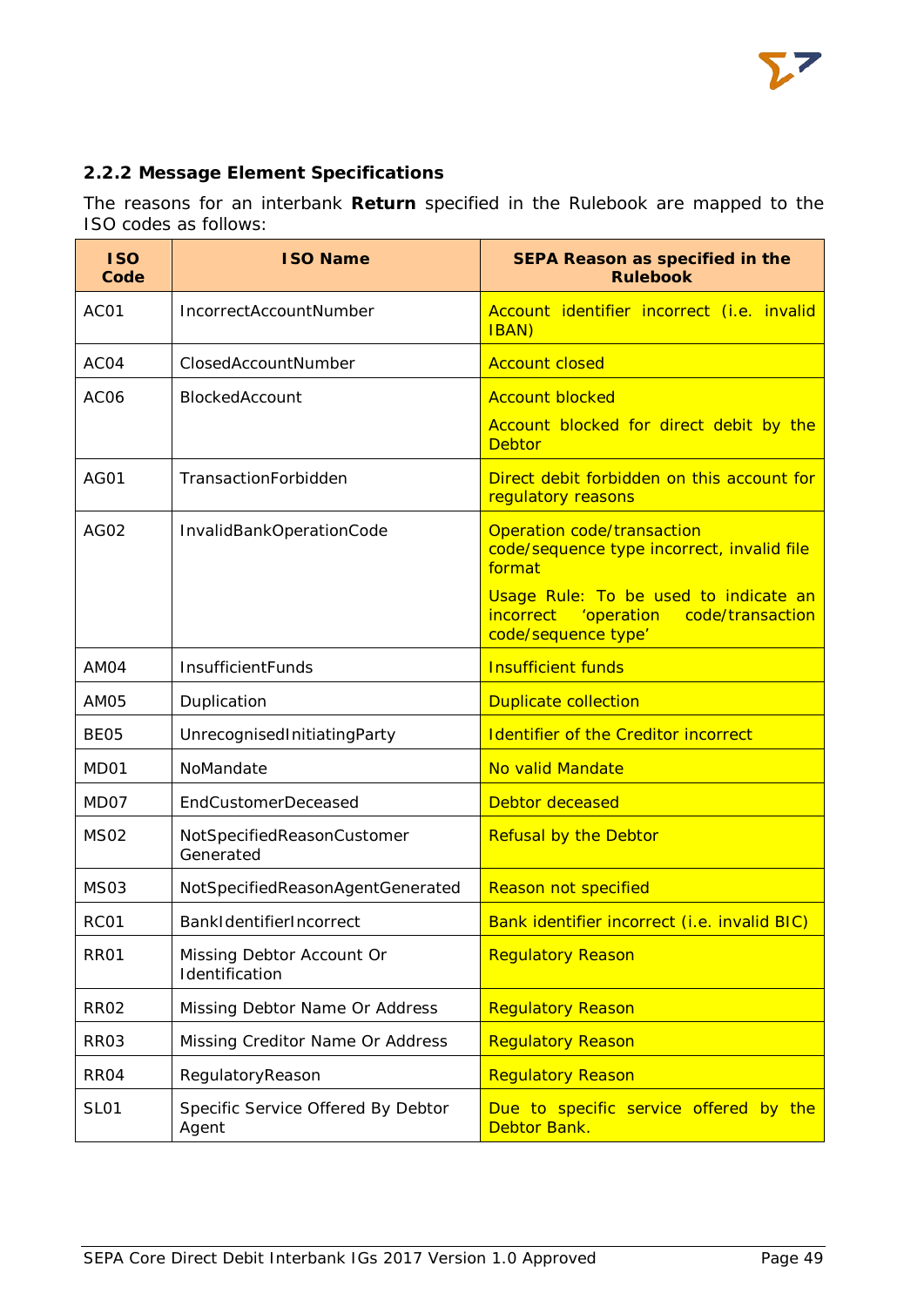### 2.2.2 Message Element Specifications

The reasons for an interbank **Return** specified in the Rulebook are mapped to the ISO codes as follows:

| ISO Code | ISO Name | SEPA Reason as specified in the Rulebook |
|---|---|---|
| AC01 | IncorrectAccountNumber | Account identifier incorrect (i.e. invalid IBAN) |
| AC04 | ClosedAccountNumber | Account closed |
| AC06 | BlockedAccount | Account blocked<br>Account blocked for direct debit by the Debtor |
| AG01 | TransactionForbidden | Direct debit forbidden on this account for regulatory reasons |
| AG02 | InvalidBankOperationCode | Operation code/transaction code/sequence type incorrect, invalid file format<br>Usage Rule: To be used to indicate an incorrect 'operation code/transaction code/sequence type' |
| AM04 | InsufficientFunds | Insufficient funds |
| AM05 | Duplication | Duplicate collection |
| BE05 | UnrecognisedInitiatingParty | Identifier of the Creditor incorrect |
| MD01 | NoMandate | No valid Mandate |
| MD07 | EndCustomerDeceased | Debtor deceased |
| MS02 | NotSpecifiedReasonCustomer Generated | Refusal by the Debtor |
| MS03 | NotSpecifiedReasonAgentGenerated | Reason not specified |
| RC01 | BankIdentifierIncorrect | Bank identifier incorrect (i.e. invalid BIC) |
| RR01 | Missing Debtor Account Or Identification | Regulatory Reason |
| RR02 | Missing Debtor Name Or Address | Regulatory Reason |
| RR03 | Missing Creditor Name Or Address | Regulatory Reason |
| RR04 | RegulatoryReason | Regulatory Reason |
| SL01 | Specific Service Offered By Debtor Agent | Due to specific service offered by the Debtor Bank. |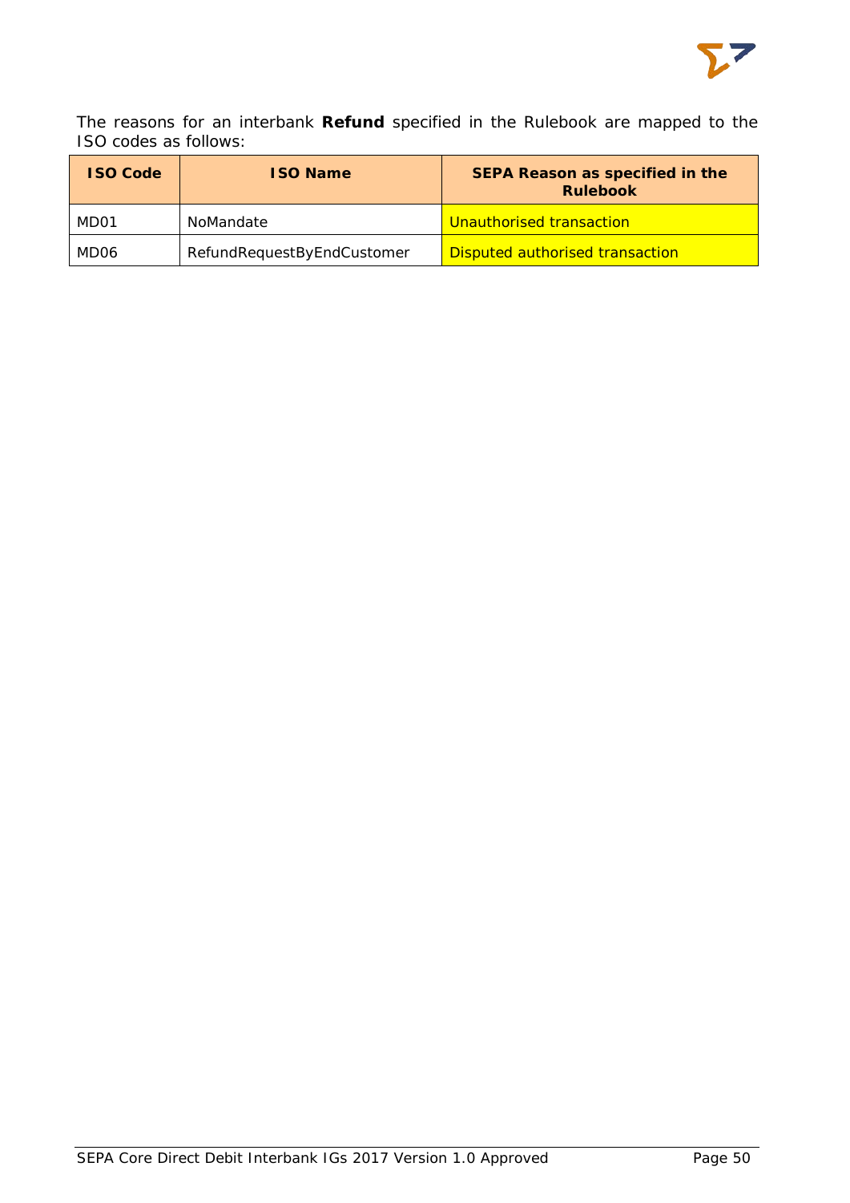The reasons for an interbank **Refund** specified in the Rulebook are mapped to the ISO codes as follows:

| ISO Code | ISO Name | SEPA Reason as specified in the Rulebook |
|---|---|---|
| MD01 | NoMandate | Unauthorised transaction |
| MD06 | RefundRequestByEndCustomer | Disputed authorised transaction |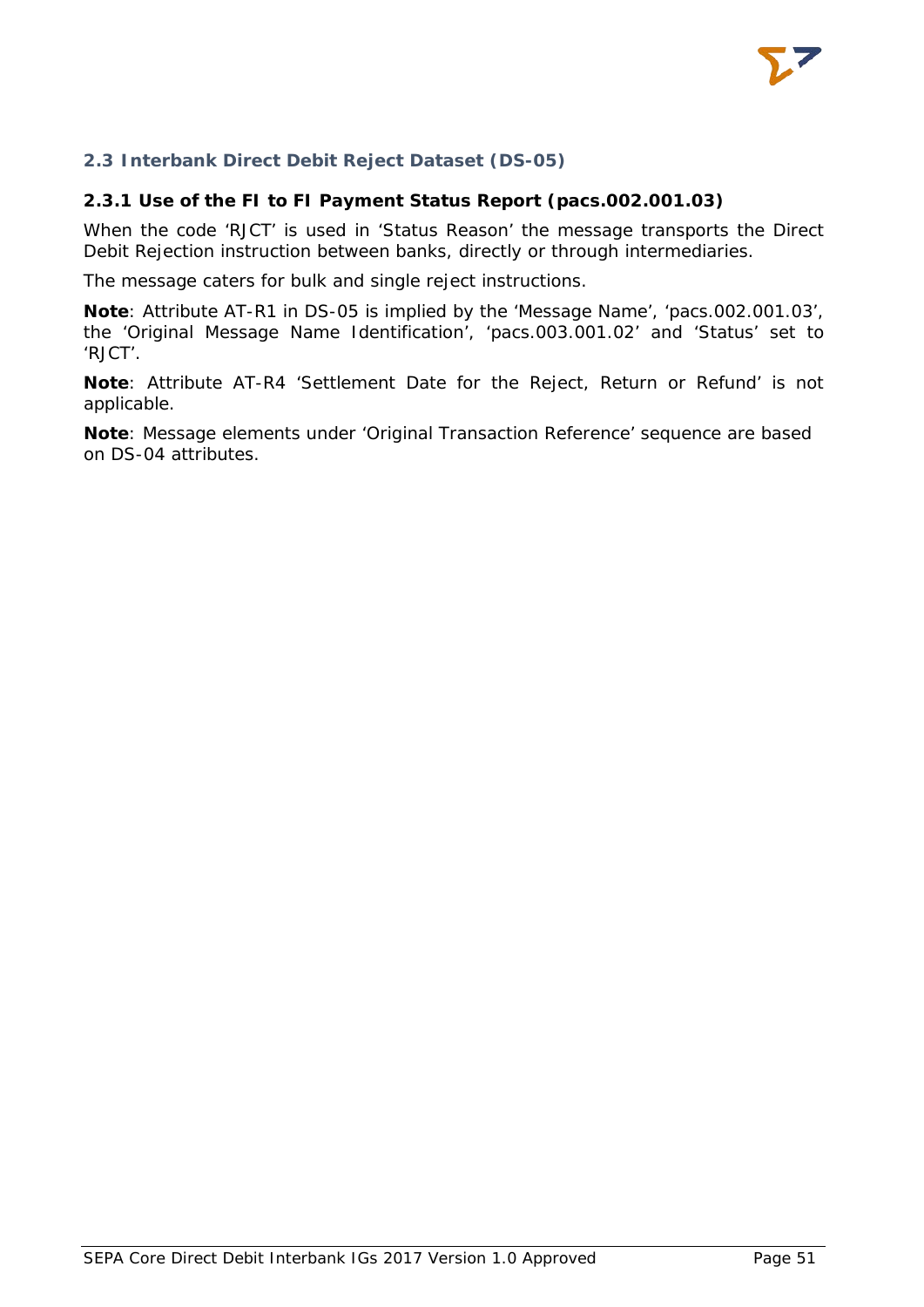## 2.3 Interbank Direct Debit Reject Dataset (DS-05)

### 2.3.1 Use of the FI to FI Payment Status Report (pacs.002.001.03)

When the code 'RJCT' is used in 'Status Reason' the message transports the Direct Debit Rejection instruction between banks, directly or through intermediaries.

The message caters for bulk and single reject instructions.

**Note**: Attribute AT-R1 in DS-05 is implied by the 'Message Name', 'pacs.002.001.03', the 'Original Message Name Identification', 'pacs.003.001.02' and 'Status' set to 'RJCT'.

**Note**: Attribute AT-R4 'Settlement Date for the Reject, Return or Refund' is not applicable.

**Note**: Message elements under 'Original Transaction Reference' sequence are based on DS-04 attributes.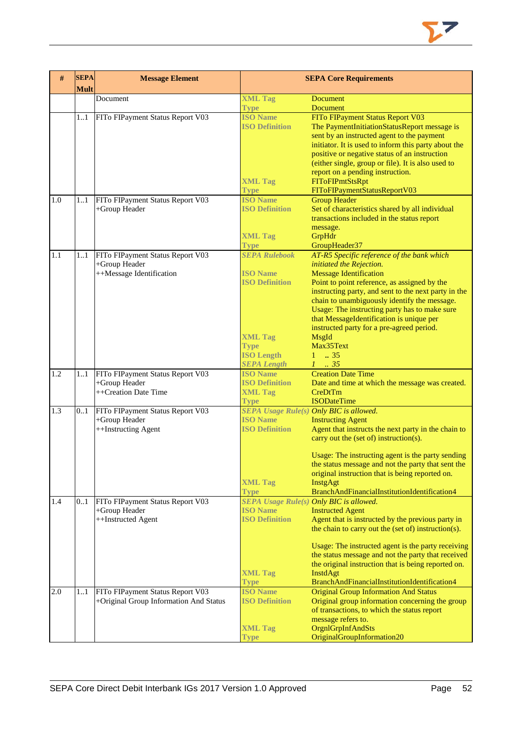| # | SEPA Mult | Message Element | SEPA Core Requirements | |
|---|---|---|---|---|
| | | Document | XML Tag | Document |
| | | | Type | Document |
| | 1..1 | FIToFIPayment Status Report V03 | ISO Name | FIToFIPayment Status Report V03 |
| | | | ISO Definition | The PaymentInitiationStatusReport message is sent by an instructed agent to the payment initiator. It is used to inform this party about the positive or negative status of an instruction (either single, group or file). It is also used to report on a pending instruction. |
| | | | XML Tag | FIToFIPmtStsRpt |
| | | | Type | FIToFIPaymentStatusReportV03 |
| 1.0 | 1..1 | FIToFIPayment Status Report V03<br>+Group Header | ISO Name | Group Header |
| | | | ISO Definition | Set of characteristics shared by all individual transactions included in the status report message. |
| | | | XML Tag | GrpHdr |
| | | | Type | GroupHeader37 |
| 1.1 | 1..1 | FIToFIPayment Status Report V03<br>+Group Header<br>++Message Identification | *SEPA Rulebook* | *AT-R5 Specific reference of the bank which initiated the Rejection.* |
| | | | ISO Name | Message Identification |
| | | | ISO Definition | Point to point reference, as assigned by the instructing party, and sent to the next party in the chain to unambiguously identify the message.<br>Usage: The instructing party has to make sure that MessageIdentification is unique per instructed party for a pre-agreed period. |
| | | | XML Tag | MsgId |
| | | | Type | Max35Text |
| | | | ISO Length | 1 .. 35 |
| | | | *SEPA Length* | *1 .. 35* |
| 1.2 | 1..1 | FIToFIPayment Status Report V03<br>+Group Header<br>++Creation Date Time | ISO Name | Creation Date Time |
| | | | ISO Definition | Date and time at which the message was created. |
| | | | XML Tag | CreDtTm |
| | | | Type | ISODateTime |
| 1.3 | 0..1 | FIToFIPayment Status Report V03<br>+Group Header<br>++Instructing Agent | *SEPA Usage Rule(s)* | *Only BIC is allowed.* |
| | | | ISO Name | Instructing Agent |
| | | | ISO Definition | Agent that instructs the next party in the chain to carry out the (set of) instruction(s).<br><br>Usage: The instructing agent is the party sending the status message and not the party that sent the original instruction that is being reported on. |
| | | | XML Tag | InstgAgt |
| | | | Type | BranchAndFinancialInstitutionIdentification4 |
| 1.4 | 0..1 | FIToFIPayment Status Report V03<br>+Group Header<br>++Instructed Agent | *SEPA Usage Rule(s)* | *Only BIC is allowed.* |
| | | | ISO Name | Instructed Agent |
| | | | ISO Definition | Agent that is instructed by the previous party in the chain to carry out the (set of) instruction(s).<br><br>Usage: The instructed agent is the party receiving the status message and not the party that received the original instruction that is being reported on. |
| | | | XML Tag | InstdAgt |
| | | | Type | BranchAndFinancialInstitutionIdentification4 |
| 2.0 | 1..1 | FIToFIPayment Status Report V03<br>+Original Group Information And Status | ISO Name | Original Group Information And Status |
| | | | ISO Definition | Original group information concerning the group of transactions, to which the status report message refers to. |
| | | | XML Tag | OrgnlGrpInfAndSts |
| | | | Type | OriginalGroupInformation20 |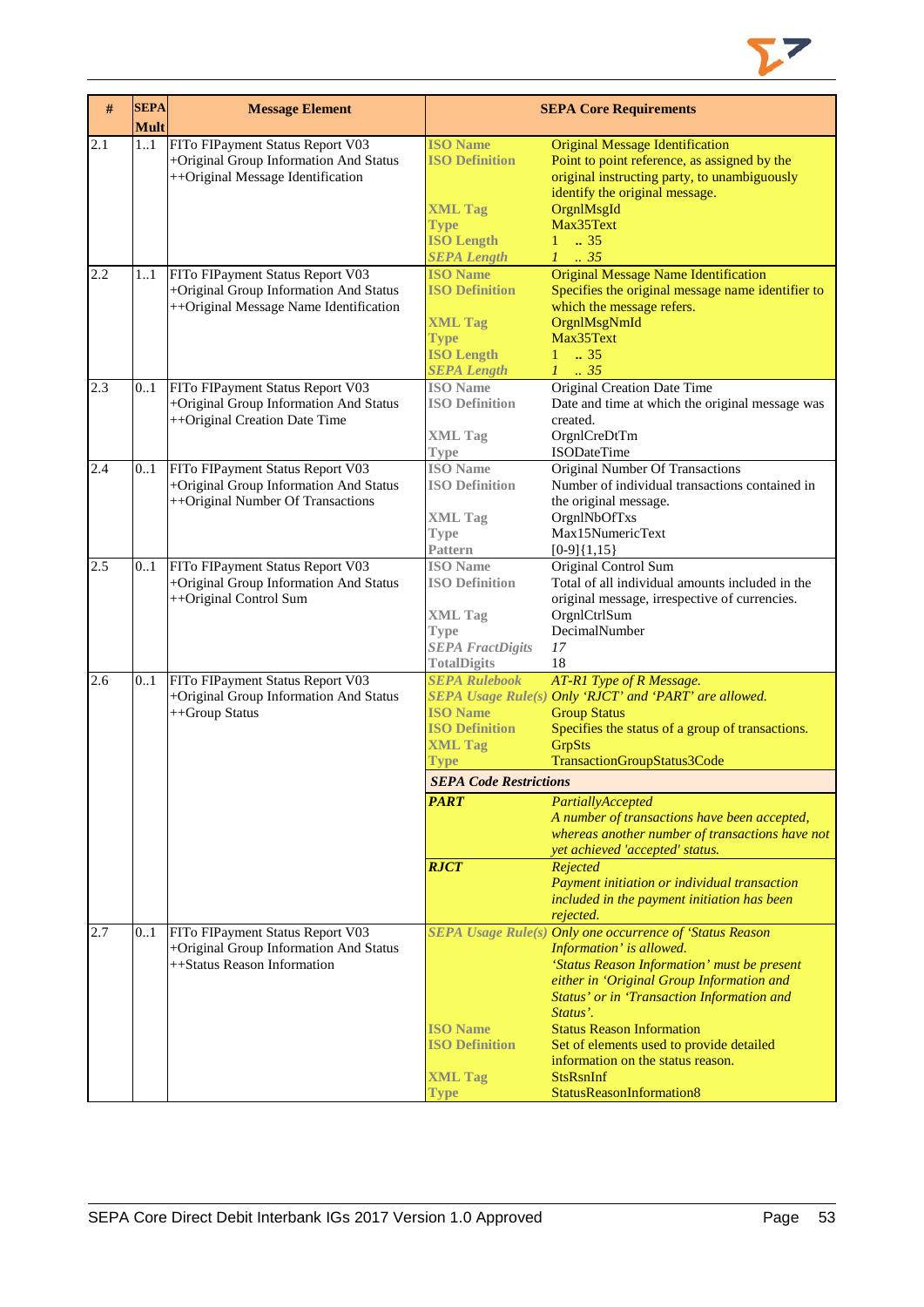| # | SEPA Mult | Message Element | SEPA Core Requirements | |
|---|---|---|---|---|
| 2.1 | 1..1 | FITo FIPayment Status Report V03<br>+Original Group Information And Status<br>++Original Message Identification | **ISO Name**<br>**ISO Definition**<br><br><br>**XML Tag**<br>**Type**<br>**ISO Length**<br>***SEPA Length*** | Original Message Identification<br>Point to point reference, as assigned by the original instructing party, to unambiguously identify the original message.<br>OrgnlMsgId<br>Max35Text<br>1 .. 35<br>*1 .. 35* |
| 2.2 | 1..1 | FITo FIPayment Status Report V03<br>+Original Group Information And Status<br>++Original Message Name Identification | **ISO Name**<br>**ISO Definition**<br><br>**XML Tag**<br>**Type**<br>**ISO Length**<br>***SEPA Length*** | Original Message Name Identification<br>Specifies the original message name identifier to which the message refers.<br>OrgnlMsgNmId<br>Max35Text<br>1 .. 35<br>*1 .. 35* |
| 2.3 | 0..1 | FITo FIPayment Status Report V03<br>+Original Group Information And Status<br>++Original Creation Date Time | **ISO Name**<br>**ISO Definition**<br><br>**XML Tag**<br>**Type** | Original Creation Date Time<br>Date and time at which the original message was created.<br>OrgnlCreDtTm<br>ISODateTime |
| 2.4 | 0..1 | FITo FIPayment Status Report V03<br>+Original Group Information And Status<br>++Original Number Of Transactions | **ISO Name**<br>**ISO Definition**<br><br>**XML Tag**<br>**Type**<br>**Pattern** | Original Number Of Transactions<br>Number of individual transactions contained in the original message.<br>OrgnlNbOfTxs<br>Max15NumericText<br>[0-9]{1,15} |
| 2.5 | 0..1 | FITo FIPayment Status Report V03<br>+Original Group Information And Status<br>++Original Control Sum | **ISO Name**<br>**ISO Definition**<br><br>**XML Tag**<br>**Type**<br>***SEPA FractDigits***<br>**TotalDigits** | Original Control Sum<br>Total of all individual amounts included in the original message, irrespective of currencies.<br>OrgnlCtrlSum<br>DecimalNumber<br>*17*<br>18 |
| 2.6 | 0..1 | FITo FIPayment Status Report V03<br>+Original Group Information And Status<br>++Group Status | ***SEPA Rulebook***<br>***SEPA Usage Rule(s)***<br>**ISO Name**<br>**ISO Definition**<br>**XML Tag**<br>**Type** | *AT-R1 Type of R Message.*<br>*Only 'RJCT' and 'PART' are allowed.*<br>Group Status<br>Specifies the status of a group of transactions.<br>GrpSts<br>TransactionGroupStatus3Code |
| | | | ***SEPA Code Restrictions*** | |
| | | | ***PART*** | *PartiallyAccepted*<br>*A number of transactions have been accepted, whereas another number of transactions have not yet achieved 'accepted' status.* |
| | | | ***RJCT*** | *Rejected*<br>*Payment initiation or individual transaction included in the payment initiation has been rejected.* |
| 2.7 | 0..1 | FITo FIPayment Status Report V03<br>+Original Group Information And Status<br>++Status Reason Information | ***SEPA Usage Rule(s)***<br><br><br><br><br><br>**ISO Name**<br>**ISO Definition**<br><br>**XML Tag**<br>**Type** | *Only one occurrence of 'Status Reason Information' is allowed.*<br>*'Status Reason Information' must be present either in 'Original Group Information and Status' or in 'Transaction Information and Status'.*<br>Status Reason Information<br>Set of elements used to provide detailed information on the status reason.<br>StsRsnInf<br>StatusReasonInformation8 |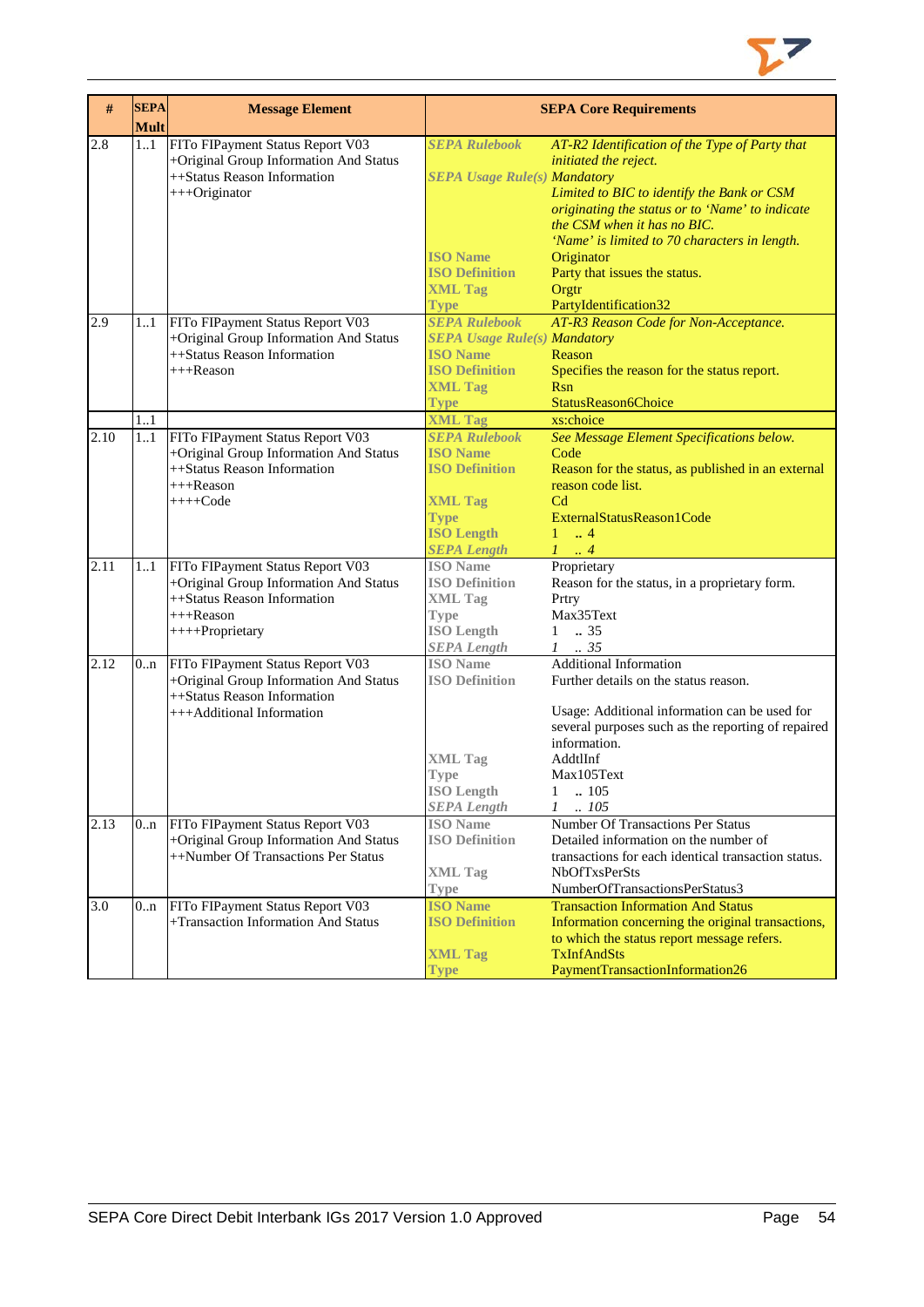| # | SEPA Mult | Message Element | SEPA Core Requirements | |
|---|---|---|---|---|
| 2.8 | 1..1 | FITo FIPayment Status Report V03<br>+Original Group Information And Status<br>++Status Reason Information<br>+++Originator | *SEPA Rulebook* | *AT-R2 Identification of the Type of Party that initiated the reject.* |
| | | | *SEPA Usage Rule(s)* | *Mandatory*<br>*Limited to BIC to identify the Bank or CSM originating the status or to 'Name' to indicate the CSM when it has no BIC.*<br>*'Name' is limited to 70 characters in length.* |
| | | | ISO Name | Originator |
| | | | ISO Definition | Party that issues the status. |
| | | | XML Tag | Orgtr |
| | | | Type | PartyIdentification32 |
| 2.9 | 1..1 | FITo FIPayment Status Report V03<br>+Original Group Information And Status<br>++Status Reason Information<br>+++Reason | *SEPA Rulebook* | *AT-R3 Reason Code for Non-Acceptance.* |
| | | | *SEPA Usage Rule(s)* | *Mandatory* |
| | | | ISO Name | Reason |
| | | | ISO Definition | Specifies the reason for the status report. |
| | | | XML Tag | Rsn |
| | | | Type | StatusReason6Choice |
| | 1..1 | | XML Tag | xs:choice |
| 2.10 | 1..1 | FITo FIPayment Status Report V03<br>+Original Group Information And Status<br>++Status Reason Information<br>+++Reason<br>++++Code | *SEPA Rulebook* | *See Message Element Specifications below.* |
| | | | ISO Name | Code |
| | | | ISO Definition | Reason for the status, as published in an external reason code list. |
| | | | XML Tag | Cd |
| | | | Type | ExternalStatusReason1Code |
| | | | ISO Length | 1 .. 4 |
| | | | *SEPA Length* | *1 .. 4* |
| 2.11 | 1..1 | FITo FIPayment Status Report V03<br>+Original Group Information And Status<br>++Status Reason Information<br>+++Reason<br>++++Proprietary | ISO Name | Proprietary |
| | | | ISO Definition | Reason for the status, in a proprietary form. |
| | | | XML Tag | Prtry |
| | | | Type | Max35Text |
| | | | ISO Length | 1 .. 35 |
| | | | *SEPA Length* | *1 .. 35* |
| 2.12 | 0..n | FITo FIPayment Status Report V03<br>+Original Group Information And Status<br>++Status Reason Information<br>+++Additional Information | ISO Name | Additional Information |
| | | | ISO Definition | Further details on the status reason.<br><br>Usage: Additional information can be used for several purposes such as the reporting of repaired information. |
| | | | XML Tag | AddtlInf |
| | | | Type | Max105Text |
| | | | ISO Length | 1 .. 105 |
| | | | *SEPA Length* | *1 .. 105* |
| 2.13 | 0..n | FITo FIPayment Status Report V03<br>+Original Group Information And Status<br>++Number Of Transactions Per Status | ISO Name | Number Of Transactions Per Status |
| | | | ISO Definition | Detailed information on the number of transactions for each identical transaction status. |
| | | | XML Tag | NbOfTxsPerSts |
| | | | Type | NumberOfTransactionsPerStatus3 |
| 3.0 | 0..n | FITo FIPayment Status Report V03<br>+Transaction Information And Status | ISO Name | Transaction Information And Status |
| | | | ISO Definition | Information concerning the original transactions, to which the status report message refers. |
| | | | XML Tag | TxInfAndSts |
| | | | Type | PaymentTransactionInformation26 |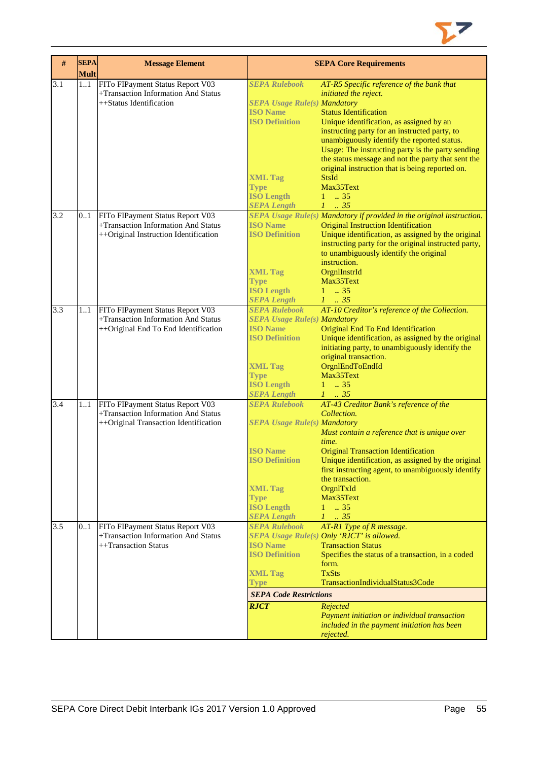| # | SEPA Mult | Message Element | SEPA Core Requirements | |
|---|---|---|---|---|
| 3.1 | 1..1 | FITo FIPayment Status Report V03<br>+Transaction Information And Status<br>++Status Identification | *SEPA Rulebook* | *AT-R5 Specific reference of the bank that initiated the reject.* |
| | | | *SEPA Usage Rule(s)* | *Mandatory* |
| | | | **ISO Name** | Status Identification |
| | | | **ISO Definition** | Unique identification, as assigned by an instructing party for an instructed party, to unambiguously identify the reported status.<br>Usage: The instructing party is the party sending the status message and not the party that sent the original instruction that is being reported on. |
| | | | **XML Tag** | StsId |
| | | | **Type** | Max35Text |
| | | | **ISO Length** | 1 .. 35 |
| | | | *SEPA Length* | *1 .. 35* |
| 3.2 | 0..1 | FITo FIPayment Status Report V03<br>+Transaction Information And Status<br>++Original Instruction Identification | *SEPA Usage Rule(s)* | *Mandatory if provided in the original instruction.* |
| | | | **ISO Name** | Original Instruction Identification |
| | | | **ISO Definition** | Unique identification, as assigned by the original instructing party for the original instructed party, to unambiguously identify the original instruction. |
| | | | **XML Tag** | OrgnlInstrId |
| | | | **Type** | Max35Text |
| | | | **ISO Length** | 1 .. 35 |
| | | | *SEPA Length* | *1 .. 35* |
| 3.3 | 1..1 | FITo FIPayment Status Report V03<br>+Transaction Information And Status<br>++Original End To End Identification | *SEPA Rulebook* | *AT-10 Creditor's reference of the Collection.* |
| | | | *SEPA Usage Rule(s)* | *Mandatory* |
| | | | **ISO Name** | Original End To End Identification |
| | | | **ISO Definition** | Unique identification, as assigned by the original initiating party, to unambiguously identify the original transaction. |
| | | | **XML Tag** | OrgnlEndToEndId |
| | | | **Type** | Max35Text |
| | | | **ISO Length** | 1 .. 35 |
| | | | *SEPA Length* | *1 .. 35* |
| 3.4 | 1..1 | FITo FIPayment Status Report V03<br>+Transaction Information And Status<br>++Original Transaction Identification | *SEPA Rulebook* | *AT-43 Creditor Bank's reference of the Collection.* |
| | | | *SEPA Usage Rule(s)* | *Mandatory*<br>*Must contain a reference that is unique over time.* |
| | | | **ISO Name** | Original Transaction Identification |
| | | | **ISO Definition** | Unique identification, as assigned by the original first instructing agent, to unambiguously identify the transaction. |
| | | | **XML Tag** | OrgnlTxId |
| | | | **Type** | Max35Text |
| | | | **ISO Length** | 1 .. 35 |
| | | | *SEPA Length* | *1 .. 35* |
| 3.5 | 0..1 | FITo FIPayment Status Report V03<br>+Transaction Information And Status<br>++Transaction Status | *SEPA Rulebook* | *AT-R1 Type of R message.* |
| | | | *SEPA Usage Rule(s)* | *Only 'RJCT' is allowed.* |
| | | | **ISO Name** | Transaction Status |
| | | | **ISO Definition** | Specifies the status of a transaction, in a coded form. |
| | | | **XML Tag** | TxSts |
| | | | **Type** | TransactionIndividualStatus3Code |
| | | | ***SEPA Code Restrictions*** | |
| | | | ***RJCT*** | *Rejected*<br>*Payment initiation or individual transaction included in the payment initiation has been rejected.* |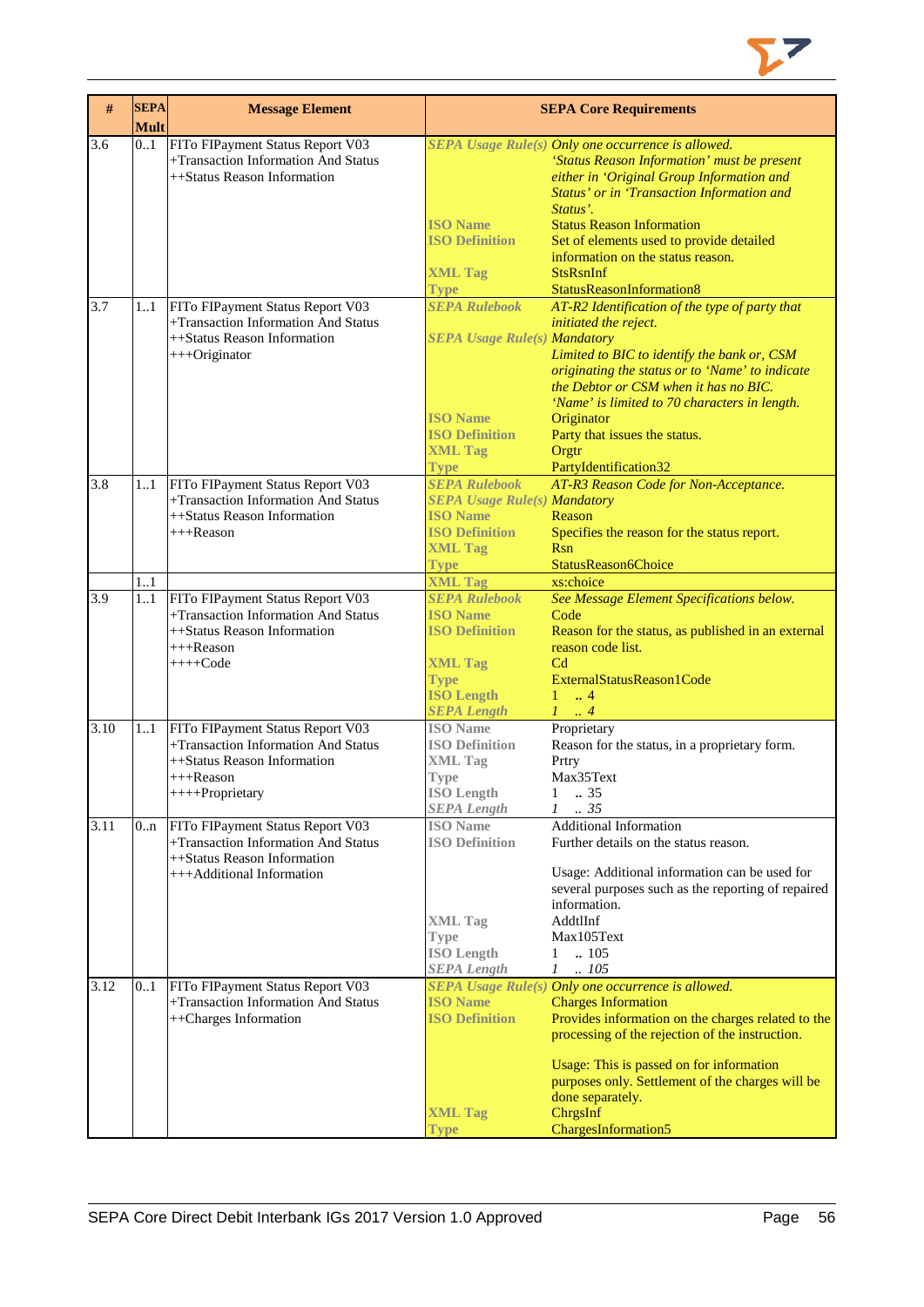| # | SEPA Mult | Message Element | SEPA Core Requirements | |
|---|---|---|---|---|
| 3.6 | 0..1 | FITo FIPayment Status Report V03<br>+Transaction Information And Status<br>++Status Reason Information | *SEPA Usage Rule(s)* | *Only one occurrence is allowed.*<br>*'Status Reason Information' must be present either in 'Original Group Information and Status' or in 'Transaction Information and Status'.* |
| | | | **ISO Name** | Status Reason Information |
| | | | **ISO Definition** | Set of elements used to provide detailed information on the status reason. |
| | | | **XML Tag** | StsRsnInf |
| | | | **Type** | StatusReasonInformation8 |
| 3.7 | 1..1 | FITo FIPayment Status Report V03<br>+Transaction Information And Status<br>++Status Reason Information<br>+++Originator | *SEPA Rulebook* | *AT-R2 Identification of the type of party that initiated the reject.* |
| | | | *SEPA Usage Rule(s)* | *Mandatory*<br>*Limited to BIC to identify the bank or, CSM originating the status or to 'Name' to indicate the Debtor or CSM when it has no BIC.*<br>*'Name' is limited to 70 characters in length.* |
| | | | **ISO Name** | Originator |
| | | | **ISO Definition** | Party that issues the status. |
| | | | **XML Tag** | Orgtr |
| | | | **Type** | PartyIdentification32 |
| 3.8 | 1..1 | FITo FIPayment Status Report V03<br>+Transaction Information And Status<br>++Status Reason Information<br>+++Reason | *SEPA Rulebook* | *AT-R3 Reason Code for Non-Acceptance.* |
| | | | *SEPA Usage Rule(s)* | *Mandatory* |
| | | | **ISO Name** | Reason |
| | | | **ISO Definition** | Specifies the reason for the status report. |
| | | | **XML Tag** | Rsn |
| | | | **Type** | StatusReason6Choice |
| | 1..1 | | **XML Tag** | xs:choice |
| 3.9 | 1..1 | FITo FIPayment Status Report V03<br>+Transaction Information And Status<br>++Status Reason Information<br>+++Reason<br>++++Code | *SEPA Rulebook* | *See Message Element Specifications below.* |
| | | | **ISO Name** | Code |
| | | | **ISO Definition** | Reason for the status, as published in an external reason code list. |
| | | | **XML Tag** | Cd |
| | | | **Type** | ExternalStatusReason1Code |
| | | | **ISO Length** | 1 .. 4 |
| | | | *SEPA Length* | *1 .. 4* |
| 3.10 | 1..1 | FITo FIPayment Status Report V03<br>+Transaction Information And Status<br>++Status Reason Information<br>+++Reason<br>++++Proprietary | **ISO Name** | Proprietary |
| | | | **ISO Definition** | Reason for the status, in a proprietary form. |
| | | | **XML Tag** | Prtry |
| | | | **Type** | Max35Text |
| | | | **ISO Length** | 1 .. 35 |
| | | | *SEPA Length* | *1 .. 35* |
| 3.11 | 0..n | FITo FIPayment Status Report V03<br>+Transaction Information And Status<br>++Status Reason Information<br>+++Additional Information | **ISO Name** | Additional Information |
| | | | **ISO Definition** | Further details on the status reason.<br><br>Usage: Additional information can be used for several purposes such as the reporting of repaired information. |
| | | | **XML Tag** | AddtlInf |
| | | | **Type** | Max105Text |
| | | | **ISO Length** | 1 .. 105 |
| | | | *SEPA Length* | *1 .. 105* |
| 3.12 | 0..1 | FITo FIPayment Status Report V03<br>+Transaction Information And Status<br>++Charges Information | *SEPA Usage Rule(s)* | *Only one occurrence is allowed.* |
| | | | **ISO Name** | Charges Information |
| | | | **ISO Definition** | Provides information on the charges related to the processing of the rejection of the instruction.<br><br>Usage: This is passed on for information purposes only. Settlement of the charges will be done separately. |
| | | | **XML Tag** | ChrgsInf |
| | | | **Type** | ChargesInformation5 |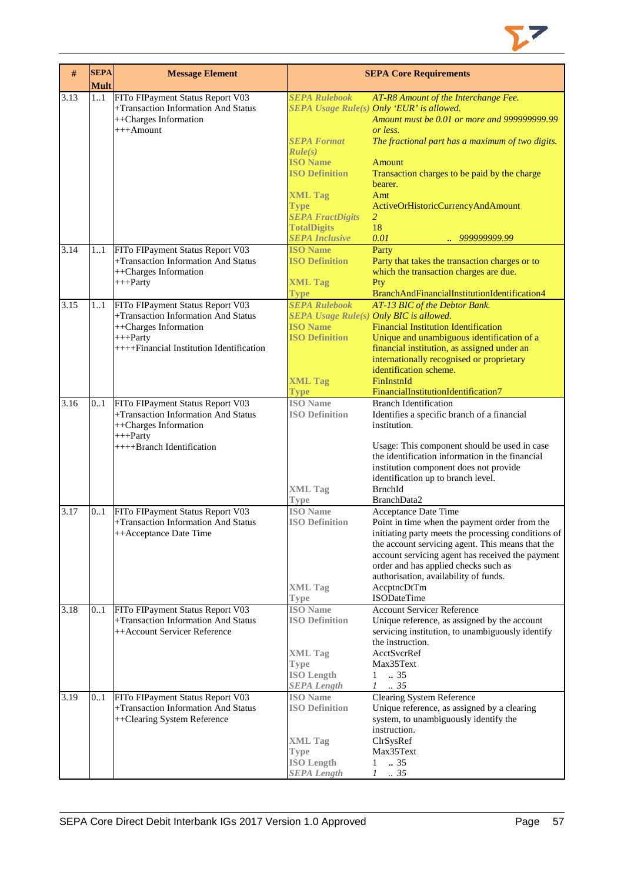| # | SEPA Mult | Message Element | SEPA Core Requirements | |
|---|---|---|---|---|
| 3.13 | 1..1 | FITo FIPayment Status Report V03<br>+Transaction Information And Status<br>++Charges Information<br>+++Amount | *SEPA Rulebook*<br>*SEPA Usage Rule(s)*<br><br><br>*SEPA Format Rule(s)*<br>**ISO Name**<br>**ISO Definition**<br><br>**XML Tag**<br>**Type**<br>*SEPA FractDigits*<br>**TotalDigits**<br>*SEPA Inclusive* | *AT-R8 Amount of the Interchange Fee.*<br>*Only 'EUR' is allowed.*<br>*Amount must be 0.01 or more and 999999999.99 or less.*<br>*The fractional part has a maximum of two digits.*<br>Amount<br>Transaction charges to be paid by the charge bearer.<br>Amt<br>ActiveOrHistoricCurrencyAndAmount<br>*2*<br>18<br>*0.01 .. 999999999.99* |
| 3.14 | 1..1 | FITo FIPayment Status Report V03<br>+Transaction Information And Status<br>++Charges Information<br>+++Party | **ISO Name**<br>**ISO Definition**<br><br>**XML Tag**<br>**Type** | Party<br>Party that takes the transaction charges or to which the transaction charges are due.<br>Pty<br>BranchAndFinancialInstitutionIdentification4 |
| 3.15 | 1..1 | FITo FIPayment Status Report V03<br>+Transaction Information And Status<br>++Charges Information<br>+++Party<br>++++Financial Institution Identification | *SEPA Rulebook*<br>*SEPA Usage Rule(s)*<br>**ISO Name**<br>**ISO Definition**<br><br><br><br>**XML Tag**<br>**Type** | *AT-13 BIC of the Debtor Bank.*<br>*Only BIC is allowed.*<br>Financial Institution Identification<br>Unique and unambiguous identification of a financial institution, as assigned under an internationally recognised or proprietary identification scheme.<br>FinInstnId<br>FinancialInstitutionIdentification7 |
| 3.16 | 0..1 | FITo FIPayment Status Report V03<br>+Transaction Information And Status<br>++Charges Information<br>+++Party<br>++++Branch Identification | **ISO Name**<br>**ISO Definition**<br><br><br><br><br><br>**XML Tag**<br>**Type** | Branch Identification<br>Identifies a specific branch of a financial institution.<br><br>Usage: This component should be used in case the identification information in the financial institution component does not provide identification up to branch level.<br>BrnchId<br>BranchData2 |
| 3.17 | 0..1 | FITo FIPayment Status Report V03<br>+Transaction Information And Status<br>++Acceptance Date Time | **ISO Name**<br>**ISO Definition**<br><br><br><br><br><br>**XML Tag**<br>**Type** | Acceptance Date Time<br>Point in time when the payment order from the initiating party meets the processing conditions of the account servicing agent. This means that the account servicing agent has received the payment order and has applied checks such as authorisation, availability of funds.<br>AccptncDtTm<br>ISODateTime |
| 3.18 | 0..1 | FITo FIPayment Status Report V03<br>+Transaction Information And Status<br>++Account Servicer Reference | **ISO Name**<br>**ISO Definition**<br><br><br>**XML Tag**<br>**Type**<br>**ISO Length**<br>*SEPA Length* | Account Servicer Reference<br>Unique reference, as assigned by the account servicing institution, to unambiguously identify the instruction.<br>AcctSvcrRef<br>Max35Text<br>1 .. 35<br>*1 .. 35* |
| 3.19 | 0..1 | FITo FIPayment Status Report V03<br>+Transaction Information And Status<br>++Clearing System Reference | **ISO Name**<br>**ISO Definition**<br><br><br>**XML Tag**<br>**Type**<br>**ISO Length**<br>*SEPA Length* | Clearing System Reference<br>Unique reference, as assigned by a clearing system, to unambiguously identify the instruction.<br>ClrSysRef<br>Max35Text<br>1 .. 35<br>*1 .. 35* |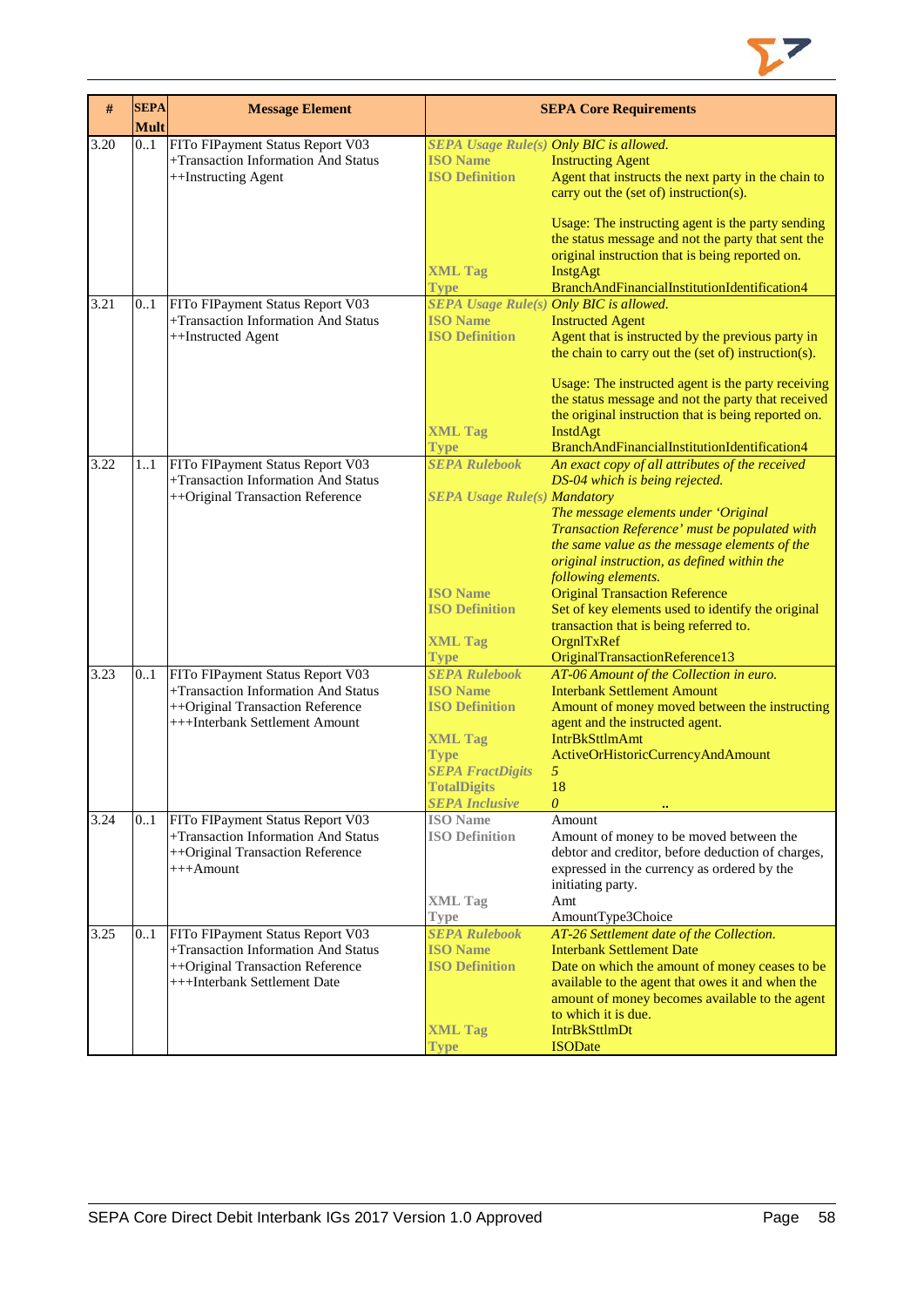| # | SEPA Mult | Message Element | SEPA Core Requirements | |
|---|---|---|---|---|
| 3.20 | 0..1 | FITo FIPayment Status Report V03<br>+Transaction Information And Status<br>++Instructing Agent | *SEPA Usage Rule(s)*<br>**ISO Name**<br>**ISO Definition**<br><br><br><br><br>**XML Tag**<br>**Type** | *Only BIC is allowed.*<br>Instructing Agent<br>Agent that instructs the next party in the chain to carry out the (set of) instruction(s).<br><br>Usage: The instructing agent is the party sending the status message and not the party that sent the original instruction that is being reported on.<br>InstgAgt<br>BranchAndFinancialInstitutionIdentification4 |
| 3.21 | 0..1 | FITo FIPayment Status Report V03<br>+Transaction Information And Status<br>++Instructed Agent | *SEPA Usage Rule(s)*<br>**ISO Name**<br>**ISO Definition**<br><br><br><br><br>**XML Tag**<br>**Type** | *Only BIC is allowed.*<br>Instructed Agent<br>Agent that is instructed by the previous party in the chain to carry out the (set of) instruction(s).<br><br>Usage: The instructed agent is the party receiving the status message and not the party that received the original instruction that is being reported on.<br>InstdAgt<br>BranchAndFinancialInstitutionIdentification4 |
| 3.22 | 1..1 | FITo FIPayment Status Report V03<br>+Transaction Information And Status<br>++Original Transaction Reference | *SEPA Rulebook*<br><br>*SEPA Usage Rule(s)*<br><br><br><br><br><br>**ISO Name**<br>**ISO Definition**<br><br>**XML Tag**<br>**Type** | *An exact copy of all attributes of the received DS-04 which is being rejected.*<br>*Mandatory*<br>*The message elements under 'Original Transaction Reference' must be populated with the same value as the message elements of the original instruction, as defined within the following elements.*<br>Original Transaction Reference<br>Set of key elements used to identify the original transaction that is being referred to.<br>OrgnlTxRef<br>OriginalTransactionReference13 |
| 3.23 | 0..1 | FITo FIPayment Status Report V03<br>+Transaction Information And Status<br>++Original Transaction Reference<br>+++Interbank Settlement Amount | *SEPA Rulebook*<br>**ISO Name**<br>**ISO Definition**<br><br>**XML Tag**<br>**Type**<br>*SEPA FractDigits*<br>**TotalDigits**<br>*SEPA Inclusive* | *AT-06 Amount of the Collection in euro.*<br>Interbank Settlement Amount<br>Amount of money moved between the instructing agent and the instructed agent.<br>IntrBkSttlmAmt<br>ActiveOrHistoricCurrencyAndAmount<br>*5*<br>18<br>*0* .. |
| 3.24 | 0..1 | FITo FIPayment Status Report V03<br>+Transaction Information And Status<br>++Original Transaction Reference<br>+++Amount | **ISO Name**<br>**ISO Definition**<br><br><br><br>**XML Tag**<br>**Type** | Amount<br>Amount of money to be moved between the debtor and creditor, before deduction of charges, expressed in the currency as ordered by the initiating party.<br>Amt<br>AmountType3Choice |
| 3.25 | 0..1 | FITo FIPayment Status Report V03<br>+Transaction Information And Status<br>++Original Transaction Reference<br>+++Interbank Settlement Date | *SEPA Rulebook*<br>**ISO Name**<br>**ISO Definition**<br><br><br><br>**XML Tag**<br>**Type** | *AT-26 Settlement date of the Collection.*<br>Interbank Settlement Date<br>Date on which the amount of money ceases to be available to the agent that owes it and when the amount of money becomes available to the agent to which it is due.<br>IntrBkSttlmDt<br>ISODate |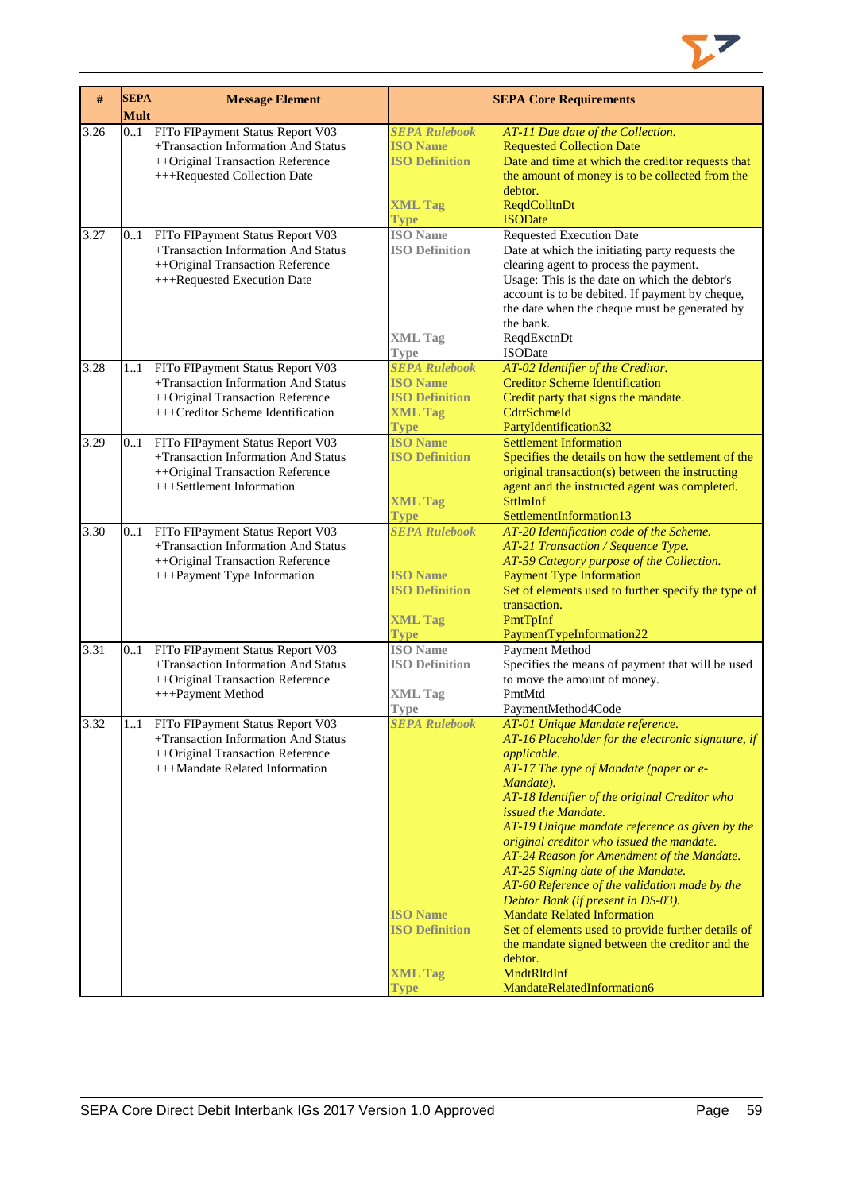| # | SEPA Mult | Message Element | SEPA Core Requirements | |
|---|---|---|---|---|
| 3.26 | 0..1 | FITo FIPayment Status Report V03<br>+Transaction Information And Status<br>++Original Transaction Reference<br>+++Requested Collection Date | *SEPA Rulebook*<br>ISO Name<br>ISO Definition<br><br><br>XML Tag<br>Type | *AT-11 Due date of the Collection.*<br>Requested Collection Date<br>Date and time at which the creditor requests that the amount of money is to be collected from the debtor.<br>ReqdColltnDt<br>ISODate |
| 3.27 | 0..1 | FITo FIPayment Status Report V03<br>+Transaction Information And Status<br>++Original Transaction Reference<br>+++Requested Execution Date | ISO Name<br>ISO Definition<br><br><br><br><br><br>XML Tag<br>Type | Requested Execution Date<br>Date at which the initiating party requests the clearing agent to process the payment.<br>Usage: This is the date on which the debtor's account is to be debited. If payment by cheque, the date when the cheque must be generated by the bank.<br>ReqdExctnDt<br>ISODate |
| 3.28 | 1..1 | FITo FIPayment Status Report V03<br>+Transaction Information And Status<br>++Original Transaction Reference<br>+++Creditor Scheme Identification | *SEPA Rulebook*<br>ISO Name<br>ISO Definition<br>XML Tag<br>Type | *AT-02 Identifier of the Creditor.*<br>Creditor Scheme Identification<br>Credit party that signs the mandate.<br>CdtrSchmeId<br>PartyIdentification32 |
| 3.29 | 0..1 | FITo FIPayment Status Report V03<br>+Transaction Information And Status<br>++Original Transaction Reference<br>+++Settlement Information | ISO Name<br>ISO Definition<br><br><br>XML Tag<br>Type | Settlement Information<br>Specifies the details on how the settlement of the original transaction(s) between the instructing agent and the instructed agent was completed.<br>SttlmInf<br>SettlementInformation13 |
| 3.30 | 0..1 | FITo FIPayment Status Report V03<br>+Transaction Information And Status<br>++Original Transaction Reference<br>+++Payment Type Information | *SEPA Rulebook*<br><br><br>ISO Name<br>ISO Definition<br><br>XML Tag<br>Type | *AT-20 Identification code of the Scheme.*<br>*AT-21 Transaction / Sequence Type.*<br>*AT-59 Category purpose of the Collection.*<br>Payment Type Information<br>Set of elements used to further specify the type of transaction.<br>PmtTpInf<br>PaymentTypeInformation22 |
| 3.31 | 0..1 | FITo FIPayment Status Report V03<br>+Transaction Information And Status<br>++Original Transaction Reference<br>+++Payment Method | ISO Name<br>ISO Definition<br><br>XML Tag<br>Type | Payment Method<br>Specifies the means of payment that will be used to move the amount of money.<br>PmtMtd<br>PaymentMethod4Code |
| 3.32 | 1..1 | FITo FIPayment Status Report V03<br>+Transaction Information And Status<br>++Original Transaction Reference<br>+++Mandate Related Information | *SEPA Rulebook*<br><br><br><br><br><br><br><br><br><br><br><br><br>ISO Name<br>ISO Definition<br><br><br>XML Tag<br>Type | *AT-01 Unique Mandate reference.*<br>*AT-16 Placeholder for the electronic signature, if applicable.*<br>*AT-17 The type of Mandate (paper or e-Mandate).*<br>*AT-18 Identifier of the original Creditor who issued the Mandate.*<br>*AT-19 Unique mandate reference as given by the original creditor who issued the mandate.*<br>*AT-24 Reason for Amendment of the Mandate.*<br>*AT-25 Signing date of the Mandate.*<br>*AT-60 Reference of the validation made by the Debtor Bank (if present in DS-03).*<br>Mandate Related Information<br>Set of elements used to provide further details of the mandate signed between the creditor and the debtor.<br>MndtRltdInf<br>MandateRelatedInformation6 |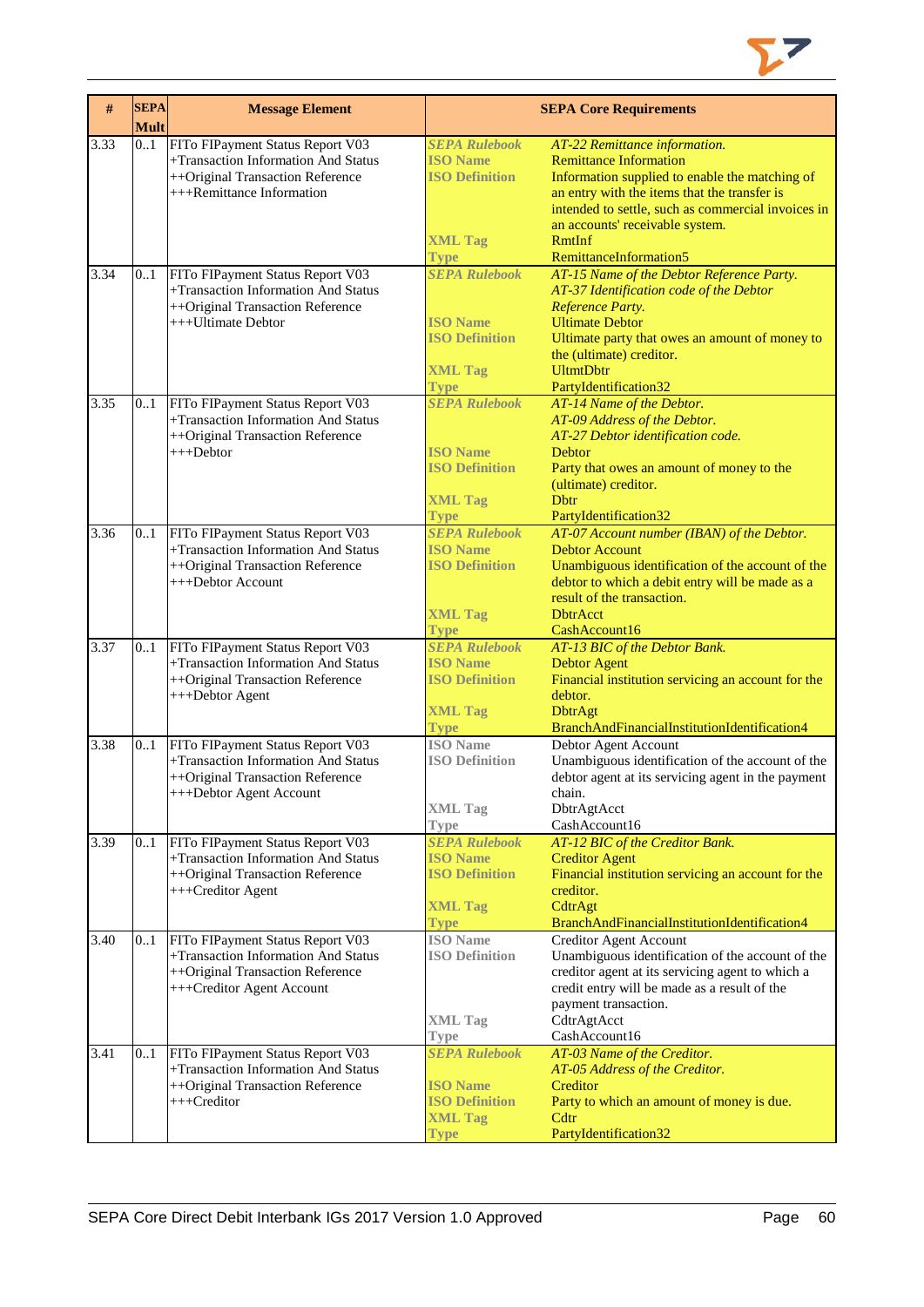| # | SEPA Mult | Message Element | SEPA Core Requirements | |
|---|---|---|---|---|
| 3.33 | 0..1 | FITo FIPayment Status Report V03<br>+Transaction Information And Status<br>++Original Transaction Reference<br>+++Remittance Information | *SEPA Rulebook*<br>ISO Name<br>ISO Definition<br><br><br><br>XML Tag<br>Type | *AT-22 Remittance information.*<br>Remittance Information<br>Information supplied to enable the matching of an entry with the items that the transfer is intended to settle, such as commercial invoices in an accounts' receivable system.<br>RmtInf<br>RemittanceInformation5 |
| 3.34 | 0..1 | FITo FIPayment Status Report V03<br>+Transaction Information And Status<br>++Original Transaction Reference<br>+++Ultimate Debtor | *SEPA Rulebook*<br><br><br>ISO Name<br>ISO Definition<br><br>XML Tag<br>Type | *AT-15 Name of the Debtor Reference Party.*<br>*AT-37 Identification code of the Debtor Reference Party.*<br>Ultimate Debtor<br>Ultimate party that owes an amount of money to the (ultimate) creditor.<br>UltmtDbtr<br>PartyIdentification32 |
| 3.35 | 0..1 | FITo FIPayment Status Report V03<br>+Transaction Information And Status<br>++Original Transaction Reference<br>+++Debtor | *SEPA Rulebook*<br><br><br>ISO Name<br>ISO Definition<br><br>XML Tag<br>Type | *AT-14 Name of the Debtor.*<br>*AT-09 Address of the Debtor.*<br>*AT-27 Debtor identification code.*<br>Debtor<br>Party that owes an amount of money to the (ultimate) creditor.<br>Dbtr<br>PartyIdentification32 |
| 3.36 | 0..1 | FITo FIPayment Status Report V03<br>+Transaction Information And Status<br>++Original Transaction Reference<br>+++Debtor Account | *SEPA Rulebook*<br>ISO Name<br>ISO Definition<br><br><br>XML Tag<br>Type | *AT-07 Account number (IBAN) of the Debtor.*<br>Debtor Account<br>Unambiguous identification of the account of the debtor to which a debit entry will be made as a result of the transaction.<br>DbtrAcct<br>CashAccount16 |
| 3.37 | 0..1 | FITo FIPayment Status Report V03<br>+Transaction Information And Status<br>++Original Transaction Reference<br>+++Debtor Agent | *SEPA Rulebook*<br>ISO Name<br>ISO Definition<br><br>XML Tag<br>Type | *AT-13 BIC of the Debtor Bank.*<br>Debtor Agent<br>Financial institution servicing an account for the debtor.<br>DbtrAgt<br>BranchAndFinancialInstitutionIdentification4 |
| 3.38 | 0..1 | FITo FIPayment Status Report V03<br>+Transaction Information And Status<br>++Original Transaction Reference<br>+++Debtor Agent Account | ISO Name<br>ISO Definition<br><br><br>XML Tag<br>Type | Debtor Agent Account<br>Unambiguous identification of the account of the debtor agent at its servicing agent in the payment chain.<br>DbtrAgtAcct<br>CashAccount16 |
| 3.39 | 0..1 | FITo FIPayment Status Report V03<br>+Transaction Information And Status<br>++Original Transaction Reference<br>+++Creditor Agent | *SEPA Rulebook*<br>ISO Name<br>ISO Definition<br><br>XML Tag<br>Type | *AT-12 BIC of the Creditor Bank.*<br>Creditor Agent<br>Financial institution servicing an account for the creditor.<br>CdtrAgt<br>BranchAndFinancialInstitutionIdentification4 |
| 3.40 | 0..1 | FITo FIPayment Status Report V03<br>+Transaction Information And Status<br>++Original Transaction Reference<br>+++Creditor Agent Account | ISO Name<br>ISO Definition<br><br><br><br>XML Tag<br>Type | Creditor Agent Account<br>Unambiguous identification of the account of the creditor agent at its servicing agent to which a credit entry will be made as a result of the payment transaction.<br>CdtrAgtAcct<br>CashAccount16 |
| 3.41 | 0..1 | FITo FIPayment Status Report V03<br>+Transaction Information And Status<br>++Original Transaction Reference<br>+++Creditor | *SEPA Rulebook*<br><br>ISO Name<br>ISO Definition<br>XML Tag<br>Type | *AT-03 Name of the Creditor.*<br>*AT-05 Address of the Creditor.*<br>Creditor<br>Party to which an amount of money is due.<br>Cdtr<br>PartyIdentification32 |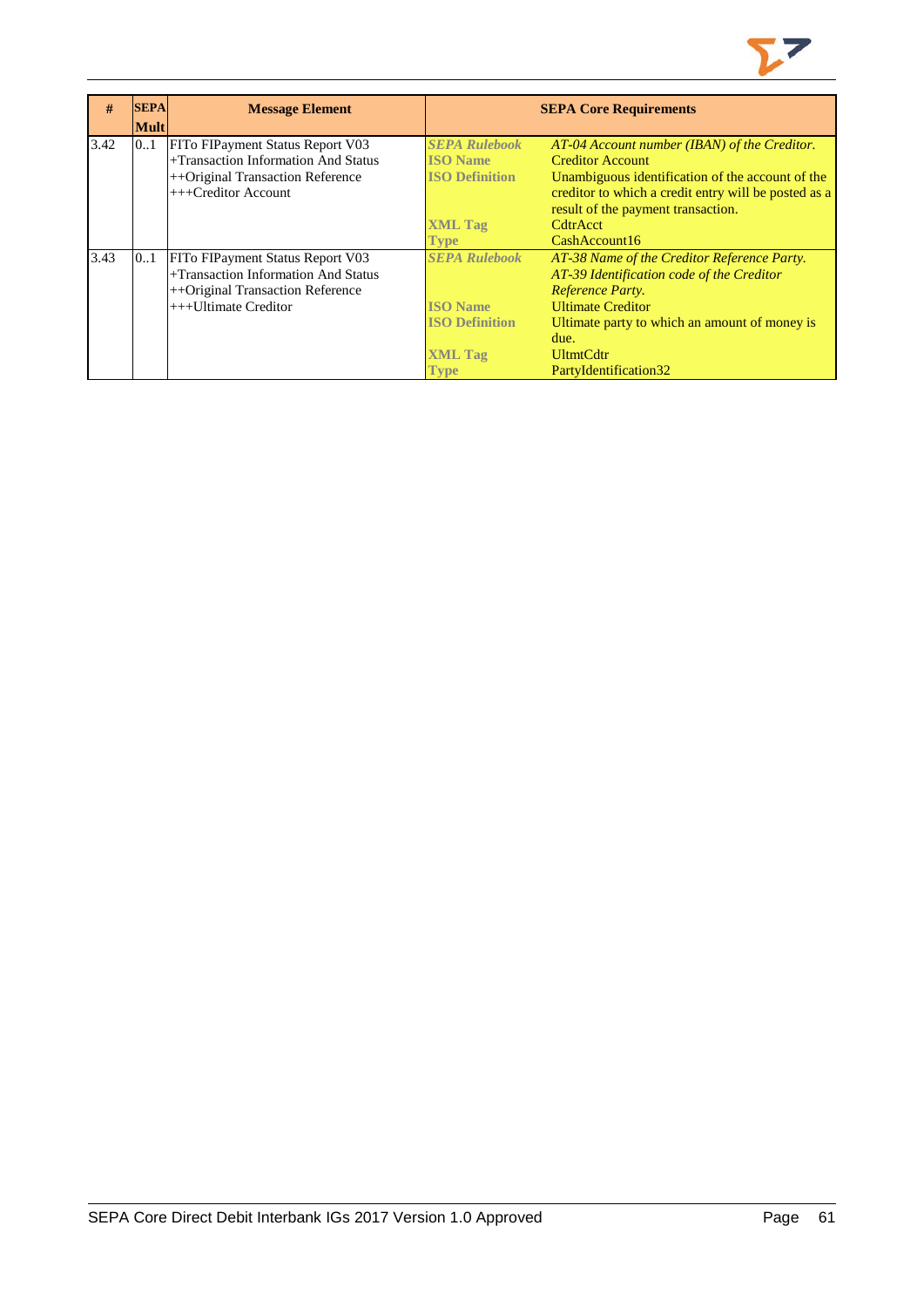| # | SEPA Mult | Message Element | SEPA Core Requirements | |
|---|---|---|---|---|
| 3.42 | 0..1 | FITo FIPayment Status Report V03<br>+Transaction Information And Status<br>++Original Transaction Reference<br>+++Creditor Account | **SEPA Rulebook**<br>**ISO Name**<br>**ISO Definition**<br><br><br>**XML Tag**<br>**Type** | *AT-04 Account number (IBAN) of the Creditor.*<br>Creditor Account<br>Unambiguous identification of the account of the creditor to which a credit entry will be posted as a result of the payment transaction.<br>CdtrAcct<br>CashAccount16 |
| 3.43 | 0..1 | FITo FIPayment Status Report V03<br>+Transaction Information And Status<br>++Original Transaction Reference<br>+++Ultimate Creditor | **SEPA Rulebook**<br><br><br>**ISO Name**<br>**ISO Definition**<br><br>**XML Tag**<br>**Type** | *AT-38 Name of the Creditor Reference Party.*<br>*AT-39 Identification code of the Creditor Reference Party.*<br>Ultimate Creditor<br>Ultimate party to which an amount of money is due.<br>UltmtCdtr<br>PartyIdentification32 |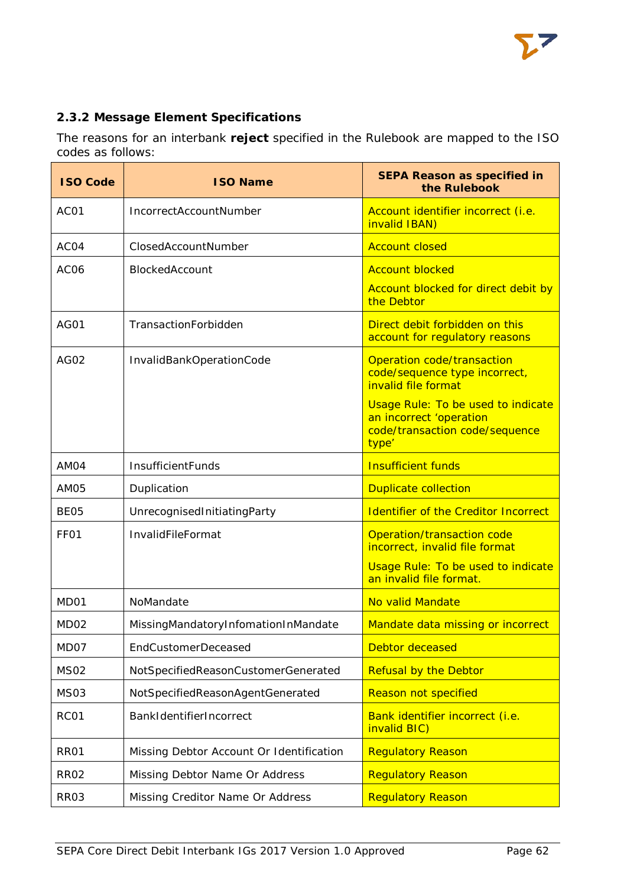### 2.3.2 Message Element Specifications

The reasons for an interbank **reject** specified in the Rulebook are mapped to the ISO codes as follows:

| ISO Code | ISO Name | SEPA Reason as specified in the Rulebook |
|---|---|---|
| AC01 | IncorrectAccountNumber | Account identifier incorrect (i.e. invalid IBAN) |
| AC04 | ClosedAccountNumber | Account closed |
| AC06 | BlockedAccount | Account blocked<br>Account blocked for direct debit by the Debtor |
| AG01 | TransactionForbidden | Direct debit forbidden on this account for regulatory reasons |
| AG02 | InvalidBankOperationCode | Operation code/transaction code/sequence type incorrect, invalid file format<br>Usage Rule: To be used to indicate an incorrect 'operation code/transaction code/sequence type' |
| AM04 | InsufficientFunds | Insufficient funds |
| AM05 | Duplication | Duplicate collection |
| BE05 | UnrecognisedInitiatingParty | Identifier of the Creditor Incorrect |
| FF01 | InvalidFileFormat | Operation/transaction code incorrect, invalid file format<br>Usage Rule: To be used to indicate an invalid file format. |
| MD01 | NoMandate | No valid Mandate |
| MD02 | MissingMandatoryInfomationInMandate | Mandate data missing or incorrect |
| MD07 | EndCustomerDeceased | Debtor deceased |
| MS02 | NotSpecifiedReasonCustomerGenerated | Refusal by the Debtor |
| MS03 | NotSpecifiedReasonAgentGenerated | Reason not specified |
| RC01 | BankIdentifierIncorrect | Bank identifier incorrect (i.e. invalid BIC) |
| RR01 | Missing Debtor Account Or Identification | Regulatory Reason |
| RR02 | Missing Debtor Name Or Address | Regulatory Reason |
| RR03 | Missing Creditor Name Or Address | Regulatory Reason |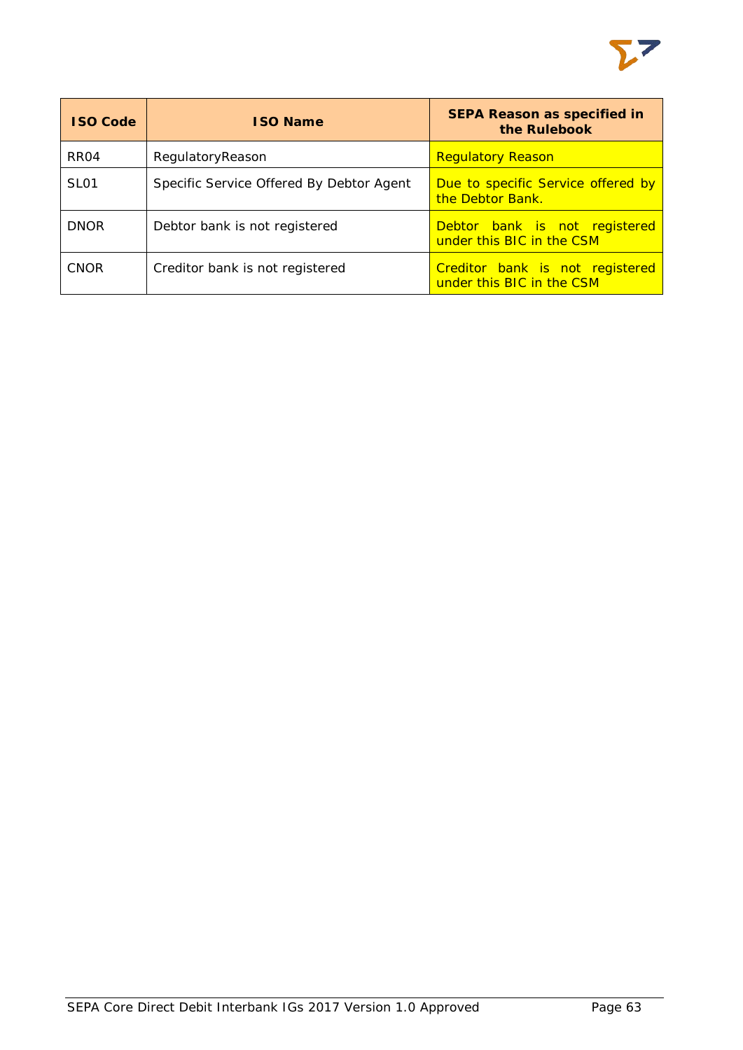| ISO Code | ISO Name | SEPA Reason as specified in the Rulebook |
| --- | --- | --- |
| RR04 | RegulatoryReason | Regulatory Reason |
| SL01 | Specific Service Offered By Debtor Agent | Due to specific Service offered by the Debtor Bank. |
| DNOR | Debtor bank is not registered | Debtor bank is not registered under this BIC in the CSM |
| CNOR | Creditor bank is not registered | Creditor bank is not registered under this BIC in the CSM |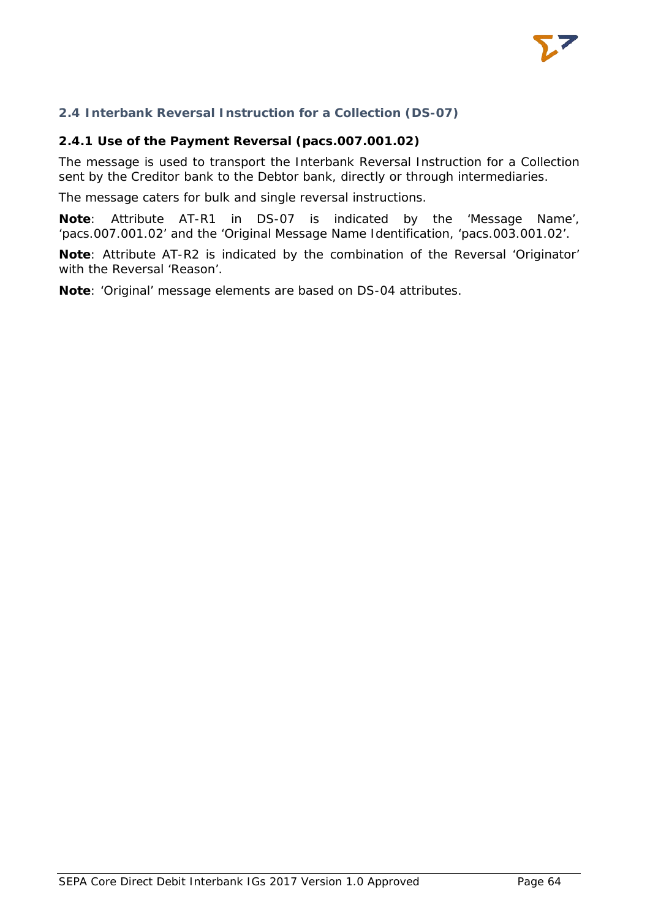## 2.4 Interbank Reversal Instruction for a Collection (DS-07)

### 2.4.1 Use of the Payment Reversal (pacs.007.001.02)

The message is used to transport the Interbank Reversal Instruction for a Collection sent by the Creditor bank to the Debtor bank, directly or through intermediaries.

The message caters for bulk and single reversal instructions.

**Note**: Attribute AT-R1 in DS-07 is indicated by the 'Message Name', 'pacs.007.001.02' and the 'Original Message Name Identification, 'pacs.003.001.02'.

**Note**: Attribute AT-R2 is indicated by the combination of the Reversal 'Originator' with the Reversal 'Reason'.

**Note**: 'Original' message elements are based on DS-04 attributes.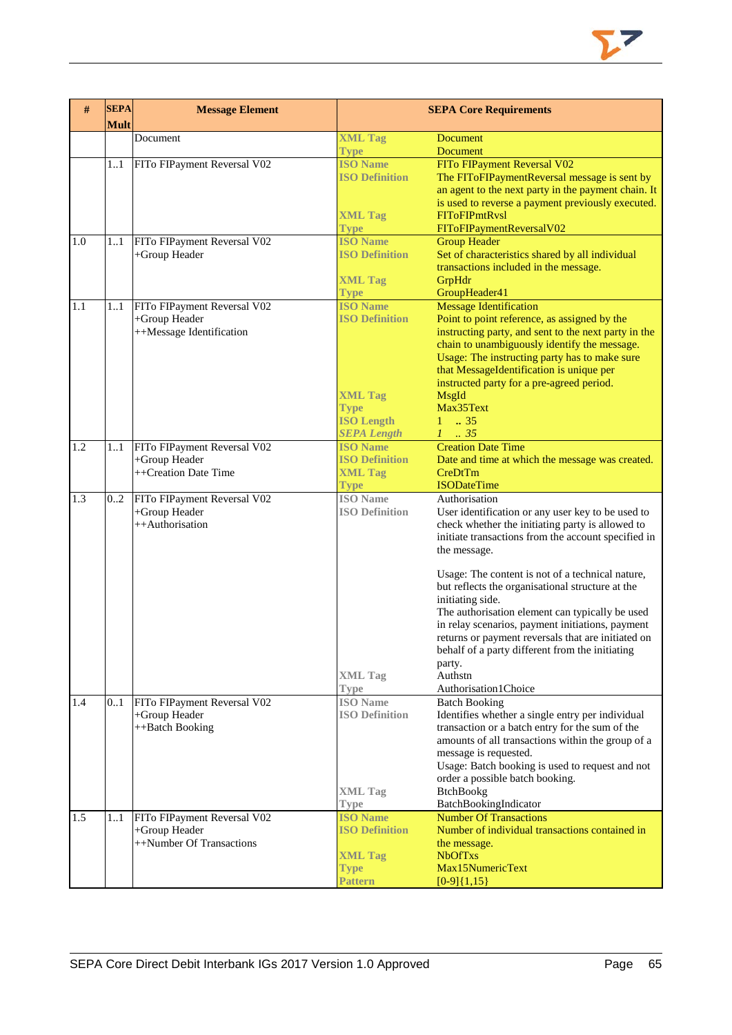| # | SEPA Mult | Message Element | SEPA Core Requirements | |
|---|---|---|---|---|
| | | Document | XML Tag<br>Type | Document<br>Document |
| | 1..1 | FIToFIPayment Reversal V02 | ISO Name<br>ISO Definition<br><br><br>XML Tag<br>Type | FIToFIPayment Reversal V02<br>The FIToFIPaymentReversal message is sent by an agent to the next party in the payment chain. It is used to reverse a payment previously executed.<br>FIToFIPmtRvsl<br>FIToFIPaymentReversalV02 |
| 1.0 | 1..1 | FIToFIPayment Reversal V02<br>+Group Header | ISO Name<br>ISO Definition<br><br>XML Tag<br>Type | Group Header<br>Set of characteristics shared by all individual transactions included in the message.<br>GrpHdr<br>GroupHeader41 |
| 1.1 | 1..1 | FIToFIPayment Reversal V02<br>+Group Header<br>++Message Identification | ISO Name<br>ISO Definition<br><br><br><br><br><br><br>XML Tag<br>Type<br>ISO Length<br>*SEPA Length* | Message Identification<br>Point to point reference, as assigned by the instructing party, and sent to the next party in the chain to unambiguously identify the message.<br>Usage: The instructing party has to make sure that MessageIdentification is unique per instructed party for a pre-agreed period.<br>MsgId<br>Max35Text<br>1 .. 35<br>*1 .. 35* |
| 1.2 | 1..1 | FIToFIPayment Reversal V02<br>+Group Header<br>++Creation Date Time | ISO Name<br>ISO Definition<br>XML Tag<br>Type | Creation Date Time<br>Date and time at which the message was created.<br>CreDtTm<br>ISODateTime |
| 1.3 | 0..2 | FIToFIPayment Reversal V02<br>+Group Header<br>++Authorisation | ISO Name<br>ISO Definition<br><br><br><br><br><br><br><br><br><br><br><br><br>XML Tag<br>Type | Authorisation<br>User identification or any user key to be used to check whether the initiating party is allowed to initiate transactions from the account specified in the message.<br><br>Usage: The content is not of a technical nature, but reflects the organisational structure at the initiating side.<br>The authorisation element can typically be used in relay scenarios, payment initiations, payment returns or payment reversals that are initiated on behalf of a party different from the initiating party.<br>Authstn<br>Authorisation1Choice |
| 1.4 | 0..1 | FIToFIPayment Reversal V02<br>+Group Header<br>++Batch Booking | ISO Name<br>ISO Definition<br><br><br><br><br><br>XML Tag<br>Type | Batch Booking<br>Identifies whether a single entry per individual transaction or a batch entry for the sum of the amounts of all transactions within the group of a message is requested.<br>Usage: Batch booking is used to request and not order a possible batch booking.<br>BtchBookg<br>BatchBookingIndicator |
| 1.5 | 1..1 | FIToFIPayment Reversal V02<br>+Group Header<br>++Number Of Transactions | ISO Name<br>ISO Definition<br><br>XML Tag<br>Type<br>Pattern | Number Of Transactions<br>Number of individual transactions contained in the message.<br>NbOfTxs<br>Max15NumericText<br>[0-9]{1,15} |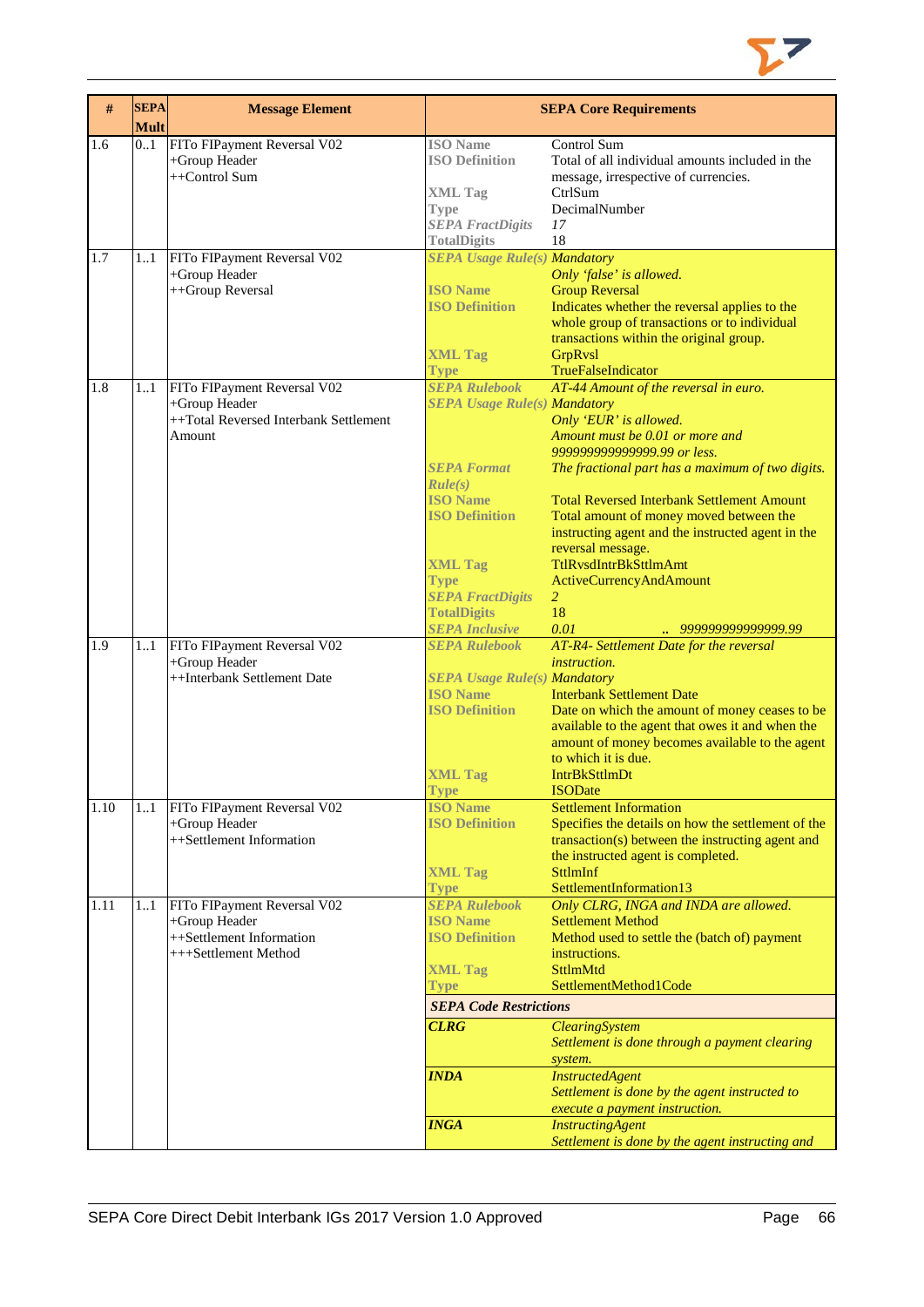| # | SEPA Mult | Message Element | SEPA Core Requirements | |
|---|---|---|---|---|
| 1.6 | 0..1 | FITo FIPayment Reversal V02<br>+Group Header<br>++Control Sum | **ISO Name**<br>**ISO Definition**<br><br>**XML Tag**<br>**Type**<br>***SEPA FractDigits***<br>**TotalDigits** | Control Sum<br>Total of all individual amounts included in the message, irrespective of currencies.<br>CtrlSum<br>DecimalNumber<br>*17*<br>18 |
| 1.7 | 1..1 | FITo FIPayment Reversal V02<br>+Group Header<br>++Group Reversal | ***SEPA Usage Rule(s)***<br><br>**ISO Name**<br>**ISO Definition**<br><br><br>**XML Tag**<br>**Type** | *Mandatory*<br>*Only 'false' is allowed.*<br>Group Reversal<br>Indicates whether the reversal applies to the whole group of transactions or to individual transactions within the original group.<br>GrpRvsl<br>TrueFalseIndicator |
| 1.8 | 1..1 | FITo FIPayment Reversal V02<br>+Group Header<br>++Total Reversed Interbank Settlement Amount | ***SEPA Rulebook***<br>***SEPA Usage Rule(s)***<br><br><br><br>***SEPA Format Rule(s)***<br>**ISO Name**<br>**ISO Definition**<br><br><br>**XML Tag**<br>**Type**<br>***SEPA FractDigits***<br>**TotalDigits**<br>***SEPA Inclusive*** | *AT-44 Amount of the reversal in euro.*<br>*Mandatory*<br>*Only 'EUR' is allowed.*<br>*Amount must be 0.01 or more and 999999999999999.99 or less.*<br>*The fractional part has a maximum of two digits.*<br>Total Reversed Interbank Settlement Amount<br>Total amount of money moved between the instructing agent and the instructed agent in the reversal message.<br>TtlRvsdIntrBkSttlmAmt<br>ActiveCurrencyAndAmount<br>*2*<br>18<br>*0.01 .. 999999999999999.99* |
| 1.9 | 1..1 | FITo FIPayment Reversal V02<br>+Group Header<br>++Interbank Settlement Date | ***SEPA Rulebook***<br><br>***SEPA Usage Rule(s)***<br>**ISO Name**<br>**ISO Definition**<br><br><br><br>**XML Tag**<br>**Type** | *AT-R4- Settlement Date for the reversal instruction.*<br>*Mandatory*<br>Interbank Settlement Date<br>Date on which the amount of money ceases to be available to the agent that owes it and when the amount of money becomes available to the agent to which it is due.<br>IntrBkSttlmDt<br>ISODate |
| 1.10 | 1..1 | FITo FIPayment Reversal V02<br>+Group Header<br>++Settlement Information | **ISO Name**<br>**ISO Definition**<br><br><br>**XML Tag**<br>**Type** | Settlement Information<br>Specifies the details on how the settlement of the transaction(s) between the instructing agent and the instructed agent is completed.<br>SttlmInf<br>SettlementInformation13 |
| 1.11 | 1..1 | FITo FIPayment Reversal V02<br>+Group Header<br>++Settlement Information<br>+++Settlement Method | ***SEPA Rulebook***<br>**ISO Name**<br>**ISO Definition**<br><br>**XML Tag**<br>**Type** | *Only CLRG, INGA and INDA are allowed.*<br>Settlement Method<br>Method used to settle the (batch of) payment instructions.<br>SttlmMtd<br>SettlementMethod1Code |
| | | | ***SEPA Code Restrictions*** | |
| | | | ***CLRG*** | *ClearingSystem*<br>*Settlement is done through a payment clearing system.* |
| | | | ***INDA*** | *InstructedAgent*<br>*Settlement is done by the agent instructed to execute a payment instruction.* |
| | | | ***INGA*** | *InstructingAgent*<br>*Settlement is done by the agent instructing and* |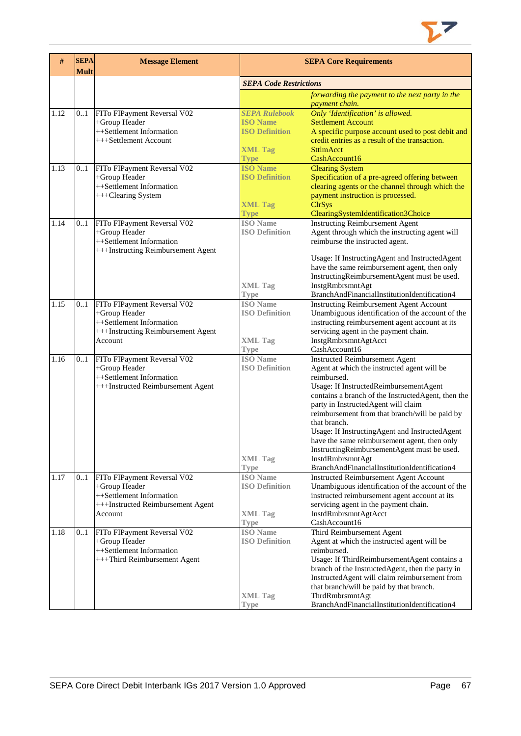| # | SEPA Mult | Message Element | SEPA Core Requirements | |
|---|---|---|---|---|
| | | | ***SEPA Code Restrictions*** | |
| | | | | *forwarding the payment to the next party in the payment chain.* |
| 1.12 | 0..1 | FITo FIPayment Reversal V02<br>+Group Header<br>++Settlement Information<br>+++Settlement Account | ***SEPA Rulebook***<br>**ISO Name**<br>**ISO Definition**<br><br>**XML Tag**<br>**Type** | *Only 'Identification' is allowed.*<br>Settlement Account<br>A specific purpose account used to post debit and credit entries as a result of the transaction.<br>SttlmAcct<br>CashAccount16 |
| 1.13 | 0..1 | FITo FIPayment Reversal V02<br>+Group Header<br>++Settlement Information<br>+++Clearing System | **ISO Name**<br>**ISO Definition**<br><br>**XML Tag**<br>**Type** | Clearing System<br>Specification of a pre-agreed offering between clearing agents or the channel through which the payment instruction is processed.<br>ClrSys<br>ClearingSystemIdentification3Choice |
| 1.14 | 0..1 | FITo FIPayment Reversal V02<br>+Group Header<br>++Settlement Information<br>+++Instructing Reimbursement Agent | **ISO Name**<br>**ISO Definition**<br><br>**XML Tag**<br>**Type** | Instructing Reimbursement Agent<br>Agent through which the instructing agent will reimburse the instructed agent.<br><br>Usage: If InstructingAgent and InstructedAgent have the same reimbursement agent, then only InstructingReimbursementAgent must be used.<br>InstgRmbrsmntAgt<br>BranchAndFinancialInstitutionIdentification4 |
| 1.15 | 0..1 | FITo FIPayment Reversal V02<br>+Group Header<br>++Settlement Information<br>+++Instructing Reimbursement Agent Account | **ISO Name**<br>**ISO Definition**<br><br>**XML Tag**<br>**Type** | Instructing Reimbursement Agent Account<br>Unambiguous identification of the account of the instructing reimbursement agent account at its servicing agent in the payment chain.<br>InstgRmbrsmntAgtAcct<br>CashAccount16 |
| 1.16 | 0..1 | FITo FIPayment Reversal V02<br>+Group Header<br>++Settlement Information<br>+++Instructed Reimbursement Agent | **ISO Name**<br>**ISO Definition**<br><br>**XML Tag**<br>**Type** | Instructed Reimbursement Agent<br>Agent at which the instructed agent will be reimbursed.<br>Usage: If InstructedReimbursementAgent contains a branch of the InstructedAgent, then the party in InstructedAgent will claim reimbursement from that branch/will be paid by that branch.<br>Usage: If InstructingAgent and InstructedAgent have the same reimbursement agent, then only InstructingReimbursementAgent must be used.<br>InstdRmbrsmntAgt<br>BranchAndFinancialInstitutionIdentification4 |
| 1.17 | 0..1 | FITo FIPayment Reversal V02<br>+Group Header<br>++Settlement Information<br>+++Instructed Reimbursement Agent Account | **ISO Name**<br>**ISO Definition**<br><br>**XML Tag**<br>**Type** | Instructed Reimbursement Agent Account<br>Unambiguous identification of the account of the instructed reimbursement agent account at its servicing agent in the payment chain.<br>InstdRmbrsmntAgtAcct<br>CashAccount16 |
| 1.18 | 0..1 | FITo FIPayment Reversal V02<br>+Group Header<br>++Settlement Information<br>+++Third Reimbursement Agent | **ISO Name**<br>**ISO Definition**<br><br>**XML Tag**<br>**Type** | Third Reimbursement Agent<br>Agent at which the instructed agent will be reimbursed.<br>Usage: If ThirdReimbursementAgent contains a branch of the InstructedAgent, then the party in InstructedAgent will claim reimbursement from that branch/will be paid by that branch.<br>ThrdRmbrsmntAgt<br>BranchAndFinancialInstitutionIdentification4 |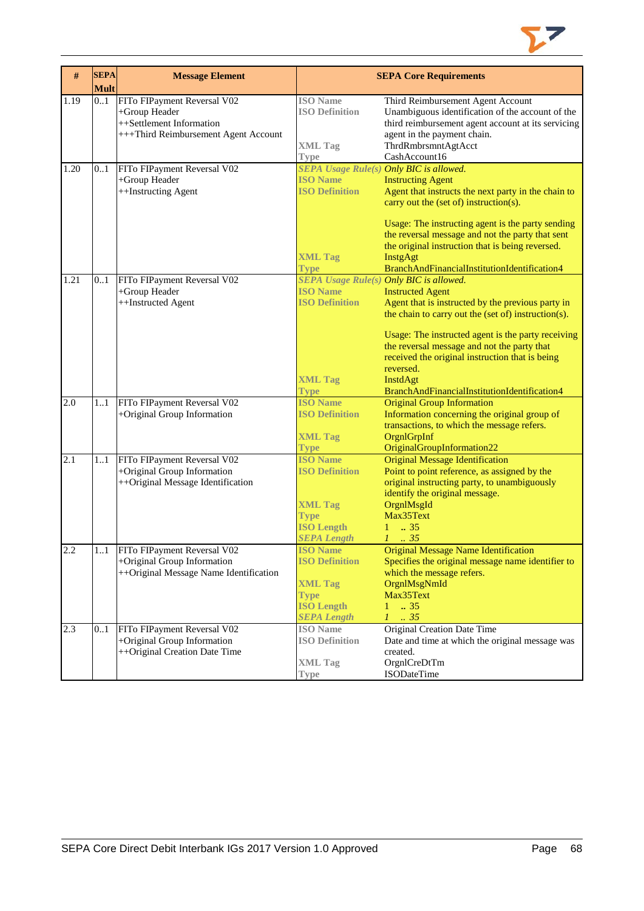| # | SEPA Mult | Message Element | SEPA Core Requirements | |
|---|---|---|---|---|
| 1.19 | 0..1 | FITo FIPayment Reversal V02<br>+Group Header<br>++Settlement Information<br>+++Third Reimbursement Agent Account | ISO Name<br>ISO Definition<br><br><br>XML Tag<br>Type | Third Reimbursement Agent Account<br>Unambiguous identification of the account of the third reimbursement agent account at its servicing agent in the payment chain.<br>ThrdRmbrsmntAgtAcct<br>CashAccount16 |
| 1.20 | 0..1 | FITo FIPayment Reversal V02<br>+Group Header<br>++Instructing Agent | *SEPA Usage Rule(s)*<br>ISO Name<br>ISO Definition<br><br><br><br><br><br>XML Tag<br>Type | *Only BIC is allowed.*<br>Instructing Agent<br>Agent that instructs the next party in the chain to carry out the (set of) instruction(s).<br><br>Usage: The instructing agent is the party sending the reversal message and not the party that sent the original instruction that is being reversed.<br>InstgAgt<br>BranchAndFinancialInstitutionIdentification4 |
| 1.21 | 0..1 | FITo FIPayment Reversal V02<br>+Group Header<br>++Instructed Agent | *SEPA Usage Rule(s)*<br>ISO Name<br>ISO Definition<br><br><br><br><br><br><br>XML Tag<br>Type | *Only BIC is allowed.*<br>Instructed Agent<br>Agent that is instructed by the previous party in the chain to carry out the (set of) instruction(s).<br><br>Usage: The instructed agent is the party receiving the reversal message and not the party that received the original instruction that is being reversed.<br>InstdAgt<br>BranchAndFinancialInstitutionIdentification4 |
| 2.0 | 1..1 | FITo FIPayment Reversal V02<br>+Original Group Information | ISO Name<br>ISO Definition<br><br>XML Tag<br>Type | Original Group Information<br>Information concerning the original group of transactions, to which the message refers.<br>OrgnlGrpInf<br>OriginalGroupInformation22 |
| 2.1 | 1..1 | FITo FIPayment Reversal V02<br>+Original Group Information<br>++Original Message Identification | ISO Name<br>ISO Definition<br><br><br>XML Tag<br>Type<br>ISO Length<br>*SEPA Length* | Original Message Identification<br>Point to point reference, as assigned by the original instructing party, to unambiguously identify the original message.<br>OrgnlMsgId<br>Max35Text<br>1 .. 35<br>*1 .. 35* |
| 2.2 | 1..1 | FITo FIPayment Reversal V02<br>+Original Group Information<br>++Original Message Name Identification | ISO Name<br>ISO Definition<br><br>XML Tag<br>Type<br>ISO Length<br>*SEPA Length* | Original Message Name Identification<br>Specifies the original message name identifier to which the message refers.<br>OrgnlMsgNmId<br>Max35Text<br>1 .. 35<br>*1 .. 35* |
| 2.3 | 0..1 | FITo FIPayment Reversal V02<br>+Original Group Information<br>++Original Creation Date Time | ISO Name<br>ISO Definition<br><br>XML Tag<br>Type | Original Creation Date Time<br>Date and time at which the original message was created.<br>OrgnlCreDtTm<br>ISODateTime |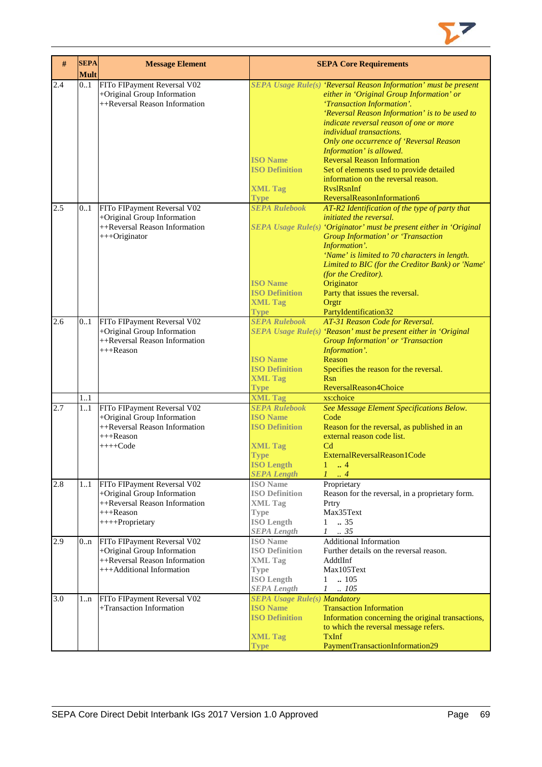| # | SEPA Mult | Message Element | SEPA Core Requirements | |
|---|---|---|---|---|
| 2.4 | 0..1 | FITo FIPayment Reversal V02<br>+Original Group Information<br>++Reversal Reason Information | *SEPA Usage Rule(s)* | *'Reversal Reason Information' must be present either in 'Original Group Information' or 'Transaction Information'.*<br>*'Reversal Reason Information' is to be used to indicate reversal reason of one or more individual transactions.*<br>*Only one occurrence of 'Reversal Reason Information' is allowed.* |
| | | | ISO Name | Reversal Reason Information |
| | | | ISO Definition | Set of elements used to provide detailed information on the reversal reason. |
| | | | XML Tag | RvslRsnInf |
| | | | Type | ReversalReasonInformation6 |
| 2.5 | 0..1 | FITo FIPayment Reversal V02<br>+Original Group Information<br>++Reversal Reason Information<br>+++Originator | *SEPA Rulebook* | *AT-R2 Identification of the type of party that initiated the reversal.* |
| | | | *SEPA Usage Rule(s)* | *'Originator' must be present either in 'Original Group Information' or 'Transaction Information'.*<br>*'Name' is limited to 70 characters in length.*<br>*Limited to BIC (for the Creditor Bank) or 'Name' (for the Creditor).* |
| | | | ISO Name | Originator |
| | | | ISO Definition | Party that issues the reversal. |
| | | | XML Tag | Orgtr |
| | | | Type | PartyIdentification32 |
| 2.6 | 0..1 | FITo FIPayment Reversal V02<br>+Original Group Information<br>++Reversal Reason Information<br>+++Reason | *SEPA Rulebook* | *AT-31 Reason Code for Reversal.* |
| | | | *SEPA Usage Rule(s)* | *'Reason' must be present either in 'Original Group Information' or 'Transaction Information'.* |
| | | | ISO Name | Reason |
| | | | ISO Definition | Specifies the reason for the reversal. |
| | | | XML Tag | Rsn |
| | | | Type | ReversalReason4Choice |
| | 1..1 | | XML Tag | xs:choice |
| 2.7 | 1..1 | FITo FIPayment Reversal V02<br>+Original Group Information<br>++Reversal Reason Information<br>+++Reason<br>++++Code | *SEPA Rulebook* | *See Message Element Specifications Below.* |
| | | | ISO Name | Code |
| | | | ISO Definition | Reason for the reversal, as published in an external reason code list. |
| | | | XML Tag | Cd |
| | | | Type | ExternalReversalReason1Code |
| | | | ISO Length | 1 .. 4 |
| | | | *SEPA Length* | *1 .. 4* |
| 2.8 | 1..1 | FITo FIPayment Reversal V02<br>+Original Group Information<br>++Reversal Reason Information<br>+++Reason<br>++++Proprietary | ISO Name | Proprietary |
| | | | ISO Definition | Reason for the reversal, in a proprietary form. |
| | | | XML Tag | Prtry |
| | | | Type | Max35Text |
| | | | ISO Length | 1 .. 35 |
| | | | *SEPA Length* | *1 .. 35* |
| 2.9 | 0..n | FITo FIPayment Reversal V02<br>+Original Group Information<br>++Reversal Reason Information<br>+++Additional Information | ISO Name | Additional Information |
| | | | ISO Definition | Further details on the reversal reason. |
| | | | XML Tag | AddtlInf |
| | | | Type | Max105Text |
| | | | ISO Length | 1 .. 105 |
| | | | *SEPA Length* | *1 .. 105* |
| 3.0 | 1..n | FITo FIPayment Reversal V02<br>+Transaction Information | *SEPA Usage Rule(s)* | *Mandatory* |
| | | | ISO Name | Transaction Information |
| | | | ISO Definition | Information concerning the original transactions, to which the reversal message refers. |
| | | | XML Tag | TxInf |
| | | | Type | PaymentTransactionInformation29 |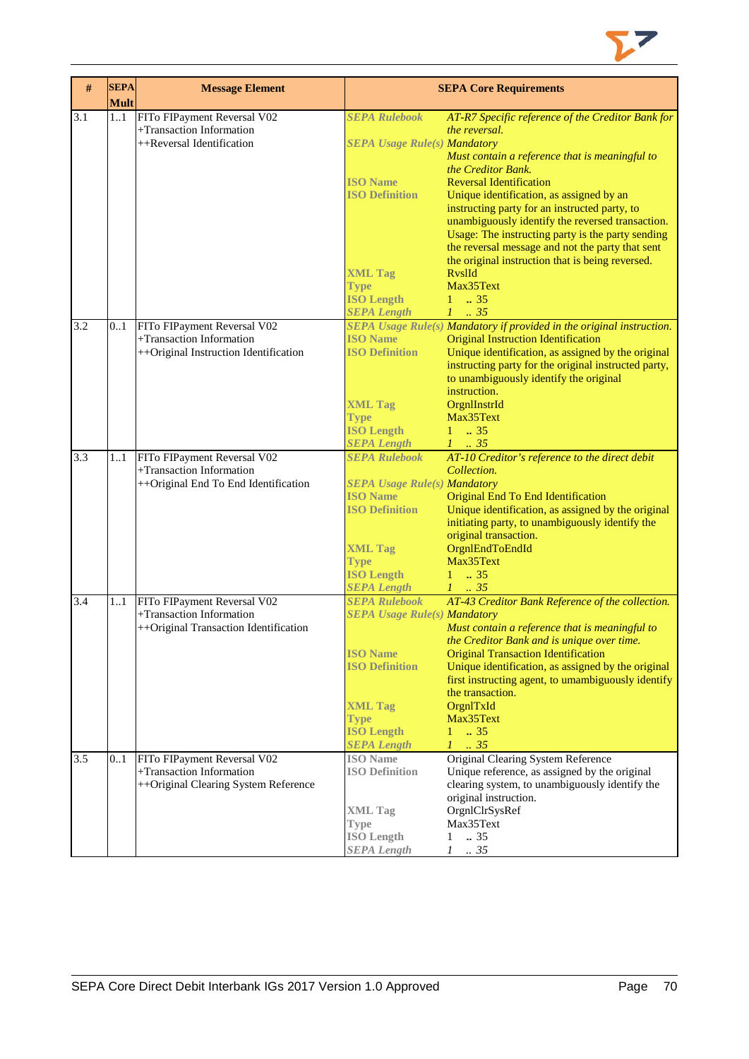| # | SEPA Mult | Message Element | SEPA Core Requirements | |
|---|---|---|---|---|
| 3.1 | 1..1 | FITo FIPayment Reversal V02<br>+Transaction Information<br>++Reversal Identification | ***SEPA Rulebook*** | *AT-R7 Specific reference of the Creditor Bank for the reversal.* |
| | | | ***SEPA Usage Rule(s)*** | *Mandatory*<br>*Must contain a reference that is meaningful to the Creditor Bank.* |
| | | | **ISO Name** | Reversal Identification |
| | | | **ISO Definition** | Unique identification, as assigned by an instructing party for an instructed party, to unambiguously identify the reversed transaction. Usage: The instructing party is the party sending the reversal message and not the party that sent the original instruction that is being reversed. |
| | | | **XML Tag** | RvslId |
| | | | **Type** | Max35Text |
| | | | **ISO Length** | 1 .. 35 |
| | | | ***SEPA Length*** | *1 .. 35* |
| 3.2 | 0..1 | FITo FIPayment Reversal V02<br>+Transaction Information<br>++Original Instruction Identification | ***SEPA Usage Rule(s)*** | *Mandatory if provided in the original instruction.* |
| | | | **ISO Name** | Original Instruction Identification |
| | | | **ISO Definition** | Unique identification, as assigned by the original instructing party for the original instructed party, to unambiguously identify the original instruction. |
| | | | **XML Tag** | OrgnlInstrId |
| | | | **Type** | Max35Text |
| | | | **ISO Length** | 1 .. 35 |
| | | | ***SEPA Length*** | *1 .. 35* |
| 3.3 | 1..1 | FITo FIPayment Reversal V02<br>+Transaction Information<br>++Original End To End Identification | ***SEPA Rulebook*** | *AT-10 Creditor's reference to the direct debit Collection.* |
| | | | ***SEPA Usage Rule(s)*** | *Mandatory* |
| | | | **ISO Name** | Original End To End Identification |
| | | | **ISO Definition** | Unique identification, as assigned by the original initiating party, to unambiguously identify the original transaction. |
| | | | **XML Tag** | OrgnlEndToEndId |
| | | | **Type** | Max35Text |
| | | | **ISO Length** | 1 .. 35 |
| | | | ***SEPA Length*** | *1 .. 35* |
| 3.4 | 1..1 | FITo FIPayment Reversal V02<br>+Transaction Information<br>++Original Transaction Identification | ***SEPA Rulebook*** | *AT-43 Creditor Bank Reference of the collection.* |
| | | | ***SEPA Usage Rule(s)*** | *Mandatory*<br>*Must contain a reference that is meaningful to the Creditor Bank and is unique over time.* |
| | | | **ISO Name** | Original Transaction Identification |
| | | | **ISO Definition** | Unique identification, as assigned by the original first instructing agent, to umambiguously identify the transaction. |
| | | | **XML Tag** | OrgnlTxId |
| | | | **Type** | Max35Text |
| | | | **ISO Length** | 1 .. 35 |
| | | | ***SEPA Length*** | *1 .. 35* |
| 3.5 | 0..1 | FITo FIPayment Reversal V02<br>+Transaction Information<br>++Original Clearing System Reference | **ISO Name** | Original Clearing System Reference |
| | | | **ISO Definition** | Unique reference, as assigned by the original clearing system, to unambiguously identify the original instruction. |
| | | | **XML Tag** | OrgnlClrSysRef |
| | | | **Type** | Max35Text |
| | | | **ISO Length** | 1 .. 35 |
| | | | ***SEPA Length*** | *1 .. 35* |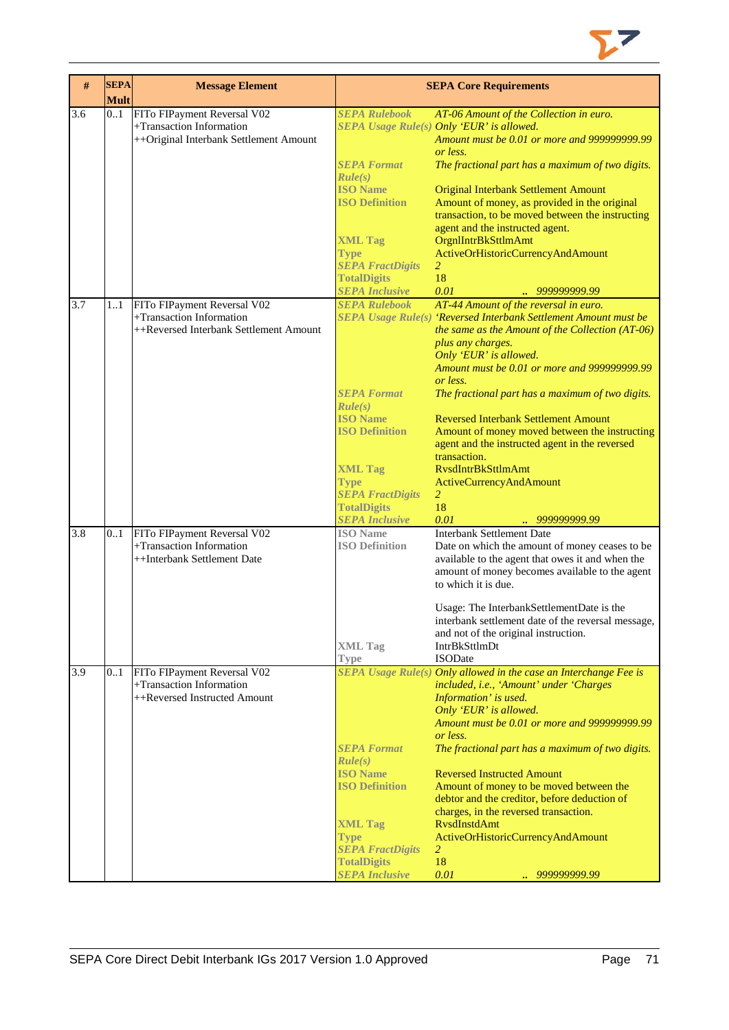| # | SEPA Mult | Message Element | SEPA Core Requirements | |
|---|---|---|---|---|
| 3.6 | 0..1 | FITo FIPayment Reversal V02<br>+Transaction Information<br>++Original Interbank Settlement Amount | *SEPA Rulebook* | *AT-06 Amount of the Collection in euro.* |
| | | | *SEPA Usage Rule(s)* | *Only 'EUR' is allowed.*<br>*Amount must be 0.01 or more and 999999999.99 or less.* |
| | | | *SEPA Format Rule(s)* | *The fractional part has a maximum of two digits.* |
| | | | **ISO Name** | Original Interbank Settlement Amount |
| | | | **ISO Definition** | Amount of money, as provided in the original transaction, to be moved between the instructing agent and the instructed agent. |
| | | | **XML Tag** | OrgnlIntrBkSttlmAmt |
| | | | **Type** | ActiveOrHistoricCurrencyAndAmount |
| | | | *SEPA FractDigits* | *2* |
| | | | **TotalDigits** | 18 |
| | | | *SEPA Inclusive* | *0.01 .. 999999999.99* |
| 3.7 | 1..1 | FITo FIPayment Reversal V02<br>+Transaction Information<br>++Reversed Interbank Settlement Amount | *SEPA Rulebook* | *AT-44 Amount of the reversal in euro.* |
| | | | *SEPA Usage Rule(s)* | *'Reversed Interbank Settlement Amount must be the same as the Amount of the Collection (AT-06) plus any charges.*<br>*Only 'EUR' is allowed.*<br>*Amount must be 0.01 or more and 999999999.99 or less.* |
| | | | *SEPA Format Rule(s)* | *The fractional part has a maximum of two digits.* |
| | | | **ISO Name** | Reversed Interbank Settlement Amount |
| | | | **ISO Definition** | Amount of money moved between the instructing agent and the instructed agent in the reversed transaction. |
| | | | **XML Tag** | RvsdIntrBkSttlmAmt |
| | | | **Type** | ActiveCurrencyAndAmount |
| | | | *SEPA FractDigits* | *2* |
| | | | **TotalDigits** | 18 |
| | | | *SEPA Inclusive* | *0.01 .. 999999999.99* |
| 3.8 | 0..1 | FITo FIPayment Reversal V02<br>+Transaction Information<br>++Interbank Settlement Date | **ISO Name** | Interbank Settlement Date |
| | | | **ISO Definition** | Date on which the amount of money ceases to be available to the agent that owes it and when the amount of money becomes available to the agent to which it is due.<br><br>Usage: The InterbankSettlementDate is the interbank settlement date of the reversal message, and not of the original instruction. |
| | | | **XML Tag** | IntrBkSttlmDt |
| | | | **Type** | ISODate |
| 3.9 | 0..1 | FITo FIPayment Reversal V02<br>+Transaction Information<br>++Reversed Instructed Amount | *SEPA Usage Rule(s)* | *Only allowed in the case an Interchange Fee is included, i.e., 'Amount' under 'Charges Information' is used.*<br>*Only 'EUR' is allowed.*<br>*Amount must be 0.01 or more and 999999999.99 or less.* |
| | | | *SEPA Format Rule(s)* | *The fractional part has a maximum of two digits.* |
| | | | **ISO Name** | Reversed Instructed Amount |
| | | | **ISO Definition** | Amount of money to be moved between the debtor and the creditor, before deduction of charges, in the reversed transaction. |
| | | | **XML Tag** | RvsdInstdAmt |
| | | | **Type** | ActiveOrHistoricCurrencyAndAmount |
| | | | *SEPA FractDigits* | *2* |
| | | | **TotalDigits** | 18 |
| | | | *SEPA Inclusive* | *0.01 .. 999999999.99* |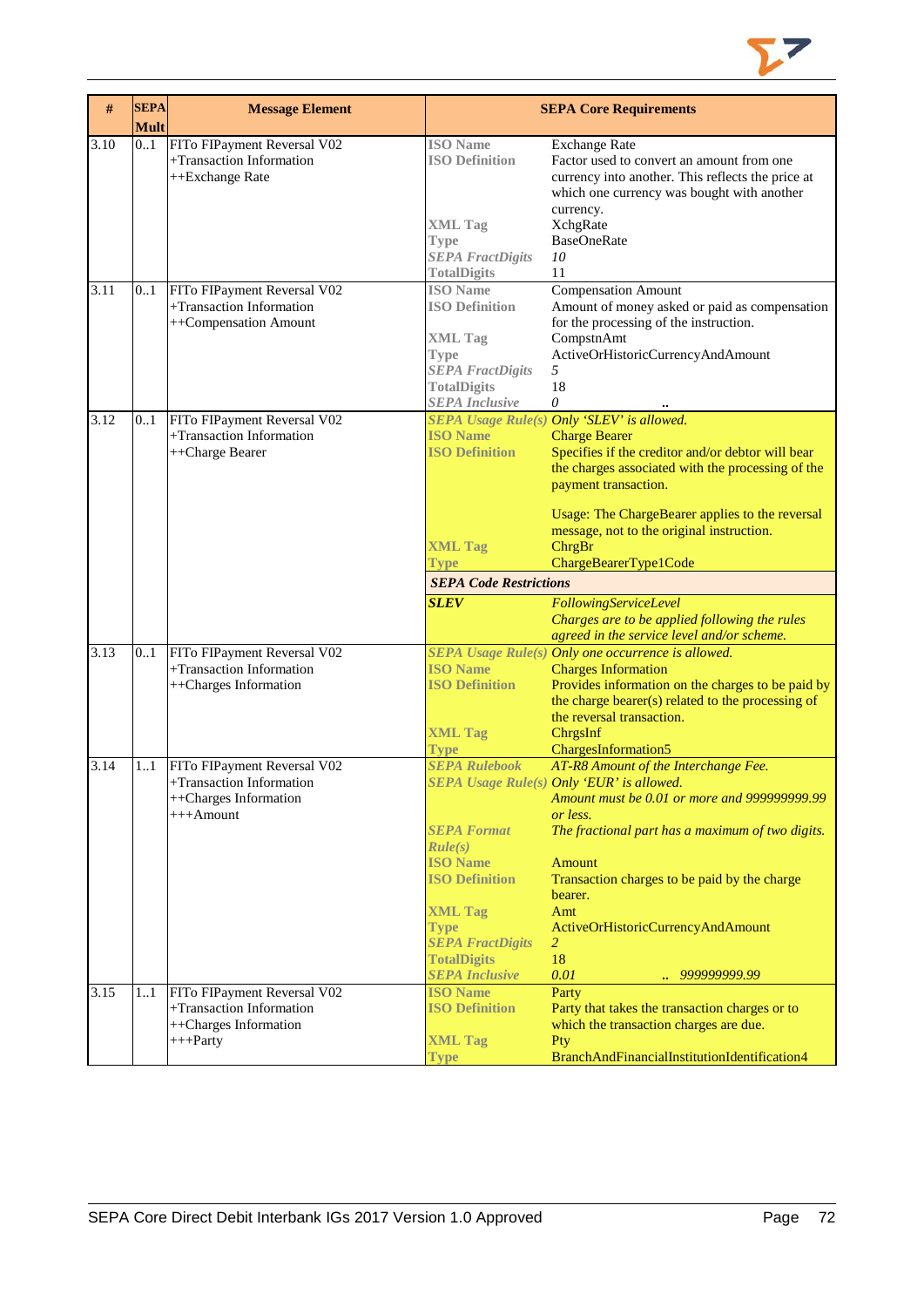| # | SEPA Mult | Message Element | SEPA Core Requirements | |
|---|---|---|---|---|
| 3.10 | 0..1 | FITo FIPayment Reversal V02<br>+Transaction Information<br>++Exchange Rate | **ISO Name** | Exchange Rate |
| | | | **ISO Definition** | Factor used to convert an amount from one currency into another. This reflects the price at which one currency was bought with another currency. |
| | | | **XML Tag** | XchgRate |
| | | | **Type** | BaseOneRate |
| | | | ***SEPA FractDigits*** | *10* |
| | | | **TotalDigits** | 11 |
| 3.11 | 0..1 | FITo FIPayment Reversal V02<br>+Transaction Information<br>++Compensation Amount | **ISO Name** | Compensation Amount |
| | | | **ISO Definition** | Amount of money asked or paid as compensation for the processing of the instruction. |
| | | | **XML Tag** | CompstnAmt |
| | | | **Type** | ActiveOrHistoricCurrencyAndAmount |
| | | | ***SEPA FractDigits*** | *5* |
| | | | **TotalDigits** | 18 |
| | | | ***SEPA Inclusive*** | *0 ..* |
| 3.12 | 0..1 | FITo FIPayment Reversal V02<br>+Transaction Information<br>++Charge Bearer | ***SEPA Usage Rule(s)*** | *Only 'SLEV' is allowed.* |
| | | | **ISO Name** | Charge Bearer |
| | | | **ISO Definition** | Specifies if the creditor and/or debtor will bear the charges associated with the processing of the payment transaction.<br><br>Usage: The ChargeBearer applies to the reversal message, not to the original instruction. |
| | | | **XML Tag** | ChrgBr |
| | | | **Type** | ChargeBearerType1Code |
| | | | ***SEPA Code Restrictions*** | |
| | | | ***SLEV*** | *FollowingServiceLevel*<br>*Charges are to be applied following the rules agreed in the service level and/or scheme.* |
| 3.13 | 0..1 | FITo FIPayment Reversal V02<br>+Transaction Information<br>++Charges Information | ***SEPA Usage Rule(s)*** | *Only one occurrence is allowed.* |
| | | | **ISO Name** | Charges Information |
| | | | **ISO Definition** | Provides information on the charges to be paid by the charge bearer(s) related to the processing of the reversal transaction. |
| | | | **XML Tag** | ChrgsInf |
| | | | **Type** | ChargesInformation5 |
| 3.14 | 1..1 | FITo FIPayment Reversal V02<br>+Transaction Information<br>++Charges Information<br>+++Amount | ***SEPA Rulebook*** | *AT-R8 Amount of the Interchange Fee.* |
| | | | ***SEPA Usage Rule(s)*** | *Only 'EUR' is allowed.*<br>*Amount must be 0.01 or more and 999999999.99 or less.* |
| | | | ***SEPA Format Rule(s)*** | *The fractional part has a maximum of two digits.* |
| | | | **ISO Name** | Amount |
| | | | **ISO Definition** | Transaction charges to be paid by the charge bearer. |
| | | | **XML Tag** | Amt |
| | | | **Type** | ActiveOrHistoricCurrencyAndAmount |
| | | | ***SEPA FractDigits*** | *2* |
| | | | **TotalDigits** | 18 |
| | | | ***SEPA Inclusive*** | *0.01 .. 999999999.99* |
| 3.15 | 1..1 | FITo FIPayment Reversal V02<br>+Transaction Information<br>++Charges Information<br>+++Party | **ISO Name** | Party |
| | | | **ISO Definition** | Party that takes the transaction charges or to which the transaction charges are due. |
| | | | **XML Tag** | Pty |
| | | | **Type** | BranchAndFinancialInstitutionIdentification4 |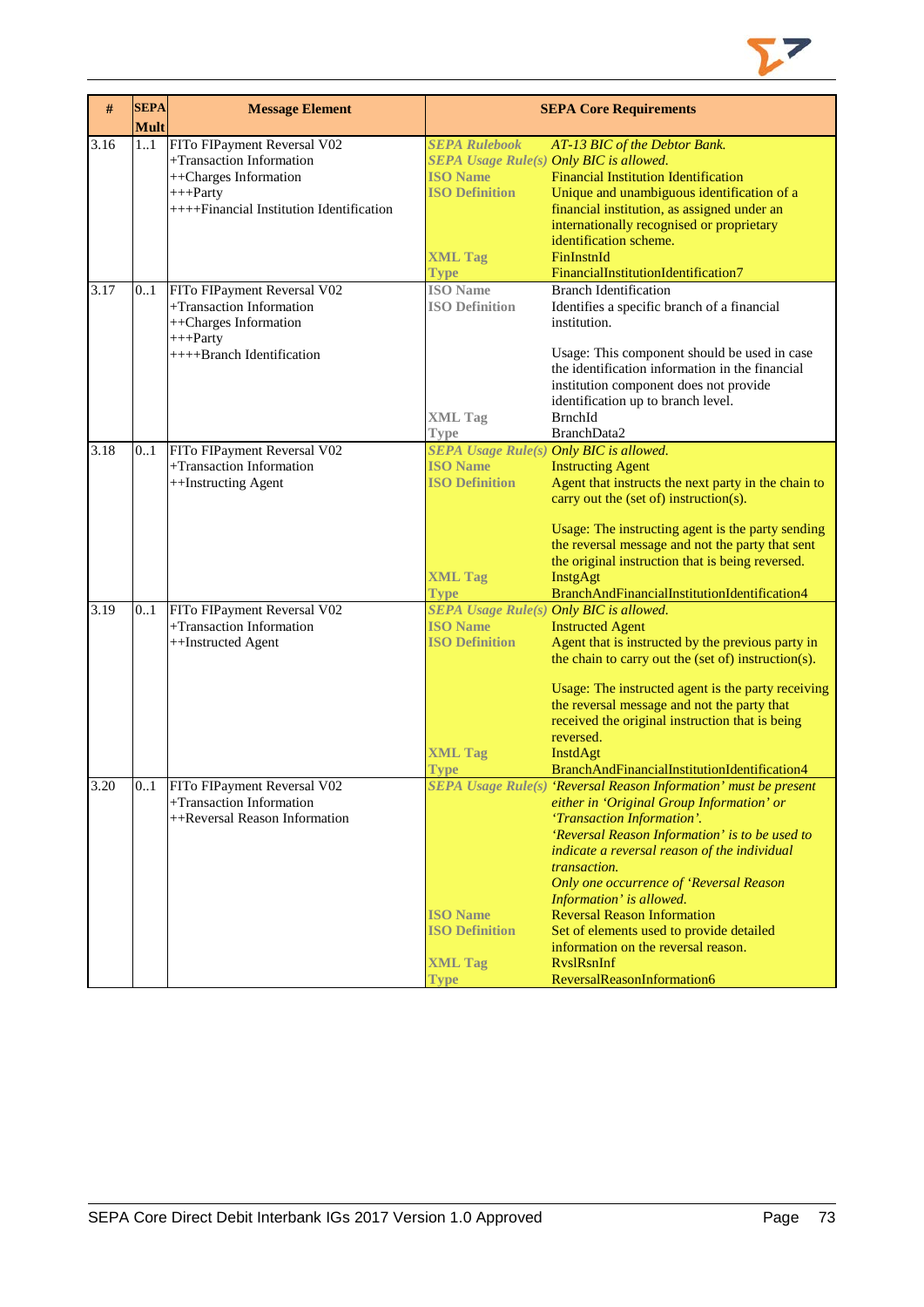| # | SEPA Mult | Message Element | SEPA Core Requirements | |
|---|---|---|---|---|
| 3.16 | 1..1 | FITo FIPayment Reversal V02<br>+Transaction Information<br>++Charges Information<br>+++Party<br>++++Financial Institution Identification | *SEPA Rulebook*<br>*SEPA Usage Rule(s)*<br>**ISO Name**<br>**ISO Definition**<br><br><br><br>**XML Tag**<br>**Type** | *AT-13 BIC of the Debtor Bank.*<br>*Only BIC is allowed.*<br>Financial Institution Identification<br>Unique and unambiguous identification of a financial institution, as assigned under an internationally recognised or proprietary identification scheme.<br>FinInstnId<br>FinancialInstitutionIdentification7 |
| 3.17 | 0..1 | FITo FIPayment Reversal V02<br>+Transaction Information<br>++Charges Information<br>+++Party<br>++++Branch Identification | **ISO Name**<br>**ISO Definition**<br><br><br><br><br><br>**XML Tag**<br>**Type** | Branch Identification<br>Identifies a specific branch of a financial institution.<br><br>Usage: This component should be used in case the identification information in the financial institution component does not provide identification up to branch level.<br>BrnchId<br>BranchData2 |
| 3.18 | 0..1 | FITo FIPayment Reversal V02<br>+Transaction Information<br>++Instructing Agent | *SEPA Usage Rule(s)*<br>**ISO Name**<br>**ISO Definition**<br><br><br><br><br>**XML Tag**<br>**Type** | *Only BIC is allowed.*<br>Instructing Agent<br>Agent that instructs the next party in the chain to carry out the (set of) instruction(s).<br><br>Usage: The instructing agent is the party sending the reversal message and not the party that sent the original instruction that is being reversed.<br>InstgAgt<br>BranchAndFinancialInstitutionIdentification4 |
| 3.19 | 0..1 | FITo FIPayment Reversal V02<br>+Transaction Information<br>++Instructed Agent | *SEPA Usage Rule(s)*<br>**ISO Name**<br>**ISO Definition**<br><br><br><br><br><br>**XML Tag**<br>**Type** | *Only BIC is allowed.*<br>Instructed Agent<br>Agent that is instructed by the previous party in the chain to carry out the (set of) instruction(s).<br><br>Usage: The instructed agent is the party receiving the reversal message and not the party that received the original instruction that is being reversed.<br>InstdAgt<br>BranchAndFinancialInstitutionIdentification4 |
| 3.20 | 0..1 | FITo FIPayment Reversal V02<br>+Transaction Information<br>++Reversal Reason Information | *SEPA Usage Rule(s)*<br><br><br><br><br><br><br><br>**ISO Name**<br>**ISO Definition**<br><br>**XML Tag**<br>**Type** | *'Reversal Reason Information' must be present either in 'Original Group Information' or 'Transaction Information'.*<br>*'Reversal Reason Information' is to be used to indicate a reversal reason of the individual transaction.*<br>*Only one occurrence of 'Reversal Reason Information' is allowed.*<br>Reversal Reason Information<br>Set of elements used to provide detailed information on the reversal reason.<br>RvslRsnInf<br>ReversalReasonInformation6 |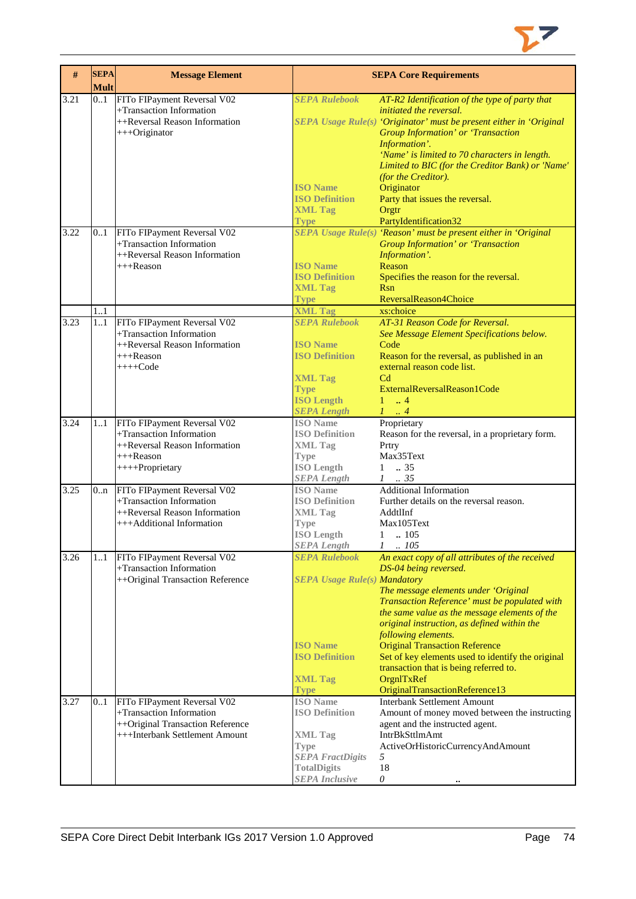| # | SEPA Mult | Message Element | SEPA Core Requirements | |
|---|---|---|---|---|
| 3.21 | 0..1 | FITo FIPayment Reversal V02<br>+Transaction Information<br>++Reversal Reason Information<br>+++Originator | *SEPA Rulebook*<br><br>*SEPA Usage Rule(s)*<br><br><br><br><br><br><br>**ISO Name**<br>**ISO Definition**<br>**XML Tag**<br>**Type** | *AT-R2 Identification of the type of party that initiated the reversal.*<br>*'Originator' must be present either in 'Original Group Information' or 'Transaction Information'.*<br>*'Name' is limited to 70 characters in length.*<br>*Limited to BIC (for the Creditor Bank) or 'Name' (for the Creditor).*<br>Originator<br>Party that issues the reversal.<br>Orgtr<br>PartyIdentification32 |
| 3.22 | 0..1 | FITo FIPayment Reversal V02<br>+Transaction Information<br>++Reversal Reason Information<br>+++Reason | *SEPA Usage Rule(s)*<br><br><br>**ISO Name**<br>**ISO Definition**<br>**XML Tag**<br>**Type** | *'Reason' must be present either in 'Original Group Information' or 'Transaction Information'.*<br>Reason<br>Specifies the reason for the reversal.<br>Rsn<br>ReversalReason4Choice |
| | 1..1 | | **XML Tag** | xs:choice |
| 3.23 | 1..1 | FITo FIPayment Reversal V02<br>+Transaction Information<br>++Reversal Reason Information<br>+++Reason<br>++++Code | *SEPA Rulebook*<br><br>**ISO Name**<br>**ISO Definition**<br><br>**XML Tag**<br>**Type**<br>**ISO Length**<br>*SEPA Length* | *AT-31 Reason Code for Reversal.*<br>*See Message Element Specifications below.*<br>Code<br>Reason for the reversal, as published in an external reason code list.<br>Cd<br>ExternalReversalReason1Code<br>1 .. 4<br>*1 .. 4* |
| 3.24 | 1..1 | FITo FIPayment Reversal V02<br>+Transaction Information<br>++Reversal Reason Information<br>+++Reason<br>++++Proprietary | **ISO Name**<br>**ISO Definition**<br>**XML Tag**<br>**Type**<br>**ISO Length**<br>*SEPA Length* | Proprietary<br>Reason for the reversal, in a proprietary form.<br>Prtry<br>Max35Text<br>1 .. 35<br>*1 .. 35* |
| 3.25 | 0..n | FITo FIPayment Reversal V02<br>+Transaction Information<br>++Reversal Reason Information<br>+++Additional Information | **ISO Name**<br>**ISO Definition**<br>**XML Tag**<br>**Type**<br>**ISO Length**<br>*SEPA Length* | Additional Information<br>Further details on the reversal reason.<br>AddtlInf<br>Max105Text<br>1 .. 105<br>*1 .. 105* |
| 3.26 | 1..1 | FITo FIPayment Reversal V02<br>+Transaction Information<br>++Original Transaction Reference | *SEPA Rulebook*<br><br>*SEPA Usage Rule(s)*<br><br><br><br><br><br>**ISO Name**<br>**ISO Definition**<br><br>**XML Tag**<br>**Type** | *An exact copy of all attributes of the received DS-04 being reversed.*<br>*Mandatory*<br>*The message elements under 'Original Transaction Reference' must be populated with the same value as the message elements of the original instruction, as defined within the following elements.*<br>Original Transaction Reference<br>Set of key elements used to identify the original transaction that is being referred to.<br>OrgnlTxRef<br>OriginalTransactionReference13 |
| 3.27 | 0..1 | FITo FIPayment Reversal V02<br>+Transaction Information<br>++Original Transaction Reference<br>+++Interbank Settlement Amount | **ISO Name**<br>**ISO Definition**<br><br>**XML Tag**<br>**Type**<br>*SEPA FractDigits*<br>**TotalDigits**<br>*SEPA Inclusive* | Interbank Settlement Amount<br>Amount of money moved between the instructing agent and the instructed agent.<br>IntrBkSttlmAmt<br>ActiveOrHistoricCurrencyAndAmount<br>*5*<br>18<br>*0 ..* |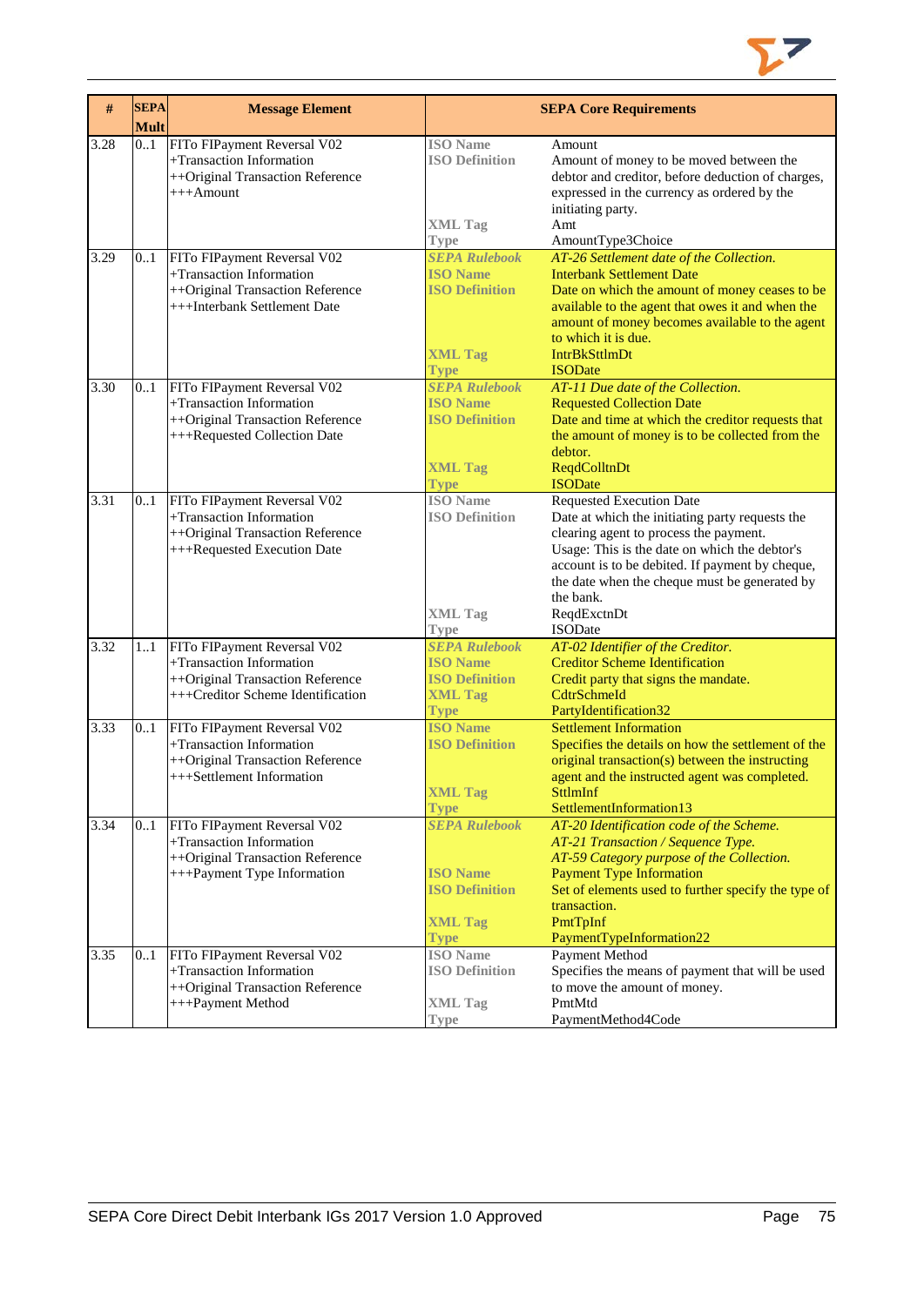| # | SEPA Mult | Message Element | SEPA Core Requirements | |
|---|---|---|---|---|
| 3.28 | 0..1 | FITo FIPayment Reversal V02<br>+Transaction Information<br>++Original Transaction Reference<br>+++Amount | ISO Name<br>ISO Definition<br><br><br><br>XML Tag<br>Type | Amount<br>Amount of money to be moved between the debtor and creditor, before deduction of charges, expressed in the currency as ordered by the initiating party.<br>Amt<br>AmountType3Choice |
| 3.29 | 0..1 | FITo FIPayment Reversal V02<br>+Transaction Information<br>++Original Transaction Reference<br>+++Interbank Settlement Date | *SEPA Rulebook*<br>ISO Name<br>ISO Definition<br><br><br><br>XML Tag<br>Type | *AT-26 Settlement date of the Collection.*<br>Interbank Settlement Date<br>Date on which the amount of money ceases to be available to the agent that owes it and when the amount of money becomes available to the agent to which it is due.<br>IntrBkSttlmDt<br>ISODate |
| 3.30 | 0..1 | FITo FIPayment Reversal V02<br>+Transaction Information<br>++Original Transaction Reference<br>+++Requested Collection Date | *SEPA Rulebook*<br>ISO Name<br>ISO Definition<br><br><br>XML Tag<br>Type | *AT-11 Due date of the Collection.*<br>Requested Collection Date<br>Date and time at which the creditor requests that the amount of money is to be collected from the debtor.<br>ReqdColltnDt<br>ISODate |
| 3.31 | 0..1 | FITo FIPayment Reversal V02<br>+Transaction Information<br>++Original Transaction Reference<br>+++Requested Execution Date | ISO Name<br>ISO Definition<br><br><br><br><br><br><br>XML Tag<br>Type | Requested Execution Date<br>Date at which the initiating party requests the clearing agent to process the payment.<br>Usage: This is the date on which the debtor's account is to be debited. If payment by cheque, the date when the cheque must be generated by the bank.<br>ReqdExctnDt<br>ISODate |
| 3.32 | 1..1 | FITo FIPayment Reversal V02<br>+Transaction Information<br>++Original Transaction Reference<br>+++Creditor Scheme Identification | *SEPA Rulebook*<br>ISO Name<br>ISO Definition<br>XML Tag<br>Type | *AT-02 Identifier of the Creditor.*<br>Creditor Scheme Identification<br>Credit party that signs the mandate.<br>CdtrSchmeId<br>PartyIdentification32 |
| 3.33 | 0..1 | FITo FIPayment Reversal V02<br>+Transaction Information<br>++Original Transaction Reference<br>+++Settlement Information | ISO Name<br>ISO Definition<br><br><br>XML Tag<br>Type | Settlement Information<br>Specifies the details on how the settlement of the original transaction(s) between the instructing agent and the instructed agent was completed.<br>SttlmInf<br>SettlementInformation13 |
| 3.34 | 0..1 | FITo FIPayment Reversal V02<br>+Transaction Information<br>++Original Transaction Reference<br>+++Payment Type Information | *SEPA Rulebook*<br><br><br>ISO Name<br>ISO Definition<br><br><br>XML Tag<br>Type | *AT-20 Identification code of the Scheme.*<br>*AT-21 Transaction / Sequence Type.*<br>*AT-59 Category purpose of the Collection.*<br>Payment Type Information<br>Set of elements used to further specify the type of transaction.<br>PmtTpInf<br>PaymentTypeInformation22 |
| 3.35 | 0..1 | FITo FIPayment Reversal V02<br>+Transaction Information<br>++Original Transaction Reference<br>+++Payment Method | ISO Name<br>ISO Definition<br><br>XML Tag<br>Type | Payment Method<br>Specifies the means of payment that will be used to move the amount of money.<br>PmtMtd<br>PaymentMethod4Code |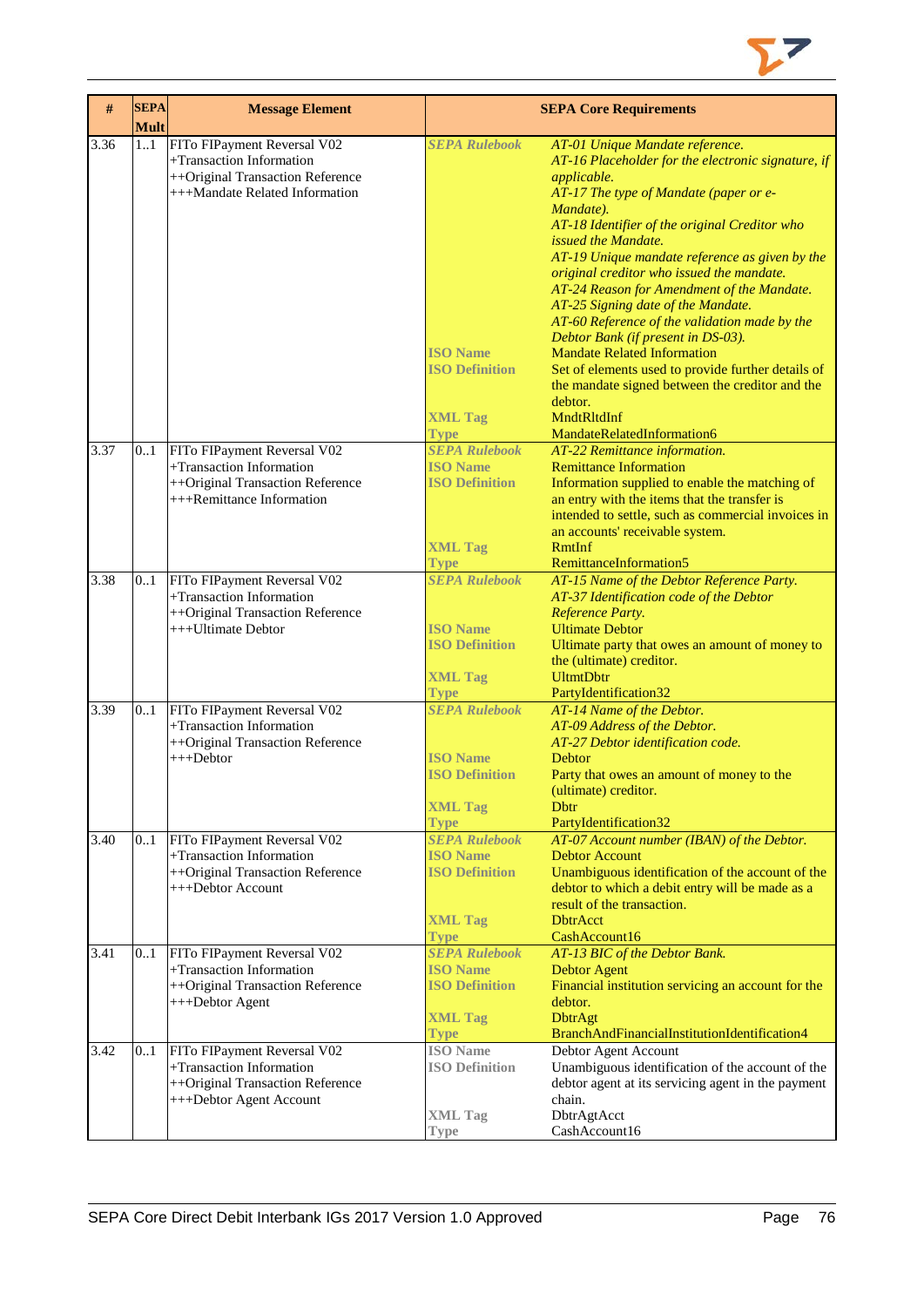| # | SEPA Mult | Message Element | SEPA Core Requirements | |
|---|---|---|---|---|
| 3.36 | 1..1 | FITo FIPayment Reversal V02<br>+Transaction Information<br>++Original Transaction Reference<br>+++Mandate Related Information | ***SEPA Rulebook*** | *AT-01 Unique Mandate reference.*<br>*AT-16 Placeholder for the electronic signature, if applicable.*<br>*AT-17 The type of Mandate (paper or e-Mandate).*<br>*AT-18 Identifier of the original Creditor who issued the Mandate.*<br>*AT-19 Unique mandate reference as given by the original creditor who issued the mandate.*<br>*AT-24 Reason for Amendment of the Mandate.*<br>*AT-25 Signing date of the Mandate.*<br>*AT-60 Reference of the validation made by the Debtor Bank (if present in DS-03).* |
| | | | **ISO Name** | Mandate Related Information |
| | | | **ISO Definition** | Set of elements used to provide further details of the mandate signed between the creditor and the debtor. |
| | | | **XML Tag** | MndtRltdInf |
| | | | **Type** | MandateRelatedInformation6 |
| 3.37 | 0..1 | FITo FIPayment Reversal V02<br>+Transaction Information<br>++Original Transaction Reference<br>+++Remittance Information | ***SEPA Rulebook*** | *AT-22 Remittance information.* |
| | | | **ISO Name** | Remittance Information |
| | | | **ISO Definition** | Information supplied to enable the matching of an entry with the items that the transfer is intended to settle, such as commercial invoices in an accounts' receivable system. |
| | | | **XML Tag** | RmtInf |
| | | | **Type** | RemittanceInformation5 |
| 3.38 | 0..1 | FITo FIPayment Reversal V02<br>+Transaction Information<br>++Original Transaction Reference<br>+++Ultimate Debtor | ***SEPA Rulebook*** | *AT-15 Name of the Debtor Reference Party.*<br>*AT-37 Identification code of the Debtor Reference Party.* |
| | | | **ISO Name** | Ultimate Debtor |
| | | | **ISO Definition** | Ultimate party that owes an amount of money to the (ultimate) creditor. |
| | | | **XML Tag** | UltmtDbtr |
| | | | **Type** | PartyIdentification32 |
| 3.39 | 0..1 | FITo FIPayment Reversal V02<br>+Transaction Information<br>++Original Transaction Reference<br>+++Debtor | ***SEPA Rulebook*** | *AT-14 Name of the Debtor.*<br>*AT-09 Address of the Debtor.*<br>*AT-27 Debtor identification code.* |
| | | | **ISO Name** | Debtor |
| | | | **ISO Definition** | Party that owes an amount of money to the (ultimate) creditor. |
| | | | **XML Tag** | Dbtr |
| | | | **Type** | PartyIdentification32 |
| 3.40 | 0..1 | FITo FIPayment Reversal V02<br>+Transaction Information<br>++Original Transaction Reference<br>+++Debtor Account | ***SEPA Rulebook*** | *AT-07 Account number (IBAN) of the Debtor.* |
| | | | **ISO Name** | Debtor Account |
| | | | **ISO Definition** | Unambiguous identification of the account of the debtor to which a debit entry will be made as a result of the transaction. |
| | | | **XML Tag** | DbtrAcct |
| | | | **Type** | CashAccount16 |
| 3.41 | 0..1 | FITo FIPayment Reversal V02<br>+Transaction Information<br>++Original Transaction Reference<br>+++Debtor Agent | ***SEPA Rulebook*** | *AT-13 BIC of the Debtor Bank.* |
| | | | **ISO Name** | Debtor Agent |
| | | | **ISO Definition** | Financial institution servicing an account for the debtor. |
| | | | **XML Tag** | DbtrAgt |
| | | | **Type** | BranchAndFinancialInstitutionIdentification4 |
| 3.42 | 0..1 | FITo FIPayment Reversal V02<br>+Transaction Information<br>++Original Transaction Reference<br>+++Debtor Agent Account | **ISO Name** | Debtor Agent Account |
| | | | **ISO Definition** | Unambiguous identification of the account of the debtor agent at its servicing agent in the payment chain. |
| | | | **XML Tag** | DbtrAgtAcct |
| | | | **Type** | CashAccount16 |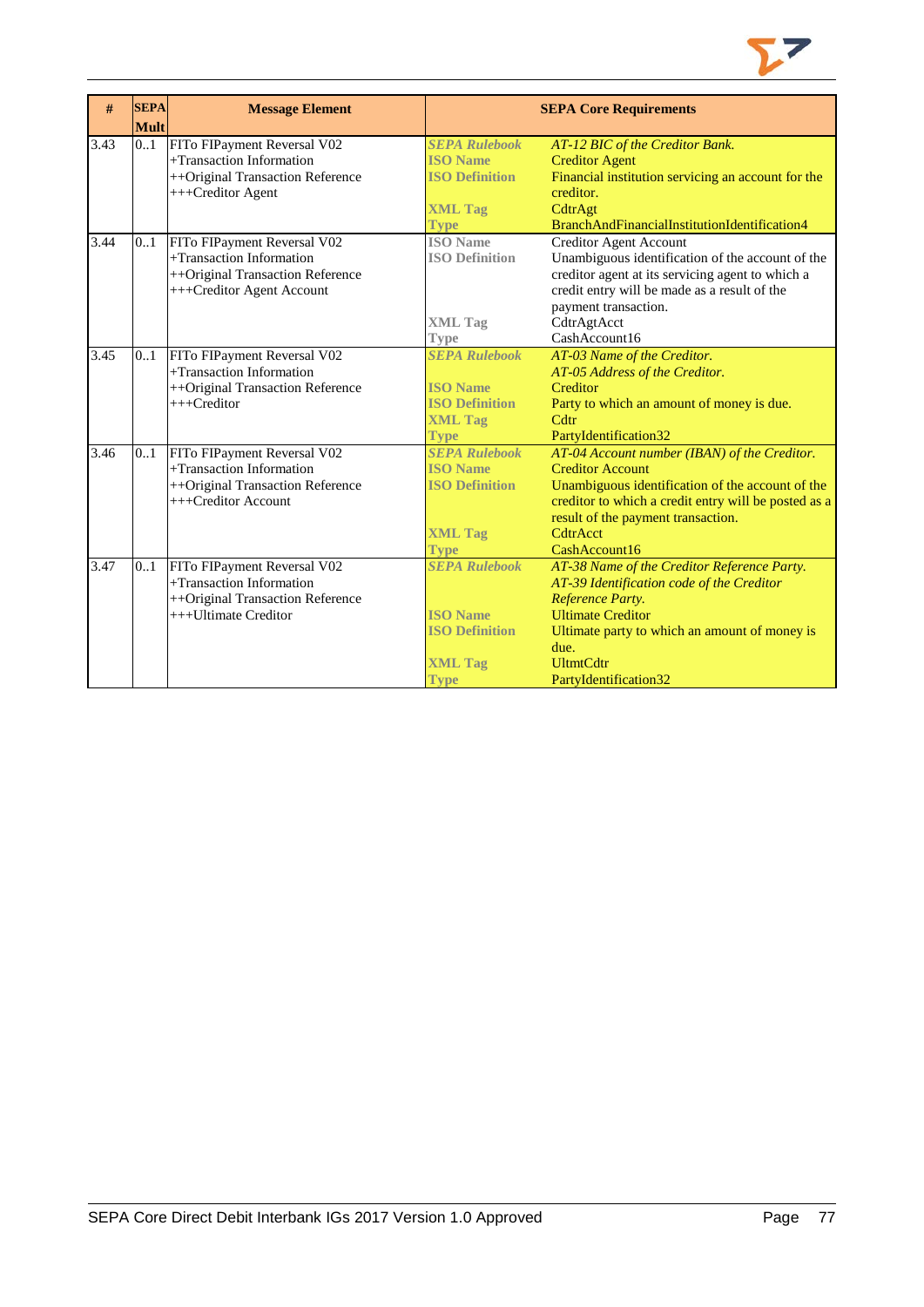| # | SEPA Mult | Message Element | SEPA Core Requirements | |
|---|---|---|---|---|
| 3.43 | 0..1 | FITo FIPayment Reversal V02<br>+Transaction Information<br>++Original Transaction Reference<br>+++Creditor Agent | ***SEPA Rulebook***<br>**ISO Name**<br>**ISO Definition**<br><br>**XML Tag**<br>**Type** | *AT-12 BIC of the Creditor Bank.*<br>Creditor Agent<br>Financial institution servicing an account for the creditor.<br>CdtrAgt<br>BranchAndFinancialInstitutionIdentification4 |
| 3.44 | 0..1 | FITo FIPayment Reversal V02<br>+Transaction Information<br>++Original Transaction Reference<br>+++Creditor Agent Account | **ISO Name**<br>**ISO Definition**<br><br><br><br>**XML Tag**<br>**Type** | Creditor Agent Account<br>Unambiguous identification of the account of the creditor agent at its servicing agent to which a credit entry will be made as a result of the payment transaction.<br>CdtrAgtAcct<br>CashAccount16 |
| 3.45 | 0..1 | FITo FIPayment Reversal V02<br>+Transaction Information<br>++Original Transaction Reference<br>+++Creditor | ***SEPA Rulebook***<br><br>**ISO Name**<br>**ISO Definition**<br>**XML Tag**<br>**Type** | *AT-03 Name of the Creditor.*<br>*AT-05 Address of the Creditor.*<br>Creditor<br>Party to which an amount of money is due.<br>Cdtr<br>PartyIdentification32 |
| 3.46 | 0..1 | FITo FIPayment Reversal V02<br>+Transaction Information<br>++Original Transaction Reference<br>+++Creditor Account | ***SEPA Rulebook***<br>**ISO Name**<br>**ISO Definition**<br><br><br>**XML Tag**<br>**Type** | *AT-04 Account number (IBAN) of the Creditor.*<br>Creditor Account<br>Unambiguous identification of the account of the creditor to which a credit entry will be posted as a result of the payment transaction.<br>CdtrAcct<br>CashAccount16 |
| 3.47 | 0..1 | FITo FIPayment Reversal V02<br>+Transaction Information<br>++Original Transaction Reference<br>+++Ultimate Creditor | ***SEPA Rulebook***<br><br><br>**ISO Name**<br>**ISO Definition**<br><br>**XML Tag**<br>**Type** | *AT-38 Name of the Creditor Reference Party.*<br>*AT-39 Identification code of the Creditor Reference Party.*<br>Ultimate Creditor<br>Ultimate party to which an amount of money is due.<br>UltmtCdtr<br>PartyIdentification32 |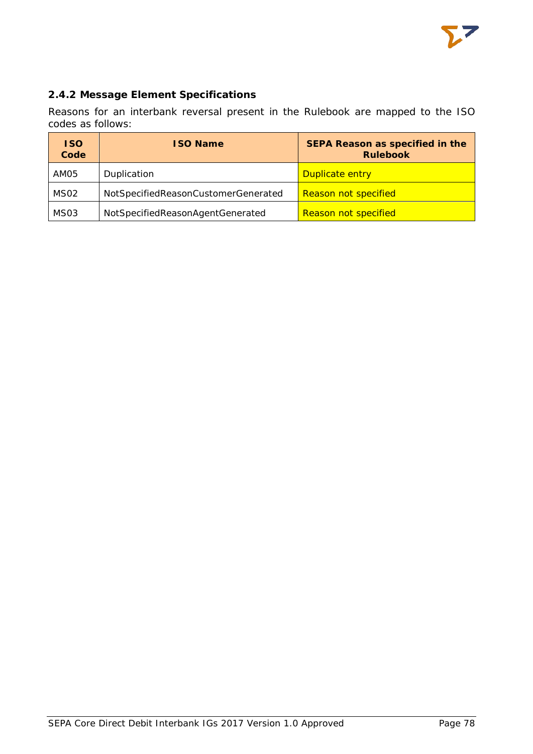### 2.4.2 Message Element Specifications

Reasons for an interbank reversal present in the Rulebook are mapped to the ISO codes as follows:

| ISO Code | ISO Name | SEPA Reason as specified in the Rulebook |
|---|---|---|
| AM05 | Duplication | Duplicate entry |
| MS02 | NotSpecifiedReasonCustomerGenerated | Reason not specified |
| MS03 | NotSpecifiedReasonAgentGenerated | Reason not specified |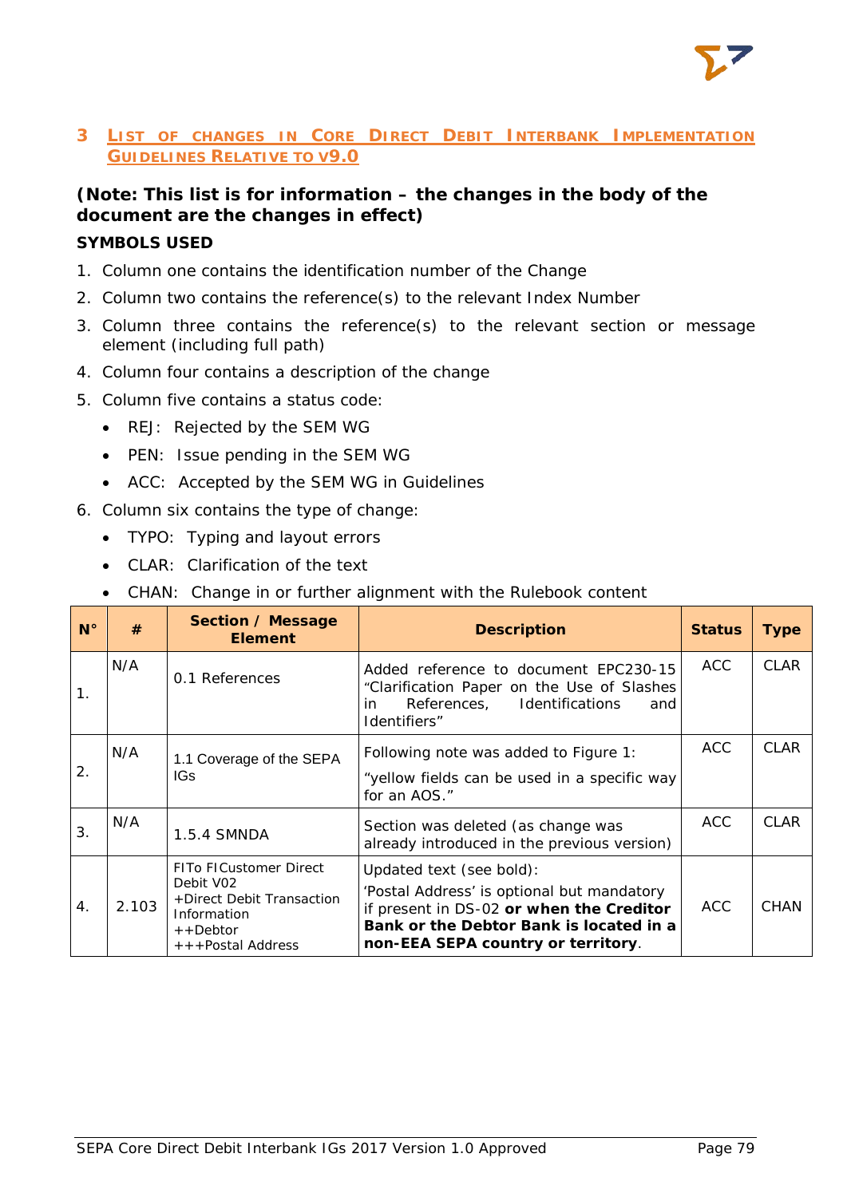# 3 List of changes in Core Direct Debit Interbank Implementation Guidelines relative to v9.0

**(Note: This list is for information – the changes in the body of the document are the changes in effect)**

**SYMBOLS USED**

1. Column one contains the identification number of the Change
2. Column two contains the reference(s) to the relevant Index Number
3. Column three contains the reference(s) to the relevant section or message element (including full path)
4. Column four contains a description of the change
5. Column five contains a status code:
   - REJ: Rejected by the SEM WG
   - PEN: Issue pending in the SEM WG
   - ACC: Accepted by the SEM WG in Guidelines
6. Column six contains the type of change:
   - TYPO: Typing and layout errors
   - CLAR: Clarification of the text
   - CHAN: Change in or further alignment with the Rulebook content

| N° | # | Section / Message Element | Description | Status | Type |
|---|---|---|---|---|---|
| 1. | N/A | 0.1 References | Added reference to document EPC230-15 "Clarification Paper on the Use of Slashes in References, Identifications and Identifiers" | ACC | CLAR |
| 2. | N/A | 1.1 Coverage of the SEPA IGs | Following note was added to Figure 1:<br>"yellow fields can be used in a specific way for an AOS." | ACC | CLAR |
| 3. | N/A | 1.5.4 SMNDA | Section was deleted (as change was already introduced in the previous version) | ACC | CLAR |
| 4. | 2.103 | FIToFICustomer Direct Debit V02<br>+Direct Debit Transaction Information<br>++Debtor<br>+++Postal Address | Updated text (see bold):<br>'Postal Address' is optional but mandatory if present in DS-02 **or when the Creditor Bank or the Debtor Bank is located in a non-EEA SEPA country or territory**. | ACC | CHAN |